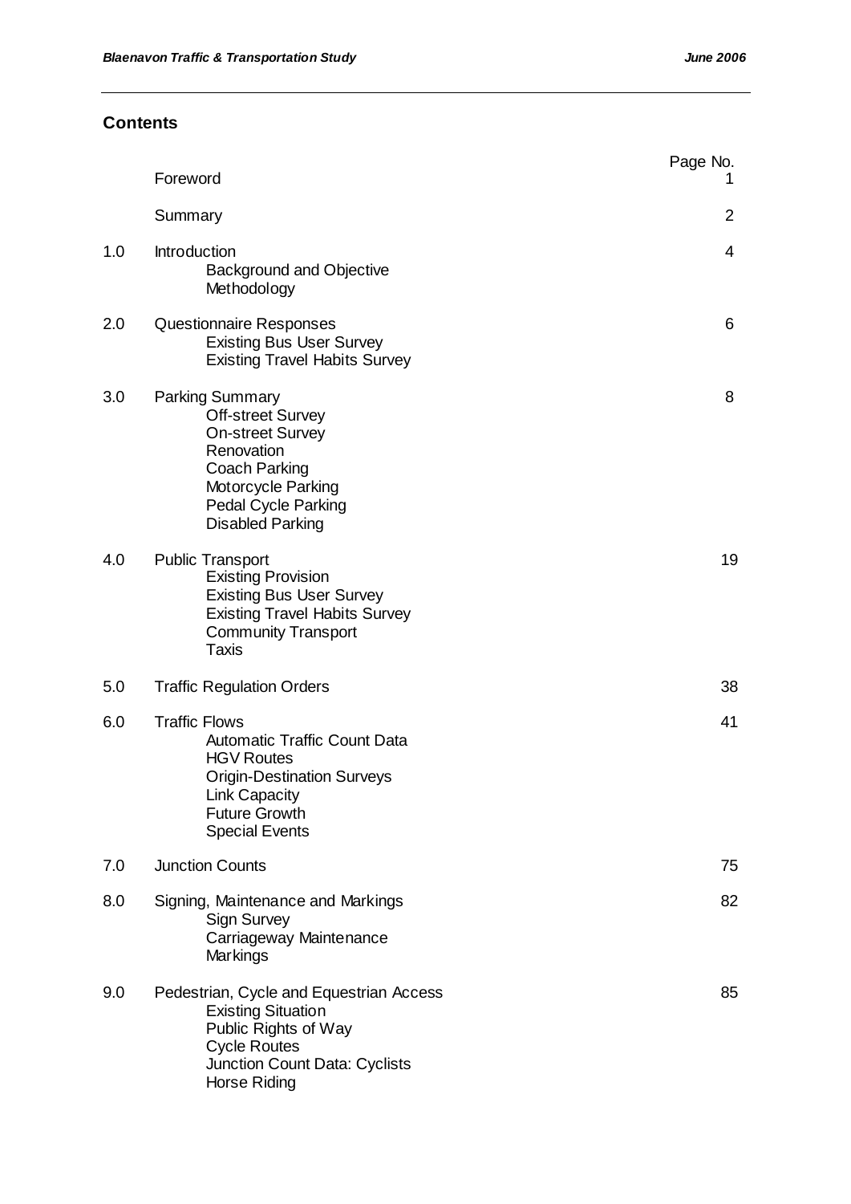## Contents

| | | Page No. |
|---|---|---|
| | Foreword | 1 |
| | Summary | 2 |
| 1.0 | Introduction<br>Background and Objective<br>Methodology | 4 |
| 2.0 | Questionnaire Responses<br>Existing Bus User Survey<br>Existing Travel Habits Survey | 6 |
| 3.0 | Parking Summary<br>Off-street Survey<br>On-street Survey<br>Renovation<br>Coach Parking<br>Motorcycle Parking<br>Pedal Cycle Parking<br>Disabled Parking | 8 |
| 4.0 | Public Transport<br>Existing Provision<br>Existing Bus User Survey<br>Existing Travel Habits Survey<br>Community Transport<br>Taxis | 19 |
| 5.0 | Traffic Regulation Orders | 38 |
| 6.0 | Traffic Flows<br>Automatic Traffic Count Data<br>HGV Routes<br>Origin-Destination Surveys<br>Link Capacity<br>Future Growth<br>Special Events | 41 |
| 7.0 | Junction Counts | 75 |
| 8.0 | Signing, Maintenance and Markings<br>Sign Survey<br>Carriageway Maintenance<br>Markings | 82 |
| 9.0 | Pedestrian, Cycle and Equestrian Access<br>Existing Situation<br>Public Rights of Way<br>Cycle Routes<br>Junction Count Data: Cyclists<br>Horse Riding | 85 |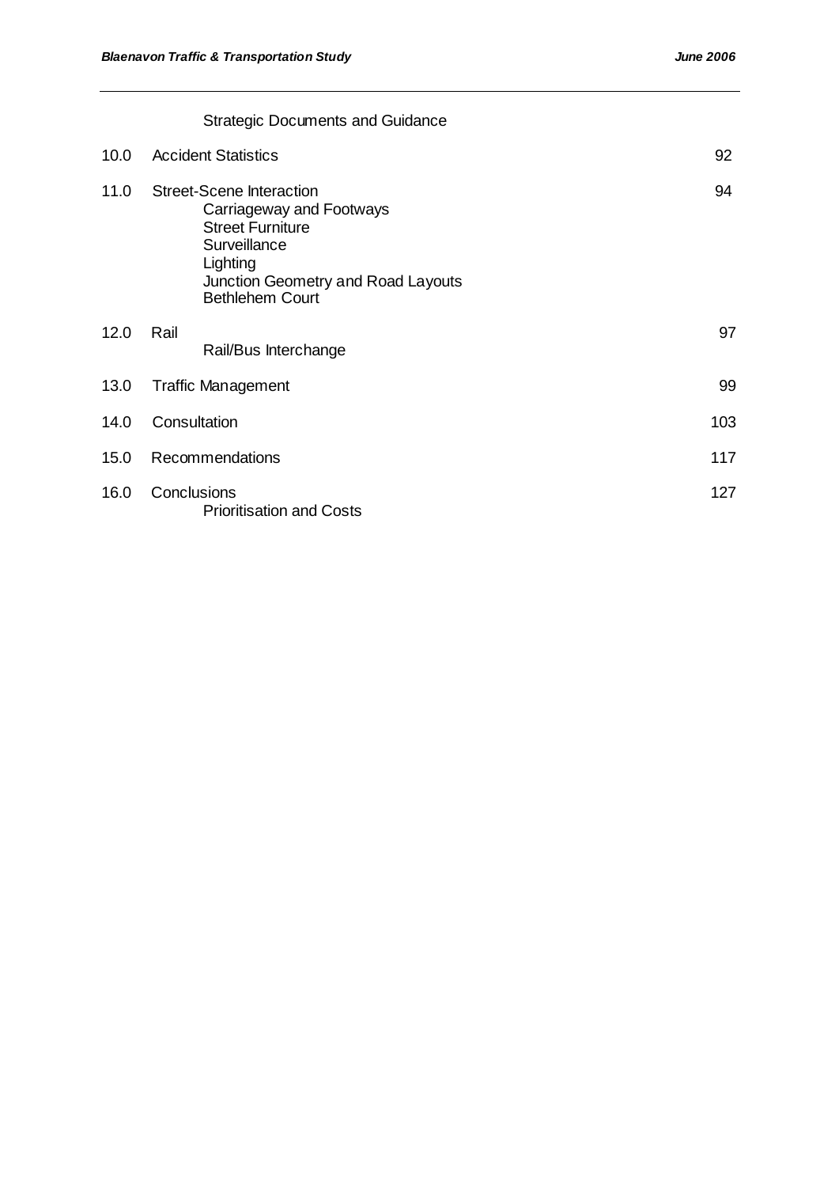| | | |
|---|---|---|
| | Strategic Documents and Guidance | |
| 10.0 | Accident Statistics | 92 |
| 11.0 | Street-Scene Interaction<br>Carriageway and Footways<br>Street Furniture<br>Surveillance<br>Lighting<br>Junction Geometry and Road Layouts<br>Bethlehem Court | 94 |
| 12.0 | Rail<br>Rail/Bus Interchange | 97 |
| 13.0 | Traffic Management | 99 |
| 14.0 | Consultation | 103 |
| 15.0 | Recommendations | 117 |
| 16.0 | Conclusions<br>Prioritisation and Costs | 127 |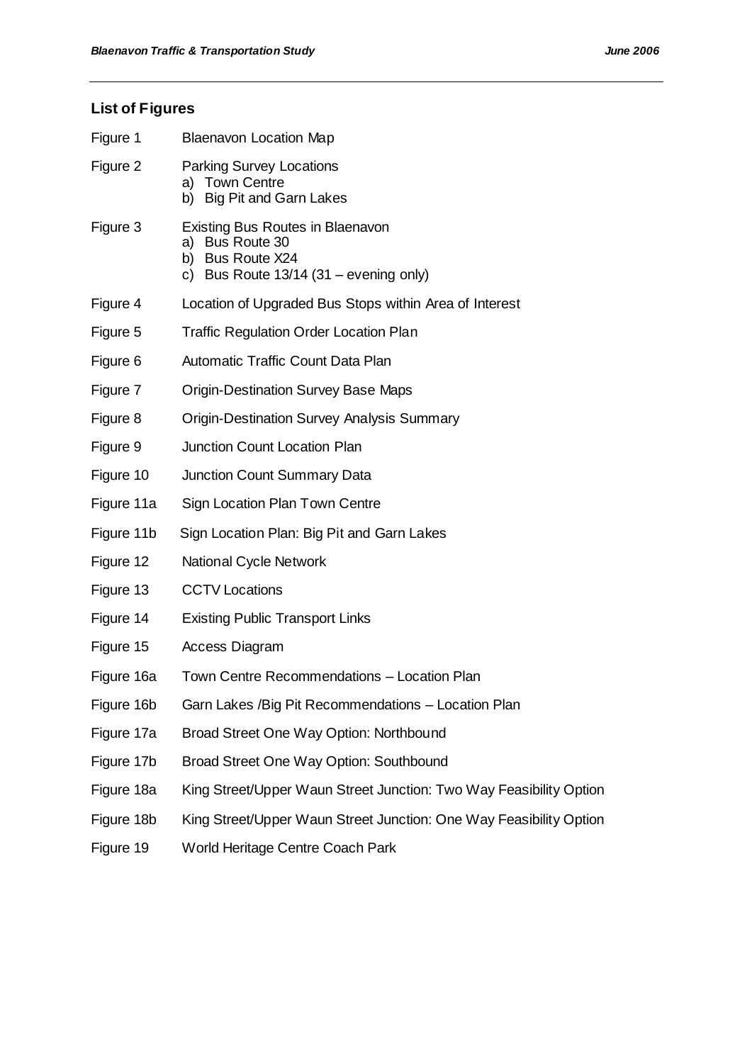## List of Figures

| | |
|---|---|
| Figure 1 | Blaenavon Location Map |
| Figure 2 | Parking Survey Locations<br>a) Town Centre<br>b) Big Pit and Garn Lakes |
| Figure 3 | Existing Bus Routes in Blaenavon<br>a) Bus Route 30<br>b) Bus Route X24<br>c) Bus Route 13/14 (31 – evening only) |
| Figure 4 | Location of Upgraded Bus Stops within Area of Interest |
| Figure 5 | Traffic Regulation Order Location Plan |
| Figure 6 | Automatic Traffic Count Data Plan |
| Figure 7 | Origin-Destination Survey Base Maps |
| Figure 8 | Origin-Destination Survey Analysis Summary |
| Figure 9 | Junction Count Location Plan |
| Figure 10 | Junction Count Summary Data |
| Figure 11a | Sign Location Plan Town Centre |
| Figure 11b | Sign Location Plan: Big Pit and Garn Lakes |
| Figure 12 | National Cycle Network |
| Figure 13 | CCTV Locations |
| Figure 14 | Existing Public Transport Links |
| Figure 15 | Access Diagram |
| Figure 16a | Town Centre Recommendations – Location Plan |
| Figure 16b | Garn Lakes /Big Pit Recommendations – Location Plan |
| Figure 17a | Broad Street One Way Option: Northbound |
| Figure 17b | Broad Street One Way Option: Southbound |
| Figure 18a | King Street/Upper Waun Street Junction: Two Way Feasibility Option |
| Figure 18b | King Street/Upper Waun Street Junction: One Way Feasibility Option |
| Figure 19 | World Heritage Centre Coach Park |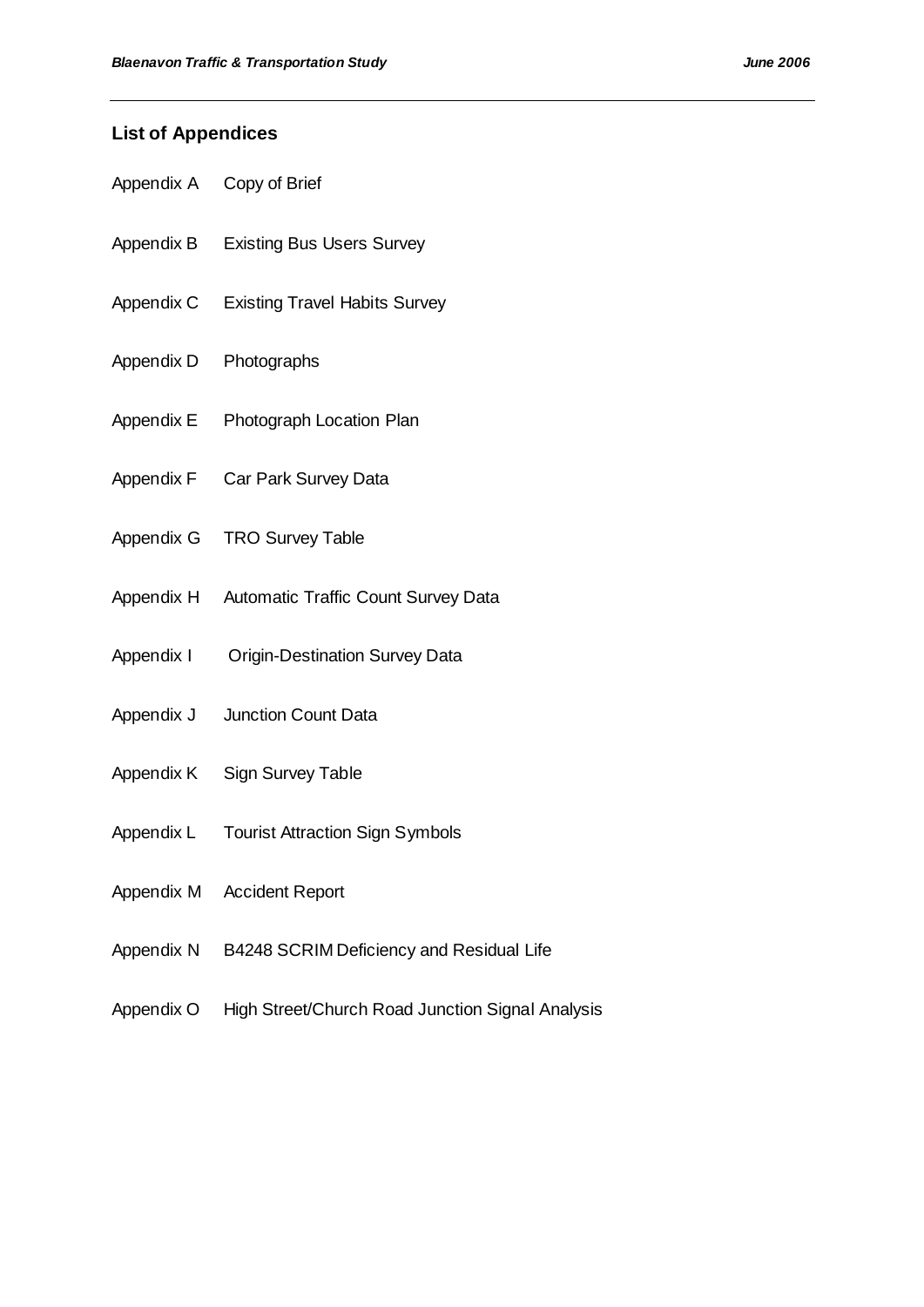## List of Appendices

| | |
|---|---|
| Appendix A | Copy of Brief |
| Appendix B | Existing Bus Users Survey |
| Appendix C | Existing Travel Habits Survey |
| Appendix D | Photographs |
| Appendix E | Photograph Location Plan |
| Appendix F | Car Park Survey Data |
| Appendix G | TRO Survey Table |
| Appendix H | Automatic Traffic Count Survey Data |
| Appendix I | Origin-Destination Survey Data |
| Appendix J | Junction Count Data |
| Appendix K | Sign Survey Table |
| Appendix L | Tourist Attraction Sign Symbols |
| Appendix M | Accident Report |
| Appendix N | B4248 SCRIM Deficiency and Residual Life |
| Appendix O | High Street/Church Road Junction Signal Analysis |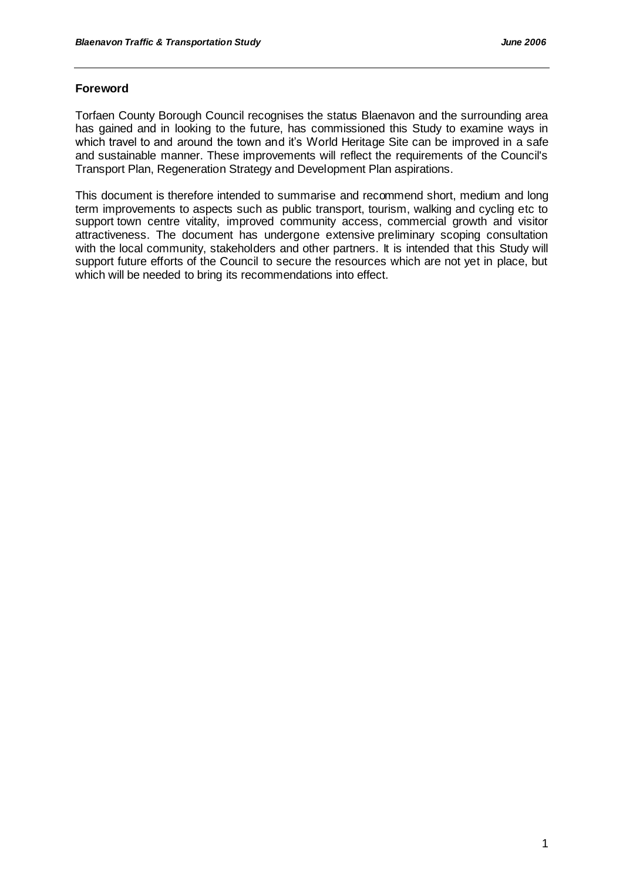## Foreword

Torfaen County Borough Council recognises the status Blaenavon and the surrounding area has gained and in looking to the future, has commissioned this Study to examine ways in which travel to and around the town and it's World Heritage Site can be improved in a safe and sustainable manner. These improvements will reflect the requirements of the Council's Transport Plan, Regeneration Strategy and Development Plan aspirations.

This document is therefore intended to summarise and recommend short, medium and long term improvements to aspects such as public transport, tourism, walking and cycling etc to support town centre vitality, improved community access, commercial growth and visitor attractiveness. The document has undergone extensive preliminary scoping consultation with the local community, stakeholders and other partners. It is intended that this Study will support future efforts of the Council to secure the resources which are not yet in place, but which will be needed to bring its recommendations into effect.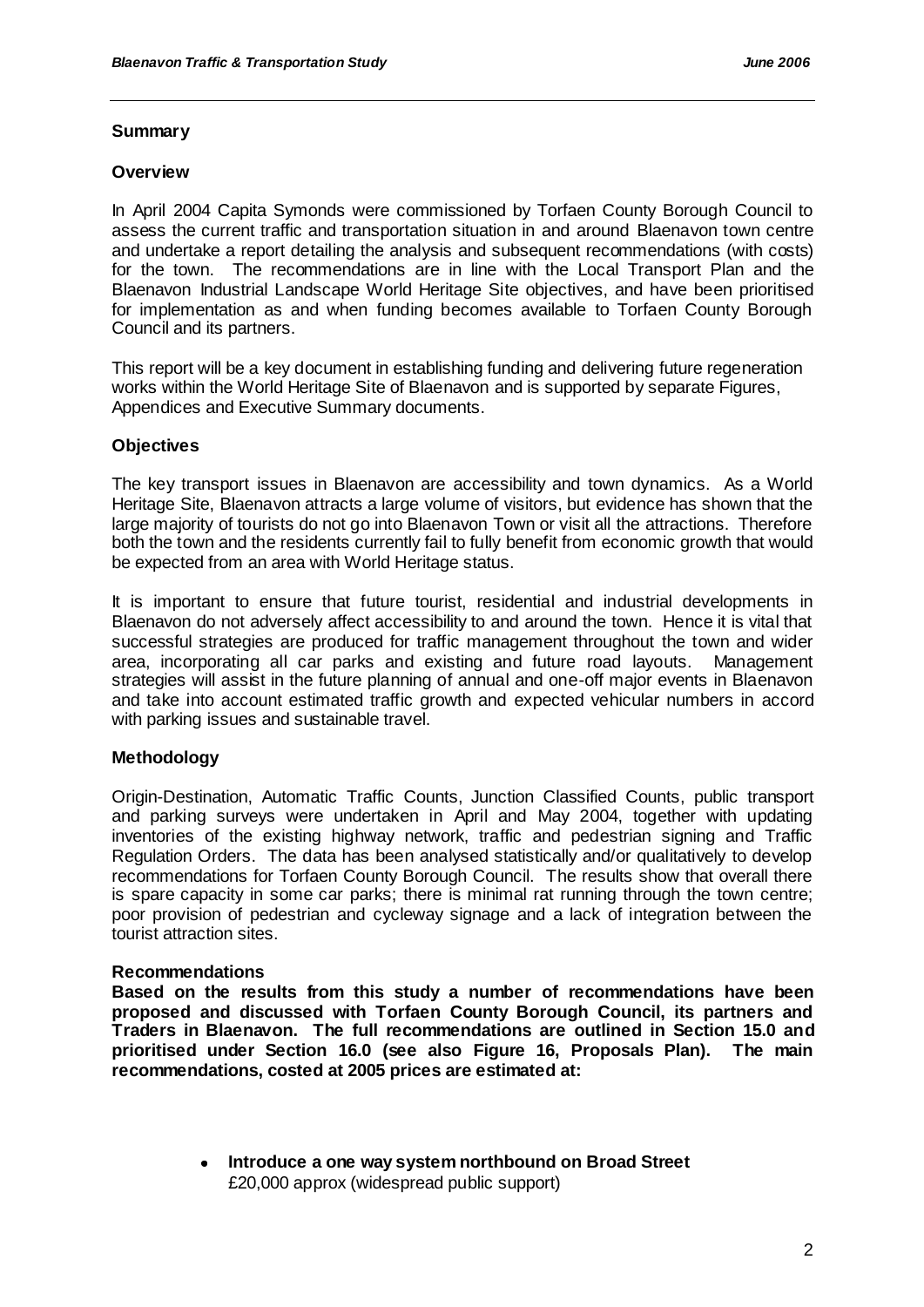## Summary

### Overview

In April 2004 Capita Symonds were commissioned by Torfaen County Borough Council to assess the current traffic and transportation situation in and around Blaenavon town centre and undertake a report detailing the analysis and subsequent recommendations (with costs) for the town. The recommendations are in line with the Local Transport Plan and the Blaenavon Industrial Landscape World Heritage Site objectives, and have been prioritised for implementation as and when funding becomes available to Torfaen County Borough Council and its partners.

This report will be a key document in establishing funding and delivering future regeneration works within the World Heritage Site of Blaenavon and is supported by separate Figures, Appendices and Executive Summary documents.

### Objectives

The key transport issues in Blaenavon are accessibility and town dynamics. As a World Heritage Site, Blaenavon attracts a large volume of visitors, but evidence has shown that the large majority of tourists do not go into Blaenavon Town or visit all the attractions. Therefore both the town and the residents currently fail to fully benefit from economic growth that would be expected from an area with World Heritage status.

It is important to ensure that future tourist, residential and industrial developments in Blaenavon do not adversely affect accessibility to and around the town. Hence it is vital that successful strategies are produced for traffic management throughout the town and wider area, incorporating all car parks and existing and future road layouts. Management strategies will assist in the future planning of annual and one-off major events in Blaenavon and take into account estimated traffic growth and expected vehicular numbers in accord with parking issues and sustainable travel.

### Methodology

Origin-Destination, Automatic Traffic Counts, Junction Classified Counts, public transport and parking surveys were undertaken in April and May 2004, together with updating inventories of the existing highway network, traffic and pedestrian signing and Traffic Regulation Orders. The data has been analysed statistically and/or qualitatively to develop recommendations for Torfaen County Borough Council. The results show that overall there is spare capacity in some car parks; there is minimal rat running through the town centre; poor provision of pedestrian and cycleway signage and a lack of integration between the tourist attraction sites.

### Recommendations

**Based on the results from this study a number of recommendations have been proposed and discussed with Torfaen County Borough Council, its partners and Traders in Blaenavon. The full recommendations are outlined in Section 15.0 and prioritised under Section 16.0 (see also Figure 16, Proposals Plan). The main recommendations, costed at 2005 prices are estimated at:**

- **Introduce a one way system northbound on Broad Street**
  £20,000 approx (widespread public support)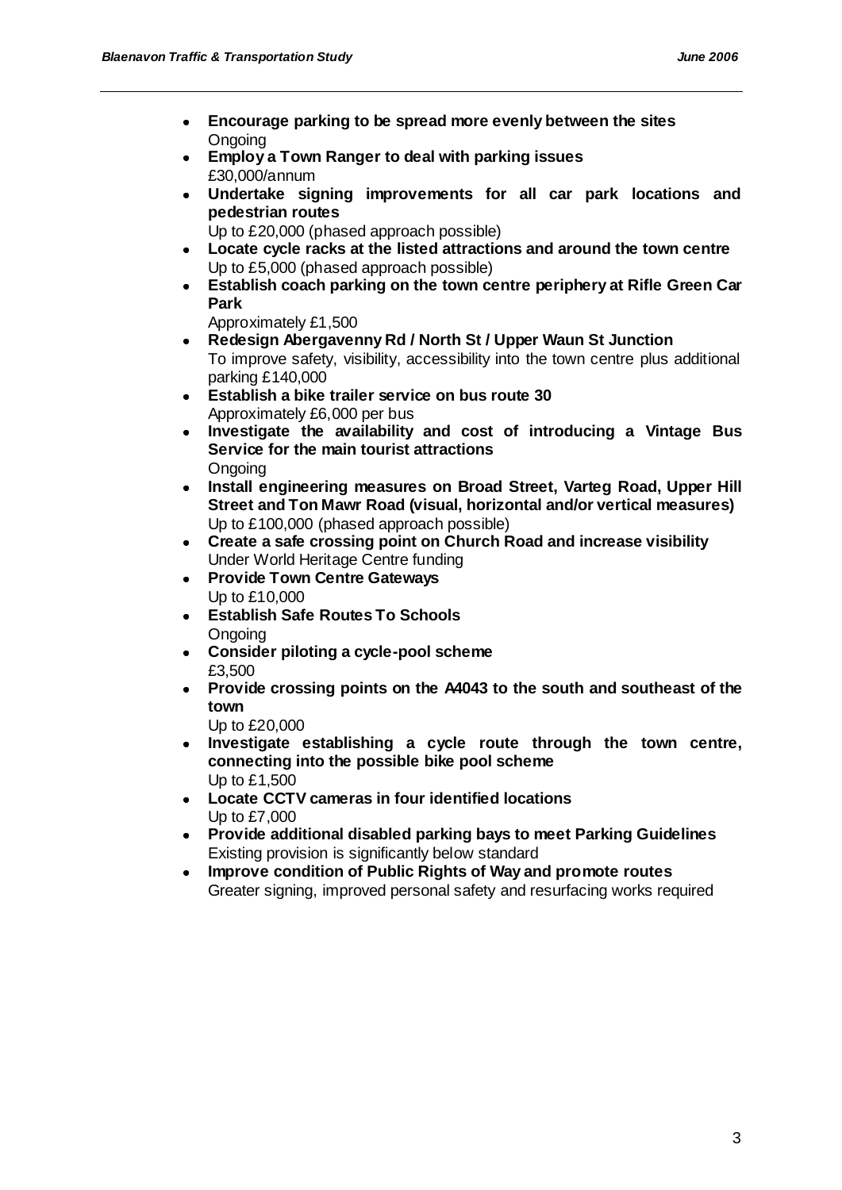- **Encourage parking to be spread more evenly between the sites**
  Ongoing
- **Employ a Town Ranger to deal with parking issues**
  £30,000/annum
- **Undertake signing improvements for all car park locations and pedestrian routes**
  Up to £20,000 (phased approach possible)
- **Locate cycle racks at the listed attractions and around the town centre**
  Up to £5,000 (phased approach possible)
- **Establish coach parking on the town centre periphery at Rifle Green Car Park**
  Approximately £1,500
- **Redesign Abergavenny Rd / North St / Upper Waun St Junction**
  To improve safety, visibility, accessibility into the town centre plus additional parking £140,000
- **Establish a bike trailer service on bus route 30**
  Approximately £6,000 per bus
- **Investigate the availability and cost of introducing a Vintage Bus Service for the main tourist attractions**
  Ongoing
- **Install engineering measures on Broad Street, Varteg Road, Upper Hill Street and Ton Mawr Road (visual, horizontal and/or vertical measures)**
  Up to £100,000 (phased approach possible)
- **Create a safe crossing point on Church Road and increase visibility**
  Under World Heritage Centre funding
- **Provide Town Centre Gateways**
  Up to £10,000
- **Establish Safe Routes To Schools**
  Ongoing
- **Consider piloting a cycle-pool scheme**
  £3,500
- **Provide crossing points on the A4043 to the south and southeast of the town**
  Up to £20,000
- **Investigate establishing a cycle route through the town centre, connecting into the possible bike pool scheme**
  Up to £1,500
- **Locate CCTV cameras in four identified locations**
  Up to £7,000
- **Provide additional disabled parking bays to meet Parking Guidelines**
  Existing provision is significantly below standard
- **Improve condition of Public Rights of Way and promote routes**
  Greater signing, improved personal safety and resurfacing works required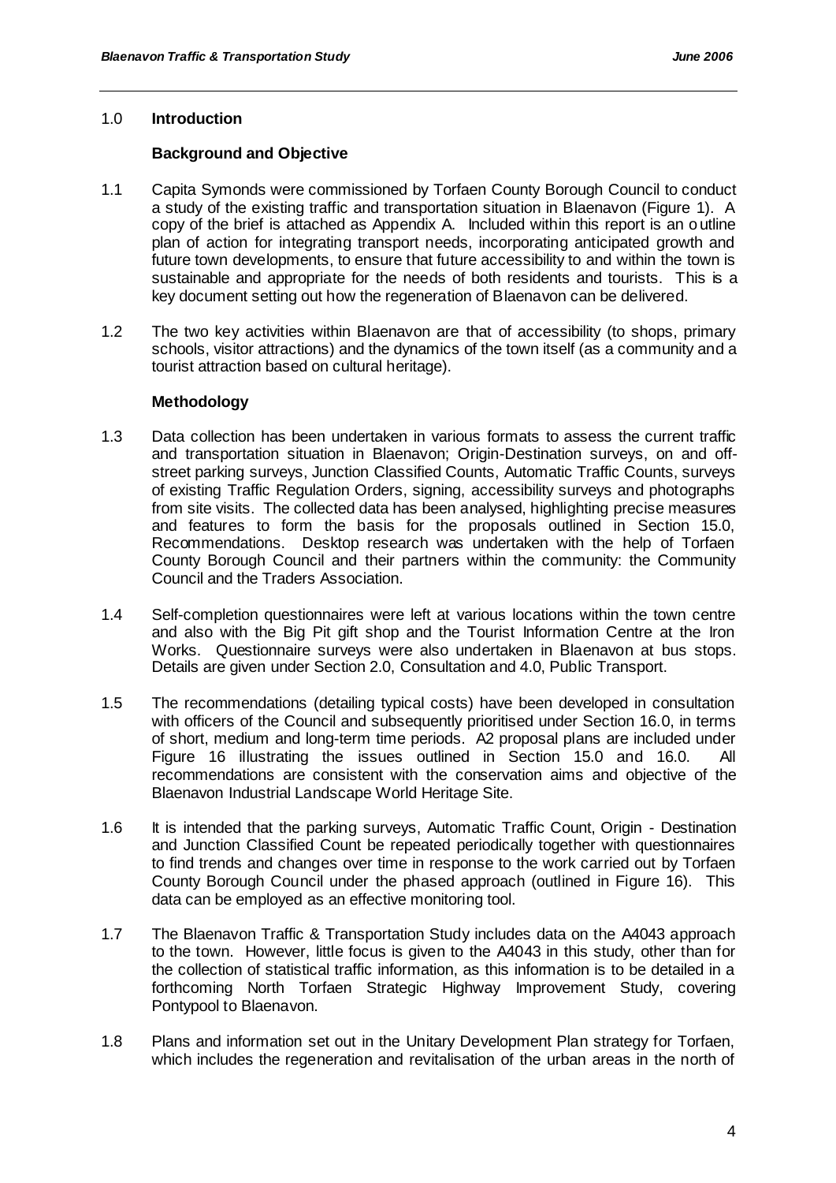## 1.0 Introduction

### Background and Objective

1.1 Capita Symonds were commissioned by Torfaen County Borough Council to conduct a study of the existing traffic and transportation situation in Blaenavon (Figure 1). A copy of the brief is attached as Appendix A. Included within this report is an outline plan of action for integrating transport needs, incorporating anticipated growth and future town developments, to ensure that future accessibility to and within the town is sustainable and appropriate for the needs of both residents and tourists. This is a key document setting out how the regeneration of Blaenavon can be delivered.

1.2 The two key activities within Blaenavon are that of accessibility (to shops, primary schools, visitor attractions) and the dynamics of the town itself (as a community and a tourist attraction based on cultural heritage).

### Methodology

1.3 Data collection has been undertaken in various formats to assess the current traffic and transportation situation in Blaenavon; Origin-Destination surveys, on and off-street parking surveys, Junction Classified Counts, Automatic Traffic Counts, surveys of existing Traffic Regulation Orders, signing, accessibility surveys and photographs from site visits. The collected data has been analysed, highlighting precise measures and features to form the basis for the proposals outlined in Section 15.0, Recommendations. Desktop research was undertaken with the help of Torfaen County Borough Council and their partners within the community: the Community Council and the Traders Association.

1.4 Self-completion questionnaires were left at various locations within the town centre and also with the Big Pit gift shop and the Tourist Information Centre at the Iron Works. Questionnaire surveys were also undertaken in Blaenavon at bus stops. Details are given under Section 2.0, Consultation and 4.0, Public Transport.

1.5 The recommendations (detailing typical costs) have been developed in consultation with officers of the Council and subsequently prioritised under Section 16.0, in terms of short, medium and long-term time periods. A2 proposal plans are included under Figure 16 illustrating the issues outlined in Section 15.0 and 16.0. All recommendations are consistent with the conservation aims and objective of the Blaenavon Industrial Landscape World Heritage Site.

1.6 It is intended that the parking surveys, Automatic Traffic Count, Origin - Destination and Junction Classified Count be repeated periodically together with questionnaires to find trends and changes over time in response to the work carried out by Torfaen County Borough Council under the phased approach (outlined in Figure 16). This data can be employed as an effective monitoring tool.

1.7 The Blaenavon Traffic & Transportation Study includes data on the A4043 approach to the town. However, little focus is given to the A4043 in this study, other than for the collection of statistical traffic information, as this information is to be detailed in a forthcoming North Torfaen Strategic Highway Improvement Study, covering Pontypool to Blaenavon.

1.8 Plans and information set out in the Unitary Development Plan strategy for Torfaen, which includes the regeneration and revitalisation of the urban areas in the north of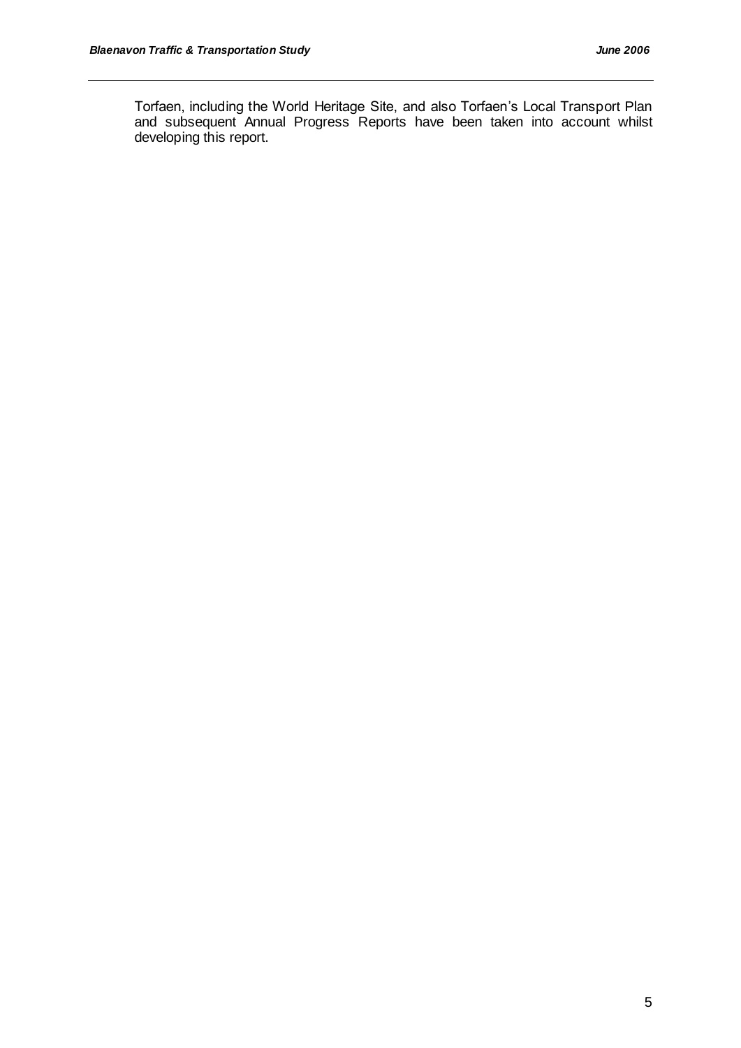Torfaen, including the World Heritage Site, and also Torfaen's Local Transport Plan and subsequent Annual Progress Reports have been taken into account whilst developing this report.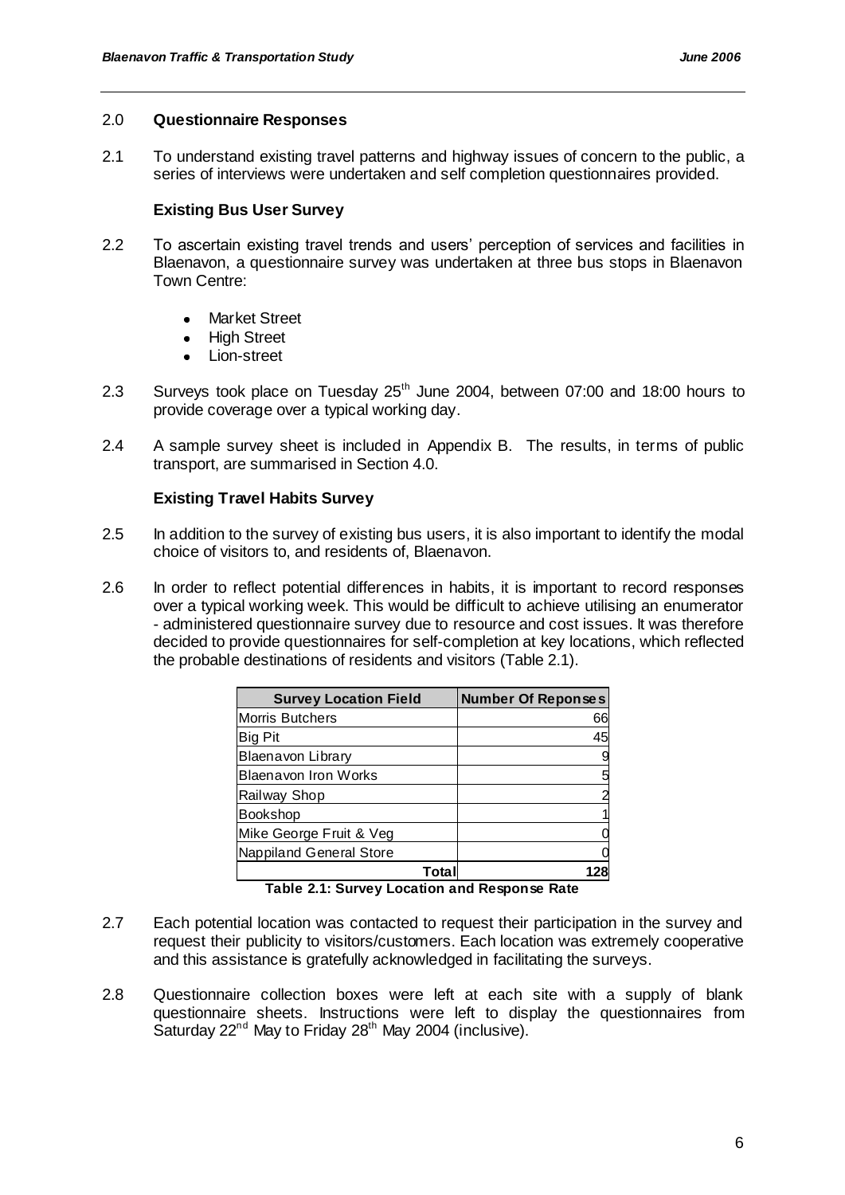## 2.0 Questionnaire Responses

2.1 To understand existing travel patterns and highway issues of concern to the public, a series of interviews were undertaken and self completion questionnaires provided.

### Existing Bus User Survey

2.2 To ascertain existing travel trends and users' perception of services and facilities in Blaenavon, a questionnaire survey was undertaken at three bus stops in Blaenavon Town Centre:

- Market Street
- High Street
- Lion-street

2.3 Surveys took place on Tuesday 25th June 2004, between 07:00 and 18:00 hours to provide coverage over a typical working day.

2.4 A sample survey sheet is included in Appendix B. The results, in terms of public transport, are summarised in Section 4.0.

### Existing Travel Habits Survey

2.5 In addition to the survey of existing bus users, it is also important to identify the modal choice of visitors to, and residents of, Blaenavon.

2.6 In order to reflect potential differences in habits, it is important to record responses over a typical working week. This would be difficult to achieve utilising an enumerator - administered questionnaire survey due to resource and cost issues. It was therefore decided to provide questionnaires for self-completion at key locations, which reflected the probable destinations of residents and visitors (Table 2.1).

| Survey Location Field | Number Of Reponses |
|---|---|
| Morris Butchers | 66 |
| Big Pit | 45 |
| Blaenavon Library | 9 |
| Blaenavon Iron Works | 5 |
| Railway Shop | 2 |
| Bookshop | 1 |
| Mike George Fruit & Veg | 0 |
| Nappiland General Store | 0 |
| **Total** | **128** |

**Table 2.1: Survey Location and Response Rate**

2.7 Each potential location was contacted to request their participation in the survey and request their publicity to visitors/customers. Each location was extremely cooperative and this assistance is gratefully acknowledged in facilitating the surveys.

2.8 Questionnaire collection boxes were left at each site with a supply of blank questionnaire sheets. Instructions were left to display the questionnaires from Saturday 22nd May to Friday 28th May 2004 (inclusive).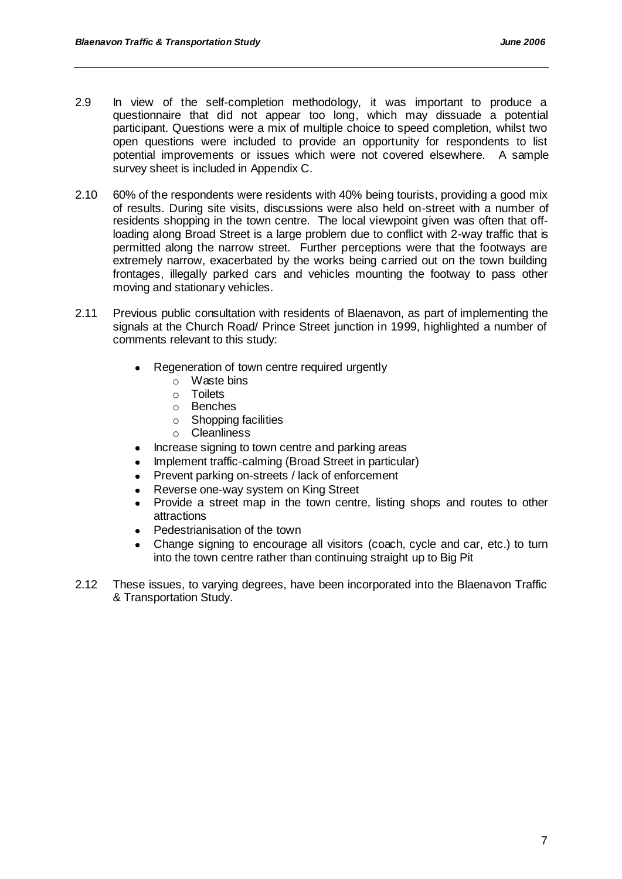2.9 In view of the self-completion methodology, it was important to produce a questionnaire that did not appear too long, which may dissuade a potential participant. Questions were a mix of multiple choice to speed completion, whilst two open questions were included to provide an opportunity for respondents to list potential improvements or issues which were not covered elsewhere. A sample survey sheet is included in Appendix C.

2.10 60% of the respondents were residents with 40% being tourists, providing a good mix of results. During site visits, discussions were also held on-street with a number of residents shopping in the town centre. The local viewpoint given was often that off-loading along Broad Street is a large problem due to conflict with 2-way traffic that is permitted along the narrow street. Further perceptions were that the footways are extremely narrow, exacerbated by the works being carried out on the town building frontages, illegally parked cars and vehicles mounting the footway to pass other moving and stationary vehicles.

2.11 Previous public consultation with residents of Blaenavon, as part of implementing the signals at the Church Road/ Prince Street junction in 1999, highlighted a number of comments relevant to this study:

- Regeneration of town centre required urgently
  - Waste bins
  - Toilets
  - Benches
  - Shopping facilities
  - Cleanliness
- Increase signing to town centre and parking areas
- Implement traffic-calming (Broad Street in particular)
- Prevent parking on-streets / lack of enforcement
- Reverse one-way system on King Street
- Provide a street map in the town centre, listing shops and routes to other attractions
- Pedestrianisation of the town
- Change signing to encourage all visitors (coach, cycle and car, etc.) to turn into the town centre rather than continuing straight up to Big Pit

2.12 These issues, to varying degrees, have been incorporated into the Blaenavon Traffic & Transportation Study.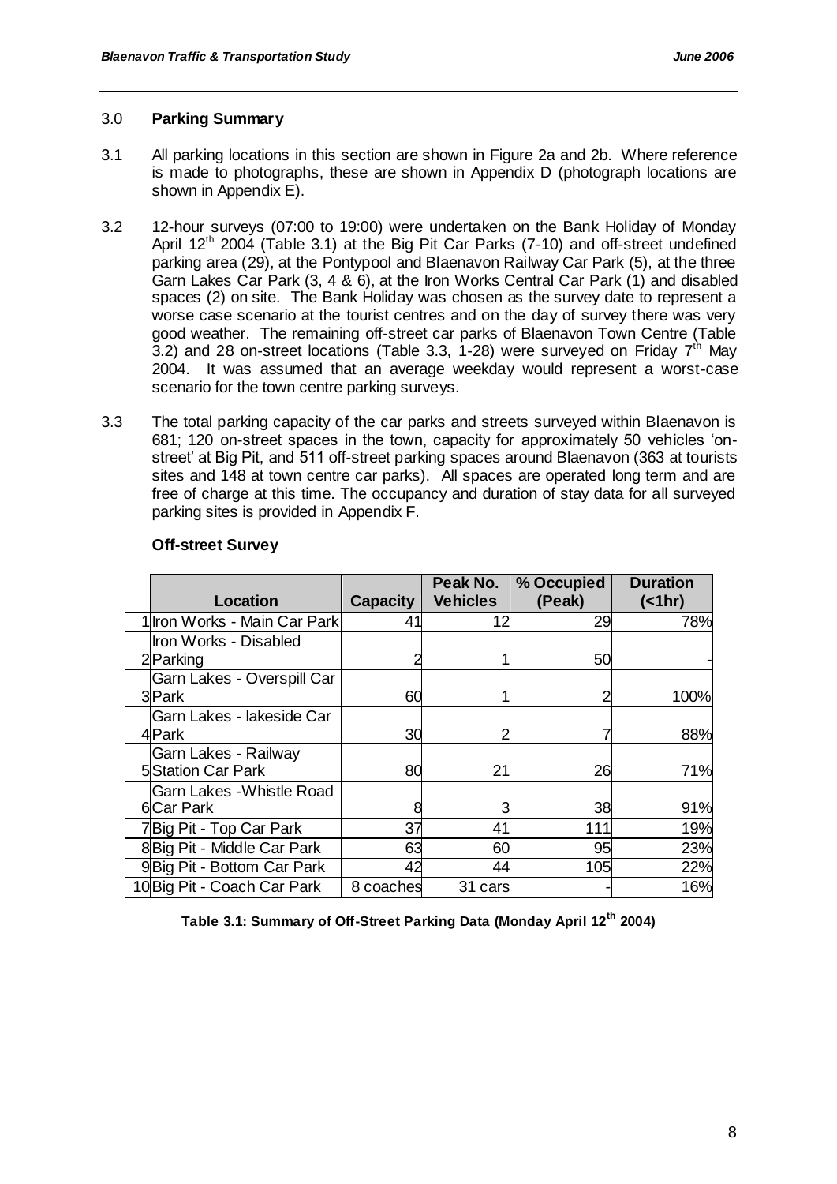## 3.0 **Parking Summary**

3.1 All parking locations in this section are shown in Figure 2a and 2b. Where reference is made to photographs, these are shown in Appendix D (photograph locations are shown in Appendix E).

3.2 12-hour surveys (07:00 to 19:00) were undertaken on the Bank Holiday of Monday April 12th 2004 (Table 3.1) at the Big Pit Car Parks (7-10) and off-street undefined parking area (29), at the Pontypool and Blaenavon Railway Car Park (5), at the three Garn Lakes Car Park (3, 4 & 6), at the Iron Works Central Car Park (1) and disabled spaces (2) on site. The Bank Holiday was chosen as the survey date to represent a worse case scenario at the tourist centres and on the day of survey there was very good weather. The remaining off-street car parks of Blaenavon Town Centre (Table 3.2) and 28 on-street locations (Table 3.3, 1-28) were surveyed on Friday 7th May 2004. It was assumed that an average weekday would represent a worst-case scenario for the town centre parking surveys.

3.3 The total parking capacity of the car parks and streets surveyed within Blaenavon is 681; 120 on-street spaces in the town, capacity for approximately 50 vehicles 'on-street' at Big Pit, and 511 off-street parking spaces around Blaenavon (363 at tourists sites and 148 at town centre car parks). All spaces are operated long term and are free of charge at this time. The occupancy and duration of stay data for all surveyed parking sites is provided in Appendix F.

### **Off-street Survey**

| | Location | Capacity | Peak No. Vehicles | % Occupied (Peak) | Duration (<1hr) |
|---|---|---|---|---|---|
| 1 | Iron Works - Main Car Park | 41 | 12 | 29 | 78% |
| 2 | Iron Works - Disabled Parking | 2 | 1 | 50 | - |
| 3 | Garn Lakes - Overspill Car Park | 60 | 1 | 2 | 100% |
| 4 | Garn Lakes - lakeside Car Park | 30 | 2 | 7 | 88% |
| 5 | Garn Lakes - Railway Station Car Park | 80 | 21 | 26 | 71% |
| 6 | Garn Lakes -Whistle Road Car Park | 8 | 3 | 38 | 91% |
| 7 | Big Pit - Top Car Park | 37 | 41 | 111 | 19% |
| 8 | Big Pit - Middle Car Park | 63 | 60 | 95 | 23% |
| 9 | Big Pit - Bottom Car Park | 42 | 44 | 105 | 22% |
| 10 | Big Pit - Coach Car Park | 8 coaches | 31 cars | - | 16% |

**Table 3.1: Summary of Off-Street Parking Data (Monday April 12th 2004)**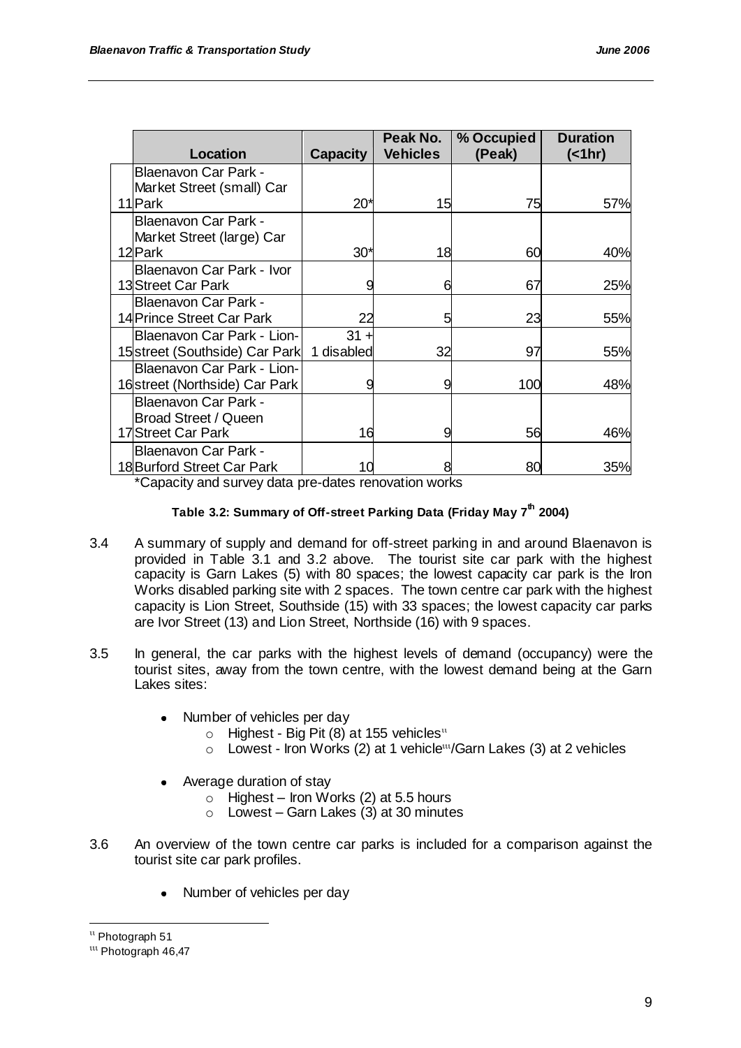| | Location | Capacity | Peak No. Vehicles | % Occupied (Peak) | Duration (<1hr) |
|---|---|---|---|---|---|
| 11 | Blaenavon Car Park - Market Street (small) Car Park | 20* | 15 | 75 | 57% |
| 12 | Blaenavon Car Park - Market Street (large) Car Park | 30* | 18 | 60 | 40% |
| 13 | Blaenavon Car Park - Ivor Street Car Park | 9 | 6 | 67 | 25% |
| 14 | Blaenavon Car Park - Prince Street Car Park | 22 | 5 | 23 | 55% |
| 15 | Blaenavon Car Park - Lion-street (Southside) Car Park | 31 + 1 disabled | 32 | 97 | 55% |
| 16 | Blaenavon Car Park - Lion-street (Northside) Car Park | 9 | 9 | 100 | 48% |
| 17 | Blaenavon Car Park - Broad Street / Queen Street Car Park | 16 | 9 | 56 | 46% |
| 18 | Blaenavon Car Park - Burford Street Car Park | 10 | 8 | 80 | 35% |

*Capacity and survey data pre-dates renovation works

**Table 3.2: Summary of Off-street Parking Data (Friday May 7th 2004)**

3.4 A summary of supply and demand for off-street parking in and around Blaenavon is provided in Table 3.1 and 3.2 above. The tourist site car park with the highest capacity is Garn Lakes (5) with 80 spaces; the lowest capacity car park is the Iron Works disabled parking site with 2 spaces. The town centre car park with the highest capacity is Lion Street, Southside (15) with 33 spaces; the lowest capacity car parks are Ivor Street (13) and Lion Street, Northside (16) with 9 spaces.

3.5 In general, the car parks with the highest levels of demand (occupancy) were the tourist sites, away from the town centre, with the lowest demand being at the Garn Lakes sites:

- Number of vehicles per day
  - Highest - Big Pit (8) at 155 vehicles[ii]
  - Lowest - Iron Works (2) at 1 vehicle[iii]/Garn Lakes (3) at 2 vehicles
- Average duration of stay
  - Highest – Iron Works (2) at 5.5 hours
  - Lowest – Garn Lakes (3) at 30 minutes

3.6 An overview of the town centre car parks is included for a comparison against the tourist site car park profiles.

- Number of vehicles per day

[ii] Photograph 51

[iii] Photograph 46,47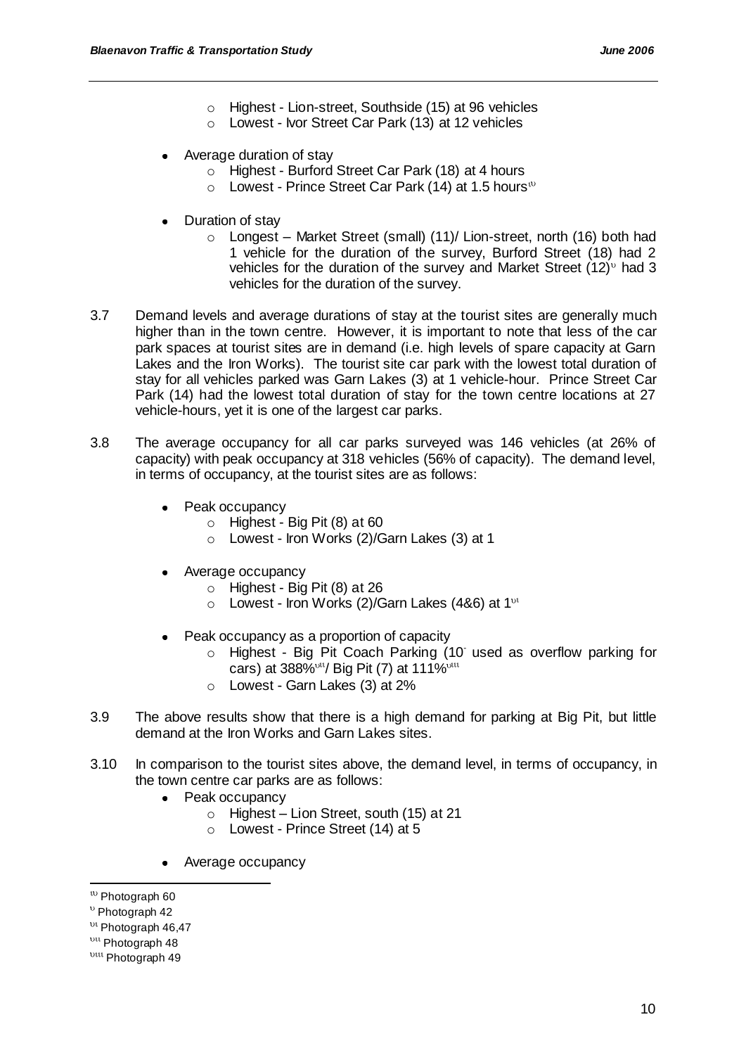- Highest - Lion-street, Southside (15) at 96 vehicles
  - Lowest - Ivor Street Car Park (13) at 12 vehicles

- Average duration of stay
  - Highest - Burford Street Car Park (18) at 4 hours
  - Lowest - Prince Street Car Park (14) at 1.5 hours[iv]

- Duration of stay
  - Longest – Market Street (small) (11)/ Lion-street, north (16) both had 1 vehicle for the duration of the survey, Burford Street (18) had 2 vehicles for the duration of the survey and Market Street (12)[v] had 3 vehicles for the duration of the survey.

3.7 Demand levels and average durations of stay at the tourist sites are generally much higher than in the town centre. However, it is important to note that less of the car park spaces at tourist sites are in demand (i.e. high levels of spare capacity at Garn Lakes and the Iron Works). The tourist site car park with the lowest total duration of stay for all vehicles parked was Garn Lakes (3) at 1 vehicle-hour. Prince Street Car Park (14) had the lowest total duration of stay for the town centre locations at 27 vehicle-hours, yet it is one of the largest car parks.

3.8 The average occupancy for all car parks surveyed was 146 vehicles (at 26% of capacity) with peak occupancy at 318 vehicles (56% of capacity). The demand level, in terms of occupancy, at the tourist sites are as follows:

- Peak occupancy
  - Highest - Big Pit (8) at 60
  - Lowest - Iron Works (2)/Garn Lakes (3) at 1

- Average occupancy
  - Highest - Big Pit (8) at 26
  - Lowest - Iron Works (2)/Garn Lakes (4&6) at 1[vi]

- Peak occupancy as a proportion of capacity
  - Highest - Big Pit Coach Parking (10 used as overflow parking for cars) at 388%[vii]/ Big Pit (7) at 111%[viii]
  - Lowest - Garn Lakes (3) at 2%

3.9 The above results show that there is a high demand for parking at Big Pit, but little demand at the Iron Works and Garn Lakes sites.

3.10 In comparison to the tourist sites above, the demand level, in terms of occupancy, in the town centre car parks are as follows:

- Peak occupancy
  - Highest – Lion Street, south (15) at 21
  - Lowest - Prince Street (14) at 5

- Average occupancy

---

[iv] Photograph 60

[v] Photograph 42

[vi] Photograph 46,47

[vii] Photograph 48

[viii] Photograph 49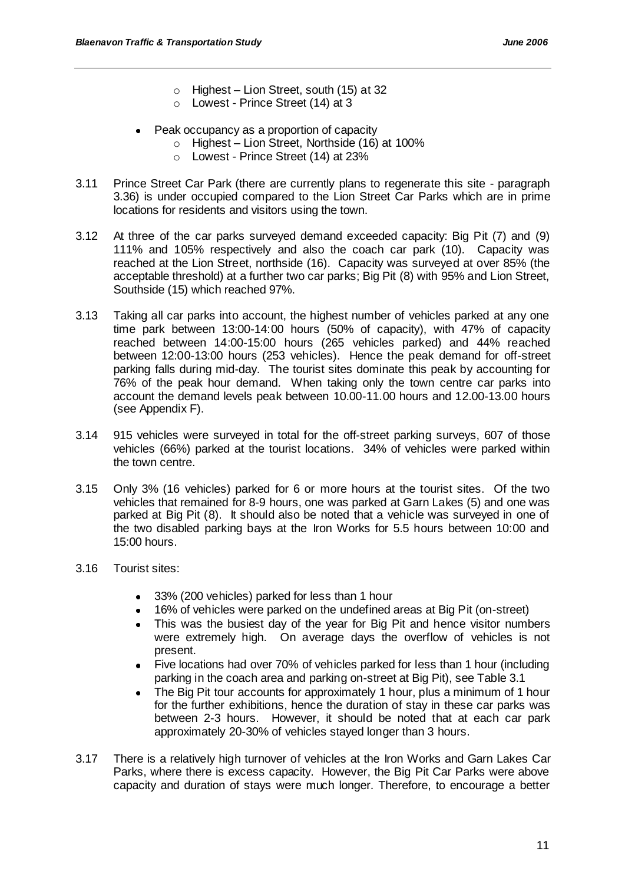- Highest – Lion Street, south (15) at 32
  - Lowest - Prince Street (14) at 3

- Peak occupancy as a proportion of capacity
  - Highest – Lion Street, Northside (16) at 100%
  - Lowest - Prince Street (14) at 23%

3.11 Prince Street Car Park (there are currently plans to regenerate this site - paragraph 3.36) is under occupied compared to the Lion Street Car Parks which are in prime locations for residents and visitors using the town.

3.12 At three of the car parks surveyed demand exceeded capacity: Big Pit (7) and (9) 111% and 105% respectively and also the coach car park (10). Capacity was reached at the Lion Street, northside (16). Capacity was surveyed at over 85% (the acceptable threshold) at a further two car parks; Big Pit (8) with 95% and Lion Street, Southside (15) which reached 97%.

3.13 Taking all car parks into account, the highest number of vehicles parked at any one time park between 13:00-14:00 hours (50% of capacity), with 47% of capacity reached between 14:00-15:00 hours (265 vehicles parked) and 44% reached between 12:00-13:00 hours (253 vehicles). Hence the peak demand for off-street parking falls during mid-day. The tourist sites dominate this peak by accounting for 76% of the peak hour demand. When taking only the town centre car parks into account the demand levels peak between 10.00-11.00 hours and 12.00-13.00 hours (see Appendix F).

3.14 915 vehicles were surveyed in total for the off-street parking surveys, 607 of those vehicles (66%) parked at the tourist locations. 34% of vehicles were parked within the town centre.

3.15 Only 3% (16 vehicles) parked for 6 or more hours at the tourist sites. Of the two vehicles that remained for 8-9 hours, one was parked at Garn Lakes (5) and one was parked at Big Pit (8). It should also be noted that a vehicle was surveyed in one of the two disabled parking bays at the Iron Works for 5.5 hours between 10:00 and 15:00 hours.

3.16 Tourist sites:

- 33% (200 vehicles) parked for less than 1 hour
- 16% of vehicles were parked on the undefined areas at Big Pit (on-street)
- This was the busiest day of the year for Big Pit and hence visitor numbers were extremely high. On average days the overflow of vehicles is not present.
- Five locations had over 70% of vehicles parked for less than 1 hour (including parking in the coach area and parking on-street at Big Pit), see Table 3.1
- The Big Pit tour accounts for approximately 1 hour, plus a minimum of 1 hour for the further exhibitions, hence the duration of stay in these car parks was between 2-3 hours. However, it should be noted that at each car park approximately 20-30% of vehicles stayed longer than 3 hours.

3.17 There is a relatively high turnover of vehicles at the Iron Works and Garn Lakes Car Parks, where there is excess capacity. However, the Big Pit Car Parks were above capacity and duration of stays were much longer. Therefore, to encourage a better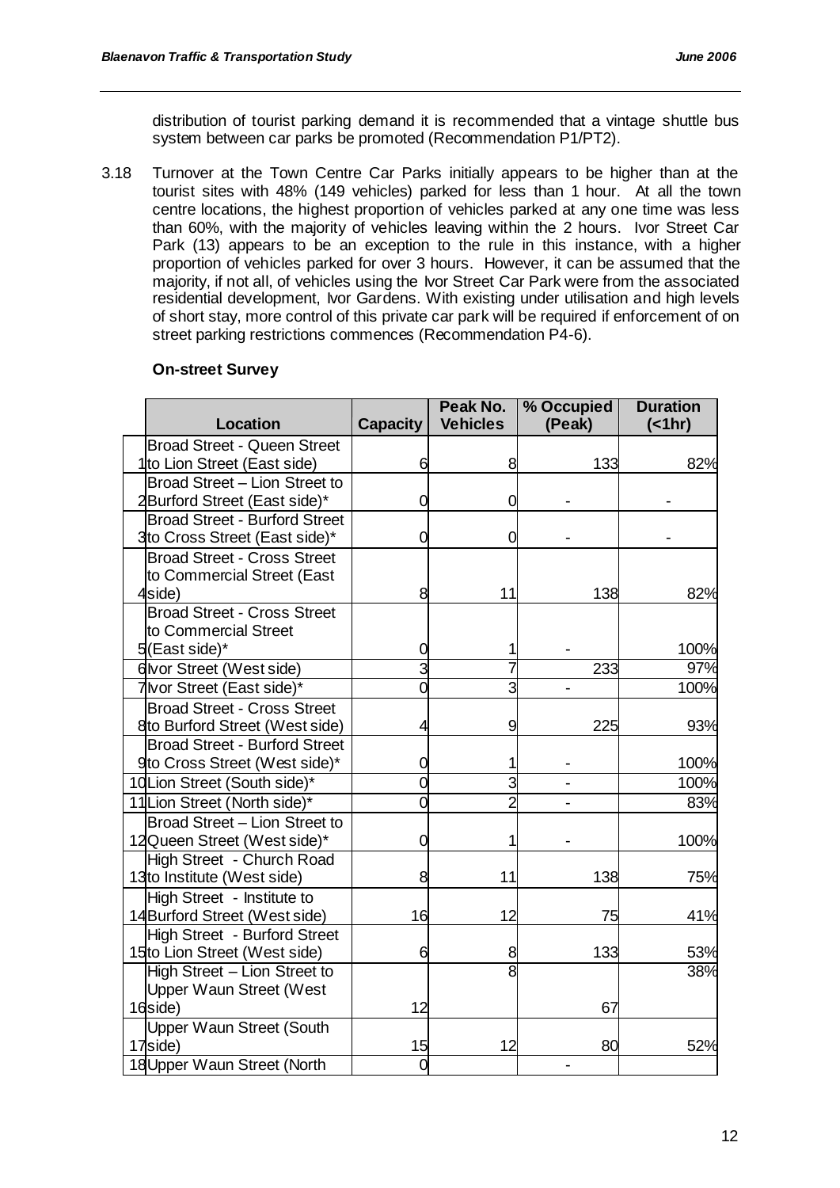distribution of tourist parking demand it is recommended that a vintage shuttle bus system between car parks be promoted (Recommendation P1/PT2).

3.18 Turnover at the Town Centre Car Parks initially appears to be higher than at the tourist sites with 48% (149 vehicles) parked for less than 1 hour. At all the town centre locations, the highest proportion of vehicles parked at any one time was less than 60%, with the majority of vehicles leaving within the 2 hours. Ivor Street Car Park (13) appears to be an exception to the rule in this instance, with a higher proportion of vehicles parked for over 3 hours. However, it can be assumed that the majority, if not all, of vehicles using the Ivor Street Car Park were from the associated residential development, Ivor Gardens. With existing under utilisation and high levels of short stay, more control of this private car park will be required if enforcement of on street parking restrictions commences (Recommendation P4-6).

**On-street Survey**

| | Location | Capacity | Peak No. Vehicles | % Occupied (Peak) | Duration (<1hr) |
|---|---|---|---|---|---|
| 1 | Broad Street - Queen Street to Lion Street (East side) | 6 | 8 | 133 | 82% |
| 2 | Broad Street – Lion Street to Burford Street (East side)* | 0 | 0 | - | - |
| 3 | Broad Street - Burford Street to Cross Street (East side)* | 0 | 0 | - | - |
| 4 | Broad Street - Cross Street to Commercial Street (East side) | 8 | 11 | 138 | 82% |
| 5 | Broad Street - Cross Street to Commercial Street (East side)* | 0 | 1 | - | 100% |
| 6 | Ivor Street (West side) | 3 | 7 | 233 | 97% |
| 7 | Ivor Street (East side)* | 0 | 3 | - | 100% |
| 8 | Broad Street - Cross Street to Burford Street (West side) | 4 | 9 | 225 | 93% |
| 9 | Broad Street - Burford Street to Cross Street (West side)* | 0 | 1 | - | 100% |
| 10 | Lion Street (South side)* | 0 | 3 | - | 100% |
| 11 | Lion Street (North side)* | 0 | 2 | - | 83% |
| 12 | Broad Street – Lion Street to Queen Street (West side)* | 0 | 1 | - | 100% |
| 13 | High Street - Church Road to Institute (West side) | 8 | 11 | 138 | 75% |
| 14 | High Street - Institute to Burford Street (West side) | 16 | 12 | 75 | 41% |
| 15 | High Street - Burford Street to Lion Street (West side) | 6 | 8 | 133 | 53% |
| 16 | High Street – Lion Street to Upper Waun Street (West side) | 12 | 8 | 67 | 38% |
| 17 | Upper Waun Street (South side) | 15 | 12 | 80 | 52% |
| 18 | Upper Waun Street (North | 0 | | - | |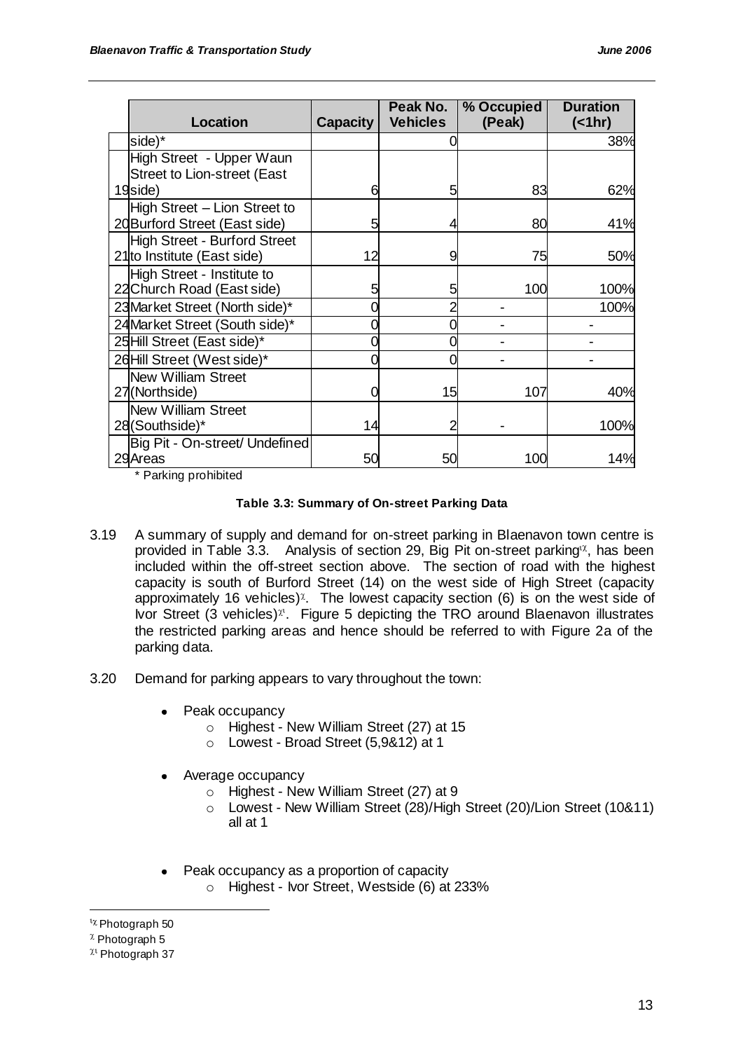| | Location | Capacity | Peak No. Vehicles | % Occupied (Peak) | Duration (<1hr) |
|---|---|---|---|---|---|
| | side)* | | 0 | | 38% |
| 19 | High Street - Upper Waun Street to Lion-street (East side) | 6 | 5 | 83 | 62% |
| 20 | High Street – Lion Street to Burford Street (East side) | 5 | 4 | 80 | 41% |
| 21 | High Street - Burford Street to Institute (East side) | 12 | 9 | 75 | 50% |
| 22 | High Street - Institute to Church Road (East side) | 5 | 5 | 100 | 100% |
| 23 | Market Street (North side)* | 0 | 2 | - | 100% |
| 24 | Market Street (South side)* | 0 | 0 | - | - |
| 25 | Hill Street (East side)* | 0 | 0 | - | - |
| 26 | Hill Street (West side)* | 0 | 0 | - | - |
| 27 | New William Street (Northside) | 0 | 15 | 107 | 40% |
| 28 | New William Street (Southside)* | 14 | 2 | - | 100% |
| 29 | Big Pit - On-street/ Undefined Areas | 50 | 50 | 100 | 14% |

\* Parking prohibited

**Table 3.3: Summary of On-street Parking Data**

3.19 A summary of supply and demand for on-street parking in Blaenavon town centre is provided in Table 3.3. Analysis of section 29, Big Pit on-street parking[lx], has been included within the off-street section above. The section of road with the highest capacity is south of Burford Street (14) on the west side of High Street (capacity approximately 16 vehicles)[x]. The lowest capacity section (6) is on the west side of Ivor Street (3 vehicles)[xi]. Figure 5 depicting the TRO around Blaenavon illustrates the restricted parking areas and hence should be referred to with Figure 2a of the parking data.

3.20 Demand for parking appears to vary throughout the town:

- Peak occupancy
  - Highest - New William Street (27) at 15
  - Lowest - Broad Street (5,9&12) at 1
- Average occupancy
  - Highest - New William Street (27) at 9
  - Lowest - New William Street (28)/High Street (20)/Lion Street (10&11) all at 1
- Peak occupancy as a proportion of capacity
  - Highest - Ivor Street, Westside (6) at 233%

---

[lx] Photograph 50

[x] Photograph 5

[xi] Photograph 37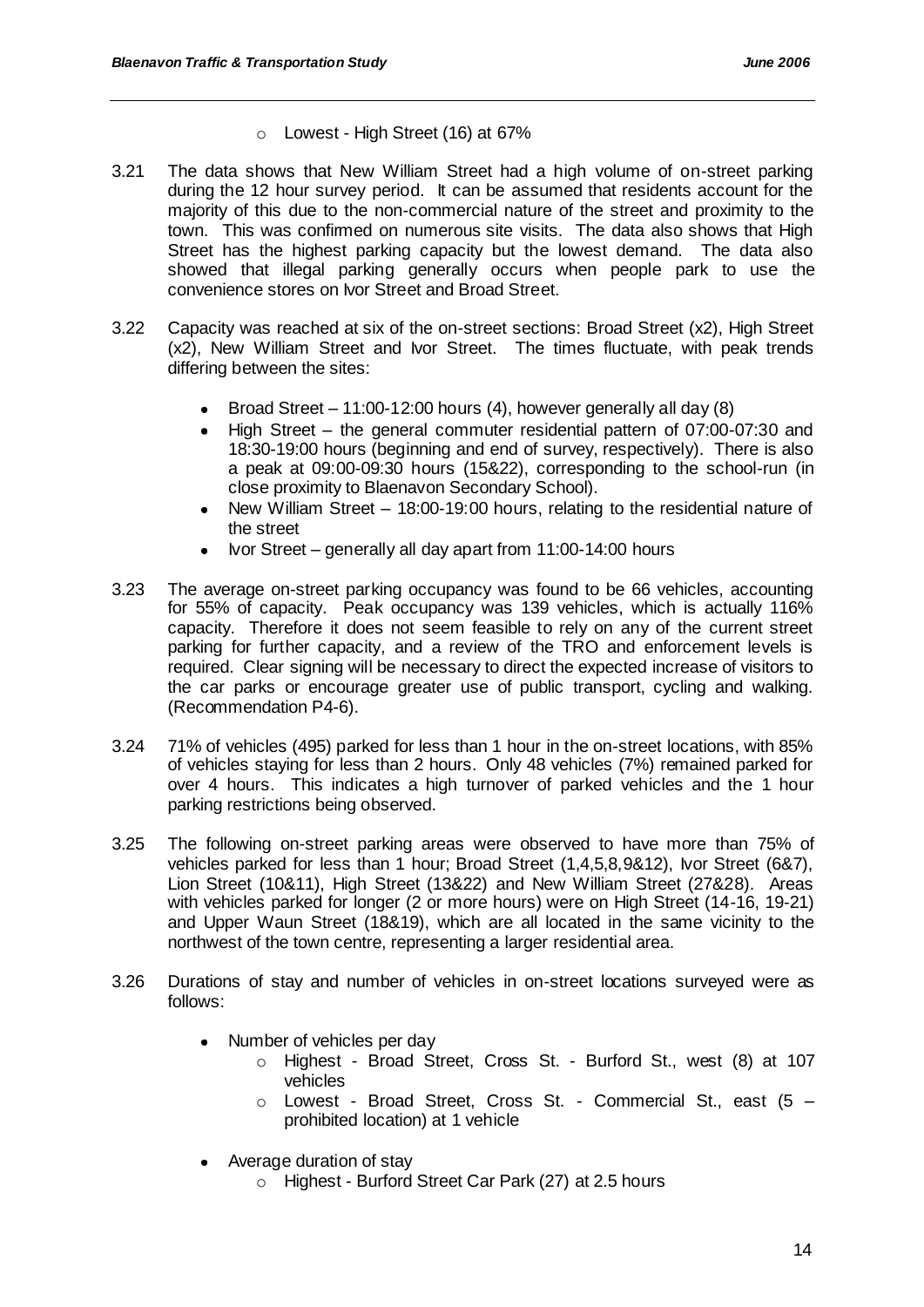- Lowest - High Street (16) at 67%

3.21 The data shows that New William Street had a high volume of on-street parking during the 12 hour survey period. It can be assumed that residents account for the majority of this due to the non-commercial nature of the street and proximity to the town. This was confirmed on numerous site visits. The data also shows that High Street has the highest parking capacity but the lowest demand. The data also showed that illegal parking generally occurs when people park to use the convenience stores on Ivor Street and Broad Street.

3.22 Capacity was reached at six of the on-street sections: Broad Street (x2), High Street (x2), New William Street and Ivor Street. The times fluctuate, with peak trends differing between the sites:

- Broad Street – 11:00-12:00 hours (4), however generally all day (8)
- High Street – the general commuter residential pattern of 07:00-07:30 and 18:30-19:00 hours (beginning and end of survey, respectively). There is also a peak at 09:00-09:30 hours (15&22), corresponding to the school-run (in close proximity to Blaenavon Secondary School).
- New William Street – 18:00-19:00 hours, relating to the residential nature of the street
- Ivor Street – generally all day apart from 11:00-14:00 hours

3.23 The average on-street parking occupancy was found to be 66 vehicles, accounting for 55% of capacity. Peak occupancy was 139 vehicles, which is actually 116% capacity. Therefore it does not seem feasible to rely on any of the current street parking for further capacity, and a review of the TRO and enforcement levels is required. Clear signing will be necessary to direct the expected increase of visitors to the car parks or encourage greater use of public transport, cycling and walking. (Recommendation P4-6).

3.24 71% of vehicles (495) parked for less than 1 hour in the on-street locations, with 85% of vehicles staying for less than 2 hours. Only 48 vehicles (7%) remained parked for over 4 hours. This indicates a high turnover of parked vehicles and the 1 hour parking restrictions being observed.

3.25 The following on-street parking areas were observed to have more than 75% of vehicles parked for less than 1 hour; Broad Street (1,4,5,8,9&12), Ivor Street (6&7), Lion Street (10&11), High Street (13&22) and New William Street (27&28). Areas with vehicles parked for longer (2 or more hours) were on High Street (14-16, 19-21) and Upper Waun Street (18&19), which are all located in the same vicinity to the northwest of the town centre, representing a larger residential area.

3.26 Durations of stay and number of vehicles in on-street locations surveyed were as follows:

- Number of vehicles per day
  - Highest - Broad Street, Cross St. - Burford St., west (8) at 107 vehicles
  - Lowest - Broad Street, Cross St. - Commercial St., east (5 – prohibited location) at 1 vehicle
- Average duration of stay
  - Highest - Burford Street Car Park (27) at 2.5 hours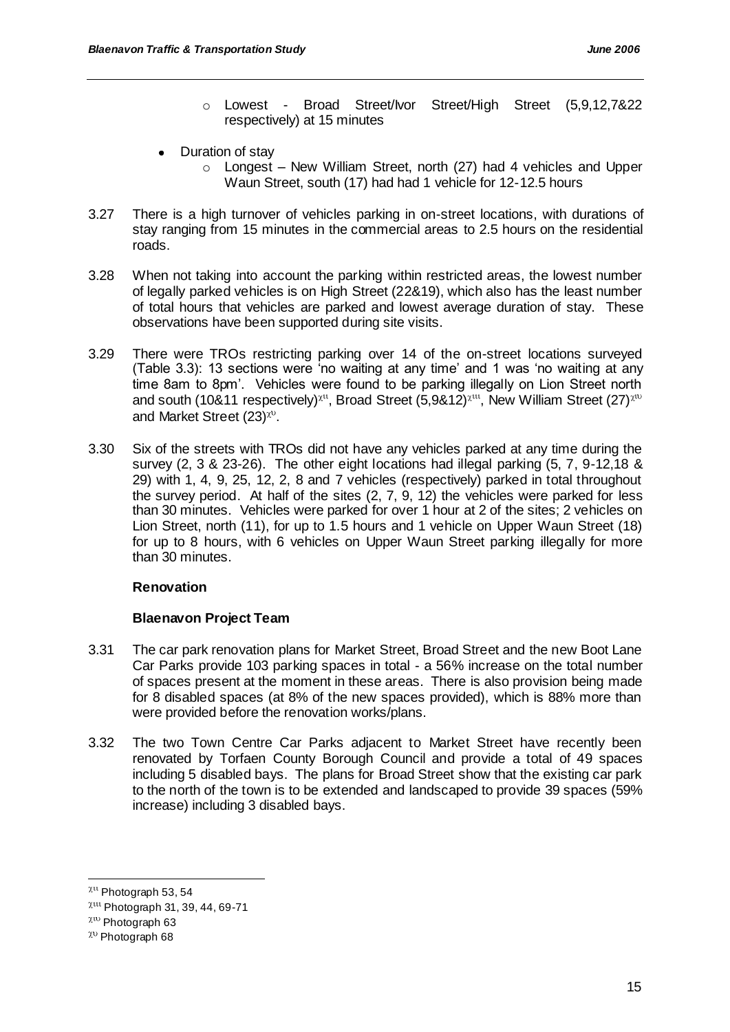- Lowest - Broad Street/Ivor Street/High Street (5,9,12,7&22 respectively) at 15 minutes

- Duration of stay
  - Longest – New William Street, north (27) had 4 vehicles and Upper Waun Street, south (17) had had 1 vehicle for 12-12.5 hours

3.27 There is a high turnover of vehicles parking in on-street locations, with durations of stay ranging from 15 minutes in the commercial areas to 2.5 hours on the residential roads.

3.28 When not taking into account the parking within restricted areas, the lowest number of legally parked vehicles is on High Street (22&19), which also has the least number of total hours that vehicles are parked and lowest average duration of stay. These observations have been supported during site visits.

3.29 There were TROs restricting parking over 14 of the on-street locations surveyed (Table 3.3): 13 sections were 'no waiting at any time' and 1 was 'no waiting at any time 8am to 8pm'. Vehicles were found to be parking illegally on Lion Street north and south (10&11 respectively)[xii], Broad Street (5,9&12)[xiii], New William Street (27)[xiv] and Market Street (23)[xv].

3.30 Six of the streets with TROs did not have any vehicles parked at any time during the survey (2, 3 & 23-26). The other eight locations had illegal parking (5, 7, 9-12,18 & 29) with 1, 4, 9, 25, 12, 2, 8 and 7 vehicles (respectively) parked in total throughout the survey period. At half of the sites (2, 7, 9, 12) the vehicles were parked for less than 30 minutes. Vehicles were parked for over 1 hour at 2 of the sites; 2 vehicles on Lion Street, north (11), for up to 1.5 hours and 1 vehicle on Upper Waun Street (18) for up to 8 hours, with 6 vehicles on Upper Waun Street parking illegally for more than 30 minutes.

**Renovation**

**Blaenavon Project Team**

3.31 The car park renovation plans for Market Street, Broad Street and the new Boot Lane Car Parks provide 103 parking spaces in total - a 56% increase on the total number of spaces present at the moment in these areas. There is also provision being made for 8 disabled spaces (at 8% of the new spaces provided), which is 88% more than were provided before the renovation works/plans.

3.32 The two Town Centre Car Parks adjacent to Market Street have recently been renovated by Torfaen County Borough Council and provide a total of 49 spaces including 5 disabled bays. The plans for Broad Street show that the existing car park to the north of the town is to be extended and landscaped to provide 39 spaces (59% increase) including 3 disabled bays.

---

[xii] Photograph 53, 54

[xiii] Photograph 31, 39, 44, 69-71

[xiv] Photograph 63

[xv] Photograph 68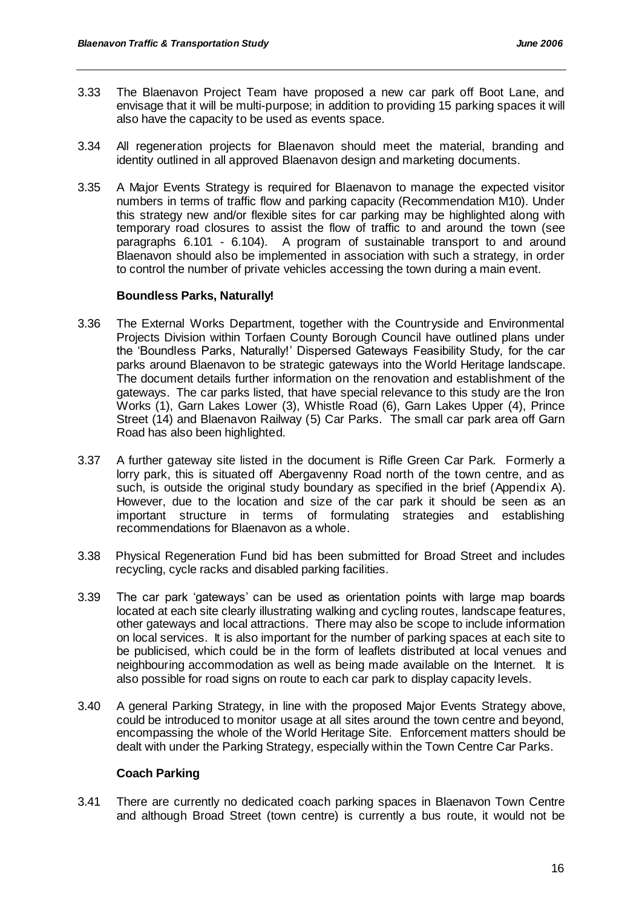3.33 The Blaenavon Project Team have proposed a new car park off Boot Lane, and envisage that it will be multi-purpose; in addition to providing 15 parking spaces it will also have the capacity to be used as events space.

3.34 All regeneration projects for Blaenavon should meet the material, branding and identity outlined in all approved Blaenavon design and marketing documents.

3.35 A Major Events Strategy is required for Blaenavon to manage the expected visitor numbers in terms of traffic flow and parking capacity (Recommendation M10). Under this strategy new and/or flexible sites for car parking may be highlighted along with temporary road closures to assist the flow of traffic to and around the town (see paragraphs 6.101 - 6.104). A program of sustainable transport to and around Blaenavon should also be implemented in association with such a strategy, in order to control the number of private vehicles accessing the town during a main event.

**Boundless Parks, Naturally!**

3.36 The External Works Department, together with the Countryside and Environmental Projects Division within Torfaen County Borough Council have outlined plans under the 'Boundless Parks, Naturally!' Dispersed Gateways Feasibility Study, for the car parks around Blaenavon to be strategic gateways into the World Heritage landscape. The document details further information on the renovation and establishment of the gateways. The car parks listed, that have special relevance to this study are the Iron Works (1), Garn Lakes Lower (3), Whistle Road (6), Garn Lakes Upper (4), Prince Street (14) and Blaenavon Railway (5) Car Parks. The small car park area off Garn Road has also been highlighted.

3.37 A further gateway site listed in the document is Rifle Green Car Park. Formerly a lorry park, this is situated off Abergavenny Road north of the town centre, and as such, is outside the original study boundary as specified in the brief (Appendix A). However, due to the location and size of the car park it should be seen as an important structure in terms of formulating strategies and establishing recommendations for Blaenavon as a whole.

3.38 Physical Regeneration Fund bid has been submitted for Broad Street and includes recycling, cycle racks and disabled parking facilities.

3.39 The car park 'gateways' can be used as orientation points with large map boards located at each site clearly illustrating walking and cycling routes, landscape features, other gateways and local attractions. There may also be scope to include information on local services. It is also important for the number of parking spaces at each site to be publicised, which could be in the form of leaflets distributed at local venues and neighbouring accommodation as well as being made available on the Internet. It is also possible for road signs on route to each car park to display capacity levels.

3.40 A general Parking Strategy, in line with the proposed Major Events Strategy above, could be introduced to monitor usage at all sites around the town centre and beyond, encompassing the whole of the World Heritage Site. Enforcement matters should be dealt with under the Parking Strategy, especially within the Town Centre Car Parks.

**Coach Parking**

3.41 There are currently no dedicated coach parking spaces in Blaenavon Town Centre and although Broad Street (town centre) is currently a bus route, it would not be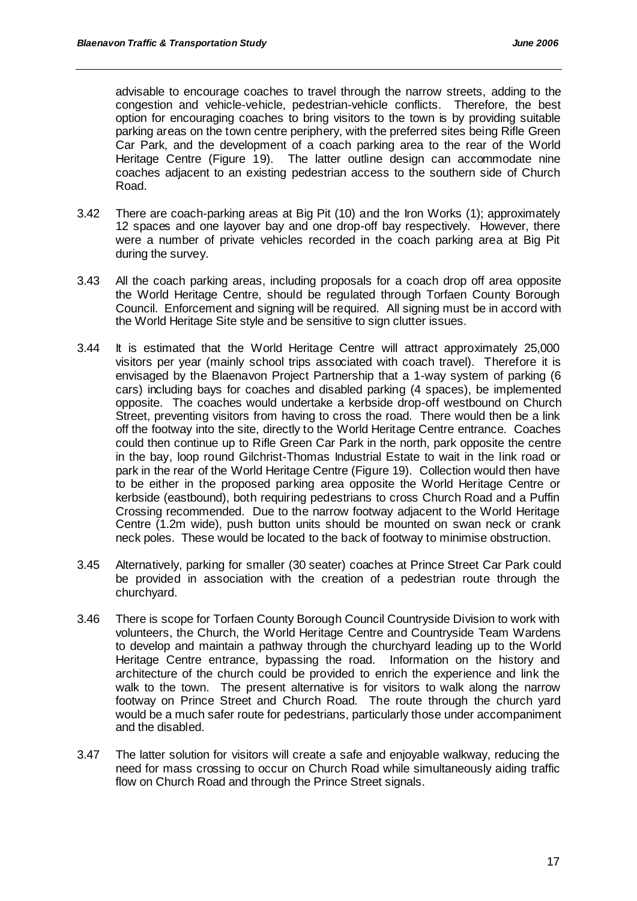advisable to encourage coaches to travel through the narrow streets, adding to the congestion and vehicle-vehicle, pedestrian-vehicle conflicts. Therefore, the best option for encouraging coaches to bring visitors to the town is by providing suitable parking areas on the town centre periphery, with the preferred sites being Rifle Green Car Park, and the development of a coach parking area to the rear of the World Heritage Centre (Figure 19). The latter outline design can accommodate nine coaches adjacent to an existing pedestrian access to the southern side of Church Road.

3.42 There are coach-parking areas at Big Pit (10) and the Iron Works (1); approximately 12 spaces and one layover bay and one drop-off bay respectively. However, there were a number of private vehicles recorded in the coach parking area at Big Pit during the survey.

3.43 All the coach parking areas, including proposals for a coach drop off area opposite the World Heritage Centre, should be regulated through Torfaen County Borough Council. Enforcement and signing will be required. All signing must be in accord with the World Heritage Site style and be sensitive to sign clutter issues.

3.44 It is estimated that the World Heritage Centre will attract approximately 25,000 visitors per year (mainly school trips associated with coach travel). Therefore it is envisaged by the Blaenavon Project Partnership that a 1-way system of parking (6 cars) including bays for coaches and disabled parking (4 spaces), be implemented opposite. The coaches would undertake a kerbside drop-off westbound on Church Street, preventing visitors from having to cross the road. There would then be a link off the footway into the site, directly to the World Heritage Centre entrance. Coaches could then continue up to Rifle Green Car Park in the north, park opposite the centre in the bay, loop round Gilchrist-Thomas Industrial Estate to wait in the link road or park in the rear of the World Heritage Centre (Figure 19). Collection would then have to be either in the proposed parking area opposite the World Heritage Centre or kerbside (eastbound), both requiring pedestrians to cross Church Road and a Puffin Crossing recommended. Due to the narrow footway adjacent to the World Heritage Centre (1.2m wide), push button units should be mounted on swan neck or crank neck poles. These would be located to the back of footway to minimise obstruction.

3.45 Alternatively, parking for smaller (30 seater) coaches at Prince Street Car Park could be provided in association with the creation of a pedestrian route through the churchyard.

3.46 There is scope for Torfaen County Borough Council Countryside Division to work with volunteers, the Church, the World Heritage Centre and Countryside Team Wardens to develop and maintain a pathway through the churchyard leading up to the World Heritage Centre entrance, bypassing the road. Information on the history and architecture of the church could be provided to enrich the experience and link the walk to the town. The present alternative is for visitors to walk along the narrow footway on Prince Street and Church Road. The route through the church yard would be a much safer route for pedestrians, particularly those under accompaniment and the disabled.

3.47 The latter solution for visitors will create a safe and enjoyable walkway, reducing the need for mass crossing to occur on Church Road while simultaneously aiding traffic flow on Church Road and through the Prince Street signals.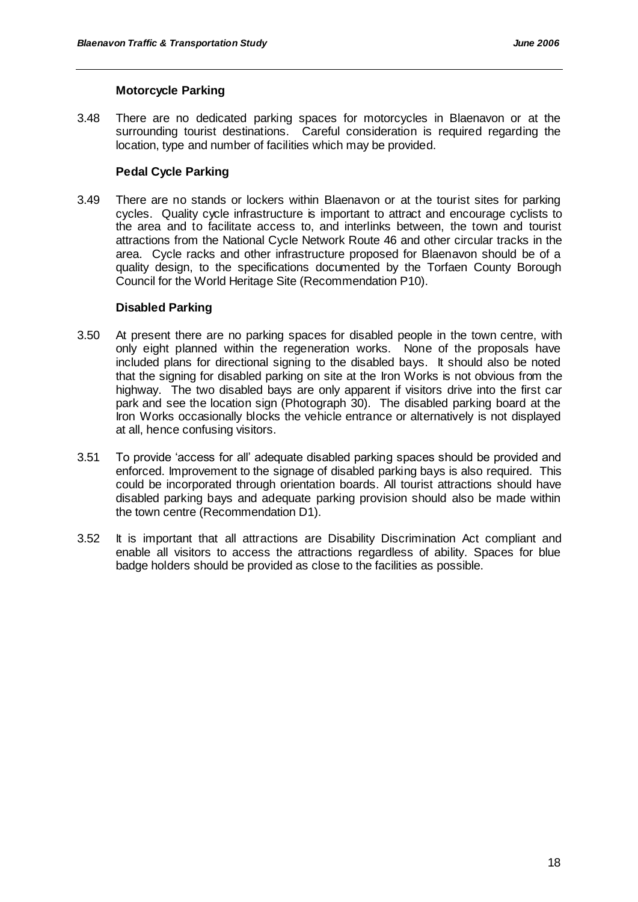### Motorcycle Parking

3.48 There are no dedicated parking spaces for motorcycles in Blaenavon or at the surrounding tourist destinations. Careful consideration is required regarding the location, type and number of facilities which may be provided.

### Pedal Cycle Parking

3.49 There are no stands or lockers within Blaenavon or at the tourist sites for parking cycles. Quality cycle infrastructure is important to attract and encourage cyclists to the area and to facilitate access to, and interlinks between, the town and tourist attractions from the National Cycle Network Route 46 and other circular tracks in the area. Cycle racks and other infrastructure proposed for Blaenavon should be of a quality design, to the specifications documented by the Torfaen County Borough Council for the World Heritage Site (Recommendation P10).

### Disabled Parking

3.50 At present there are no parking spaces for disabled people in the town centre, with only eight planned within the regeneration works. None of the proposals have included plans for directional signing to the disabled bays. It should also be noted that the signing for disabled parking on site at the Iron Works is not obvious from the highway. The two disabled bays are only apparent if visitors drive into the first car park and see the location sign (Photograph 30). The disabled parking board at the Iron Works occasionally blocks the vehicle entrance or alternatively is not displayed at all, hence confusing visitors.

3.51 To provide 'access for all' adequate disabled parking spaces should be provided and enforced. Improvement to the signage of disabled parking bays is also required. This could be incorporated through orientation boards. All tourist attractions should have disabled parking bays and adequate parking provision should also be made within the town centre (Recommendation D1).

3.52 It is important that all attractions are Disability Discrimination Act compliant and enable all visitors to access the attractions regardless of ability. Spaces for blue badge holders should be provided as close to the facilities as possible.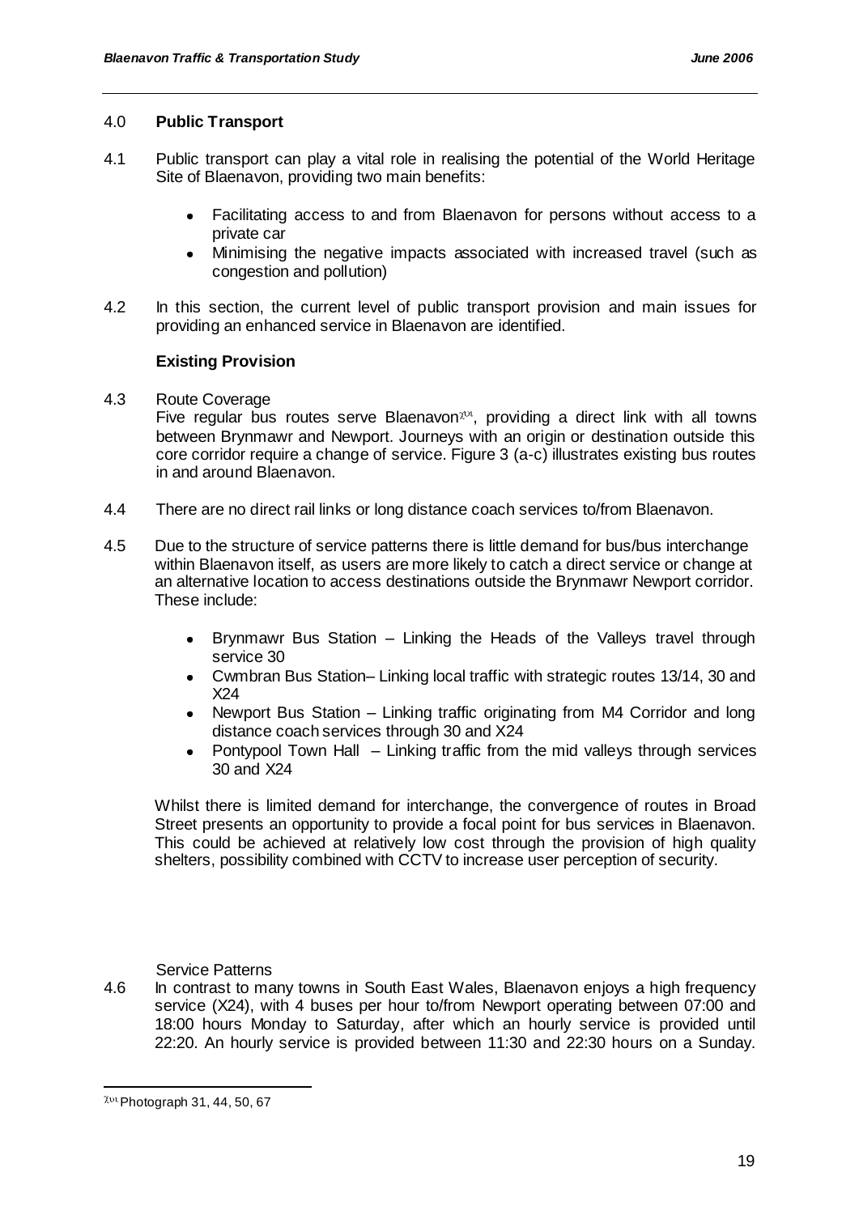## 4.0 **Public Transport**

4.1 Public transport can play a vital role in realising the potential of the World Heritage Site of Blaenavon, providing two main benefits:

- Facilitating access to and from Blaenavon for persons without access to a private car
- Minimising the negative impacts associated with increased travel (such as congestion and pollution)

4.2 In this section, the current level of public transport provision and main issues for providing an enhanced service in Blaenavon are identified.

### **Existing Provision**

4.3 Route Coverage
Five regular bus routes serve Blaenavon[xvi], providing a direct link with all towns between Brynmawr and Newport. Journeys with an origin or destination outside this core corridor require a change of service. Figure 3 (a-c) illustrates existing bus routes in and around Blaenavon.

4.4 There are no direct rail links or long distance coach services to/from Blaenavon.

4.5 Due to the structure of service patterns there is little demand for bus/bus interchange within Blaenavon itself, as users are more likely to catch a direct service or change at an alternative location to access destinations outside the Brynmawr Newport corridor. These include:

- Brynmawr Bus Station – Linking the Heads of the Valleys travel through service 30
- Cwmbran Bus Station– Linking local traffic with strategic routes 13/14, 30 and X24
- Newport Bus Station – Linking traffic originating from M4 Corridor and long distance coach services through 30 and X24
- Pontypool Town Hall – Linking traffic from the mid valleys through services 30 and X24

Whilst there is limited demand for interchange, the convergence of routes in Broad Street presents an opportunity to provide a focal point for bus services in Blaenavon. This could be achieved at relatively low cost through the provision of high quality shelters, possibility combined with CCTV to increase user perception of security.

Service Patterns

4.6 In contrast to many towns in South East Wales, Blaenavon enjoys a high frequency service (X24), with 4 buses per hour to/from Newport operating between 07:00 and 18:00 hours Monday to Saturday, after which an hourly service is provided until 22:20. An hourly service is provided between 11:30 and 22:30 hours on a Sunday.

---

[xvi] Photograph 31, 44, 50, 67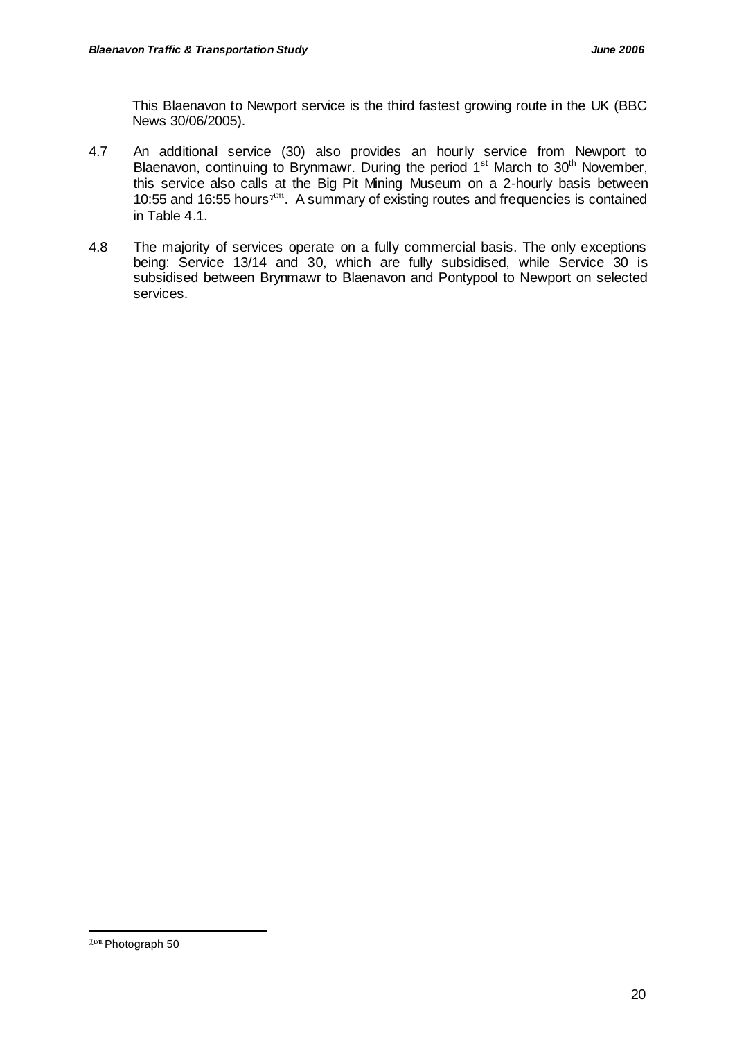This Blaenavon to Newport service is the third fastest growing route in the UK (BBC News 30/06/2005).

4.7 An additional service (30) also provides an hourly service from Newport to Blaenavon, continuing to Brynmawr. During the period 1st March to 30th November, this service also calls at the Big Pit Mining Museum on a 2-hourly basis between 10:55 and 16:55 hours[xvii]. A summary of existing routes and frequencies is contained in Table 4.1.

4.8 The majority of services operate on a fully commercial basis. The only exceptions being: Service 13/14 and 30, which are fully subsidised, while Service 30 is subsidised between Brynmawr to Blaenavon and Pontypool to Newport on selected services.

---

[xvii] Photograph 50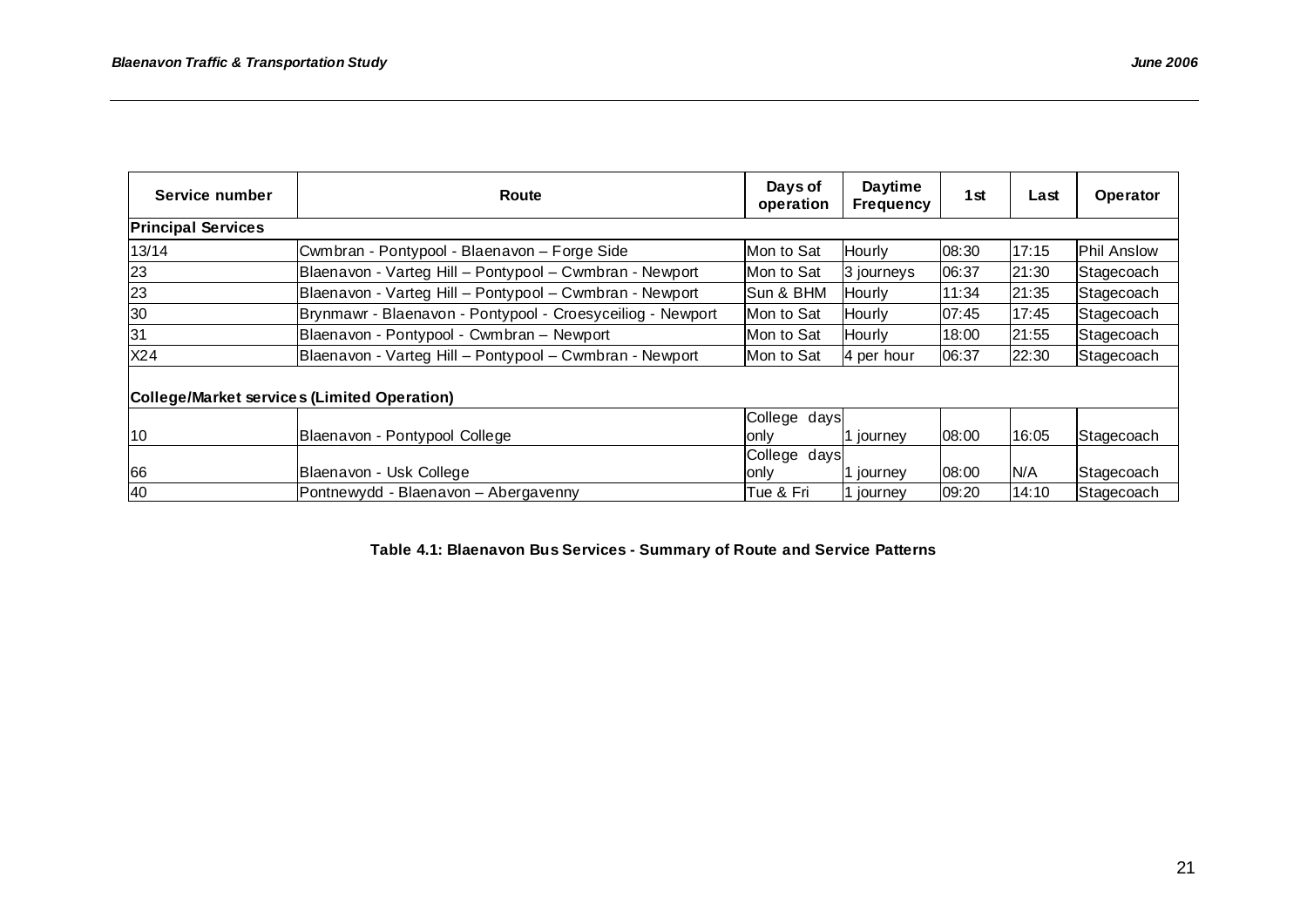| Service number | Route | Days of operation | Daytime Frequency | 1st | Last | Operator |
|---|---|---|---|---|---|---|
| **Principal Services** | | | | | | |
| 13/14 | Cwmbran - Pontypool - Blaenavon – Forge Side | Mon to Sat | Hourly | 08:30 | 17:15 | Phil Anslow |
| 23 | Blaenavon - Varteg Hill – Pontypool – Cwmbran - Newport | Mon to Sat | 3 journeys | 06:37 | 21:30 | Stagecoach |
| 23 | Blaenavon - Varteg Hill – Pontypool – Cwmbran - Newport | Sun & BHM | Hourly | 11:34 | 21:35 | Stagecoach |
| 30 | Brynmawr - Blaenavon - Pontypool - Croesyceiliog - Newport | Mon to Sat | Hourly | 07:45 | 17:45 | Stagecoach |
| 31 | Blaenavon - Pontypool - Cwmbran – Newport | Mon to Sat | Hourly | 18:00 | 21:55 | Stagecoach |
| X24 | Blaenavon - Varteg Hill – Pontypool – Cwmbran - Newport | Mon to Sat | 4 per hour | 06:37 | 22:30 | Stagecoach |
| **College/Market services (Limited Operation)** | | | | | | |
| 10 | Blaenavon - Pontypool College | College days only | 1 journey | 08:00 | 16:05 | Stagecoach |
| 66 | Blaenavon - Usk College | College days only | 1 journey | 08:00 | N/A | Stagecoach |
| 40 | Pontnewydd - Blaenavon – Abergavenny | Tue & Fri | 1 journey | 09:20 | 14:10 | Stagecoach |

**Table 4.1: Blaenavon Bus Services - Summary of Route and Service Patterns**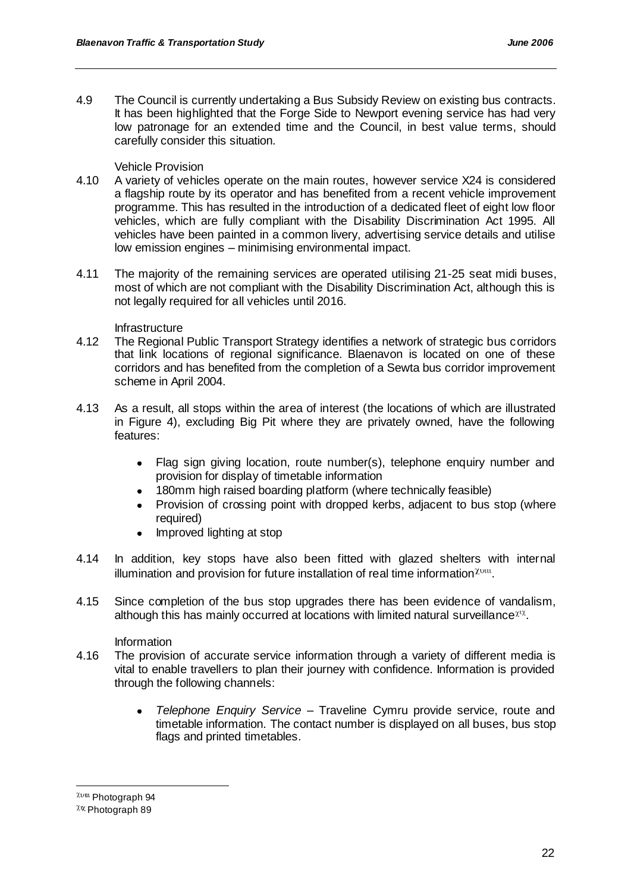4.9 The Council is currently undertaking a Bus Subsidy Review on existing bus contracts. It has been highlighted that the Forge Side to Newport evening service has had very low patronage for an extended time and the Council, in best value terms, should carefully consider this situation.

Vehicle Provision

4.10 A variety of vehicles operate on the main routes, however service X24 is considered a flagship route by its operator and has benefited from a recent vehicle improvement programme. This has resulted in the introduction of a dedicated fleet of eight low floor vehicles, which are fully compliant with the Disability Discrimination Act 1995. All vehicles have been painted in a common livery, advertising service details and utilise low emission engines – minimising environmental impact.

4.11 The majority of the remaining services are operated utilising 21-25 seat midi buses, most of which are not compliant with the Disability Discrimination Act, although this is not legally required for all vehicles until 2016.

Infrastructure

4.12 The Regional Public Transport Strategy identifies a network of strategic bus corridors that link locations of regional significance. Blaenavon is located on one of these corridors and has benefited from the completion of a Sewta bus corridor improvement scheme in April 2004.

4.13 As a result, all stops within the area of interest (the locations of which are illustrated in Figure 4), excluding Big Pit where they are privately owned, have the following features:

- Flag sign giving location, route number(s), telephone enquiry number and provision for display of timetable information
- 180mm high raised boarding platform (where technically feasible)
- Provision of crossing point with dropped kerbs, adjacent to bus stop (where required)
- Improved lighting at stop

4.14 In addition, key stops have also been fitted with glazed shelters with internal illumination and provision for future installation of real time information[xviii].

4.15 Since completion of the bus stop upgrades there has been evidence of vandalism, although this has mainly occurred at locations with limited natural surveillance[xix].

Information

4.16 The provision of accurate service information through a variety of different media is vital to enable travellers to plan their journey with confidence. Information is provided through the following channels:

- *Telephone Enquiry Service* – Traveline Cymru provide service, route and timetable information. The contact number is displayed on all buses, bus stop flags and printed timetables.

---

[xviii] Photograph 94

[xix] Photograph 89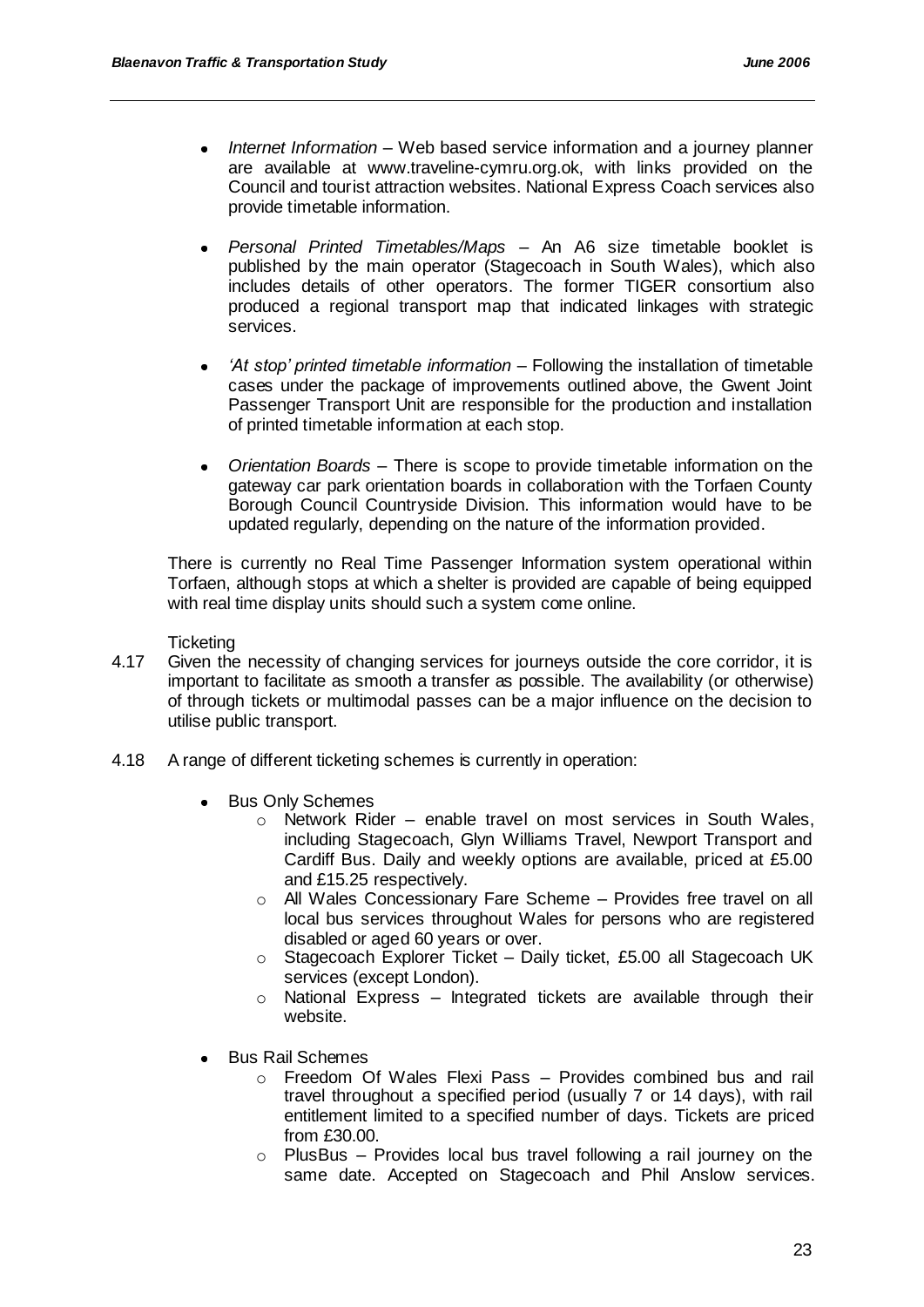- *Internet Information* – Web based service information and a journey planner are available at www.traveline-cymru.org.ok, with links provided on the Council and tourist attraction websites. National Express Coach services also provide timetable information.

- *Personal Printed Timetables/Maps* – An A6 size timetable booklet is published by the main operator (Stagecoach in South Wales), which also includes details of other operators. The former TIGER consortium also produced a regional transport map that indicated linkages with strategic services.

- *'At stop' printed timetable information* – Following the installation of timetable cases under the package of improvements outlined above, the Gwent Joint Passenger Transport Unit are responsible for the production and installation of printed timetable information at each stop.

- *Orientation Boards* – There is scope to provide timetable information on the gateway car park orientation boards in collaboration with the Torfaen County Borough Council Countryside Division. This information would have to be updated regularly, depending on the nature of the information provided.

There is currently no Real Time Passenger Information system operational within Torfaen, although stops at which a shelter is provided are capable of being equipped with real time display units should such a system come online.

Ticketing

4.17 Given the necessity of changing services for journeys outside the core corridor, it is important to facilitate as smooth a transfer as possible. The availability (or otherwise) of through tickets or multimodal passes can be a major influence on the decision to utilise public transport.

4.18 A range of different ticketing schemes is currently in operation:

- Bus Only Schemes
  - Network Rider – enable travel on most services in South Wales, including Stagecoach, Glyn Williams Travel, Newport Transport and Cardiff Bus. Daily and weekly options are available, priced at £5.00 and £15.25 respectively.
  - All Wales Concessionary Fare Scheme – Provides free travel on all local bus services throughout Wales for persons who are registered disabled or aged 60 years or over.
  - Stagecoach Explorer Ticket – Daily ticket, £5.00 all Stagecoach UK services (except London).
  - National Express – Integrated tickets are available through their website.

- Bus Rail Schemes
  - Freedom Of Wales Flexi Pass – Provides combined bus and rail travel throughout a specified period (usually 7 or 14 days), with rail entitlement limited to a specified number of days. Tickets are priced from £30.00.
  - PlusBus – Provides local bus travel following a rail journey on the same date. Accepted on Stagecoach and Phil Anslow services.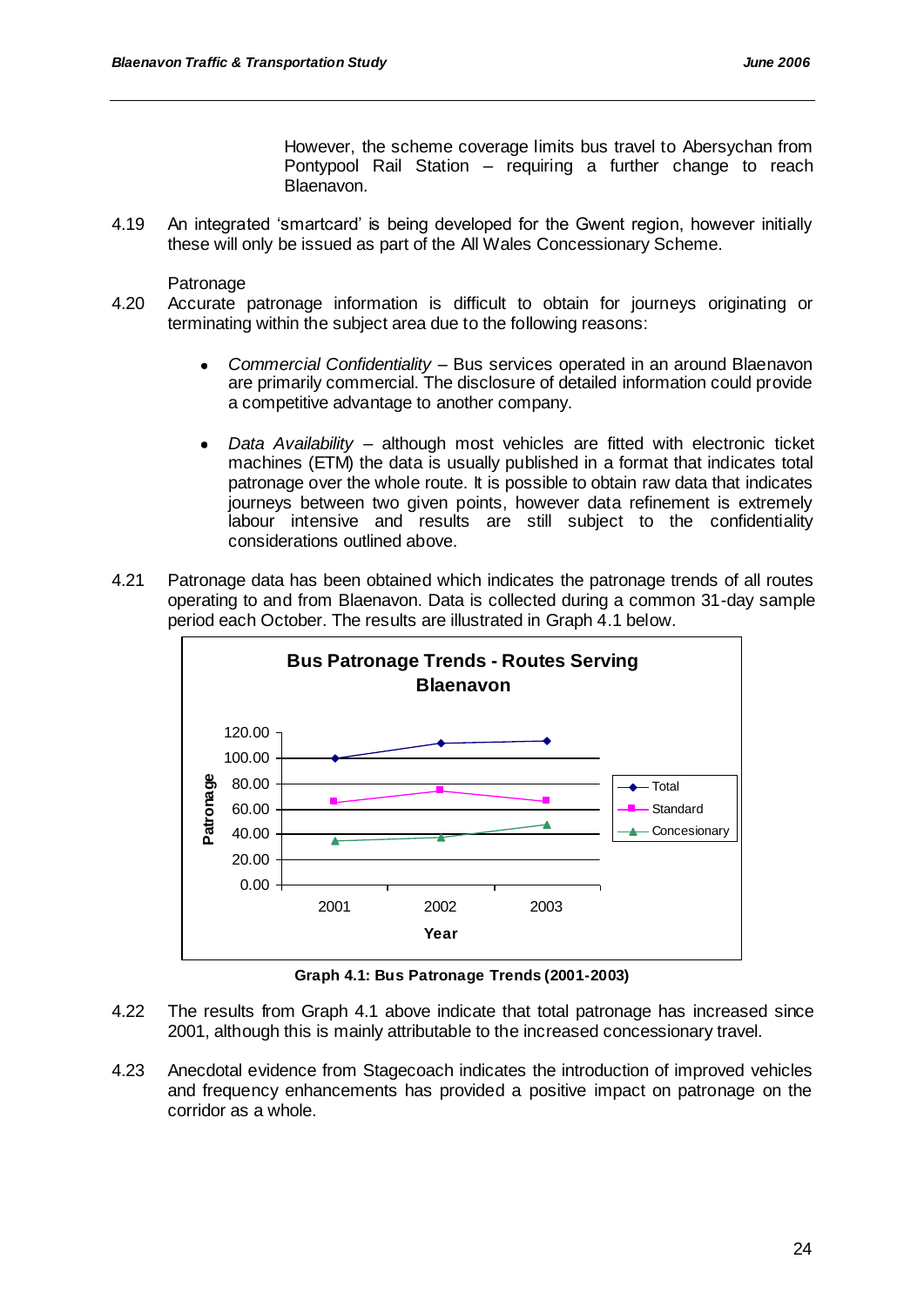However, the scheme coverage limits bus travel to Abersychan from Pontypool Rail Station – requiring a further change to reach Blaenavon.

4.19 An integrated 'smartcard' is being developed for the Gwent region, however initially these will only be issued as part of the All Wales Concessionary Scheme.

Patronage

4.20 Accurate patronage information is difficult to obtain for journeys originating or terminating within the subject area due to the following reasons:

- *Commercial Confidentiality* – Bus services operated in an around Blaenavon are primarily commercial. The disclosure of detailed information could provide a competitive advantage to another company.

- *Data Availability* – although most vehicles are fitted with electronic ticket machines (ETM) the data is usually published in a format that indicates total patronage over the whole route. It is possible to obtain raw data that indicates journeys between two given points, however data refinement is extremely labour intensive and results are still subject to the confidentiality considerations outlined above.

4.21 Patronage data has been obtained which indicates the patronage trends of all routes operating to and from Blaenavon. Data is collected during a common 31-day sample period each October. The results are illustrated in Graph 4.1 below.

**Bus Patronage Trends - Routes Serving Blaenavon**

**Graph 4.1: Bus Patronage Trends (2001-2003)**

4.22 The results from Graph 4.1 above indicate that total patronage has increased since 2001, although this is mainly attributable to the increased concessionary travel.

4.23 Anecdotal evidence from Stagecoach indicates the introduction of improved vehicles and frequency enhancements has provided a positive impact on patronage on the corridor as a whole.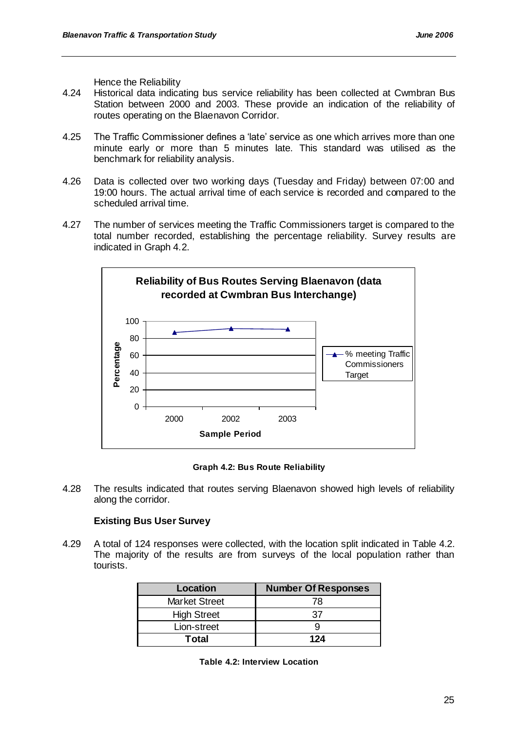Hence the Reliability

4.24 Historical data indicating bus service reliability has been collected at Cwmbran Bus Station between 2000 and 2003. These provide an indication of the reliability of routes operating on the Blaenavon Corridor.

4.25 The Traffic Commissioner defines a 'late' service as one which arrives more than one minute early or more than 5 minutes late. This standard was utilised as the benchmark for reliability analysis.

4.26 Data is collected over two working days (Tuesday and Friday) between 07:00 and 19:00 hours. The actual arrival time of each service is recorded and compared to the scheduled arrival time.

4.27 The number of services meeting the Traffic Commissioners target is compared to the total number recorded, establishing the percentage reliability. Survey results are indicated in Graph 4.2.

**Reliability of Bus Routes Serving Blaenavon (data recorded at Cwmbran Bus Interchange)**

**Graph 4.2: Bus Route Reliability**

4.28 The results indicated that routes serving Blaenavon showed high levels of reliability along the corridor.

**Existing Bus User Survey**

4.29 A total of 124 responses were collected, with the location split indicated in Table 4.2. The majority of the results are from surveys of the local population rather than tourists.

| Location | Number Of Responses |
|---|---|
| Market Street | 78 |
| High Street | 37 |
| Lion-street | 9 |
| **Total** | **124** |

**Table 4.2: Interview Location**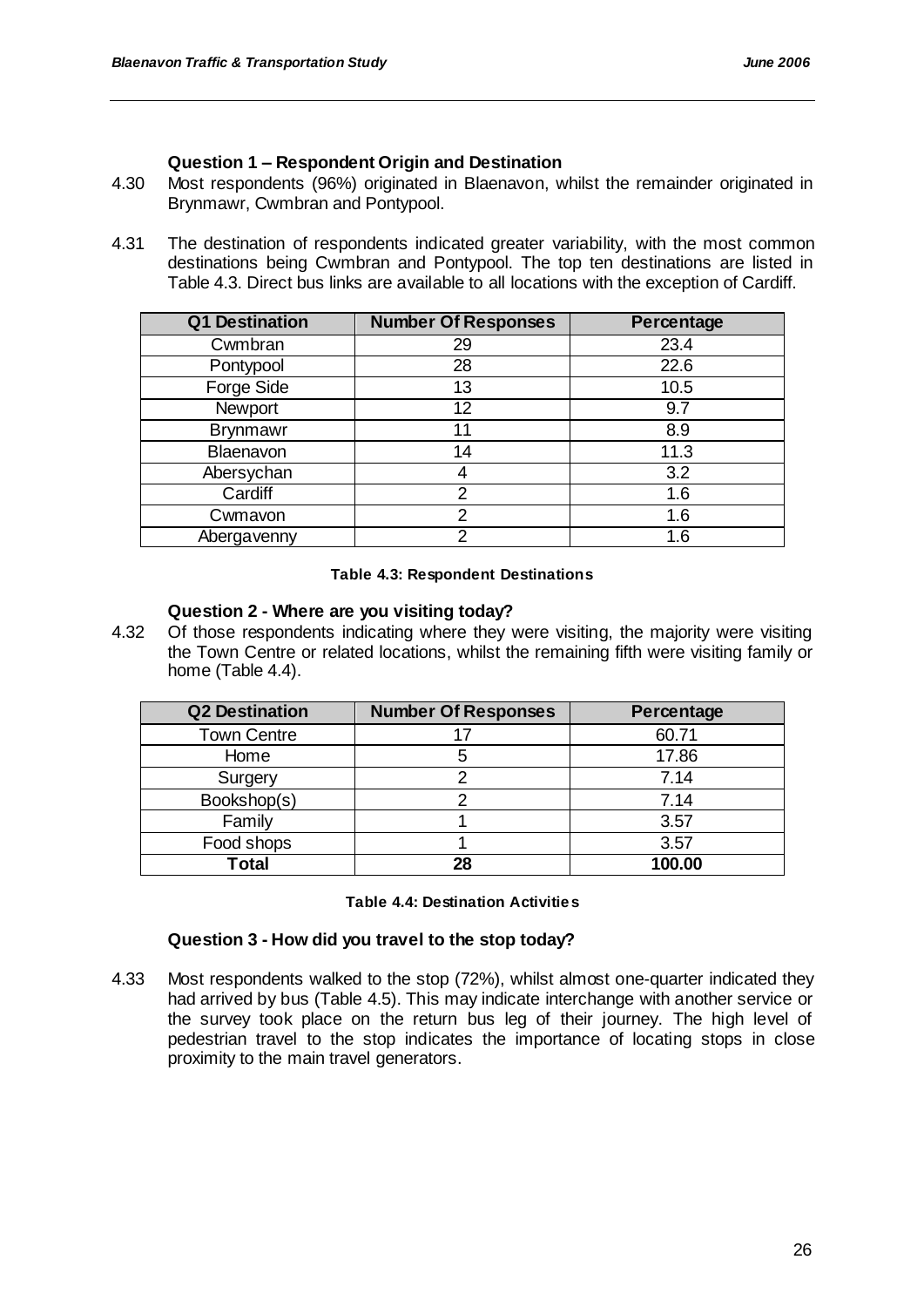**Question 1 – Respondent Origin and Destination**

4.30 Most respondents (96%) originated in Blaenavon, whilst the remainder originated in Brynmawr, Cwmbran and Pontypool.

4.31 The destination of respondents indicated greater variability, with the most common destinations being Cwmbran and Pontypool. The top ten destinations are listed in Table 4.3. Direct bus links are available to all locations with the exception of Cardiff.

| Q1 Destination | Number Of Responses | Percentage |
|---|---|---|
| Cwmbran | 29 | 23.4 |
| Pontypool | 28 | 22.6 |
| Forge Side | 13 | 10.5 |
| Newport | 12 | 9.7 |
| Brynmawr | 11 | 8.9 |
| Blaenavon | 14 | 11.3 |
| Abersychan | 4 | 3.2 |
| Cardiff | 2 | 1.6 |
| Cwmavon | 2 | 1.6 |
| Abergavenny | 2 | 1.6 |

**Table 4.3: Respondent Destinations**

**Question 2 - Where are you visiting today?**

4.32 Of those respondents indicating where they were visiting, the majority were visiting the Town Centre or related locations, whilst the remaining fifth were visiting family or home (Table 4.4).

| Q2 Destination | Number Of Responses | Percentage |
|---|---|---|
| Town Centre | 17 | 60.71 |
| Home | 5 | 17.86 |
| Surgery | 2 | 7.14 |
| Bookshop(s) | 2 | 7.14 |
| Family | 1 | 3.57 |
| Food shops | 1 | 3.57 |
| **Total** | **28** | **100.00** |

**Table 4.4: Destination Activities**

**Question 3 - How did you travel to the stop today?**

4.33 Most respondents walked to the stop (72%), whilst almost one-quarter indicated they had arrived by bus (Table 4.5). This may indicate interchange with another service or the survey took place on the return bus leg of their journey. The high level of pedestrian travel to the stop indicates the importance of locating stops in close proximity to the main travel generators.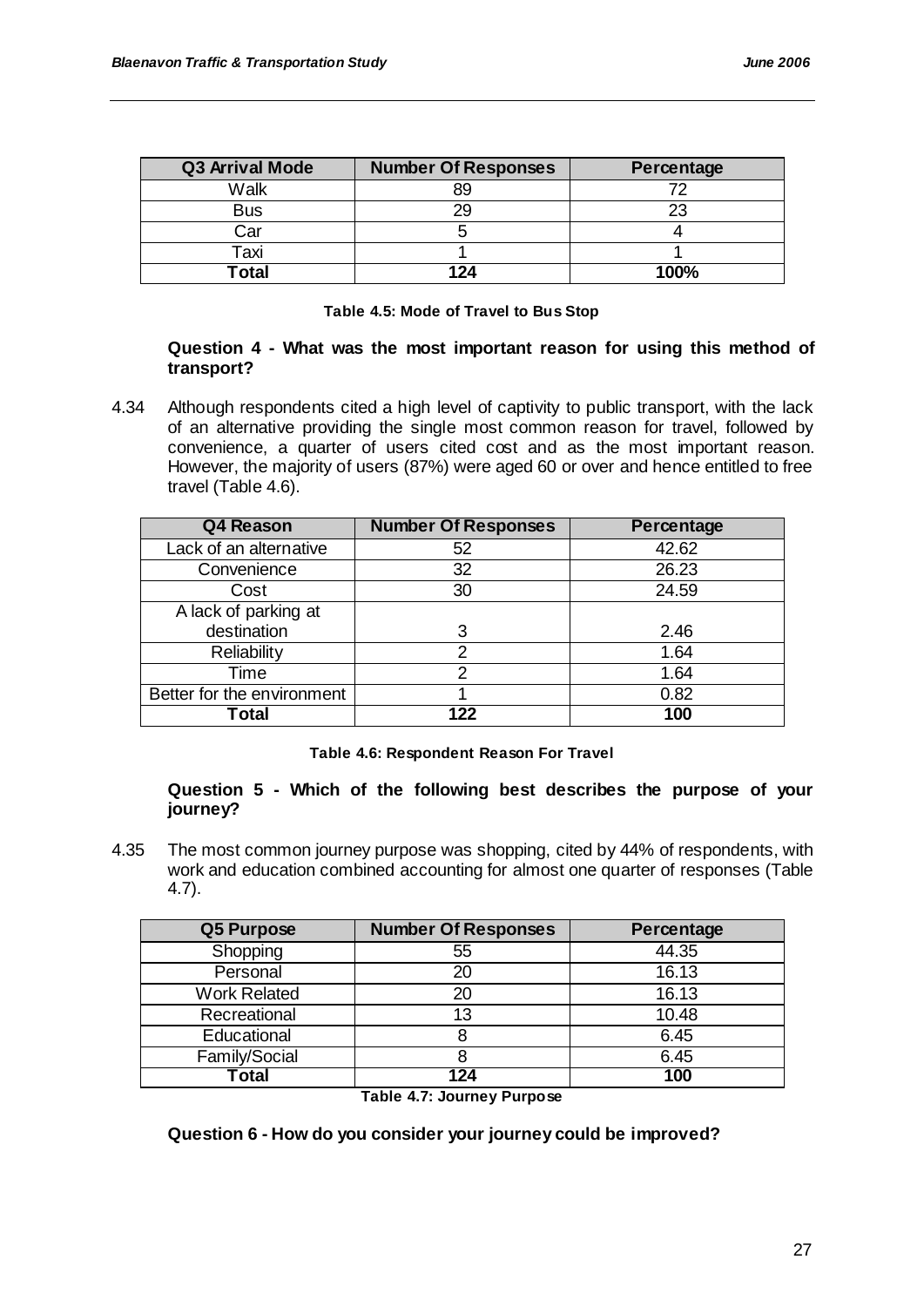| Q3 Arrival Mode | Number Of Responses | Percentage |
|---|---|---|
| Walk | 89 | 72 |
| Bus | 29 | 23 |
| Car | 5 | 4 |
| Taxi | 1 | 1 |
| **Total** | **124** | **100%** |

**Table 4.5: Mode of Travel to Bus Stop**

**Question 4 - What was the most important reason for using this method of transport?**

4.34 Although respondents cited a high level of captivity to public transport, with the lack of an alternative providing the single most common reason for travel, followed by convenience, a quarter of users cited cost and as the most important reason. However, the majority of users (87%) were aged 60 or over and hence entitled to free travel (Table 4.6).

| Q4 Reason | Number Of Responses | Percentage |
|---|---|---|
| Lack of an alternative | 52 | 42.62 |
| Convenience | 32 | 26.23 |
| Cost | 30 | 24.59 |
| A lack of parking at destination | 3 | 2.46 |
| Reliability | 2 | 1.64 |
| Time | 2 | 1.64 |
| Better for the environment | 1 | 0.82 |
| **Total** | **122** | **100** |

**Table 4.6: Respondent Reason For Travel**

**Question 5 - Which of the following best describes the purpose of your journey?**

4.35 The most common journey purpose was shopping, cited by 44% of respondents, with work and education combined accounting for almost one quarter of responses (Table 4.7).

| Q5 Purpose | Number Of Responses | Percentage |
|---|---|---|
| Shopping | 55 | 44.35 |
| Personal | 20 | 16.13 |
| Work Related | 20 | 16.13 |
| Recreational | 13 | 10.48 |
| Educational | 8 | 6.45 |
| Family/Social | 8 | 6.45 |
| **Total** | **124** | **100** |

**Table 4.7: Journey Purpose**

**Question 6 - How do you consider your journey could be improved?**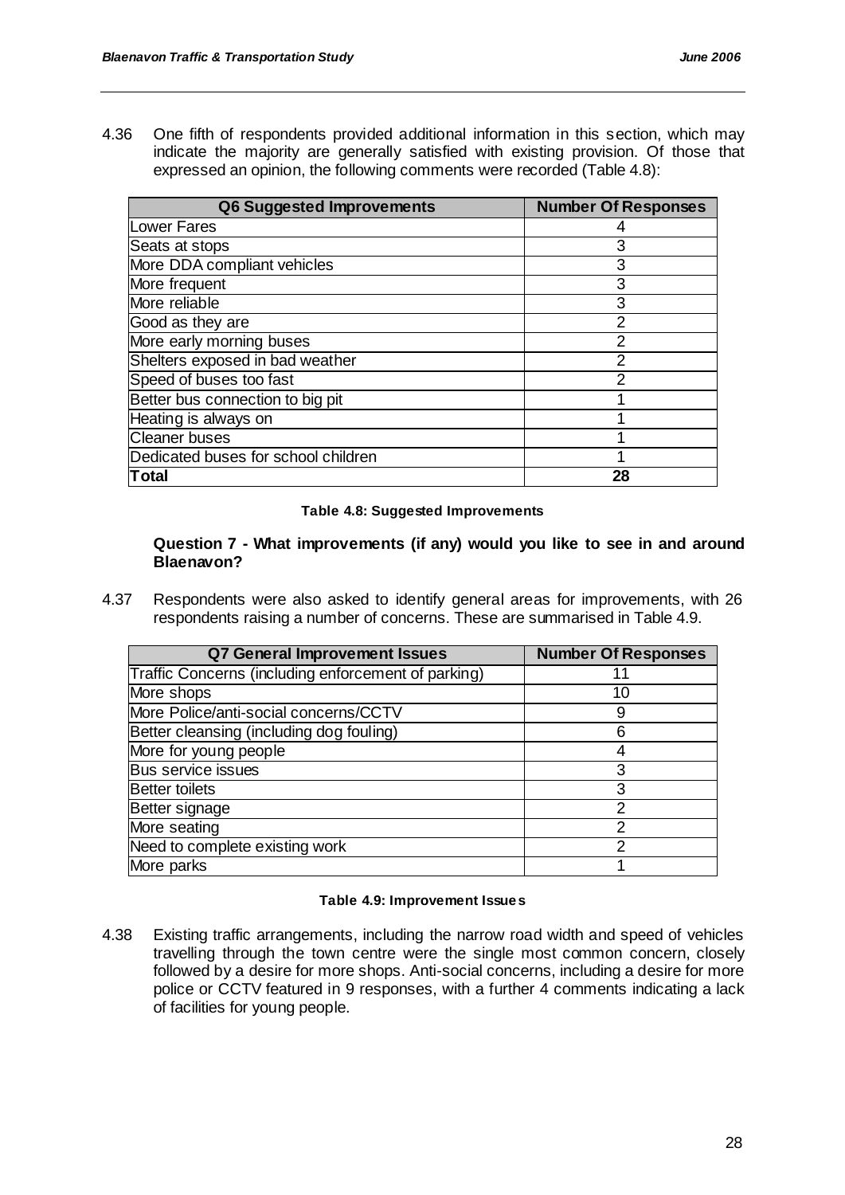4.36 One fifth of respondents provided additional information in this section, which may indicate the majority are generally satisfied with existing provision. Of those that expressed an opinion, the following comments were recorded (Table 4.8):

| Q6 Suggested Improvements | Number Of Responses |
|---|---|
| Lower Fares | 4 |
| Seats at stops | 3 |
| More DDA compliant vehicles | 3 |
| More frequent | 3 |
| More reliable | 3 |
| Good as they are | 2 |
| More early morning buses | 2 |
| Shelters exposed in bad weather | 2 |
| Speed of buses too fast | 2 |
| Better bus connection to big pit | 1 |
| Heating is always on | 1 |
| Cleaner buses | 1 |
| Dedicated buses for school children | 1 |
| **Total** | **28** |

**Table 4.8: Suggested Improvements**

**Question 7 - What improvements (if any) would you like to see in and around Blaenavon?**

4.37 Respondents were also asked to identify general areas for improvements, with 26 respondents raising a number of concerns. These are summarised in Table 4.9.

| Q7 General Improvement Issues | Number Of Responses |
|---|---|
| Traffic Concerns (including enforcement of parking) | 11 |
| More shops | 10 |
| More Police/anti-social concerns/CCTV | 9 |
| Better cleansing (including dog fouling) | 6 |
| More for young people | 4 |
| Bus service issues | 3 |
| Better toilets | 3 |
| Better signage | 2 |
| More seating | 2 |
| Need to complete existing work | 2 |
| More parks | 1 |

**Table 4.9: Improvement Issues**

4.38 Existing traffic arrangements, including the narrow road width and speed of vehicles travelling through the town centre were the single most common concern, closely followed by a desire for more shops. Anti-social concerns, including a desire for more police or CCTV featured in 9 responses, with a further 4 comments indicating a lack of facilities for young people.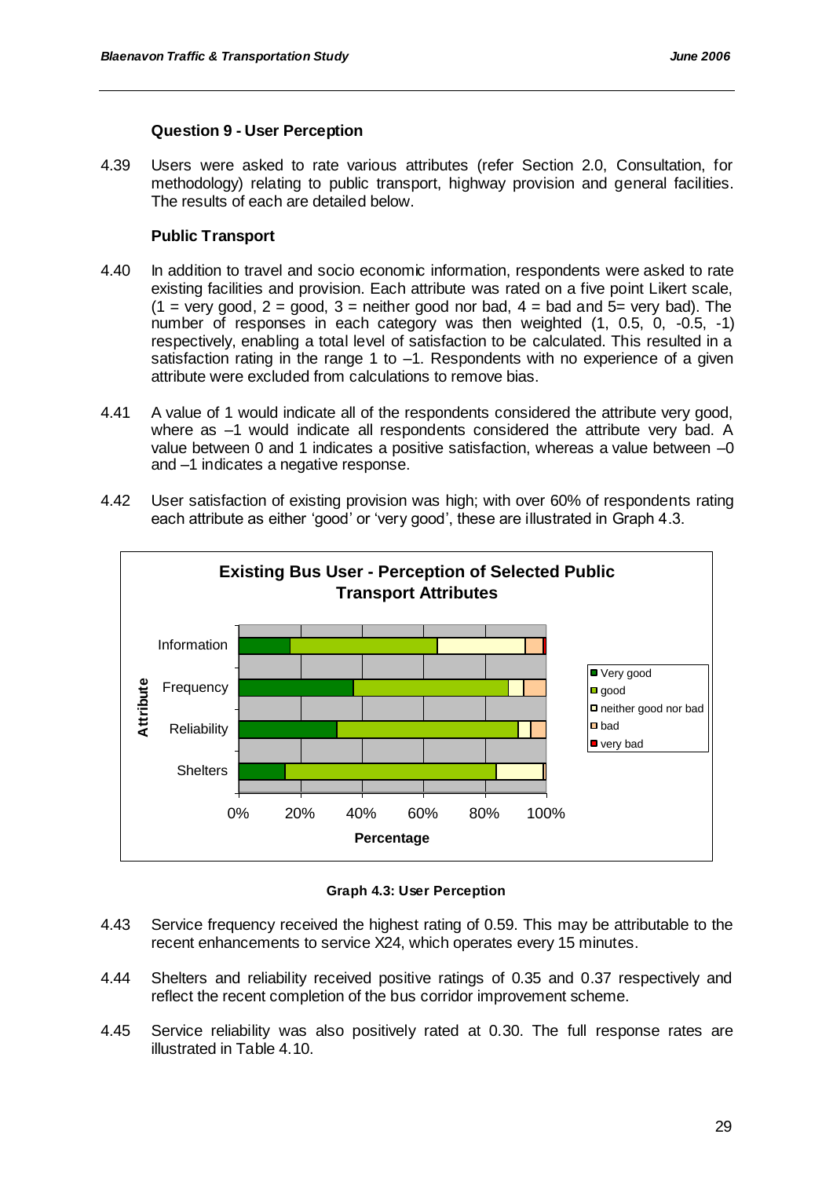### Question 9 - User Perception

4.39 Users were asked to rate various attributes (refer Section 2.0, Consultation, for methodology) relating to public transport, highway provision and general facilities. The results of each are detailed below.

### Public Transport

4.40 In addition to travel and socio economic information, respondents were asked to rate existing facilities and provision. Each attribute was rated on a five point Likert scale, (1 = very good, 2 = good, 3 = neither good nor bad, 4 = bad and 5= very bad). The number of responses in each category was then weighted (1, 0.5, 0, -0.5, -1) respectively, enabling a total level of satisfaction to be calculated. This resulted in a satisfaction rating in the range 1 to –1. Respondents with no experience of a given attribute were excluded from calculations to remove bias.

4.41 A value of 1 would indicate all of the respondents considered the attribute very good, where as –1 would indicate all respondents considered the attribute very bad. A value between 0 and 1 indicates a positive satisfaction, whereas a value between –0 and –1 indicates a negative response.

4.42 User satisfaction of existing provision was high; with over 60% of respondents rating each attribute as either 'good' or 'very good', these are illustrated in Graph 4.3.

**Graph 4.3: User Perception**

4.43 Service frequency received the highest rating of 0.59. This may be attributable to the recent enhancements to service X24, which operates every 15 minutes.

4.44 Shelters and reliability received positive ratings of 0.35 and 0.37 respectively and reflect the recent completion of the bus corridor improvement scheme.

4.45 Service reliability was also positively rated at 0.30. The full response rates are illustrated in Table 4.10.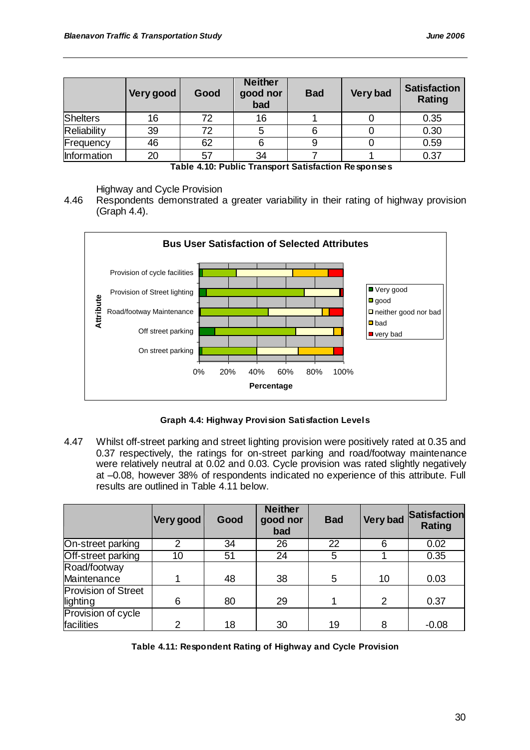|  | Very good | Good | Neither good nor bad | Bad | Very bad | Satisfaction Rating |
|---|---|---|---|---|---|---|
| Shelters | 16 | 72 | 16 | 1 | 0 | 0.35 |
| Reliability | 39 | 72 | 5 | 6 | 0 | 0.30 |
| Frequency | 46 | 62 | 6 | 9 | 0 | 0.59 |
| Information | 20 | 57 | 34 | 7 | 1 | 0.37 |

**Table 4.10: Public Transport Satisfaction Responses**

Highway and Cycle Provision

4.46 Respondents demonstrated a greater variability in their rating of highway provision (Graph 4.4).

**Graph 4.4: Highway Provision Satisfaction Levels**

4.47 Whilst off-street parking and street lighting provision were positively rated at 0.35 and 0.37 respectively, the ratings for on-street parking and road/footway maintenance were relatively neutral at 0.02 and 0.03. Cycle provision was rated slightly negatively at –0.08, however 38% of respondents indicated no experience of this attribute. Full results are outlined in Table 4.11 below.

|  | Very good | Good | Neither good nor bad | Bad | Very bad | Satisfaction Rating |
|---|---|---|---|---|---|---|
| On-street parking | 2 | 34 | 26 | 22 | 6 | 0.02 |
| Off-street parking | 10 | 51 | 24 | 5 | 1 | 0.35 |
| Road/footway Maintenance | 1 | 48 | 38 | 5 | 10 | 0.03 |
| Provision of Street lighting | 6 | 80 | 29 | 1 | 2 | 0.37 |
| Provision of cycle facilities | 2 | 18 | 30 | 19 | 8 | -0.08 |

**Table 4.11: Respondent Rating of Highway and Cycle Provision**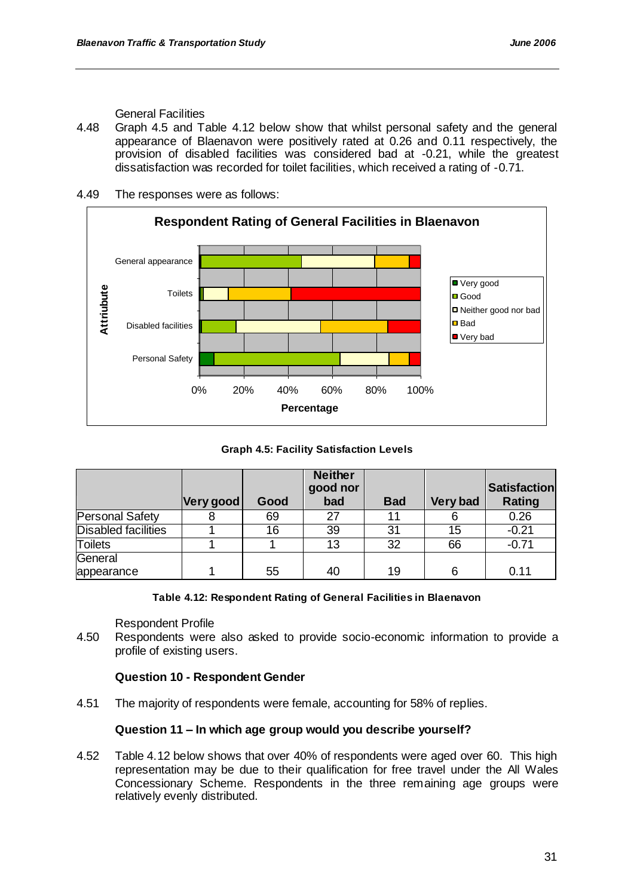General Facilities

4.48 Graph 4.5 and Table 4.12 below show that whilst personal safety and the general appearance of Blaenavon were positively rated at 0.26 and 0.11 respectively, the provision of disabled facilities was considered bad at -0.21, while the greatest dissatisfaction was recorded for toilet facilities, which received a rating of -0.71.

4.49 The responses were as follows:

**Graph 4.5: Facility Satisfaction Levels**

| | Very good | Good | Neither good nor bad | Bad | Very bad | Satisfaction Rating |
|---|---|---|---|---|---|---|
| Personal Safety | 8 | 69 | 27 | 11 | 6 | 0.26 |
| Disabled facilities | 1 | 16 | 39 | 31 | 15 | -0.21 |
| Toilets | 1 | 1 | 13 | 32 | 66 | -0.71 |
| General appearance | 1 | 55 | 40 | 19 | 6 | 0.11 |

**Table 4.12: Respondent Rating of General Facilities in Blaenavon**

Respondent Profile

4.50 Respondents were also asked to provide socio-economic information to provide a profile of existing users.

**Question 10 - Respondent Gender**

4.51 The majority of respondents were female, accounting for 58% of replies.

**Question 11 – In which age group would you describe yourself?**

4.52 Table 4.12 below shows that over 40% of respondents were aged over 60. This high representation may be due to their qualification for free travel under the All Wales Concessionary Scheme. Respondents in the three remaining age groups were relatively evenly distributed.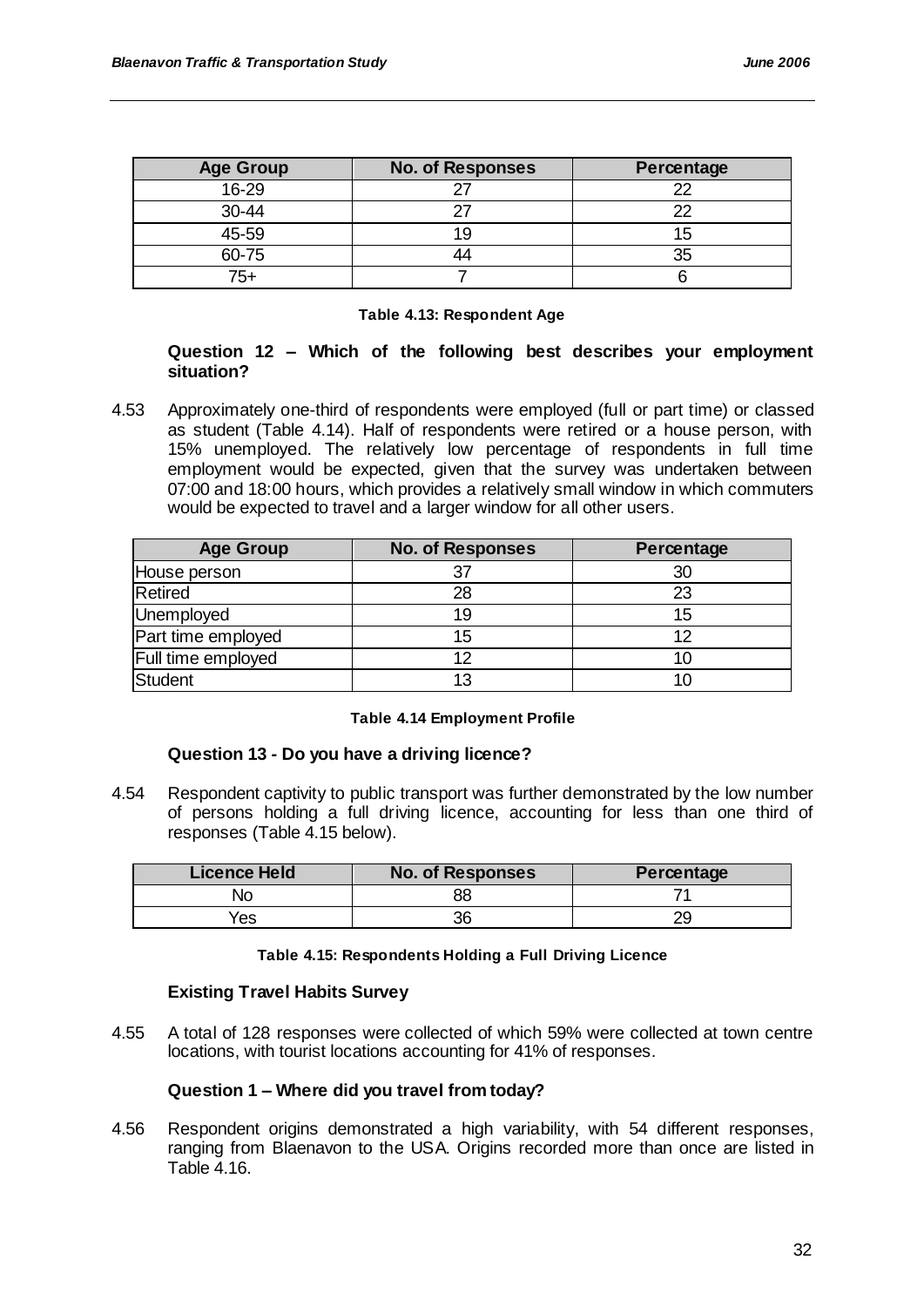| Age Group | No. of Responses | Percentage |
|---|---|---|
| 16-29 | 27 | 22 |
| 30-44 | 27 | 22 |
| 45-59 | 19 | 15 |
| 60-75 | 44 | 35 |
| 75+ | 7 | 6 |

**Table 4.13: Respondent Age**

**Question 12 – Which of the following best describes your employment situation?**

4.53 Approximately one-third of respondents were employed (full or part time) or classed as student (Table 4.14). Half of respondents were retired or a house person, with 15% unemployed. The relatively low percentage of respondents in full time employment would be expected, given that the survey was undertaken between 07:00 and 18:00 hours, which provides a relatively small window in which commuters would be expected to travel and a larger window for all other users.

| Age Group | No. of Responses | Percentage |
|---|---|---|
| House person | 37 | 30 |
| Retired | 28 | 23 |
| Unemployed | 19 | 15 |
| Part time employed | 15 | 12 |
| Full time employed | 12 | 10 |
| Student | 13 | 10 |

**Table 4.14 Employment Profile**

**Question 13 - Do you have a driving licence?**

4.54 Respondent captivity to public transport was further demonstrated by the low number of persons holding a full driving licence, accounting for less than one third of responses (Table 4.15 below).

| Licence Held | No. of Responses | Percentage |
|---|---|---|
| No | 88 | 71 |
| Yes | 36 | 29 |

**Table 4.15: Respondents Holding a Full Driving Licence**

**Existing Travel Habits Survey**

4.55 A total of 128 responses were collected of which 59% were collected at town centre locations, with tourist locations accounting for 41% of responses.

**Question 1 – Where did you travel from today?**

4.56 Respondent origins demonstrated a high variability, with 54 different responses, ranging from Blaenavon to the USA. Origins recorded more than once are listed in Table 4.16.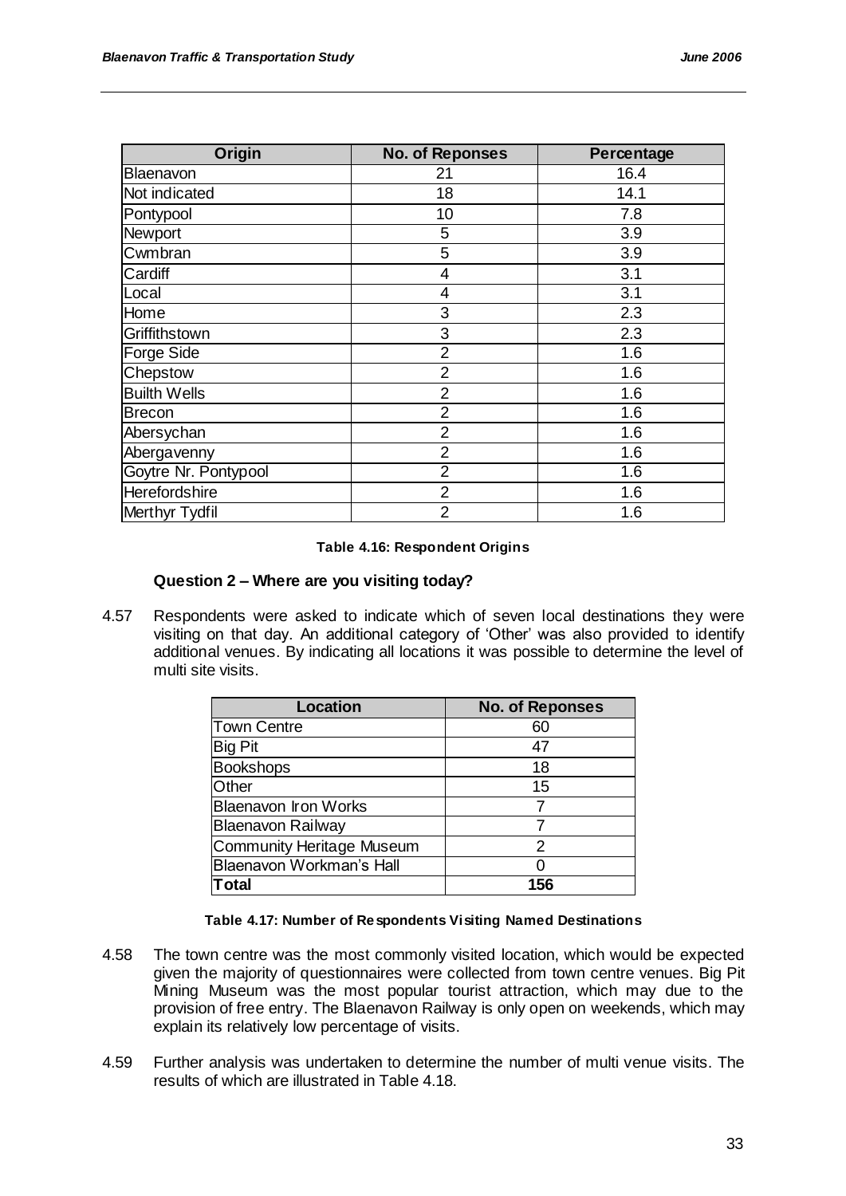| Origin | No. of Reponses | Percentage |
|---|---|---|
| Blaenavon | 21 | 16.4 |
| Not indicated | 18 | 14.1 |
| Pontypool | 10 | 7.8 |
| Newport | 5 | 3.9 |
| Cwmbran | 5 | 3.9 |
| Cardiff | 4 | 3.1 |
| Local | 4 | 3.1 |
| Home | 3 | 2.3 |
| Griffithstown | 3 | 2.3 |
| Forge Side | 2 | 1.6 |
| Chepstow | 2 | 1.6 |
| Builth Wells | 2 | 1.6 |
| Brecon | 2 | 1.6 |
| Abersychan | 2 | 1.6 |
| Abergavenny | 2 | 1.6 |
| Goytre Nr. Pontypool | 2 | 1.6 |
| Herefordshire | 2 | 1.6 |
| Merthyr Tydfil | 2 | 1.6 |

**Table 4.16: Respondent Origins**

**Question 2 – Where are you visiting today?**

4.57 Respondents were asked to indicate which of seven local destinations they were visiting on that day. An additional category of 'Other' was also provided to identify additional venues. By indicating all locations it was possible to determine the level of multi site visits.

| Location | No. of Reponses |
|---|---|
| Town Centre | 60 |
| Big Pit | 47 |
| Bookshops | 18 |
| Other | 15 |
| Blaenavon Iron Works | 7 |
| Blaenavon Railway | 7 |
| Community Heritage Museum | 2 |
| Blaenavon Workman's Hall | 0 |
| **Total** | **156** |

**Table 4.17: Number of Respondents Visiting Named Destinations**

4.58 The town centre was the most commonly visited location, which would be expected given the majority of questionnaires were collected from town centre venues. Big Pit Mining Museum was the most popular tourist attraction, which may due to the provision of free entry. The Blaenavon Railway is only open on weekends, which may explain its relatively low percentage of visits.

4.59 Further analysis was undertaken to determine the number of multi venue visits. The results of which are illustrated in Table 4.18.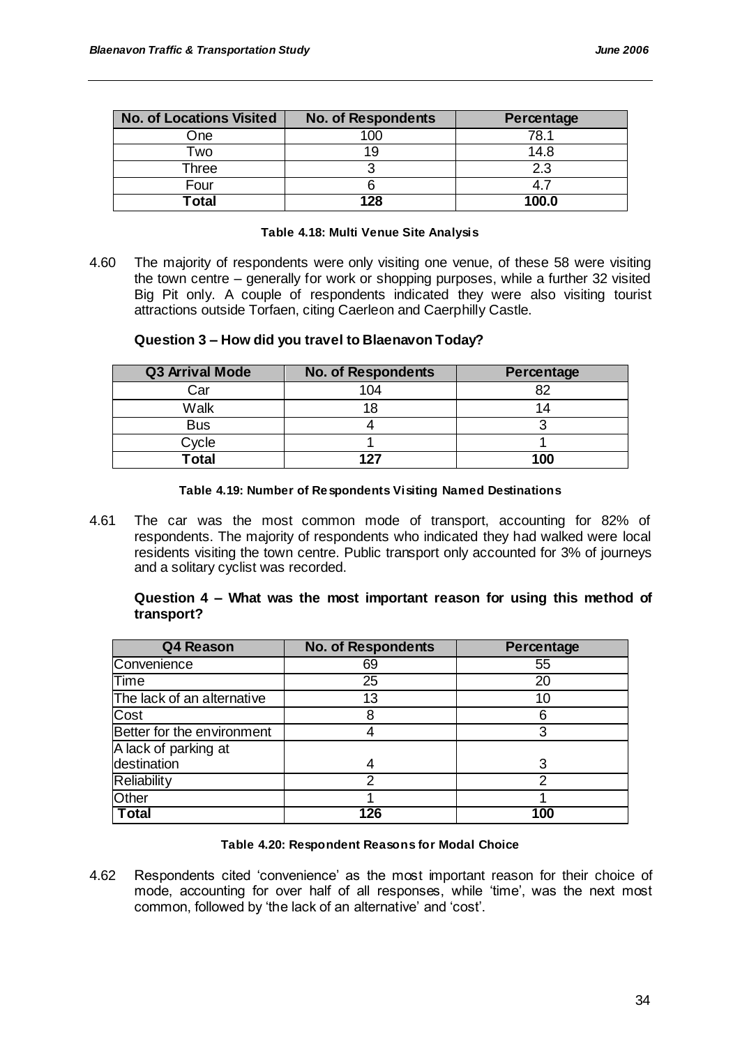| No. of Locations Visited | No. of Respondents | Percentage |
|---|---|---|
| One | 100 | 78.1 |
| Two | 19 | 14.8 |
| Three | 3 | 2.3 |
| Four | 6 | 4.7 |
| **Total** | **128** | **100.0** |

**Table 4.18: Multi Venue Site Analysis**

4.60 The majority of respondents were only visiting one venue, of these 58 were visiting the town centre – generally for work or shopping purposes, while a further 32 visited Big Pit only. A couple of respondents indicated they were also visiting tourist attractions outside Torfaen, citing Caerleon and Caerphilly Castle.

**Question 3 – How did you travel to Blaenavon Today?**

| Q3 Arrival Mode | No. of Respondents | Percentage |
|---|---|---|
| Car | 104 | 82 |
| Walk | 18 | 14 |
| Bus | 4 | 3 |
| Cycle | 1 | 1 |
| **Total** | **127** | **100** |

**Table 4.19: Number of Respondents Visiting Named Destinations**

4.61 The car was the most common mode of transport, accounting for 82% of respondents. The majority of respondents who indicated they had walked were local residents visiting the town centre. Public transport only accounted for 3% of journeys and a solitary cyclist was recorded.

**Question 4 – What was the most important reason for using this method of transport?**

| Q4 Reason | No. of Respondents | Percentage |
|---|---|---|
| Convenience | 69 | 55 |
| Time | 25 | 20 |
| The lack of an alternative | 13 | 10 |
| Cost | 8 | 6 |
| Better for the environment | 4 | 3 |
| A lack of parking at destination | 4 | 3 |
| Reliability | 2 | 2 |
| Other | 1 | 1 |
| **Total** | **126** | **100** |

**Table 4.20: Respondent Reasons for Modal Choice**

4.62 Respondents cited 'convenience' as the most important reason for their choice of mode, accounting for over half of all responses, while 'time', was the next most common, followed by 'the lack of an alternative' and 'cost'.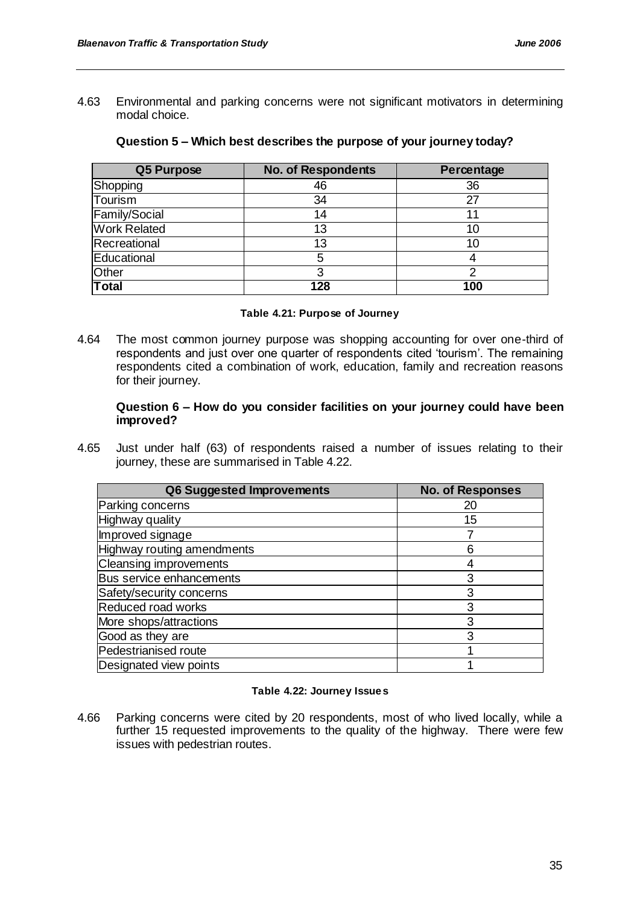4.63 Environmental and parking concerns were not significant motivators in determining modal choice.

**Question 5 – Which best describes the purpose of your journey today?**

| Q5 Purpose | No. of Respondents | Percentage |
|---|---|---|
| Shopping | 46 | 36 |
| Tourism | 34 | 27 |
| Family/Social | 14 | 11 |
| Work Related | 13 | 10 |
| Recreational | 13 | 10 |
| Educational | 5 | 4 |
| Other | 3 | 2 |
| **Total** | **128** | **100** |

**Table 4.21: Purpose of Journey**

4.64 The most common journey purpose was shopping accounting for over one-third of respondents and just over one quarter of respondents cited 'tourism'. The remaining respondents cited a combination of work, education, family and recreation reasons for their journey.

**Question 6 – How do you consider facilities on your journey could have been improved?**

4.65 Just under half (63) of respondents raised a number of issues relating to their journey, these are summarised in Table 4.22.

| Q6 Suggested Improvements | No. of Responses |
|---|---|
| Parking concerns | 20 |
| Highway quality | 15 |
| Improved signage | 7 |
| Highway routing amendments | 6 |
| Cleansing improvements | 4 |
| Bus service enhancements | 3 |
| Safety/security concerns | 3 |
| Reduced road works | 3 |
| More shops/attractions | 3 |
| Good as they are | 3 |
| Pedestrianised route | 1 |
| Designated view points | 1 |

**Table 4.22: Journey Issues**

4.66 Parking concerns were cited by 20 respondents, most of who lived locally, while a further 15 requested improvements to the quality of the highway. There were few issues with pedestrian routes.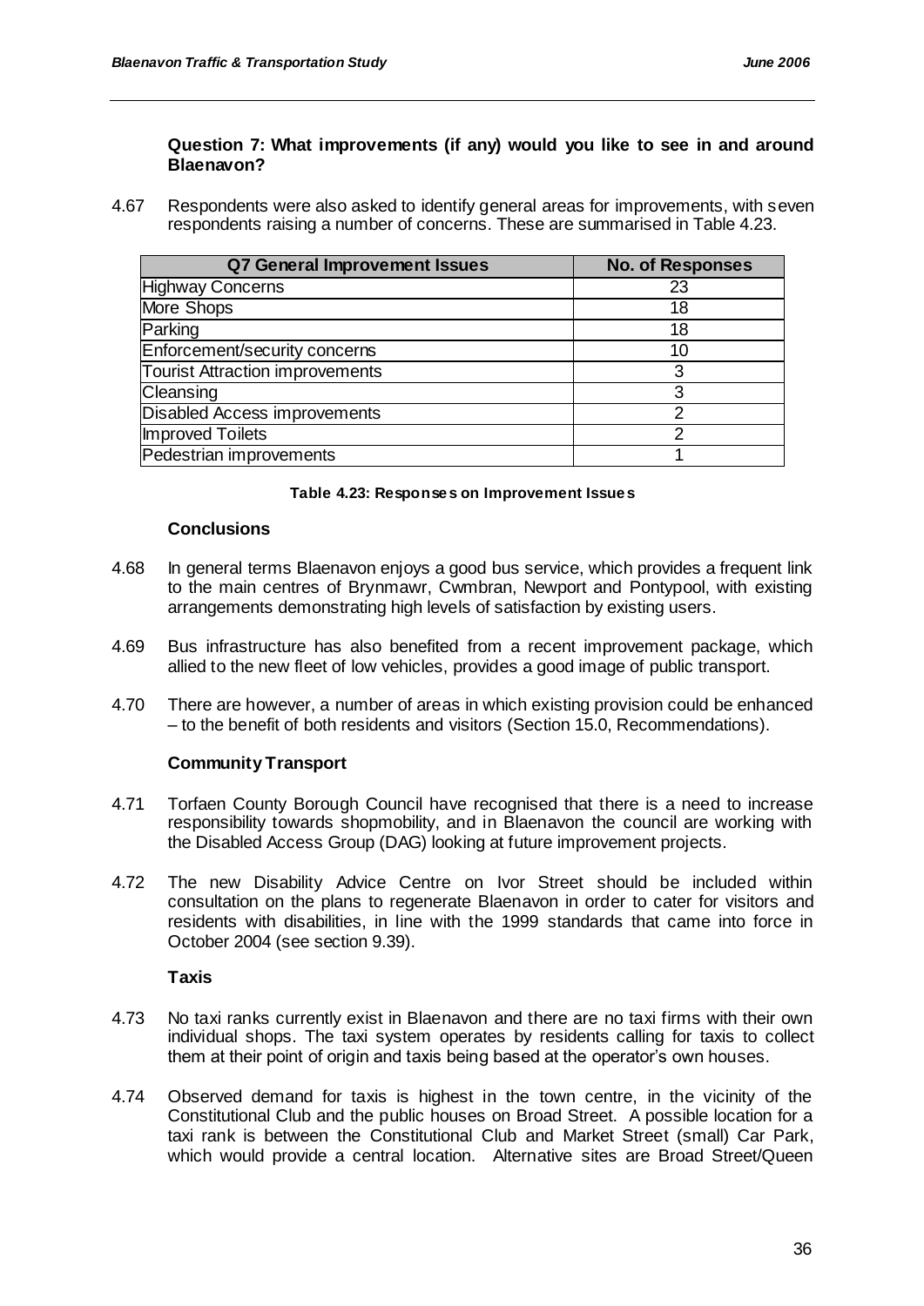**Question 7: What improvements (if any) would you like to see in and around Blaenavon?**

4.67 Respondents were also asked to identify general areas for improvements, with seven respondents raising a number of concerns. These are summarised in Table 4.23.

| Q7 General Improvement Issues | No. of Responses |
|---|---|
| Highway Concerns | 23 |
| More Shops | 18 |
| Parking | 18 |
| Enforcement/security concerns | 10 |
| Tourist Attraction improvements | 3 |
| Cleansing | 3 |
| Disabled Access improvements | 2 |
| Improved Toilets | 2 |
| Pedestrian improvements | 1 |

**Table 4.23: Responses on Improvement Issues**

**Conclusions**

4.68 In general terms Blaenavon enjoys a good bus service, which provides a frequent link to the main centres of Brynmawr, Cwmbran, Newport and Pontypool, with existing arrangements demonstrating high levels of satisfaction by existing users.

4.69 Bus infrastructure has also benefited from a recent improvement package, which allied to the new fleet of low vehicles, provides a good image of public transport.

4.70 There are however, a number of areas in which existing provision could be enhanced – to the benefit of both residents and visitors (Section 15.0, Recommendations).

**Community Transport**

4.71 Torfaen County Borough Council have recognised that there is a need to increase responsibility towards shopmobility, and in Blaenavon the council are working with the Disabled Access Group (DAG) looking at future improvement projects.

4.72 The new Disability Advice Centre on Ivor Street should be included within consultation on the plans to regenerate Blaenavon in order to cater for visitors and residents with disabilities, in line with the 1999 standards that came into force in October 2004 (see section 9.39).

**Taxis**

4.73 No taxi ranks currently exist in Blaenavon and there are no taxi firms with their own individual shops. The taxi system operates by residents calling for taxis to collect them at their point of origin and taxis being based at the operator's own houses.

4.74 Observed demand for taxis is highest in the town centre, in the vicinity of the Constitutional Club and the public houses on Broad Street. A possible location for a taxi rank is between the Constitutional Club and Market Street (small) Car Park, which would provide a central location. Alternative sites are Broad Street/Queen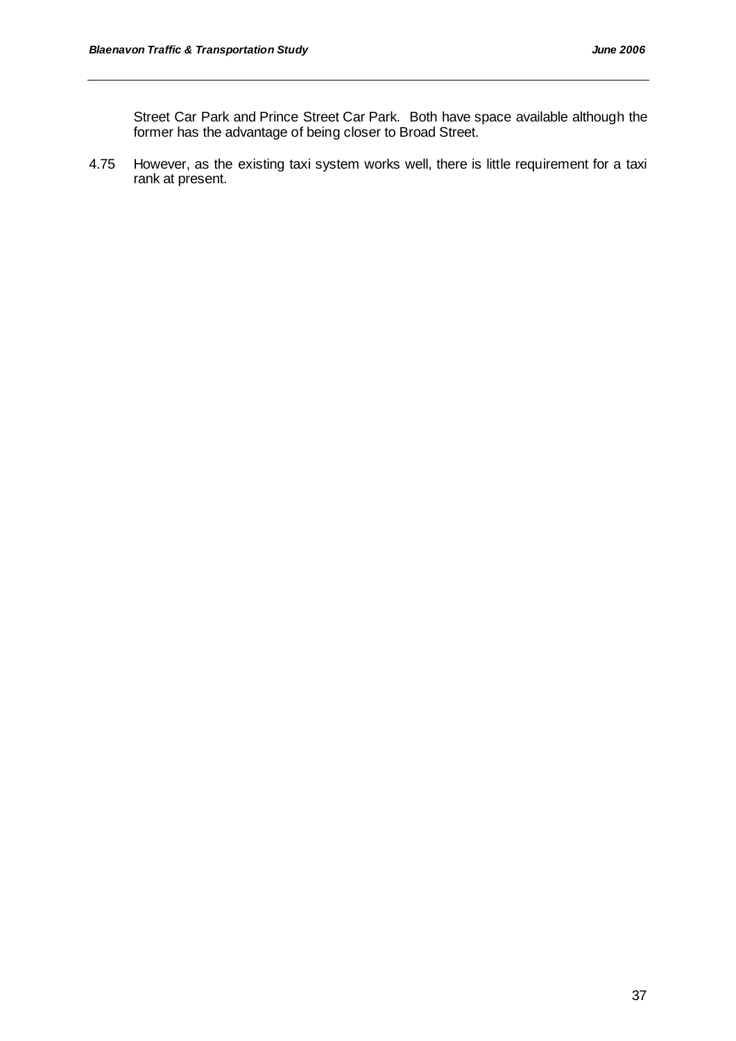Street Car Park and Prince Street Car Park. Both have space available although the former has the advantage of being closer to Broad Street.

4.75 However, as the existing taxi system works well, there is little requirement for a taxi rank at present.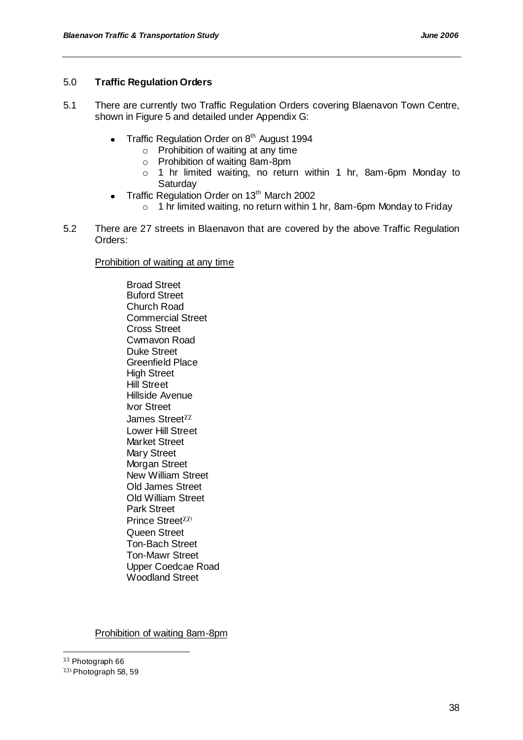## 5.0 **Traffic Regulation Orders**

5.1 There are currently two Traffic Regulation Orders covering Blaenavon Town Centre, shown in Figure 5 and detailed under Appendix G:

- Traffic Regulation Order on 8th August 1994
  - Prohibition of waiting at any time
  - Prohibition of waiting 8am-8pm
  - 1 hr limited waiting, no return within 1 hr, 8am-6pm Monday to Saturday
- Traffic Regulation Order on 13th March 2002
  - 1 hr limited waiting, no return within 1 hr, 8am-6pm Monday to Friday

5.2 There are 27 streets in Blaenavon that are covered by the above Traffic Regulation Orders:

<u>Prohibition of waiting at any time</u>

Broad Street
Buford Street
Church Road
Commercial Street
Cross Street
Cwmavon Road
Duke Street
Greenfield Place
High Street
Hill Street
Hillside Avenue
Ivor Street
James Street[xx]
Lower Hill Street
Market Street
Mary Street
Morgan Street
New William Street
Old James Street
Old William Street
Park Street
Prince Street[xxi]
Queen Street
Ton-Bach Street
Ton-Mawr Street
Upper Coedcae Road
Woodland Street

<u>Prohibition of waiting 8am-8pm</u>

---

[xx] Photograph 66
[xxi] Photograph 58, 59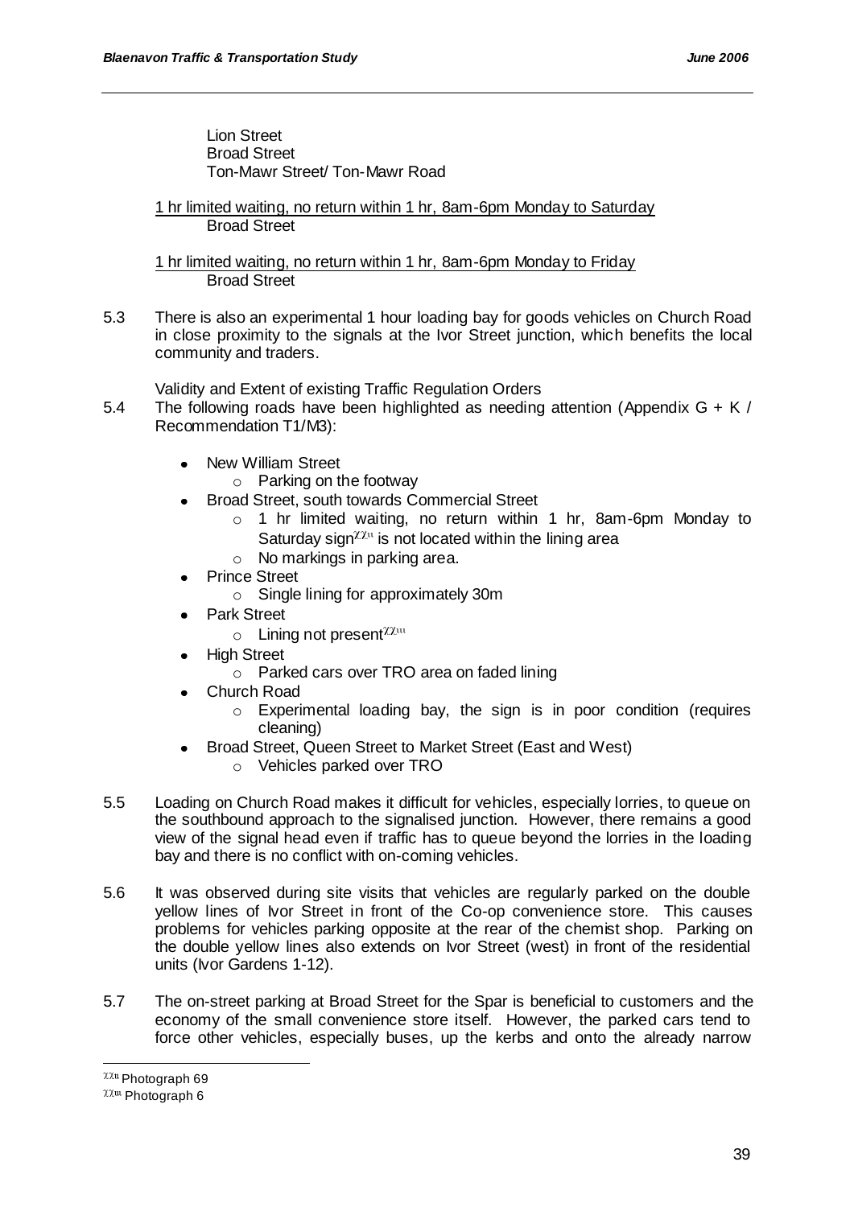Lion Street
Broad Street
Ton-Mawr Street/ Ton-Mawr Road

1 hr limited waiting, no return within 1 hr, 8am-6pm Monday to Saturday
Broad Street

1 hr limited waiting, no return within 1 hr, 8am-6pm Monday to Friday
Broad Street

5.3 There is also an experimental 1 hour loading bay for goods vehicles on Church Road in close proximity to the signals at the Ivor Street junction, which benefits the local community and traders.

Validity and Extent of existing Traffic Regulation Orders

5.4 The following roads have been highlighted as needing attention (Appendix G + K / Recommendation T1/M3):

- New William Street
  - Parking on the footway
- Broad Street, south towards Commercial Street
  - 1 hr limited waiting, no return within 1 hr, 8am-6pm Monday to Saturday sign[xxii] is not located within the lining area
  - No markings in parking area.
- Prince Street
  - Single lining for approximately 30m
- Park Street
  - Lining not present[xxiii]
- High Street
  - Parked cars over TRO area on faded lining
- Church Road
  - Experimental loading bay, the sign is in poor condition (requires cleaning)
- Broad Street, Queen Street to Market Street (East and West)
  - Vehicles parked over TRO

5.5 Loading on Church Road makes it difficult for vehicles, especially lorries, to queue on the southbound approach to the signalised junction. However, there remains a good view of the signal head even if traffic has to queue beyond the lorries in the loading bay and there is no conflict with on-coming vehicles.

5.6 It was observed during site visits that vehicles are regularly parked on the double yellow lines of Ivor Street in front of the Co-op convenience store. This causes problems for vehicles parking opposite at the rear of the chemist shop. Parking on the double yellow lines also extends on Ivor Street (west) in front of the residential units (Ivor Gardens 1-12).

5.7 The on-street parking at Broad Street for the Spar is beneficial to customers and the economy of the small convenience store itself. However, the parked cars tend to force other vehicles, especially buses, up the kerbs and onto the already narrow

[xxii] Photograph 69

[xxiii] Photograph 6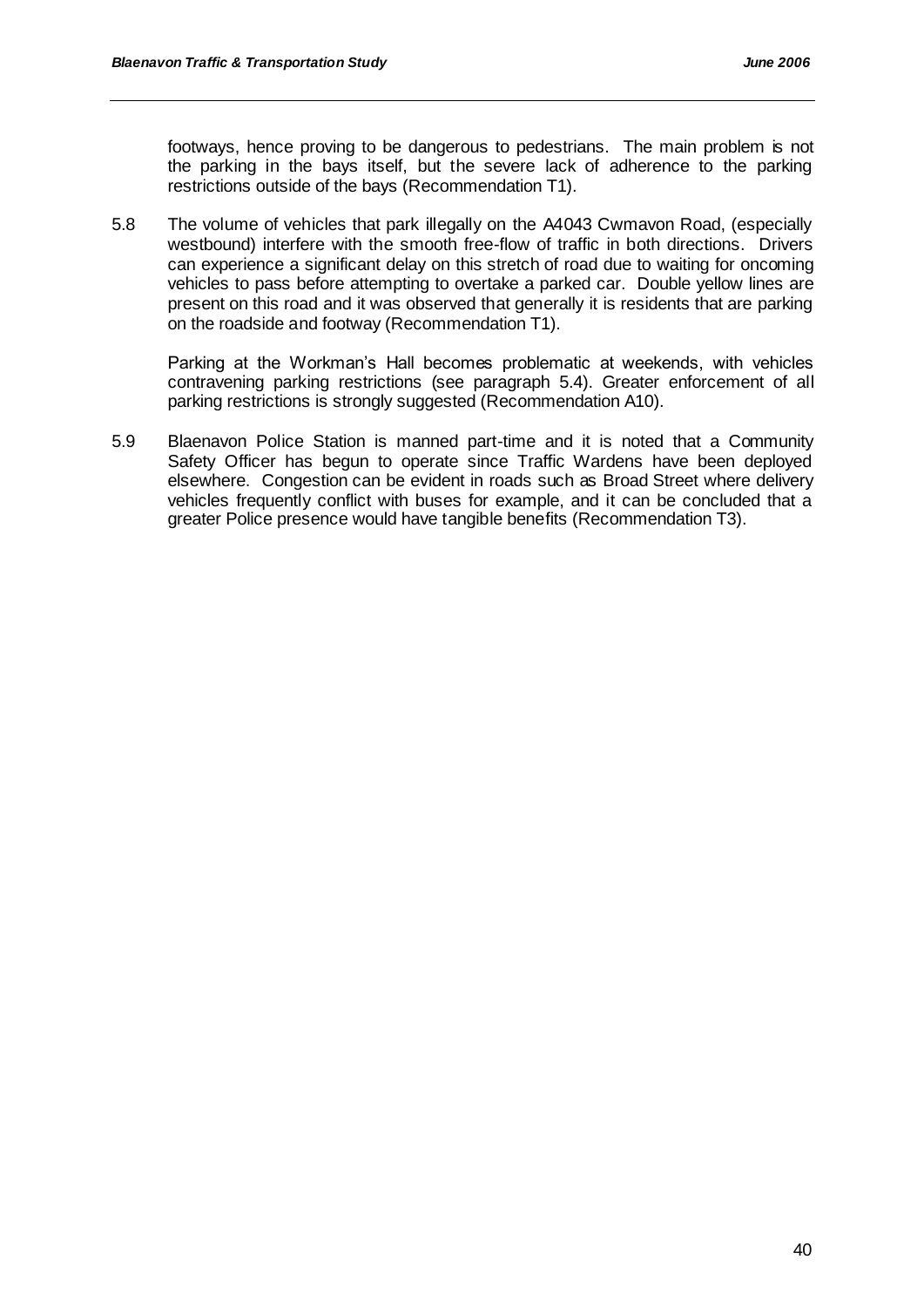footways, hence proving to be dangerous to pedestrians. The main problem is not the parking in the bays itself, but the severe lack of adherence to the parking restrictions outside of the bays (Recommendation T1).

5.8 The volume of vehicles that park illegally on the A4043 Cwmavon Road, (especially westbound) interfere with the smooth free-flow of traffic in both directions. Drivers can experience a significant delay on this stretch of road due to waiting for oncoming vehicles to pass before attempting to overtake a parked car. Double yellow lines are present on this road and it was observed that generally it is residents that are parking on the roadside and footway (Recommendation T1).

Parking at the Workman's Hall becomes problematic at weekends, with vehicles contravening parking restrictions (see paragraph 5.4). Greater enforcement of all parking restrictions is strongly suggested (Recommendation A10).

5.9 Blaenavon Police Station is manned part-time and it is noted that a Community Safety Officer has begun to operate since Traffic Wardens have been deployed elsewhere. Congestion can be evident in roads such as Broad Street where delivery vehicles frequently conflict with buses for example, and it can be concluded that a greater Police presence would have tangible benefits (Recommendation T3).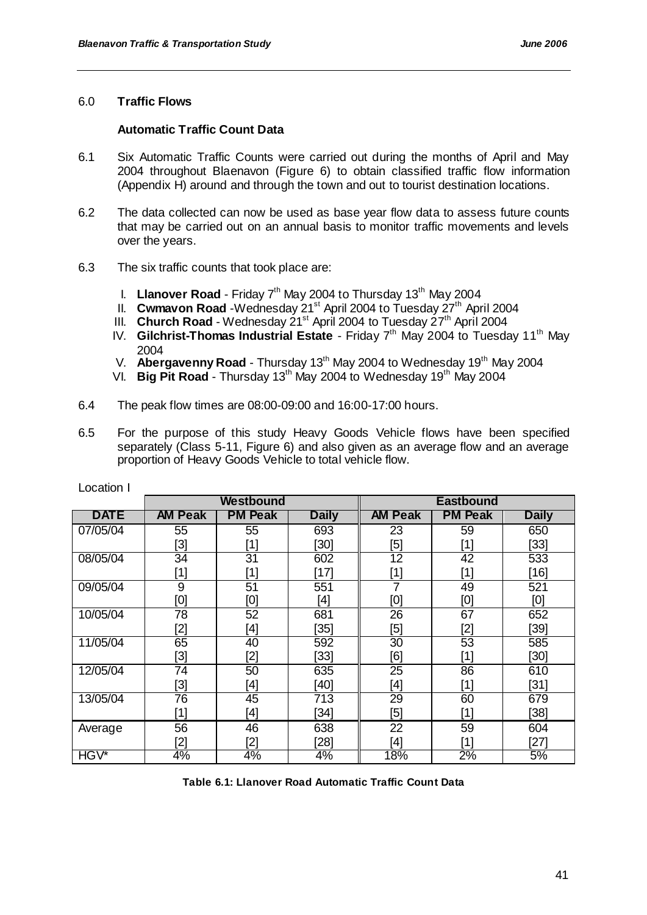## 6.0 Traffic Flows

### Automatic Traffic Count Data

6.1 Six Automatic Traffic Counts were carried out during the months of April and May 2004 throughout Blaenavon (Figure 6) to obtain classified traffic flow information (Appendix H) around and through the town and out to tourist destination locations.

6.2 The data collected can now be used as base year flow data to assess future counts that may be carried out on an annual basis to monitor traffic movements and levels over the years.

6.3 The six traffic counts that took place are:

I. **Llanover Road** - Friday 7th May 2004 to Thursday 13th May 2004
II. **Cwmavon Road** -Wednesday 21st April 2004 to Tuesday 27th April 2004
III. **Church Road** - Wednesday 21st April 2004 to Tuesday 27th April 2004
IV. **Gilchrist-Thomas Industrial Estate** - Friday 7th May 2004 to Tuesday 11th May 2004
V. **Abergavenny Road** - Thursday 13th May 2004 to Wednesday 19th May 2004
VI. **Big Pit Road** - Thursday 13th May 2004 to Wednesday 19th May 2004

6.4 The peak flow times are 08:00-09:00 and 16:00-17:00 hours.

6.5 For the purpose of this study Heavy Goods Vehicle flows have been specified separately (Class 5-11, Figure 6) and also given as an average flow and an average proportion of Heavy Goods Vehicle to total vehicle flow.

Location I

| | Westbound | | | Eastbound | | |
|---|---|---|---|---|---|---|
| **DATE** | **AM Peak** | **PM Peak** | **Daily** | **AM Peak** | **PM Peak** | **Daily** |
| 07/05/04 | 55 [3] | 55 [1] | 693 [30] | 23 [5] | 59 [1] | 650 [33] |
| 08/05/04 | 34 [1] | 31 [1] | 602 [17] | 12 [1] | 42 [1] | 533 [16] |
| 09/05/04 | 9 [0] | 51 [0] | 551 [4] | 7 [0] | 49 [0] | 521 [0] |
| 10/05/04 | 78 [2] | 52 [4] | 681 [35] | 26 [5] | 67 [2] | 652 [39] |
| 11/05/04 | 65 [3] | 40 [2] | 592 [33] | 30 [6] | 53 [1] | 585 [30] |
| 12/05/04 | 74 [3] | 50 [4] | 635 [40] | 25 [4] | 86 [1] | 610 [31] |
| 13/05/04 | 76 [1] | 45 [4] | 713 [34] | 29 [5] | 60 [1] | 679 [38] |
| Average | 56 [2] | 46 [2] | 638 [28] | 22 [4] | 59 [1] | 604 [27] |
| HGV* | 4% | 4% | 4% | 18% | 2% | 5% |

**Table 6.1: Llanover Road Automatic Traffic Count Data**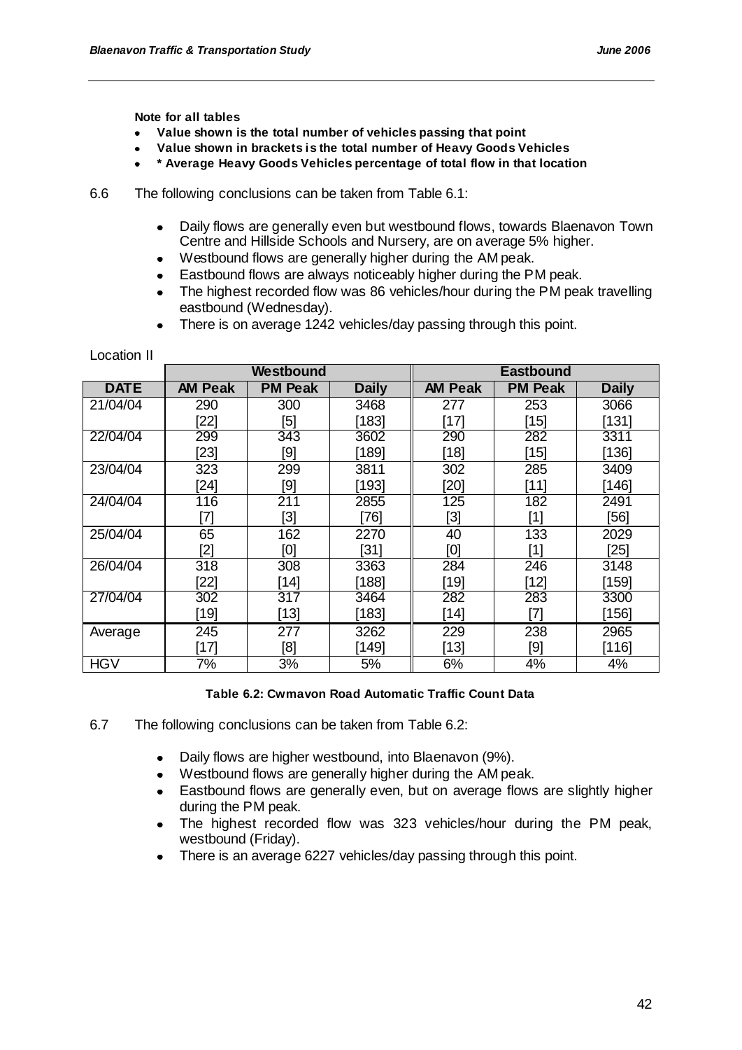**Note for all tables**

- **Value shown is the total number of vehicles passing that point**
- **Value shown in brackets is the total number of Heavy Goods Vehicles**
- **\* Average Heavy Goods Vehicles percentage of total flow in that location**

6.6 The following conclusions can be taken from Table 6.1:

- Daily flows are generally even but westbound flows, towards Blaenavon Town Centre and Hillside Schools and Nursery, are on average 5% higher.
- Westbound flows are generally higher during the AM peak.
- Eastbound flows are always noticeably higher during the PM peak.
- The highest recorded flow was 86 vehicles/hour during the PM peak travelling eastbound (Wednesday).
- There is on average 1242 vehicles/day passing through this point.

Location II

| | Westbound | | | Eastbound | | |
|---|---|---|---|---|---|---|
| **DATE** | **AM Peak** | **PM Peak** | **Daily** | **AM Peak** | **PM Peak** | **Daily** |
| 21/04/04 | 290 [22] | 300 [5] | 3468 [183] | 277 [17] | 253 [15] | 3066 [131] |
| 22/04/04 | 299 [23] | 343 [9] | 3602 [189] | 290 [18] | 282 [15] | 3311 [136] |
| 23/04/04 | 323 [24] | 299 [9] | 3811 [193] | 302 [20] | 285 [11] | 3409 [146] |
| 24/04/04 | 116 [7] | 211 [3] | 2855 [76] | 125 [3] | 182 [1] | 2491 [56] |
| 25/04/04 | 65 [2] | 162 [0] | 2270 [31] | 40 [0] | 133 [1] | 2029 [25] |
| 26/04/04 | 318 [22] | 308 [14] | 3363 [188] | 284 [19] | 246 [12] | 3148 [159] |
| 27/04/04 | 302 [19] | 317 [13] | 3464 [183] | 282 [14] | 283 [7] | 3300 [156] |
| Average | 245 [17] | 277 [8] | 3262 [149] | 229 [13] | 238 [9] | 2965 [116] |
| HGV | 7% | 3% | 5% | 6% | 4% | 4% |

**Table 6.2: Cwmavon Road Automatic Traffic Count Data**

6.7 The following conclusions can be taken from Table 6.2:

- Daily flows are higher westbound, into Blaenavon (9%).
- Westbound flows are generally higher during the AM peak.
- Eastbound flows are generally even, but on average flows are slightly higher during the PM peak.
- The highest recorded flow was 323 vehicles/hour during the PM peak, westbound (Friday).
- There is an average 6227 vehicles/day passing through this point.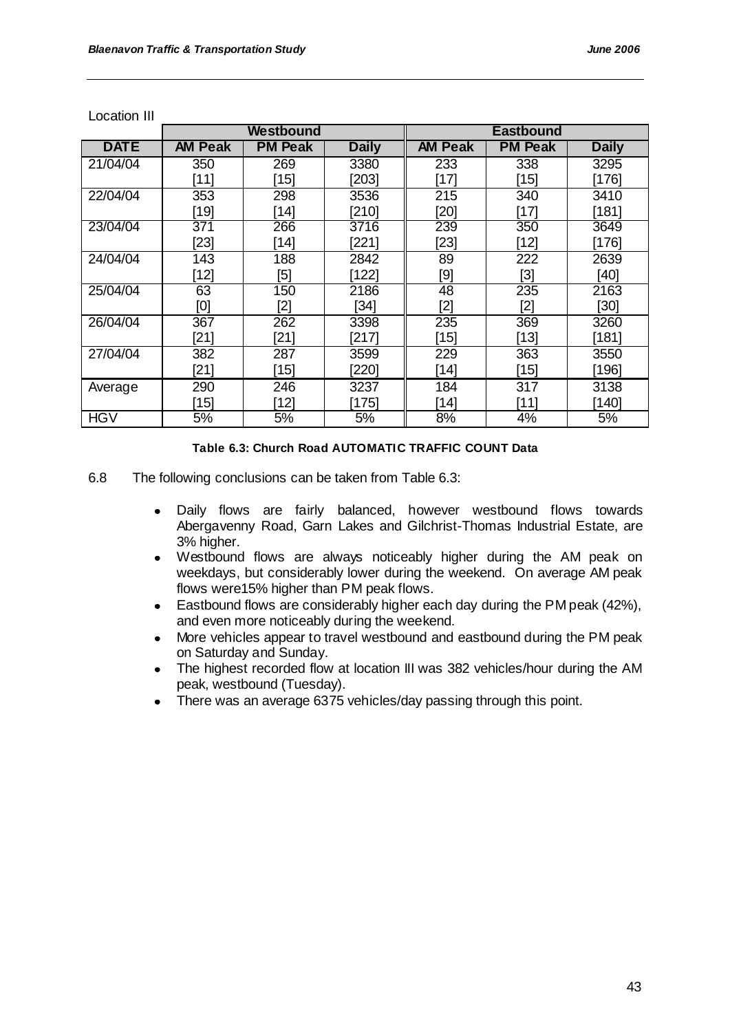Location III

| | Westbound | | | Eastbound | | |
|---|---|---|---|---|---|---|
| **DATE** | **AM Peak** | **PM Peak** | **Daily** | **AM Peak** | **PM Peak** | **Daily** |
| 21/04/04 | 350 [11] | 269 [15] | 3380 [203] | 233 [17] | 338 [15] | 3295 [176] |
| 22/04/04 | 353 [19] | 298 [14] | 3536 [210] | 215 [20] | 340 [17] | 3410 [181] |
| 23/04/04 | 371 [23] | 266 [14] | 3716 [221] | 239 [23] | 350 [12] | 3649 [176] |
| 24/04/04 | 143 [12] | 188 [5] | 2842 [122] | 89 [9] | 222 [3] | 2639 [40] |
| 25/04/04 | 63 [0] | 150 [2] | 2186 [34] | 48 [2] | 235 [2] | 2163 [30] |
| 26/04/04 | 367 [21] | 262 [21] | 3398 [217] | 235 [15] | 369 [13] | 3260 [181] |
| 27/04/04 | 382 [21] | 287 [15] | 3599 [220] | 229 [14] | 363 [15] | 3550 [196] |
| Average | 290 [15] | 246 [12] | 3237 [175] | 184 [14] | 317 [11] | 3138 [140] |
| HGV | 5% | 5% | 5% | 8% | 4% | 5% |

**Table 6.3: Church Road AUTOMATIC TRAFFIC COUNT Data**

6.8 The following conclusions can be taken from Table 6.3:

- Daily flows are fairly balanced, however westbound flows towards Abergavenny Road, Garn Lakes and Gilchrist-Thomas Industrial Estate, are 3% higher.
- Westbound flows are always noticeably higher during the AM peak on weekdays, but considerably lower during the weekend. On average AM peak flows were15% higher than PM peak flows.
- Eastbound flows are considerably higher each day during the PM peak (42%), and even more noticeably during the weekend.
- More vehicles appear to travel westbound and eastbound during the PM peak on Saturday and Sunday.
- The highest recorded flow at location III was 382 vehicles/hour during the AM peak, westbound (Tuesday).
- There was an average 6375 vehicles/day passing through this point.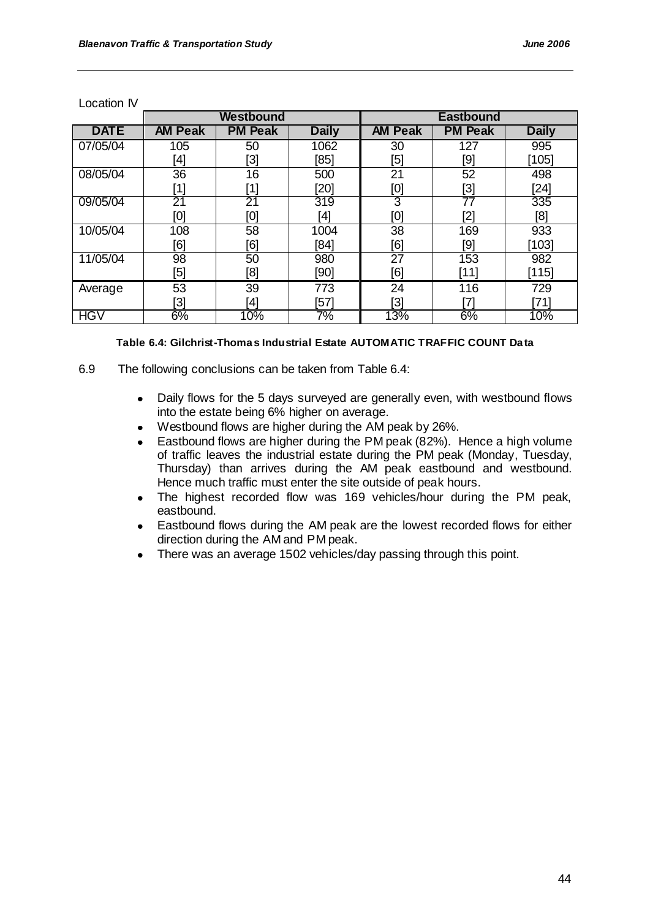Location IV

| | Westbound | | | Eastbound | | |
|---|---|---|---|---|---|---|
| **DATE** | **AM Peak** | **PM Peak** | **Daily** | **AM Peak** | **PM Peak** | **Daily** |
| 07/05/04 | 105 [4] | 50 [3] | 1062 [85] | 30 [5] | 127 [9] | 995 [105] |
| 08/05/04 | 36 [1] | 16 [1] | 500 [20] | 21 [0] | 52 [3] | 498 [24] |
| 09/05/04 | 21 [0] | 21 [0] | 319 [4] | 3 [0] | 77 [2] | 335 [8] |
| 10/05/04 | 108 [6] | 58 [6] | 1004 [84] | 38 [6] | 169 [9] | 933 [103] |
| 11/05/04 | 98 [5] | 50 [8] | 980 [90] | 27 [6] | 153 [11] | 982 [115] |
| Average | 53 [3] | 39 [4] | 773 [57] | 24 [3] | 116 [7] | 729 [71] |
| HGV | 6% | 10% | 7% | 13% | 6% | 10% |

**Table 6.4: Gilchrist-Thomas Industrial Estate AUTOMATIC TRAFFIC COUNT Data**

6.9 The following conclusions can be taken from Table 6.4:

- Daily flows for the 5 days surveyed are generally even, with westbound flows into the estate being 6% higher on average.
- Westbound flows are higher during the AM peak by 26%.
- Eastbound flows are higher during the PM peak (82%). Hence a high volume of traffic leaves the industrial estate during the PM peak (Monday, Tuesday, Thursday) than arrives during the AM peak eastbound and westbound. Hence much traffic must enter the site outside of peak hours.
- The highest recorded flow was 169 vehicles/hour during the PM peak, eastbound.
- Eastbound flows during the AM peak are the lowest recorded flows for either direction during the AM and PM peak.
- There was an average 1502 vehicles/day passing through this point.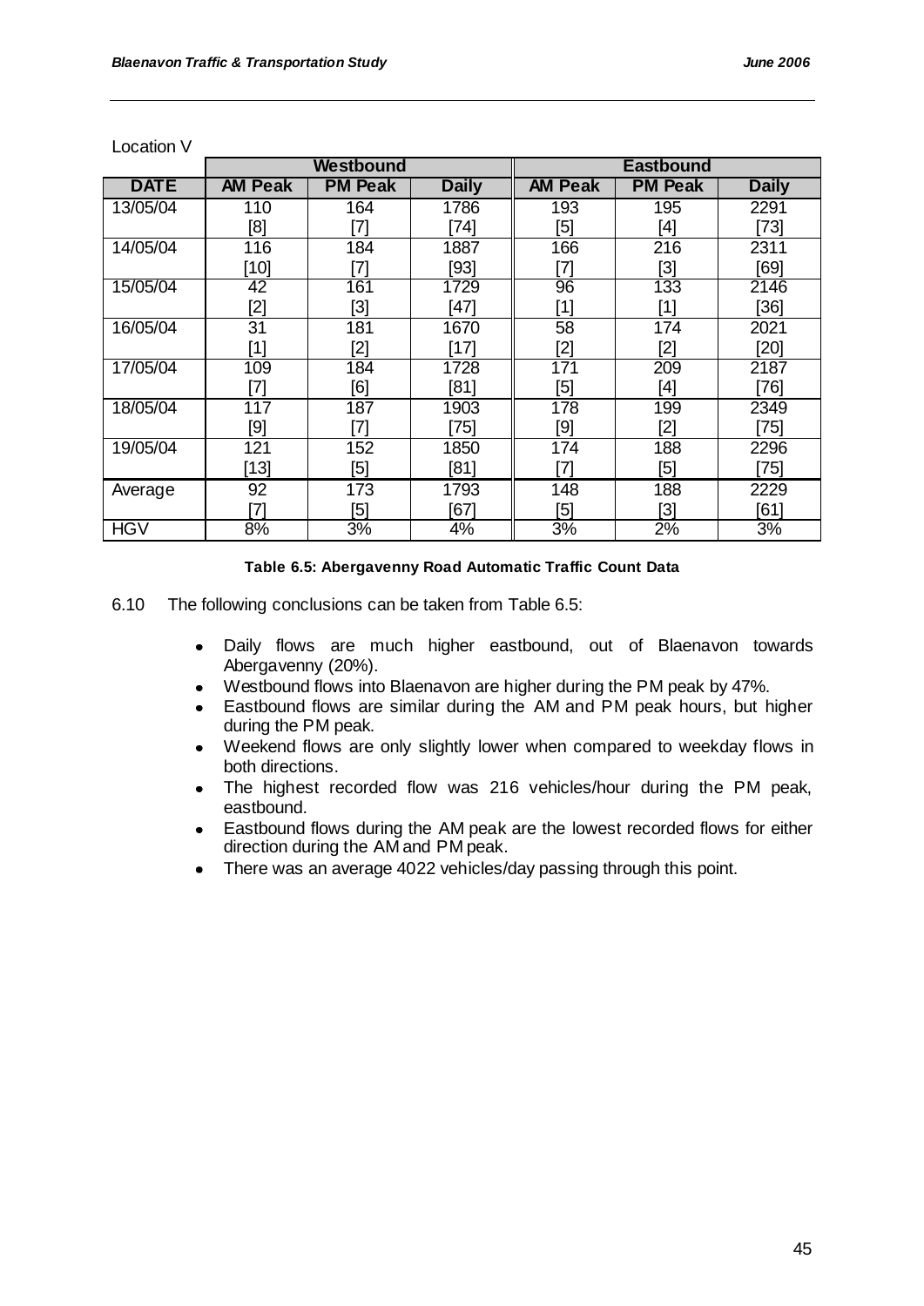Location V

| | Westbound | | | Eastbound | | |
|---|---|---|---|---|---|---|
| **DATE** | **AM Peak** | **PM Peak** | **Daily** | **AM Peak** | **PM Peak** | **Daily** |
| 13/05/04 | 110 [8] | 164 [7] | 1786 [74] | 193 [5] | 195 [4] | 2291 [73] |
| 14/05/04 | 116 [10] | 184 [7] | 1887 [93] | 166 [7] | 216 [3] | 2311 [69] |
| 15/05/04 | 42 [2] | 161 [3] | 1729 [47] | 96 [1] | 133 [1] | 2146 [36] |
| 16/05/04 | 31 [1] | 181 [2] | 1670 [17] | 58 [2] | 174 [2] | 2021 [20] |
| 17/05/04 | 109 [7] | 184 [6] | 1728 [81] | 171 [5] | 209 [4] | 2187 [76] |
| 18/05/04 | 117 [9] | 187 [7] | 1903 [75] | 178 [9] | 199 [2] | 2349 [75] |
| 19/05/04 | 121 [13] | 152 [5] | 1850 [81] | 174 [7] | 188 [5] | 2296 [75] |
| Average | 92 [7] | 173 [5] | 1793 [67] | 148 [5] | 188 [3] | 2229 [61] |
| HGV | 8% | 3% | 4% | 3% | 2% | 3% |

**Table 6.5: Abergavenny Road Automatic Traffic Count Data**

6.10 The following conclusions can be taken from Table 6.5:

- Daily flows are much higher eastbound, out of Blaenavon towards Abergavenny (20%).
- Westbound flows into Blaenavon are higher during the PM peak by 47%.
- Eastbound flows are similar during the AM and PM peak hours, but higher during the PM peak.
- Weekend flows are only slightly lower when compared to weekday flows in both directions.
- The highest recorded flow was 216 vehicles/hour during the PM peak, eastbound.
- Eastbound flows during the AM peak are the lowest recorded flows for either direction during the AM and PM peak.
- There was an average 4022 vehicles/day passing through this point.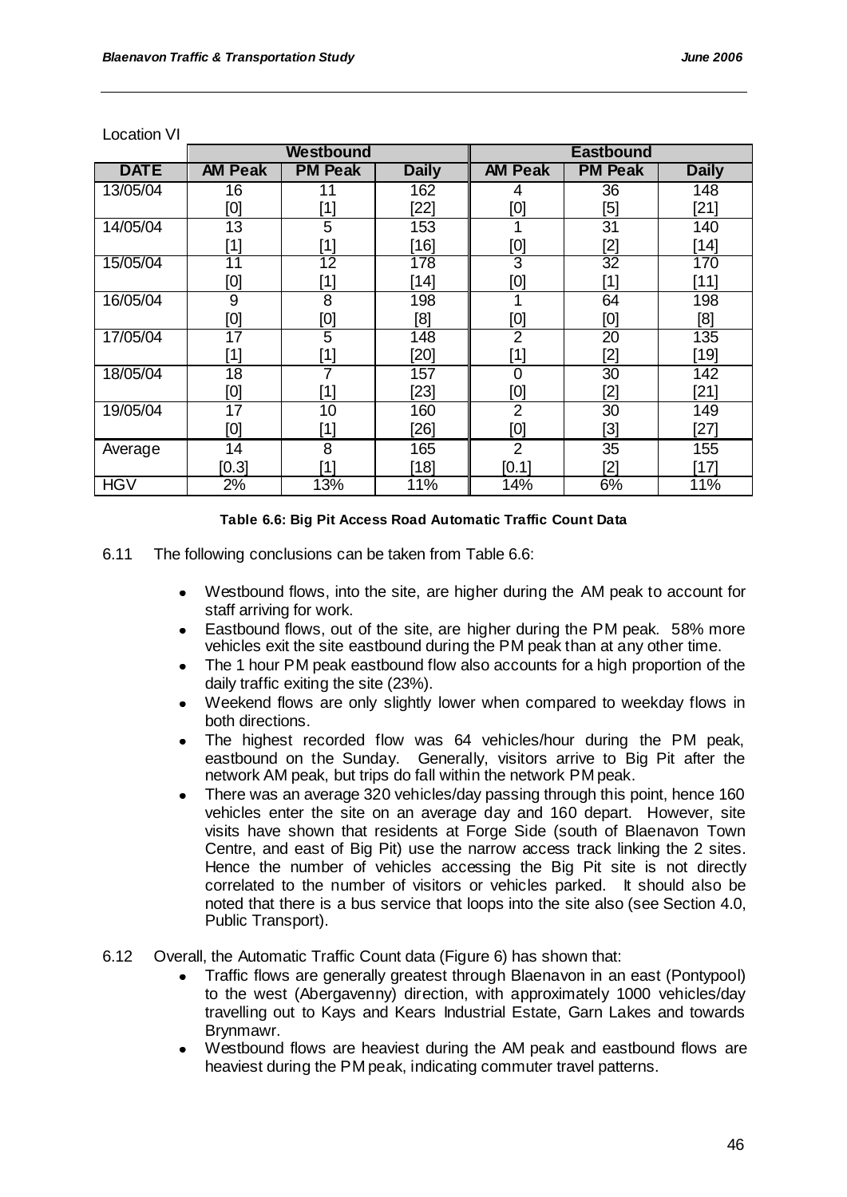Location VI

| | Westbound | | | Eastbound | | |
|---|---|---|---|---|---|---|
| **DATE** | **AM Peak** | **PM Peak** | **Daily** | **AM Peak** | **PM Peak** | **Daily** |
| 13/05/04 | 16 [0] | 11 [1] | 162 [22] | 4 [0] | 36 [5] | 148 [21] |
| 14/05/04 | 13 [1] | 5 [1] | 153 [16] | 1 [0] | 31 [2] | 140 [14] |
| 15/05/04 | 11 [0] | 12 [1] | 178 [14] | 3 [0] | 32 [1] | 170 [11] |
| 16/05/04 | 9 [0] | 8 [0] | 198 [8] | 1 [0] | 64 [0] | 198 [8] |
| 17/05/04 | 17 [1] | 5 [1] | 148 [20] | 2 [1] | 20 [2] | 135 [19] |
| 18/05/04 | 18 [0] | 7 [1] | 157 [23] | 0 [0] | 30 [2] | 142 [21] |
| 19/05/04 | 17 [0] | 10 [1] | 160 [26] | 2 [0] | 30 [3] | 149 [27] |
| Average | 14 [0.3] | 8 [1] | 165 [18] | 2 [0.1] | 35 [2] | 155 [17] |
| HGV | 2% | 13% | 11% | 14% | 6% | 11% |

**Table 6.6: Big Pit Access Road Automatic Traffic Count Data**

6.11 The following conclusions can be taken from Table 6.6:

- Westbound flows, into the site, are higher during the AM peak to account for staff arriving for work.
- Eastbound flows, out of the site, are higher during the PM peak. 58% more vehicles exit the site eastbound during the PM peak than at any other time.
- The 1 hour PM peak eastbound flow also accounts for a high proportion of the daily traffic exiting the site (23%).
- Weekend flows are only slightly lower when compared to weekday flows in both directions.
- The highest recorded flow was 64 vehicles/hour during the PM peak, eastbound on the Sunday. Generally, visitors arrive to Big Pit after the network AM peak, but trips do fall within the network PM peak.
- There was an average 320 vehicles/day passing through this point, hence 160 vehicles enter the site on an average day and 160 depart. However, site visits have shown that residents at Forge Side (south of Blaenavon Town Centre, and east of Big Pit) use the narrow access track linking the 2 sites. Hence the number of vehicles accessing the Big Pit site is not directly correlated to the number of visitors or vehicles parked. It should also be noted that there is a bus service that loops into the site also (see Section 4.0, Public Transport).

6.12 Overall, the Automatic Traffic Count data (Figure 6) has shown that:

- Traffic flows are generally greatest through Blaenavon in an east (Pontypool) to the west (Abergavenny) direction, with approximately 1000 vehicles/day travelling out to Kays and Kears Industrial Estate, Garn Lakes and towards Brynmawr.
- Westbound flows are heaviest during the AM peak and eastbound flows are heaviest during the PM peak, indicating commuter travel patterns.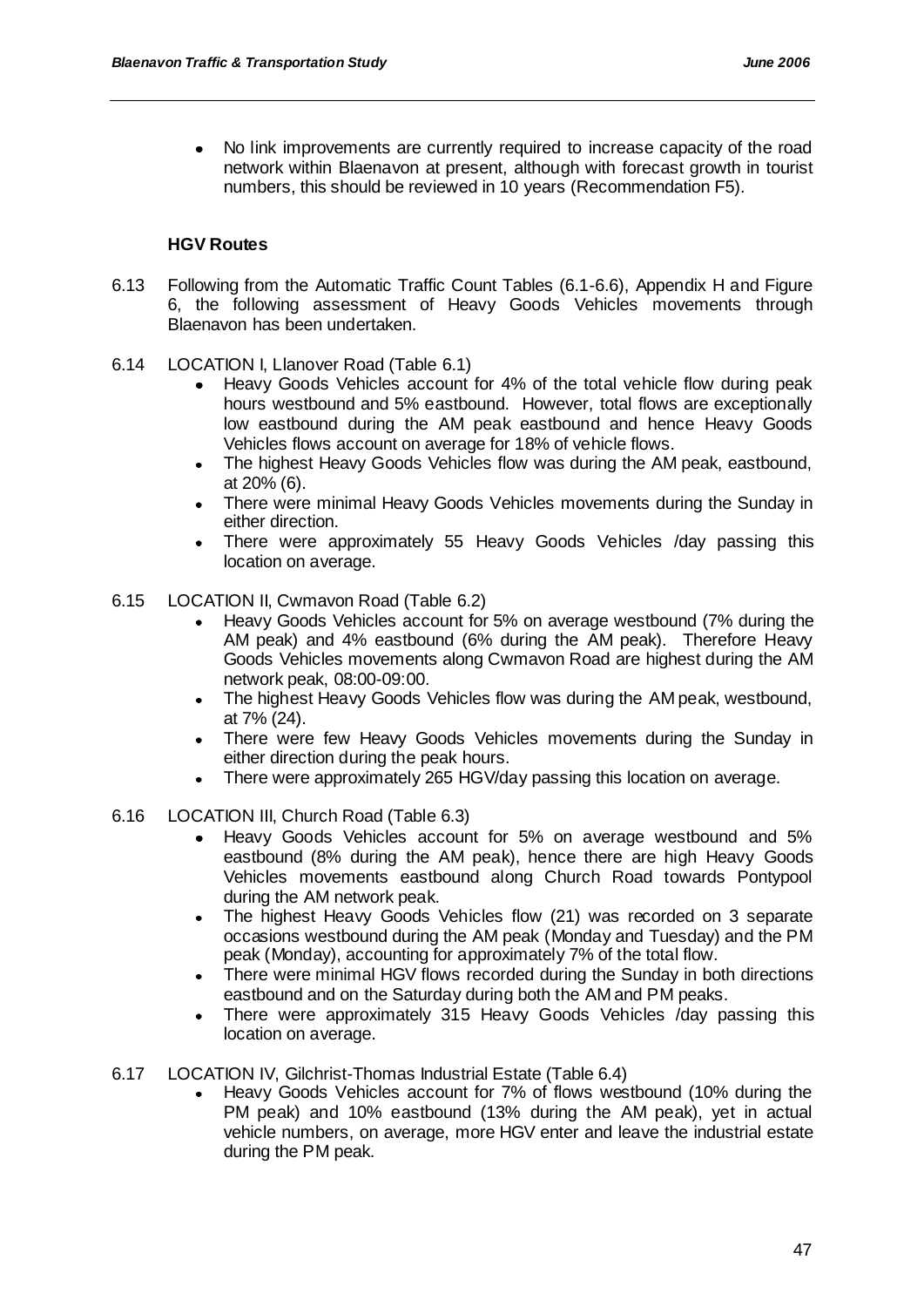- No link improvements are currently required to increase capacity of the road network within Blaenavon at present, although with forecast growth in tourist numbers, this should be reviewed in 10 years (Recommendation F5).

**HGV Routes**

6.13 Following from the Automatic Traffic Count Tables (6.1-6.6), Appendix H and Figure 6, the following assessment of Heavy Goods Vehicles movements through Blaenavon has been undertaken.

6.14 LOCATION I, Llanover Road (Table 6.1)

- Heavy Goods Vehicles account for 4% of the total vehicle flow during peak hours westbound and 5% eastbound. However, total flows are exceptionally low eastbound during the AM peak eastbound and hence Heavy Goods Vehicles flows account on average for 18% of vehicle flows.
- The highest Heavy Goods Vehicles flow was during the AM peak, eastbound, at 20% (6).
- There were minimal Heavy Goods Vehicles movements during the Sunday in either direction.
- There were approximately 55 Heavy Goods Vehicles /day passing this location on average.

6.15 LOCATION II, Cwmavon Road (Table 6.2)

- Heavy Goods Vehicles account for 5% on average westbound (7% during the AM peak) and 4% eastbound (6% during the AM peak). Therefore Heavy Goods Vehicles movements along Cwmavon Road are highest during the AM network peak, 08:00-09:00.
- The highest Heavy Goods Vehicles flow was during the AM peak, westbound, at 7% (24).
- There were few Heavy Goods Vehicles movements during the Sunday in either direction during the peak hours.
- There were approximately 265 HGV/day passing this location on average.

6.16 LOCATION III, Church Road (Table 6.3)

- Heavy Goods Vehicles account for 5% on average westbound and 5% eastbound (8% during the AM peak), hence there are high Heavy Goods Vehicles movements eastbound along Church Road towards Pontypool during the AM network peak.
- The highest Heavy Goods Vehicles flow (21) was recorded on 3 separate occasions westbound during the AM peak (Monday and Tuesday) and the PM peak (Monday), accounting for approximately 7% of the total flow.
- There were minimal HGV flows recorded during the Sunday in both directions eastbound and on the Saturday during both the AM and PM peaks.
- There were approximately 315 Heavy Goods Vehicles /day passing this location on average.

6.17 LOCATION IV, Gilchrist-Thomas Industrial Estate (Table 6.4)

- Heavy Goods Vehicles account for 7% of flows westbound (10% during the PM peak) and 10% eastbound (13% during the AM peak), yet in actual vehicle numbers, on average, more HGV enter and leave the industrial estate during the PM peak.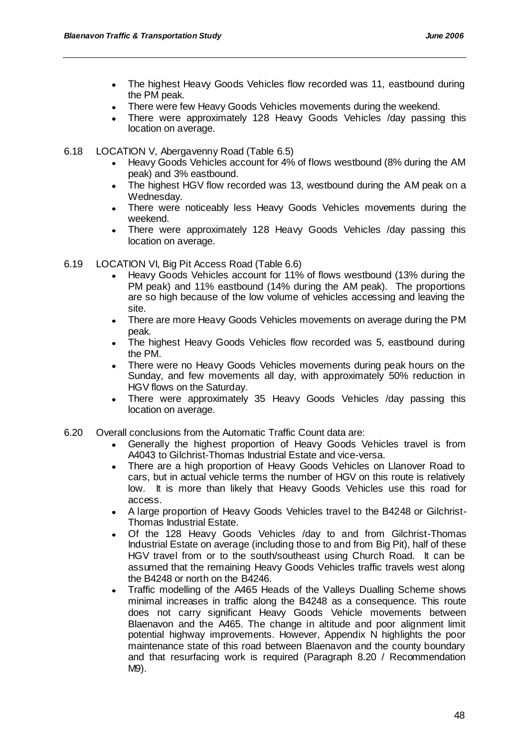- The highest Heavy Goods Vehicles flow recorded was 11, eastbound during the PM peak.
- There were few Heavy Goods Vehicles movements during the weekend.
- There were approximately 128 Heavy Goods Vehicles /day passing this location on average.

6.18 LOCATION V, Abergavenny Road (Table 6.5)

- Heavy Goods Vehicles account for 4% of flows westbound (8% during the AM peak) and 3% eastbound.
- The highest HGV flow recorded was 13, westbound during the AM peak on a Wednesday.
- There were noticeably less Heavy Goods Vehicles movements during the weekend.
- There were approximately 128 Heavy Goods Vehicles /day passing this location on average.

6.19 LOCATION VI, Big Pit Access Road (Table 6.6)

- Heavy Goods Vehicles account for 11% of flows westbound (13% during the PM peak) and 11% eastbound (14% during the AM peak). The proportions are so high because of the low volume of vehicles accessing and leaving the site.
- There are more Heavy Goods Vehicles movements on average during the PM peak.
- The highest Heavy Goods Vehicles flow recorded was 5, eastbound during the PM.
- There were no Heavy Goods Vehicles movements during peak hours on the Sunday, and few movements all day, with approximately 50% reduction in HGV flows on the Saturday.
- There were approximately 35 Heavy Goods Vehicles /day passing this location on average.

6.20 Overall conclusions from the Automatic Traffic Count data are:

- Generally the highest proportion of Heavy Goods Vehicles travel is from A4043 to Gilchrist-Thomas Industrial Estate and vice-versa.
- There are a high proportion of Heavy Goods Vehicles on Llanover Road to cars, but in actual vehicle terms the number of HGV on this route is relatively low. It is more than likely that Heavy Goods Vehicles use this road for access.
- A large proportion of Heavy Goods Vehicles travel to the B4248 or Gilchrist-Thomas Industrial Estate.
- Of the 128 Heavy Goods Vehicles /day to and from Gilchrist-Thomas Industrial Estate on average (including those to and from Big Pit), half of these HGV travel from or to the south/southeast using Church Road. It can be assumed that the remaining Heavy Goods Vehicles traffic travels west along the B4248 or north on the B4246.
- Traffic modelling of the A465 Heads of the Valleys Dualling Scheme shows minimal increases in traffic along the B4248 as a consequence. This route does not carry significant Heavy Goods Vehicle movements between Blaenavon and the A465. The change in altitude and poor alignment limit potential highway improvements. However, Appendix N highlights the poor maintenance state of this road between Blaenavon and the county boundary and that resurfacing work is required (Paragraph 8.20 / Recommendation M9).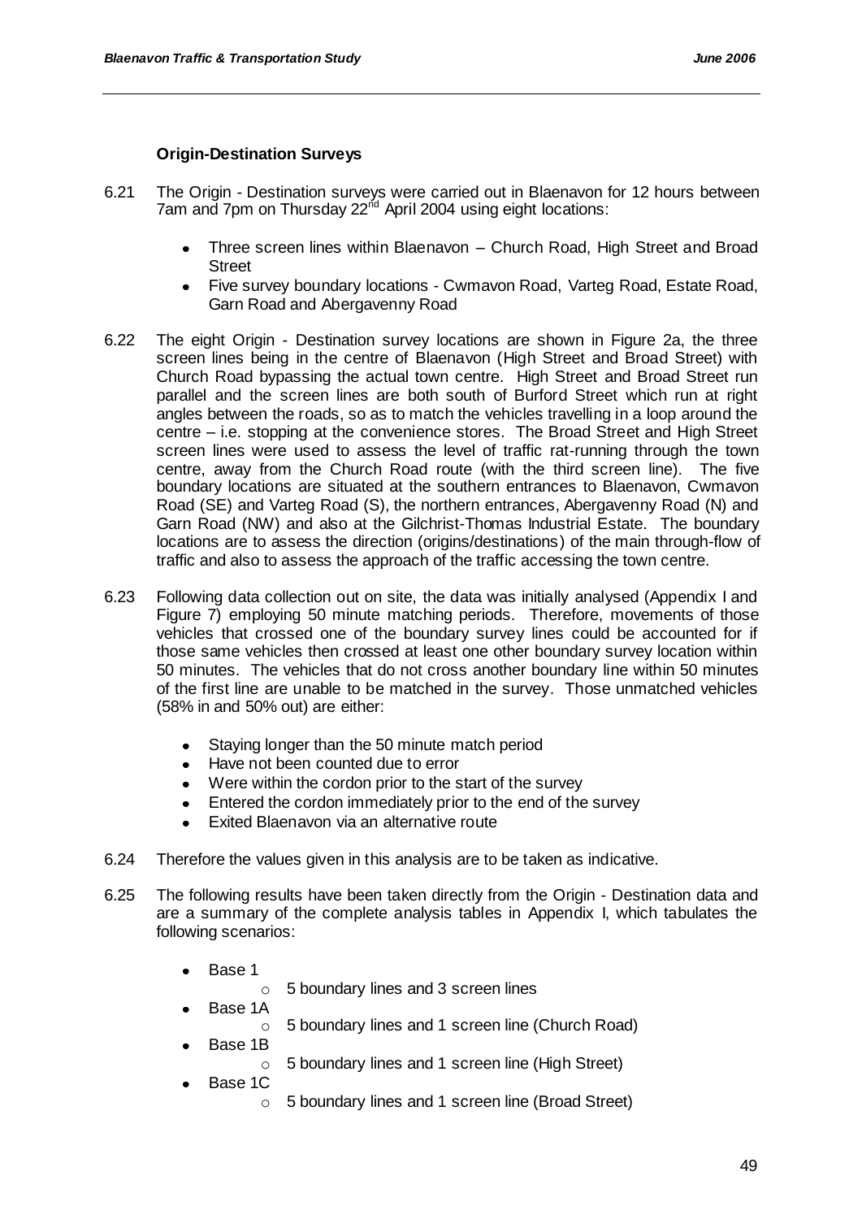### Origin-Destination Surveys

6.21 The Origin - Destination surveys were carried out in Blaenavon for 12 hours between 7am and 7pm on Thursday 22nd April 2004 using eight locations:

- Three screen lines within Blaenavon – Church Road, High Street and Broad Street
- Five survey boundary locations - Cwmavon Road, Varteg Road, Estate Road, Garn Road and Abergavenny Road

6.22 The eight Origin - Destination survey locations are shown in Figure 2a, the three screen lines being in the centre of Blaenavon (High Street and Broad Street) with Church Road bypassing the actual town centre. High Street and Broad Street run parallel and the screen lines are both south of Burford Street which run at right angles between the roads, so as to match the vehicles travelling in a loop around the centre – i.e. stopping at the convenience stores. The Broad Street and High Street screen lines were used to assess the level of traffic rat-running through the town centre, away from the Church Road route (with the third screen line). The five boundary locations are situated at the southern entrances to Blaenavon, Cwmavon Road (SE) and Varteg Road (S), the northern entrances, Abergavenny Road (N) and Garn Road (NW) and also at the Gilchrist-Thomas Industrial Estate. The boundary locations are to assess the direction (origins/destinations) of the main through-flow of traffic and also to assess the approach of the traffic accessing the town centre.

6.23 Following data collection out on site, the data was initially analysed (Appendix I and Figure 7) employing 50 minute matching periods. Therefore, movements of those vehicles that crossed one of the boundary survey lines could be accounted for if those same vehicles then crossed at least one other boundary survey location within 50 minutes. The vehicles that do not cross another boundary line within 50 minutes of the first line are unable to be matched in the survey. Those unmatched vehicles (58% in and 50% out) are either:

- Staying longer than the 50 minute match period
- Have not been counted due to error
- Were within the cordon prior to the start of the survey
- Entered the cordon immediately prior to the end of the survey
- Exited Blaenavon via an alternative route

6.24 Therefore the values given in this analysis are to be taken as indicative.

6.25 The following results have been taken directly from the Origin - Destination data and are a summary of the complete analysis tables in Appendix I, which tabulates the following scenarios:

- Base 1
  - 5 boundary lines and 3 screen lines
- Base 1A
  - 5 boundary lines and 1 screen line (Church Road)
- Base 1B
  - 5 boundary lines and 1 screen line (High Street)
- Base 1C
  - 5 boundary lines and 1 screen line (Broad Street)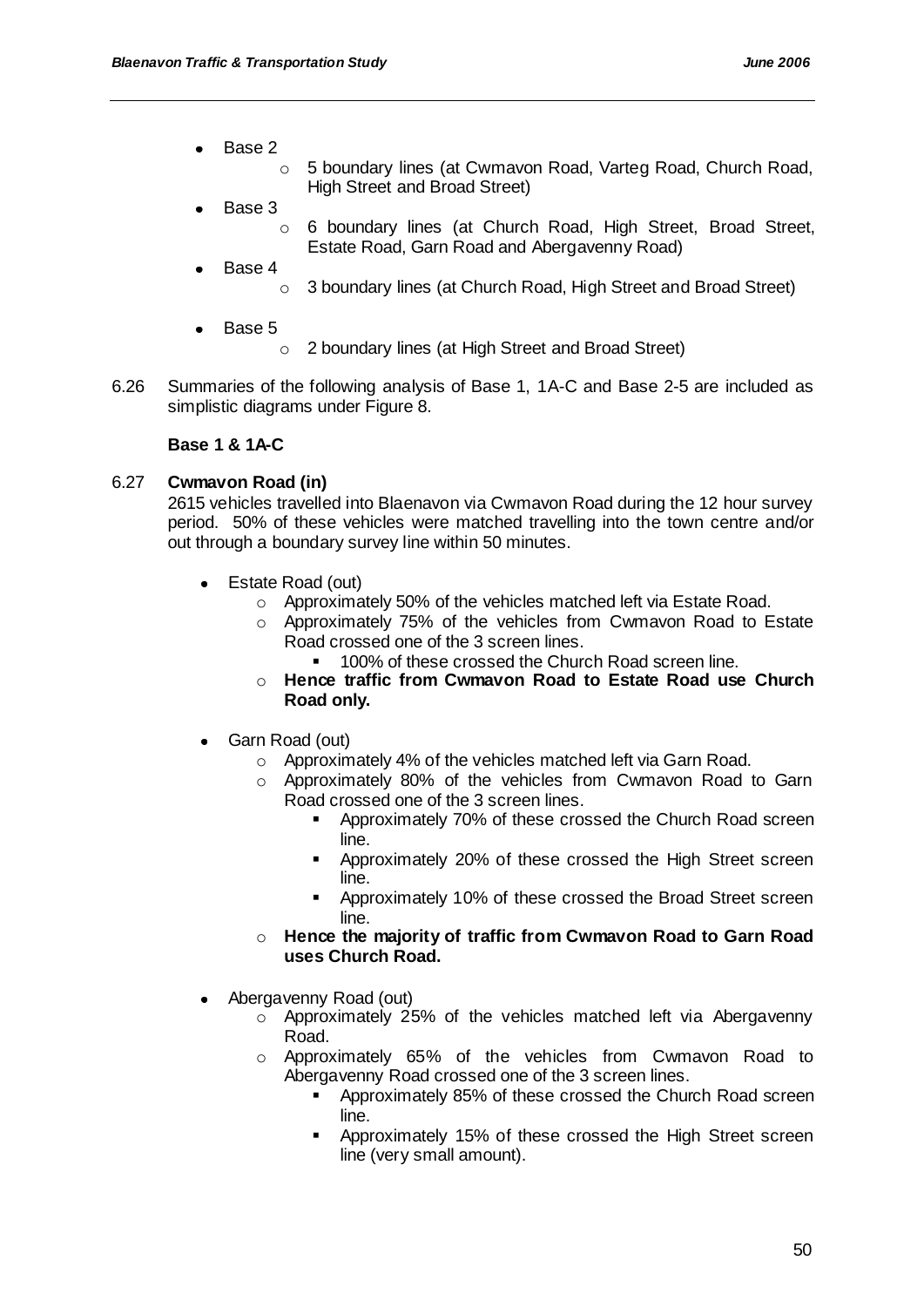- Base 2
  - 5 boundary lines (at Cwmavon Road, Varteg Road, Church Road, High Street and Broad Street)
- Base 3
  - 6 boundary lines (at Church Road, High Street, Broad Street, Estate Road, Garn Road and Abergavenny Road)
- Base 4
  - 3 boundary lines (at Church Road, High Street and Broad Street)
- Base 5
  - 2 boundary lines (at High Street and Broad Street)

6.26 Summaries of the following analysis of Base 1, 1A-C and Base 2-5 are included as simplistic diagrams under Figure 8.

**Base 1 & 1A-C**

6.27 **Cwmavon Road (in)**

2615 vehicles travelled into Blaenavon via Cwmavon Road during the 12 hour survey period. 50% of these vehicles were matched travelling into the town centre and/or out through a boundary survey line within 50 minutes.

- Estate Road (out)
  - Approximately 50% of the vehicles matched left via Estate Road.
  - Approximately 75% of the vehicles from Cwmavon Road to Estate Road crossed one of the 3 screen lines.
    - 100% of these crossed the Church Road screen line.
  - **Hence traffic from Cwmavon Road to Estate Road use Church Road only.**
- Garn Road (out)
  - Approximately 4% of the vehicles matched left via Garn Road.
  - Approximately 80% of the vehicles from Cwmavon Road to Garn Road crossed one of the 3 screen lines.
    - Approximately 70% of these crossed the Church Road screen line.
    - Approximately 20% of these crossed the High Street screen line.
    - Approximately 10% of these crossed the Broad Street screen line.
  - **Hence the majority of traffic from Cwmavon Road to Garn Road uses Church Road.**
- Abergavenny Road (out)
  - Approximately 25% of the vehicles matched left via Abergavenny Road.
  - Approximately 65% of the vehicles from Cwmavon Road to Abergavenny Road crossed one of the 3 screen lines.
    - Approximately 85% of these crossed the Church Road screen line.
    - Approximately 15% of these crossed the High Street screen line (very small amount).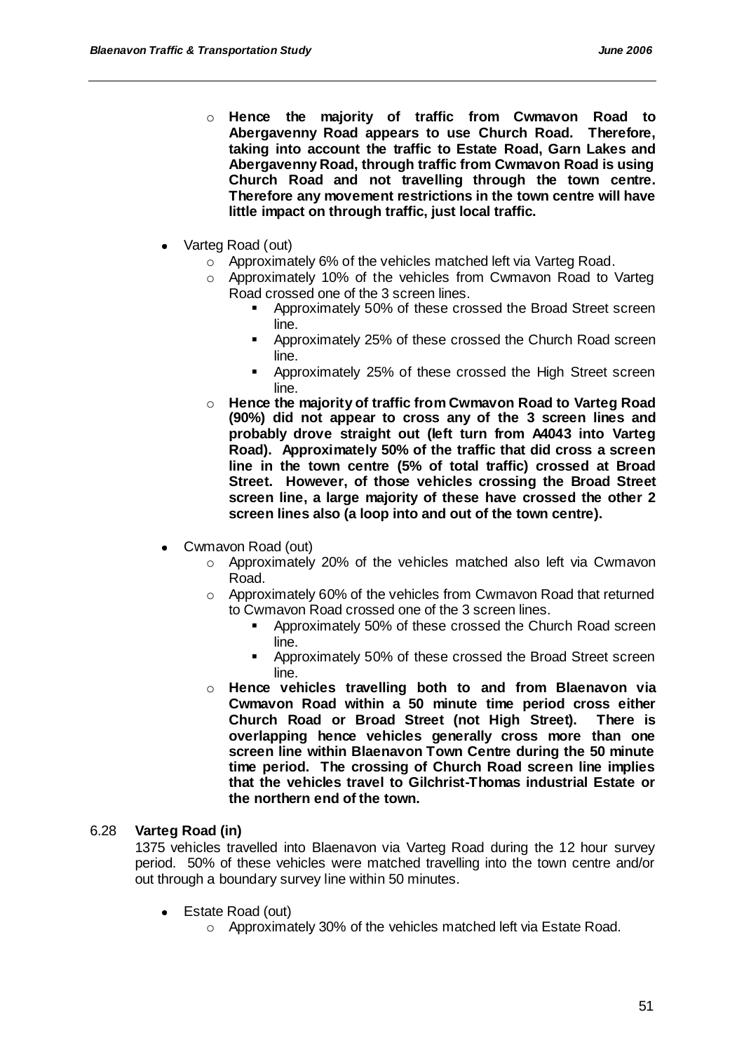- **Hence the majority of traffic from Cwmavon Road to Abergavenny Road appears to use Church Road. Therefore, taking into account the traffic to Estate Road, Garn Lakes and Abergavenny Road, through traffic from Cwmavon Road is using Church Road and not travelling through the town centre. Therefore any movement restrictions in the town centre will have little impact on through traffic, just local traffic.**

- Varteg Road (out)
  - Approximately 6% of the vehicles matched left via Varteg Road.
  - Approximately 10% of the vehicles from Cwmavon Road to Varteg Road crossed one of the 3 screen lines.
    - Approximately 50% of these crossed the Broad Street screen line.
    - Approximately 25% of these crossed the Church Road screen line.
    - Approximately 25% of these crossed the High Street screen line.
  - **Hence the majority of traffic from Cwmavon Road to Varteg Road (90%) did not appear to cross any of the 3 screen lines and probably drove straight out (left turn from A4043 into Varteg Road). Approximately 50% of the traffic that did cross a screen line in the town centre (5% of total traffic) crossed at Broad Street. However, of those vehicles crossing the Broad Street screen line, a large majority of these have crossed the other 2 screen lines also (a loop into and out of the town centre).**

- Cwmavon Road (out)
  - Approximately 20% of the vehicles matched also left via Cwmavon Road.
  - Approximately 60% of the vehicles from Cwmavon Road that returned to Cwmavon Road crossed one of the 3 screen lines.
    - Approximately 50% of these crossed the Church Road screen line.
    - Approximately 50% of these crossed the Broad Street screen line.
  - **Hence vehicles travelling both to and from Blaenavon via Cwmavon Road within a 50 minute time period cross either Church Road or Broad Street (not High Street). There is overlapping hence vehicles generally cross more than one screen line within Blaenavon Town Centre during the 50 minute time period. The crossing of Church Road screen line implies that the vehicles travel to Gilchrist-Thomas industrial Estate or the northern end of the town.**

6.28 **Varteg Road (in)**

1375 vehicles travelled into Blaenavon via Varteg Road during the 12 hour survey period. 50% of these vehicles were matched travelling into the town centre and/or out through a boundary survey line within 50 minutes.

- Estate Road (out)
  - Approximately 30% of the vehicles matched left via Estate Road.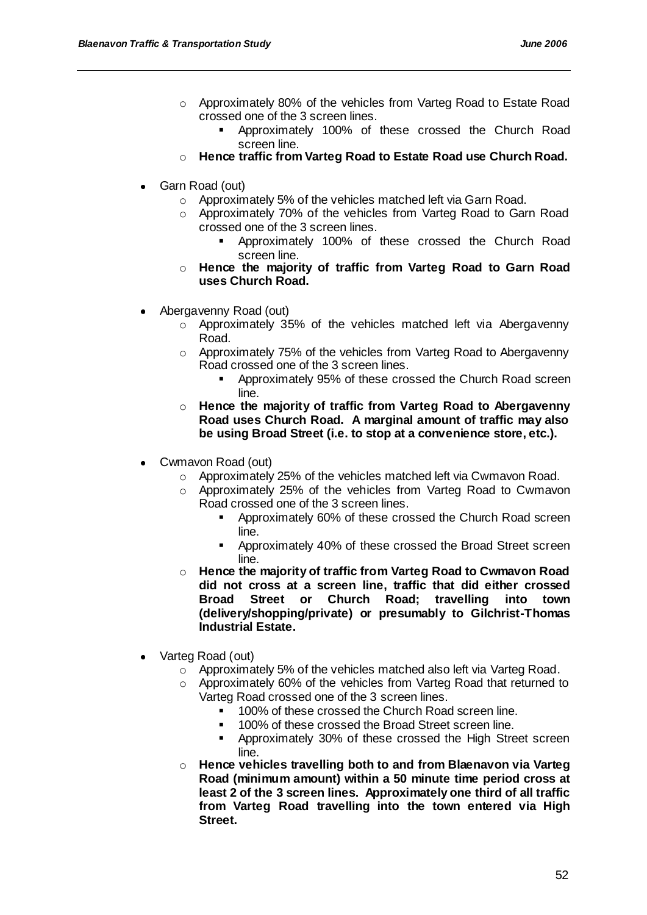- Approximately 80% of the vehicles from Varteg Road to Estate Road crossed one of the 3 screen lines.
    - Approximately 100% of these crossed the Church Road screen line.
  - **Hence traffic from Varteg Road to Estate Road use Church Road.**

- Garn Road (out)
  - Approximately 5% of the vehicles matched left via Garn Road.
  - Approximately 70% of the vehicles from Varteg Road to Garn Road crossed one of the 3 screen lines.
    - Approximately 100% of these crossed the Church Road screen line.
  - **Hence the majority of traffic from Varteg Road to Garn Road uses Church Road.**

- Abergavenny Road (out)
  - Approximately 35% of the vehicles matched left via Abergavenny Road.
  - Approximately 75% of the vehicles from Varteg Road to Abergavenny Road crossed one of the 3 screen lines.
    - Approximately 95% of these crossed the Church Road screen line.
  - **Hence the majority of traffic from Varteg Road to Abergavenny Road uses Church Road. A marginal amount of traffic may also be using Broad Street (i.e. to stop at a convenience store, etc.).**

- Cwmavon Road (out)
  - Approximately 25% of the vehicles matched left via Cwmavon Road.
  - Approximately 25% of the vehicles from Varteg Road to Cwmavon Road crossed one of the 3 screen lines.
    - Approximately 60% of these crossed the Church Road screen line.
    - Approximately 40% of these crossed the Broad Street screen line.
  - **Hence the majority of traffic from Varteg Road to Cwmavon Road did not cross at a screen line, traffic that did either crossed Broad Street or Church Road; travelling into town (delivery/shopping/private) or presumably to Gilchrist-Thomas Industrial Estate.**

- Varteg Road (out)
  - Approximately 5% of the vehicles matched also left via Varteg Road.
  - Approximately 60% of the vehicles from Varteg Road that returned to Varteg Road crossed one of the 3 screen lines.
    - 100% of these crossed the Church Road screen line.
    - 100% of these crossed the Broad Street screen line.
    - Approximately 30% of these crossed the High Street screen line.
  - **Hence vehicles travelling both to and from Blaenavon via Varteg Road (minimum amount) within a 50 minute time period cross at least 2 of the 3 screen lines. Approximately one third of all traffic from Varteg Road travelling into the town entered via High Street.**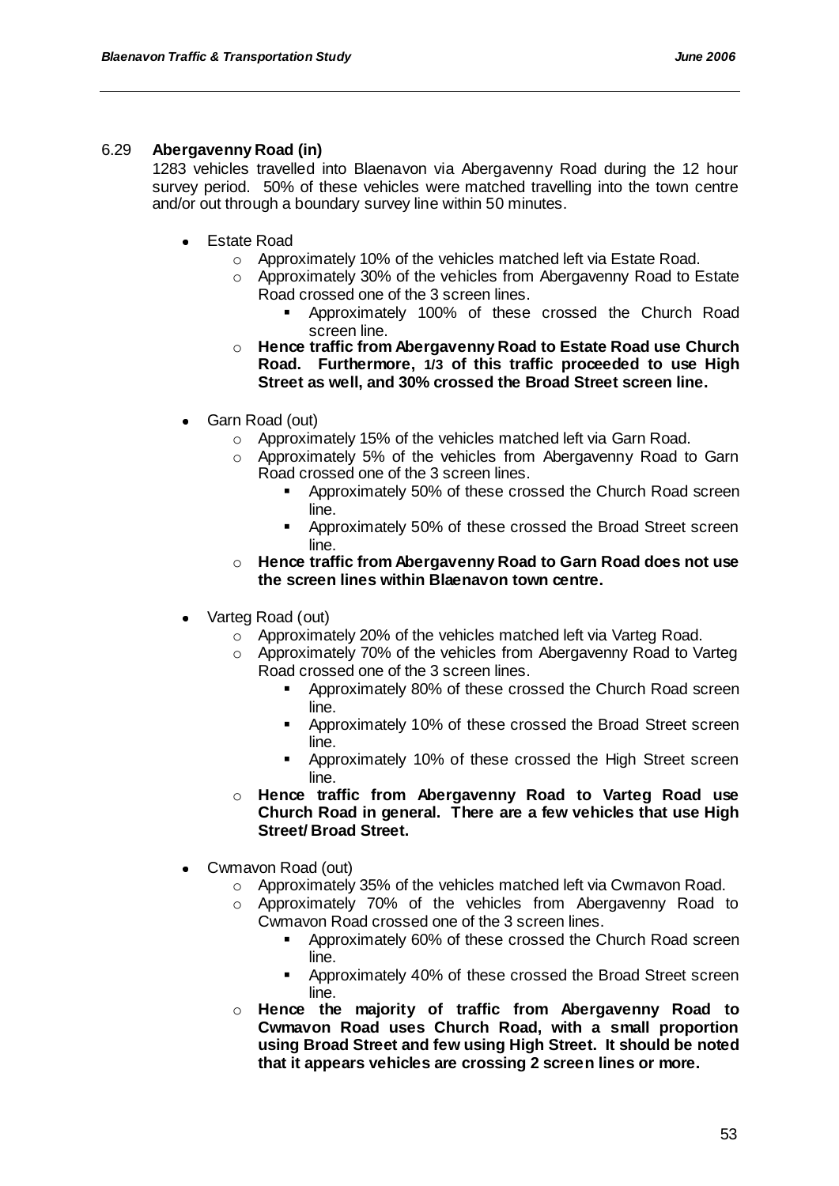6.29 **Abergavenny Road (in)**

1283 vehicles travelled into Blaenavon via Abergavenny Road during the 12 hour survey period. 50% of these vehicles were matched travelling into the town centre and/or out through a boundary survey line within 50 minutes.

- Estate Road
  - Approximately 10% of the vehicles matched left via Estate Road.
  - Approximately 30% of the vehicles from Abergavenny Road to Estate Road crossed one of the 3 screen lines.
    - Approximately 100% of these crossed the Church Road screen line.
  - **Hence traffic from Abergavenny Road to Estate Road use Church Road. Furthermore, 1/3 of this traffic proceeded to use High Street as well, and 30% crossed the Broad Street screen line.**

- Garn Road (out)
  - Approximately 15% of the vehicles matched left via Garn Road.
  - Approximately 5% of the vehicles from Abergavenny Road to Garn Road crossed one of the 3 screen lines.
    - Approximately 50% of these crossed the Church Road screen line.
    - Approximately 50% of these crossed the Broad Street screen line.
  - **Hence traffic from Abergavenny Road to Garn Road does not use the screen lines within Blaenavon town centre.**

- Varteg Road (out)
  - Approximately 20% of the vehicles matched left via Varteg Road.
  - Approximately 70% of the vehicles from Abergavenny Road to Varteg Road crossed one of the 3 screen lines.
    - Approximately 80% of these crossed the Church Road screen line.
    - Approximately 10% of these crossed the Broad Street screen line.
    - Approximately 10% of these crossed the High Street screen line.
  - **Hence traffic from Abergavenny Road to Varteg Road use Church Road in general. There are a few vehicles that use High Street/ Broad Street.**

- Cwmavon Road (out)
  - Approximately 35% of the vehicles matched left via Cwmavon Road.
  - Approximately 70% of the vehicles from Abergavenny Road to Cwmavon Road crossed one of the 3 screen lines.
    - Approximately 60% of these crossed the Church Road screen line.
    - Approximately 40% of these crossed the Broad Street screen line.
  - **Hence the majority of traffic from Abergavenny Road to Cwmavon Road uses Church Road, with a small proportion using Broad Street and few using High Street. It should be noted that it appears vehicles are crossing 2 screen lines or more.**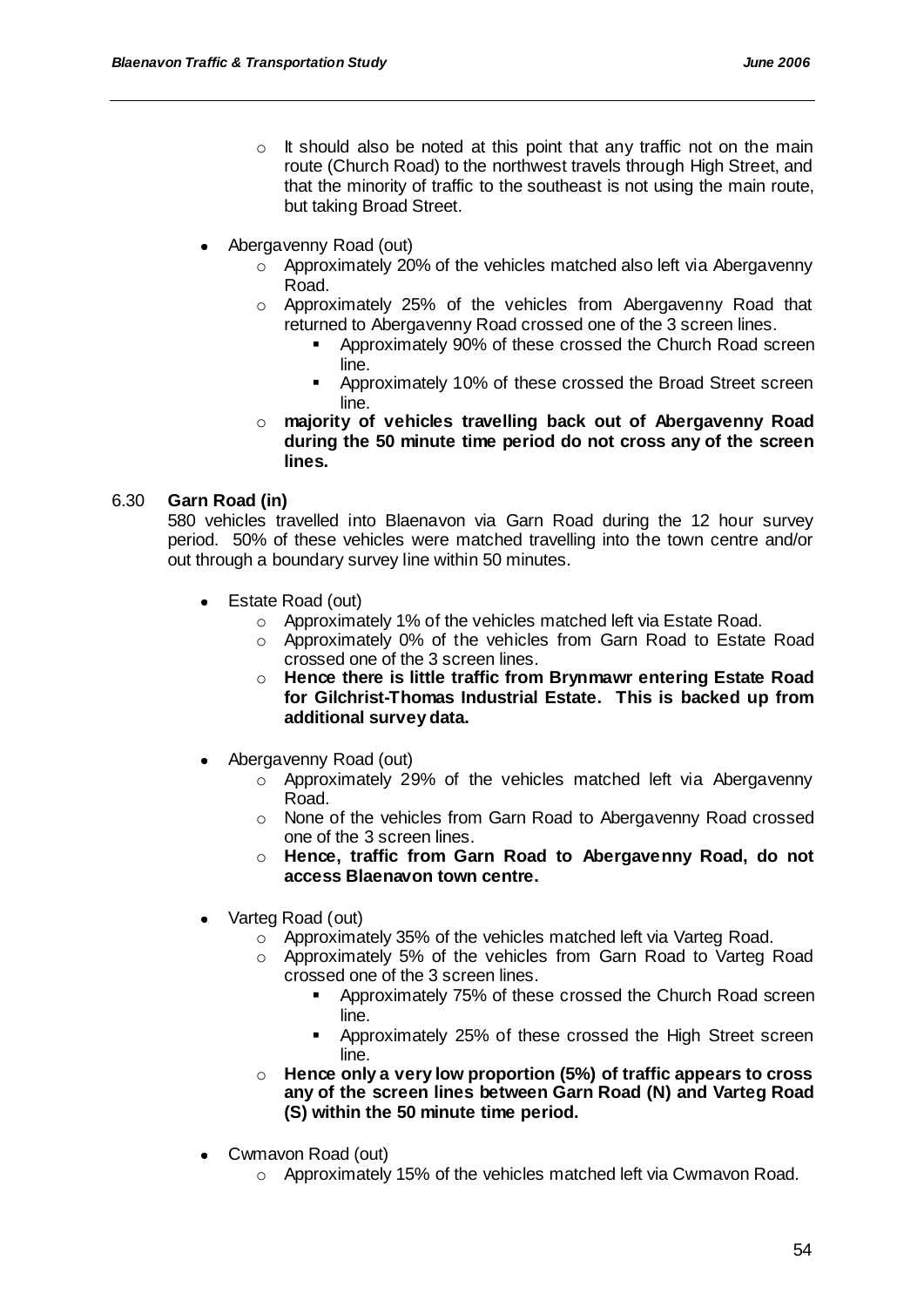- It should also be noted at this point that any traffic not on the main route (Church Road) to the northwest travels through High Street, and that the minority of traffic to the southeast is not using the main route, but taking Broad Street.

- Abergavenny Road (out)
    - Approximately 20% of the vehicles matched also left via Abergavenny Road.
    - Approximately 25% of the vehicles from Abergavenny Road that returned to Abergavenny Road crossed one of the 3 screen lines.
        - Approximately 90% of these crossed the Church Road screen line.
        - Approximately 10% of these crossed the Broad Street screen line.
    - **majority of vehicles travelling back out of Abergavenny Road during the 50 minute time period do not cross any of the screen lines.**

6.30 **Garn Road (in)**
580 vehicles travelled into Blaenavon via Garn Road during the 12 hour survey period. 50% of these vehicles were matched travelling into the town centre and/or out through a boundary survey line within 50 minutes.

- Estate Road (out)
    - Approximately 1% of the vehicles matched left via Estate Road.
    - Approximately 0% of the vehicles from Garn Road to Estate Road crossed one of the 3 screen lines.
    - **Hence there is little traffic from Brynmawr entering Estate Road for Gilchrist-Thomas Industrial Estate. This is backed up from additional survey data.**

- Abergavenny Road (out)
    - Approximately 29% of the vehicles matched left via Abergavenny Road.
    - None of the vehicles from Garn Road to Abergavenny Road crossed one of the 3 screen lines.
    - **Hence, traffic from Garn Road to Abergavenny Road, do not access Blaenavon town centre.**

- Varteg Road (out)
    - Approximately 35% of the vehicles matched left via Varteg Road.
    - Approximately 5% of the vehicles from Garn Road to Varteg Road crossed one of the 3 screen lines.
        - Approximately 75% of these crossed the Church Road screen line.
        - Approximately 25% of these crossed the High Street screen line.
    - **Hence only a very low proportion (5%) of traffic appears to cross any of the screen lines between Garn Road (N) and Varteg Road (S) within the 50 minute time period.**

- Cwmavon Road (out)
    - Approximately 15% of the vehicles matched left via Cwmavon Road.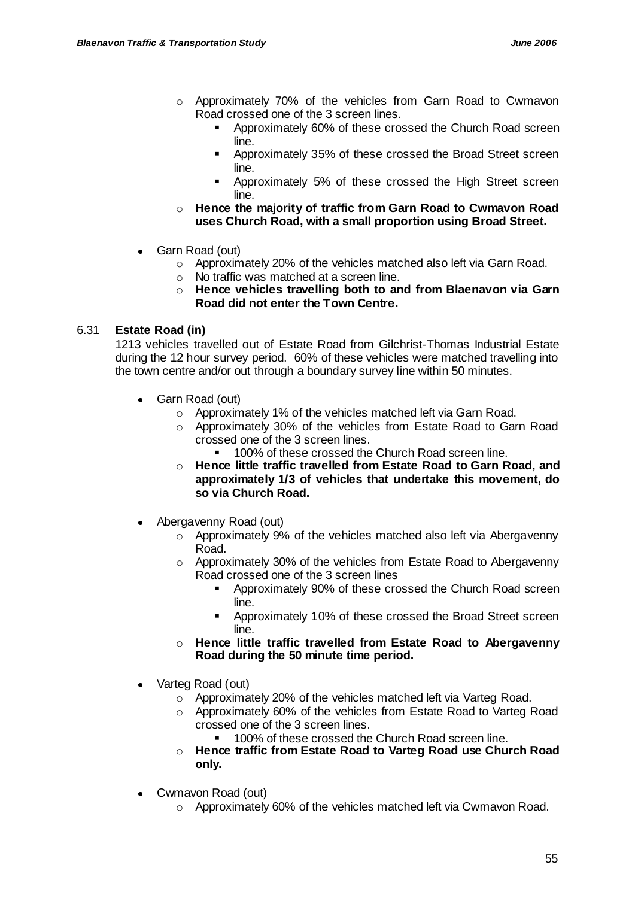- Approximately 70% of the vehicles from Garn Road to Cwmavon Road crossed one of the 3 screen lines.
  - Approximately 60% of these crossed the Church Road screen line.
  - Approximately 35% of these crossed the Broad Street screen line.
  - Approximately 5% of these crossed the High Street screen line.
- **Hence the majority of traffic from Garn Road to Cwmavon Road uses Church Road, with a small proportion using Broad Street.**

- Garn Road (out)
  - Approximately 20% of the vehicles matched also left via Garn Road.
  - No traffic was matched at a screen line.
  - **Hence vehicles travelling both to and from Blaenavon via Garn Road did not enter the Town Centre.**

6.31 **Estate Road (in)**

1213 vehicles travelled out of Estate Road from Gilchrist-Thomas Industrial Estate during the 12 hour survey period. 60% of these vehicles were matched travelling into the town centre and/or out through a boundary survey line within 50 minutes.

- Garn Road (out)
  - Approximately 1% of the vehicles matched left via Garn Road.
  - Approximately 30% of the vehicles from Estate Road to Garn Road crossed one of the 3 screen lines.
    - 100% of these crossed the Church Road screen line.
  - **Hence little traffic travelled from Estate Road to Garn Road, and approximately 1/3 of vehicles that undertake this movement, do so via Church Road.**

- Abergavenny Road (out)
  - Approximately 9% of the vehicles matched also left via Abergavenny Road.
  - Approximately 30% of the vehicles from Estate Road to Abergavenny Road crossed one of the 3 screen lines
    - Approximately 90% of these crossed the Church Road screen line.
    - Approximately 10% of these crossed the Broad Street screen line.
  - **Hence little traffic travelled from Estate Road to Abergavenny Road during the 50 minute time period.**

- Varteg Road (out)
  - Approximately 20% of the vehicles matched left via Varteg Road.
  - Approximately 60% of the vehicles from Estate Road to Varteg Road crossed one of the 3 screen lines.
    - 100% of these crossed the Church Road screen line.
  - **Hence traffic from Estate Road to Varteg Road use Church Road only.**

- Cwmavon Road (out)
  - Approximately 60% of the vehicles matched left via Cwmavon Road.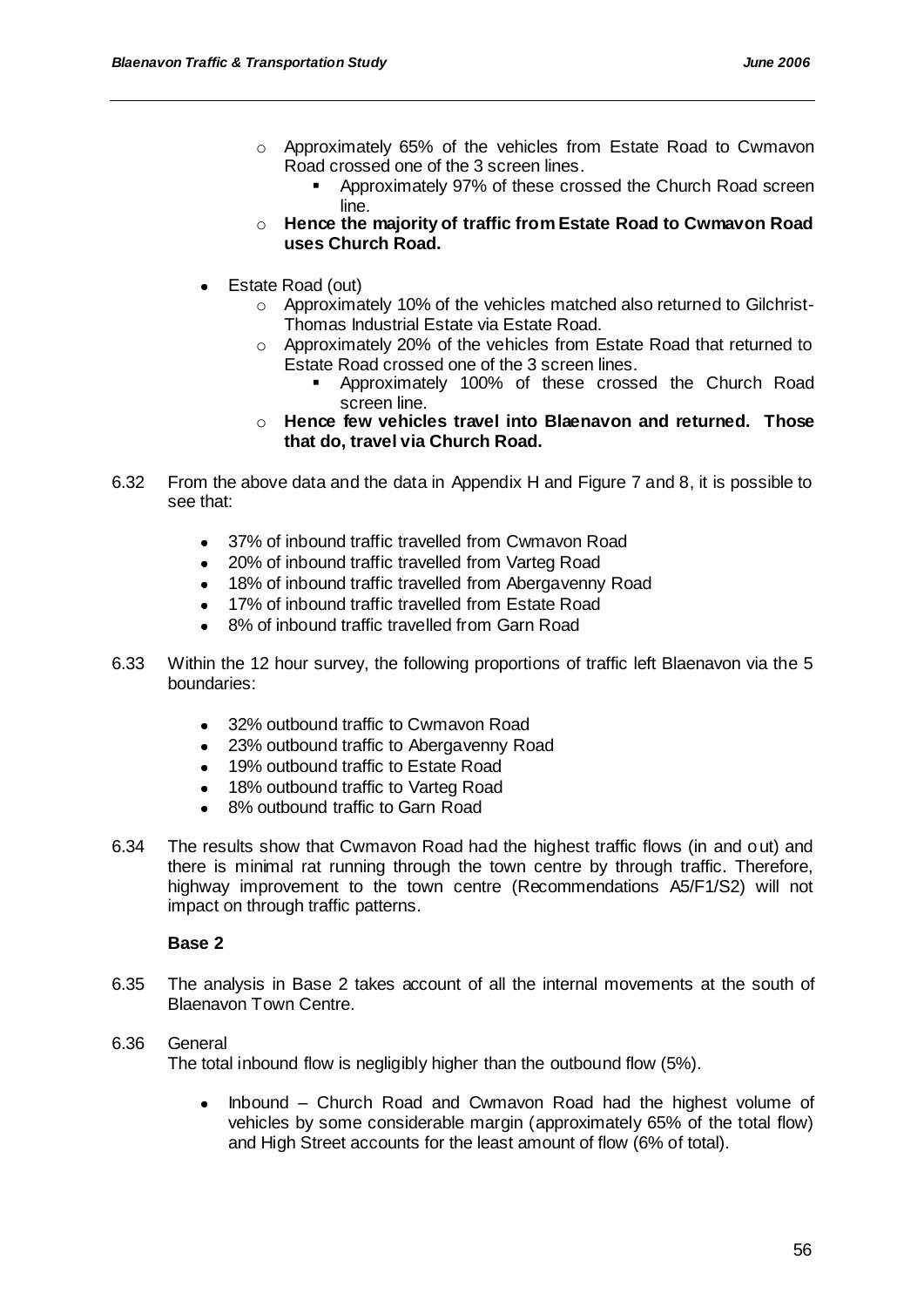- Approximately 65% of the vehicles from Estate Road to Cwmavon Road crossed one of the 3 screen lines.
  - Approximately 97% of these crossed the Church Road screen line.
- **Hence the majority of traffic from Estate Road to Cwmavon Road uses Church Road.**

- Estate Road (out)
  - Approximately 10% of the vehicles matched also returned to Gilchrist-Thomas Industrial Estate via Estate Road.
  - Approximately 20% of the vehicles from Estate Road that returned to Estate Road crossed one of the 3 screen lines.
    - Approximately 100% of these crossed the Church Road screen line.
  - **Hence few vehicles travel into Blaenavon and returned. Those that do, travel via Church Road.**

6.32 From the above data and the data in Appendix H and Figure 7 and 8, it is possible to see that:

- 37% of inbound traffic travelled from Cwmavon Road
- 20% of inbound traffic travelled from Varteg Road
- 18% of inbound traffic travelled from Abergavenny Road
- 17% of inbound traffic travelled from Estate Road
- 8% of inbound traffic travelled from Garn Road

6.33 Within the 12 hour survey, the following proportions of traffic left Blaenavon via the 5 boundaries:

- 32% outbound traffic to Cwmavon Road
- 23% outbound traffic to Abergavenny Road
- 19% outbound traffic to Estate Road
- 18% outbound traffic to Varteg Road
- 8% outbound traffic to Garn Road

6.34 The results show that Cwmavon Road had the highest traffic flows (in and out) and there is minimal rat running through the town centre by through traffic. Therefore, highway improvement to the town centre (Recommendations A5/F1/S2) will not impact on through traffic patterns.

**Base 2**

6.35 The analysis in Base 2 takes account of all the internal movements at the south of Blaenavon Town Centre.

6.36 General

The total inbound flow is negligibly higher than the outbound flow (5%).

- Inbound – Church Road and Cwmavon Road had the highest volume of vehicles by some considerable margin (approximately 65% of the total flow) and High Street accounts for the least amount of flow (6% of total).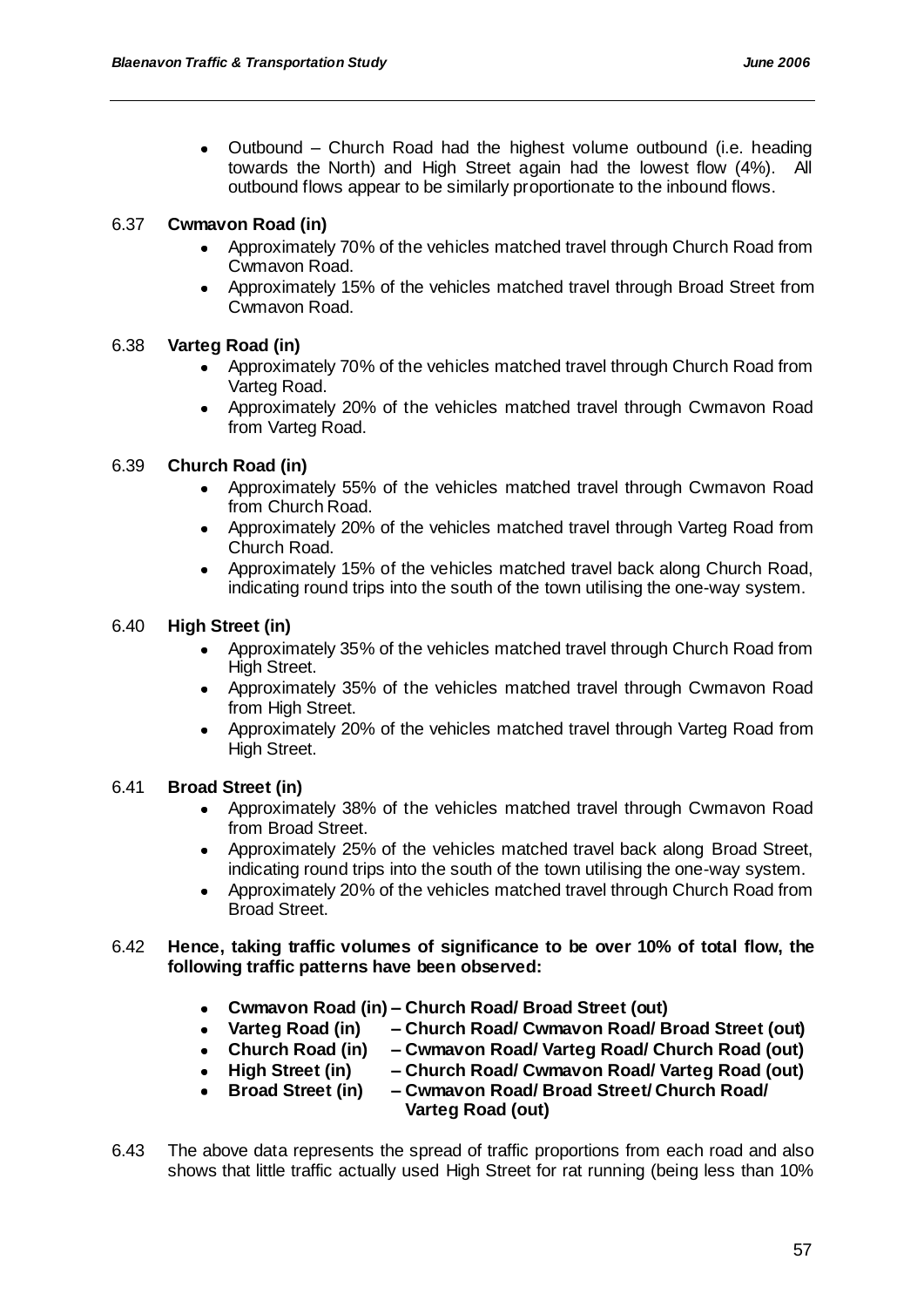- Outbound – Church Road had the highest volume outbound (i.e. heading towards the North) and High Street again had the lowest flow (4%). All outbound flows appear to be similarly proportionate to the inbound flows.

6.37 **Cwmavon Road (in)**

- Approximately 70% of the vehicles matched travel through Church Road from Cwmavon Road.
- Approximately 15% of the vehicles matched travel through Broad Street from Cwmavon Road.

6.38 **Varteg Road (in)**

- Approximately 70% of the vehicles matched travel through Church Road from Varteg Road.
- Approximately 20% of the vehicles matched travel through Cwmavon Road from Varteg Road.

6.39 **Church Road (in)**

- Approximately 55% of the vehicles matched travel through Cwmavon Road from Church Road.
- Approximately 20% of the vehicles matched travel through Varteg Road from Church Road.
- Approximately 15% of the vehicles matched travel back along Church Road, indicating round trips into the south of the town utilising the one-way system.

6.40 **High Street (in)**

- Approximately 35% of the vehicles matched travel through Church Road from High Street.
- Approximately 35% of the vehicles matched travel through Cwmavon Road from High Street.
- Approximately 20% of the vehicles matched travel through Varteg Road from High Street.

6.41 **Broad Street (in)**

- Approximately 38% of the vehicles matched travel through Cwmavon Road from Broad Street.
- Approximately 25% of the vehicles matched travel back along Broad Street, indicating round trips into the south of the town utilising the one-way system.
- Approximately 20% of the vehicles matched travel through Church Road from Broad Street.

6.42 **Hence, taking traffic volumes of significance to be over 10% of total flow, the following traffic patterns have been observed:**

- **Cwmavon Road (in) – Church Road/ Broad Street (out)**
- **Varteg Road (in) – Church Road/ Cwmavon Road/ Broad Street (out)**
- **Church Road (in) – Cwmavon Road/ Varteg Road/ Church Road (out)**
- **High Street (in) – Church Road/ Cwmavon Road/ Varteg Road (out)**
- **Broad Street (in) – Cwmavon Road/ Broad Street/ Church Road/ Varteg Road (out)**

6.43 The above data represents the spread of traffic proportions from each road and also shows that little traffic actually used High Street for rat running (being less than 10%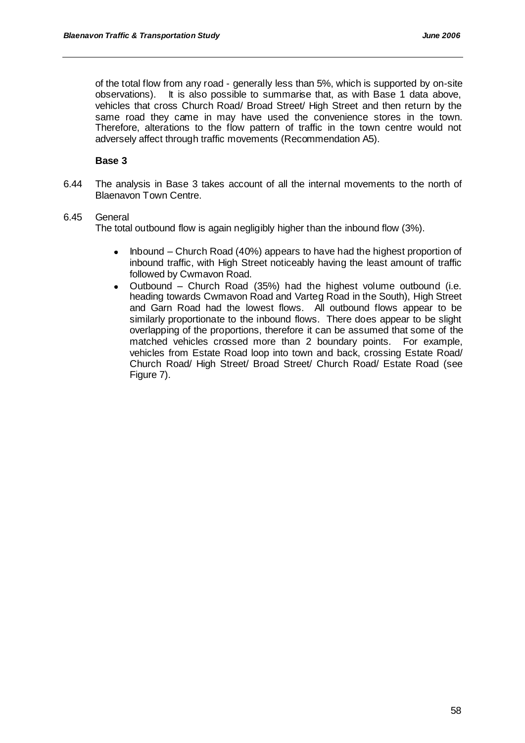of the total flow from any road - generally less than 5%, which is supported by on-site observations). It is also possible to summarise that, as with Base 1 data above, vehicles that cross Church Road/ Broad Street/ High Street and then return by the same road they came in may have used the convenience stores in the town. Therefore, alterations to the flow pattern of traffic in the town centre would not adversely affect through traffic movements (Recommendation A5).

**Base 3**

6.44 The analysis in Base 3 takes account of all the internal movements to the north of Blaenavon Town Centre.

6.45 General

The total outbound flow is again negligibly higher than the inbound flow (3%).

- Inbound – Church Road (40%) appears to have had the highest proportion of inbound traffic, with High Street noticeably having the least amount of traffic followed by Cwmavon Road.
- Outbound – Church Road (35%) had the highest volume outbound (i.e. heading towards Cwmavon Road and Varteg Road in the South), High Street and Garn Road had the lowest flows. All outbound flows appear to be similarly proportionate to the inbound flows. There does appear to be slight overlapping of the proportions, therefore it can be assumed that some of the matched vehicles crossed more than 2 boundary points. For example, vehicles from Estate Road loop into town and back, crossing Estate Road/ Church Road/ High Street/ Broad Street/ Church Road/ Estate Road (see Figure 7).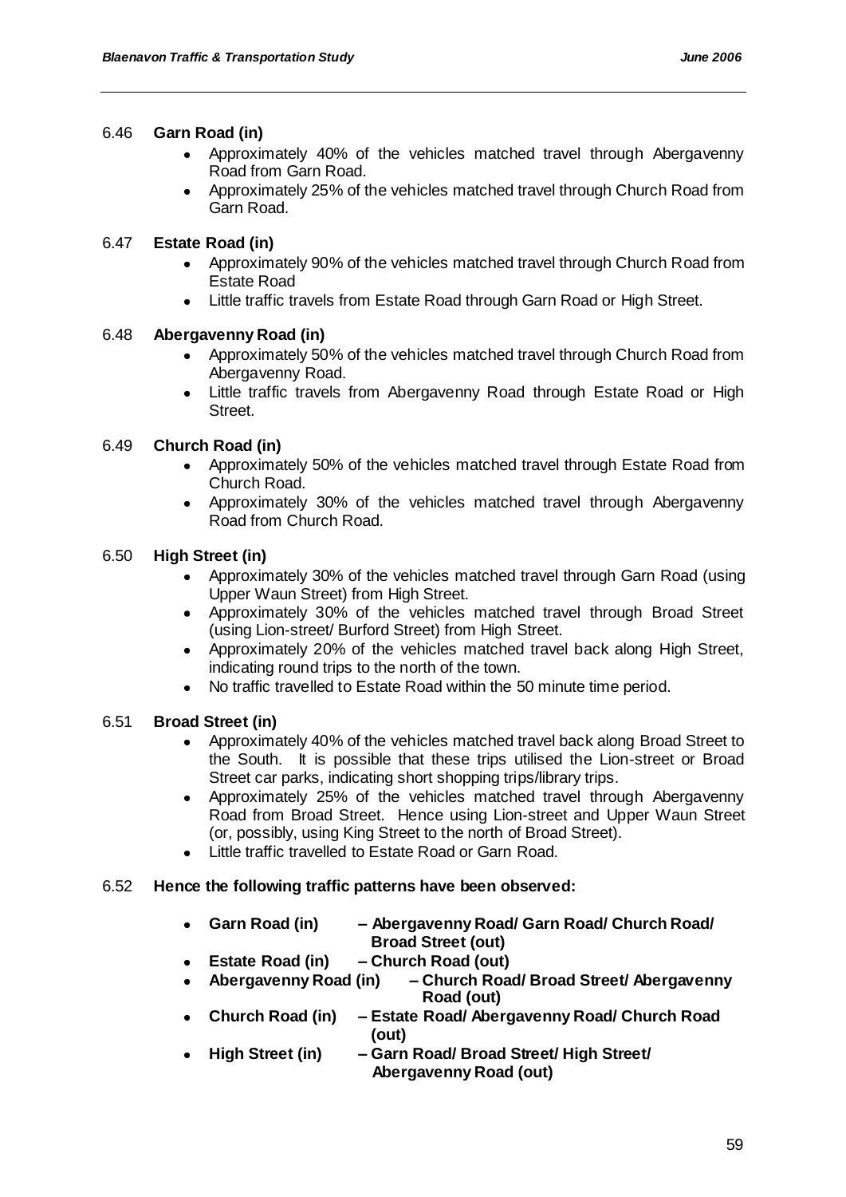6.46 **Garn Road (in)**

- Approximately 40% of the vehicles matched travel through Abergavenny Road from Garn Road.
- Approximately 25% of the vehicles matched travel through Church Road from Garn Road.

6.47 **Estate Road (in)**

- Approximately 90% of the vehicles matched travel through Church Road from Estate Road
- Little traffic travels from Estate Road through Garn Road or High Street.

6.48 **Abergavenny Road (in)**

- Approximately 50% of the vehicles matched travel through Church Road from Abergavenny Road.
- Little traffic travels from Abergavenny Road through Estate Road or High Street.

6.49 **Church Road (in)**

- Approximately 50% of the vehicles matched travel through Estate Road from Church Road.
- Approximately 30% of the vehicles matched travel through Abergavenny Road from Church Road.

6.50 **High Street (in)**

- Approximately 30% of the vehicles matched travel through Garn Road (using Upper Waun Street) from High Street.
- Approximately 30% of the vehicles matched travel through Broad Street (using Lion-street/ Burford Street) from High Street.
- Approximately 20% of the vehicles matched travel back along High Street, indicating round trips to the north of the town.
- No traffic travelled to Estate Road within the 50 minute time period.

6.51 **Broad Street (in)**

- Approximately 40% of the vehicles matched travel back along Broad Street to the South. It is possible that these trips utilised the Lion-street or Broad Street car parks, indicating short shopping trips/library trips.
- Approximately 25% of the vehicles matched travel through Abergavenny Road from Broad Street. Hence using Lion-street and Upper Waun Street (or, possibly, using King Street to the north of Broad Street).
- Little traffic travelled to Estate Road or Garn Road.

6.52 **Hence the following traffic patterns have been observed:**

- **Garn Road (in) – Abergavenny Road/ Garn Road/ Church Road/ Broad Street (out)**
- **Estate Road (in) – Church Road (out)**
- **Abergavenny Road (in) – Church Road/ Broad Street/ Abergavenny Road (out)**
- **Church Road (in) – Estate Road/ Abergavenny Road/ Church Road (out)**
- **High Street (in) – Garn Road/ Broad Street/ High Street/ Abergavenny Road (out)**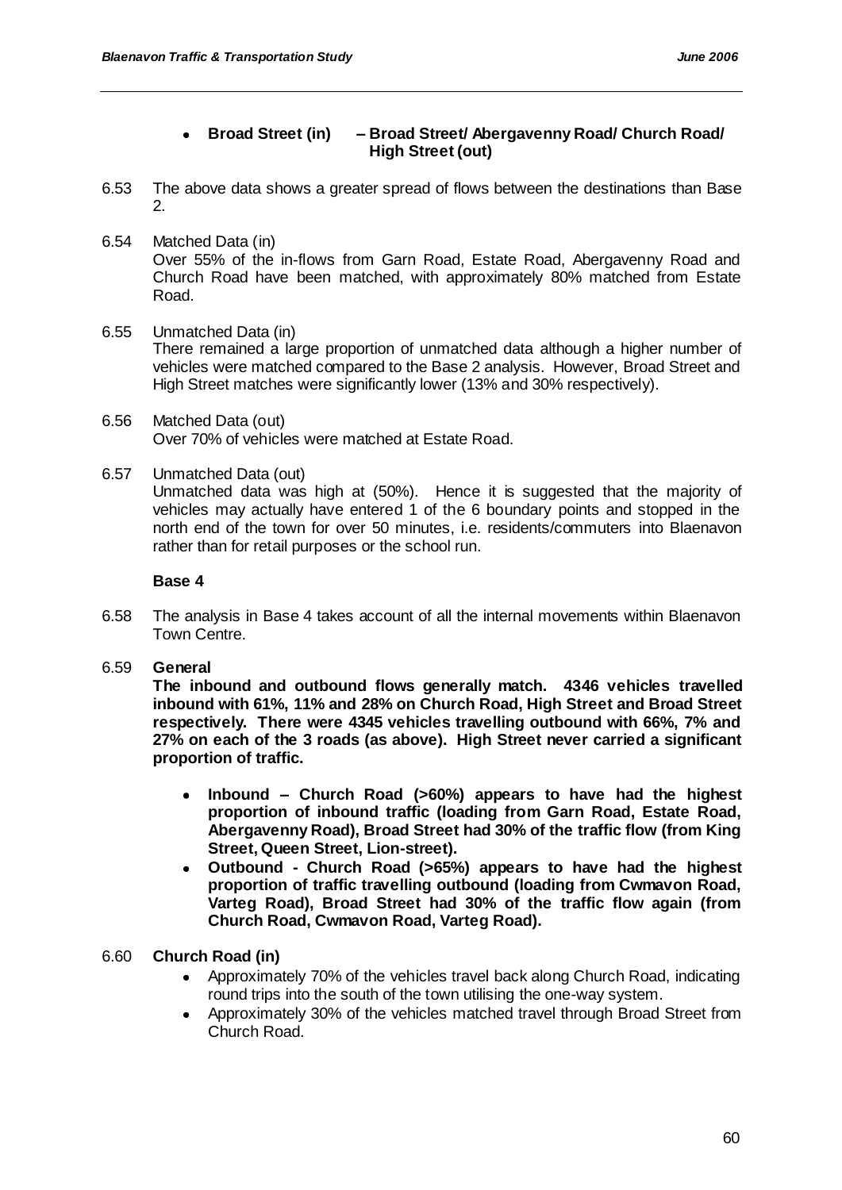- **Broad Street (in) – Broad Street/ Abergavenny Road/ Church Road/ High Street (out)**

6.53 The above data shows a greater spread of flows between the destinations than Base 2.

6.54 Matched Data (in)
Over 55% of the in-flows from Garn Road, Estate Road, Abergavenny Road and Church Road have been matched, with approximately 80% matched from Estate Road.

6.55 Unmatched Data (in)
There remained a large proportion of unmatched data although a higher number of vehicles were matched compared to the Base 2 analysis. However, Broad Street and High Street matches were significantly lower (13% and 30% respectively).

6.56 Matched Data (out)
Over 70% of vehicles were matched at Estate Road.

6.57 Unmatched Data (out)
Unmatched data was high at (50%). Hence it is suggested that the majority of vehicles may actually have entered 1 of the 6 boundary points and stopped in the north end of the town for over 50 minutes, i.e. residents/commuters into Blaenavon rather than for retail purposes or the school run.

**Base 4**

6.58 The analysis in Base 4 takes account of all the internal movements within Blaenavon Town Centre.

6.59 **General**
**The inbound and outbound flows generally match. 4346 vehicles travelled inbound with 61%, 11% and 28% on Church Road, High Street and Broad Street respectively. There were 4345 vehicles travelling outbound with 66%, 7% and 27% on each of the 3 roads (as above). High Street never carried a significant proportion of traffic.**

- **Inbound – Church Road (>60%) appears to have had the highest proportion of inbound traffic (loading from Garn Road, Estate Road, Abergavenny Road), Broad Street had 30% of the traffic flow (from King Street, Queen Street, Lion-street).**
- **Outbound - Church Road (>65%) appears to have had the highest proportion of traffic travelling outbound (loading from Cwmavon Road, Varteg Road), Broad Street had 30% of the traffic flow again (from Church Road, Cwmavon Road, Varteg Road).**

6.60 **Church Road (in)**

- Approximately 70% of the vehicles travel back along Church Road, indicating round trips into the south of the town utilising the one-way system.
- Approximately 30% of the vehicles matched travel through Broad Street from Church Road.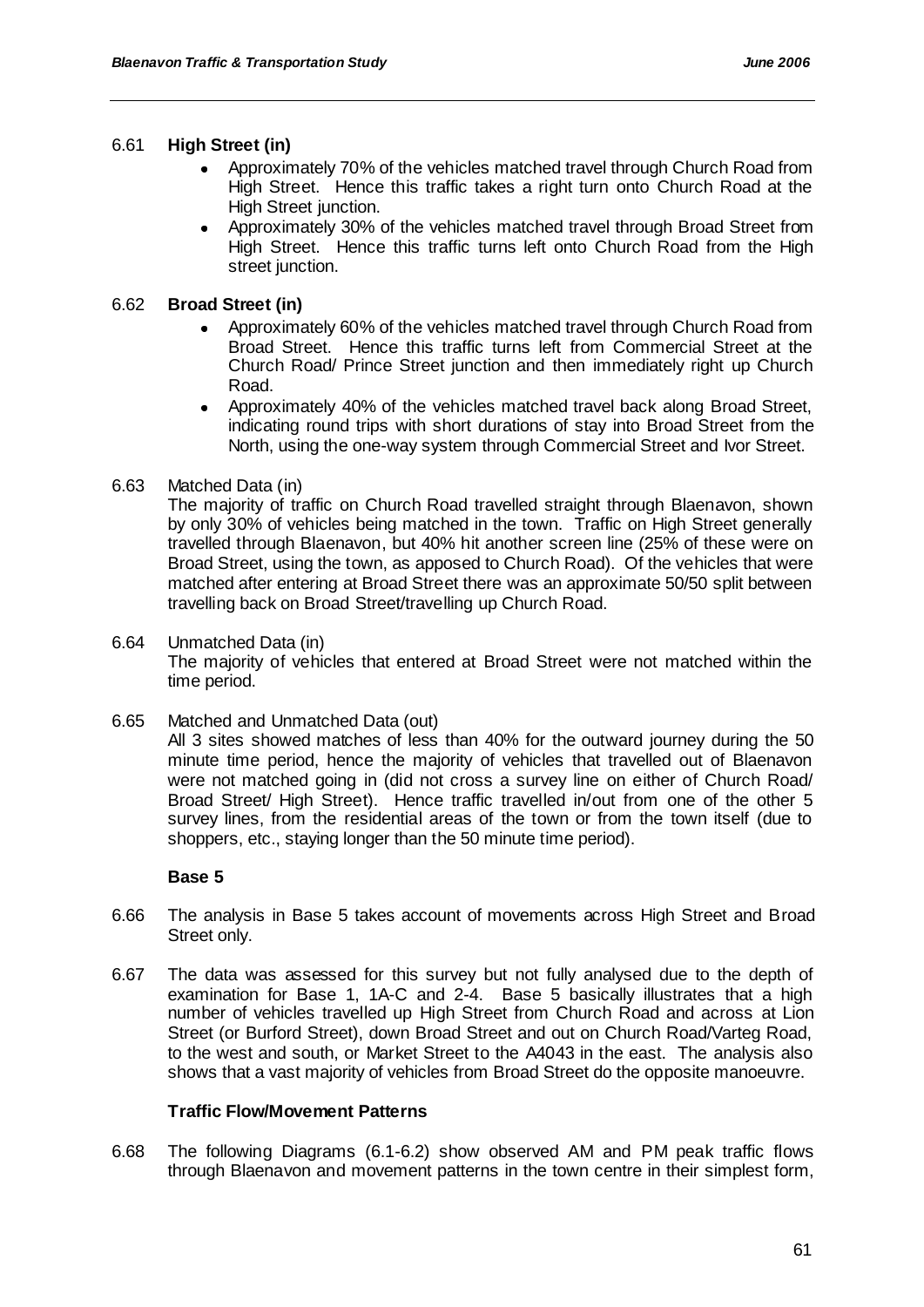6.61 **High Street (in)**

- Approximately 70% of the vehicles matched travel through Church Road from High Street. Hence this traffic takes a right turn onto Church Road at the High Street junction.
- Approximately 30% of the vehicles matched travel through Broad Street from High Street. Hence this traffic turns left onto Church Road from the High street junction.

6.62 **Broad Street (in)**

- Approximately 60% of the vehicles matched travel through Church Road from Broad Street. Hence this traffic turns left from Commercial Street at the Church Road/ Prince Street junction and then immediately right up Church Road.
- Approximately 40% of the vehicles matched travel back along Broad Street, indicating round trips with short durations of stay into Broad Street from the North, using the one-way system through Commercial Street and Ivor Street.

6.63 Matched Data (in)

The majority of traffic on Church Road travelled straight through Blaenavon, shown by only 30% of vehicles being matched in the town. Traffic on High Street generally travelled through Blaenavon, but 40% hit another screen line (25% of these were on Broad Street, using the town, as apposed to Church Road). Of the vehicles that were matched after entering at Broad Street there was an approximate 50/50 split between travelling back on Broad Street/travelling up Church Road.

6.64 Unmatched Data (in)

The majority of vehicles that entered at Broad Street were not matched within the time period.

6.65 Matched and Unmatched Data (out)

All 3 sites showed matches of less than 40% for the outward journey during the 50 minute time period, hence the majority of vehicles that travelled out of Blaenavon were not matched going in (did not cross a survey line on either of Church Road/ Broad Street/ High Street). Hence traffic travelled in/out from one of the other 5 survey lines, from the residential areas of the town or from the town itself (due to shoppers, etc., staying longer than the 50 minute time period).

**Base 5**

6.66 The analysis in Base 5 takes account of movements across High Street and Broad Street only.

6.67 The data was assessed for this survey but not fully analysed due to the depth of examination for Base 1, 1A-C and 2-4. Base 5 basically illustrates that a high number of vehicles travelled up High Street from Church Road and across at Lion Street (or Burford Street), down Broad Street and out on Church Road/Varteg Road, to the west and south, or Market Street to the A4043 in the east. The analysis also shows that a vast majority of vehicles from Broad Street do the opposite manoeuvre.

**Traffic Flow/Movement Patterns**

6.68 The following Diagrams (6.1-6.2) show observed AM and PM peak traffic flows through Blaenavon and movement patterns in the town centre in their simplest form,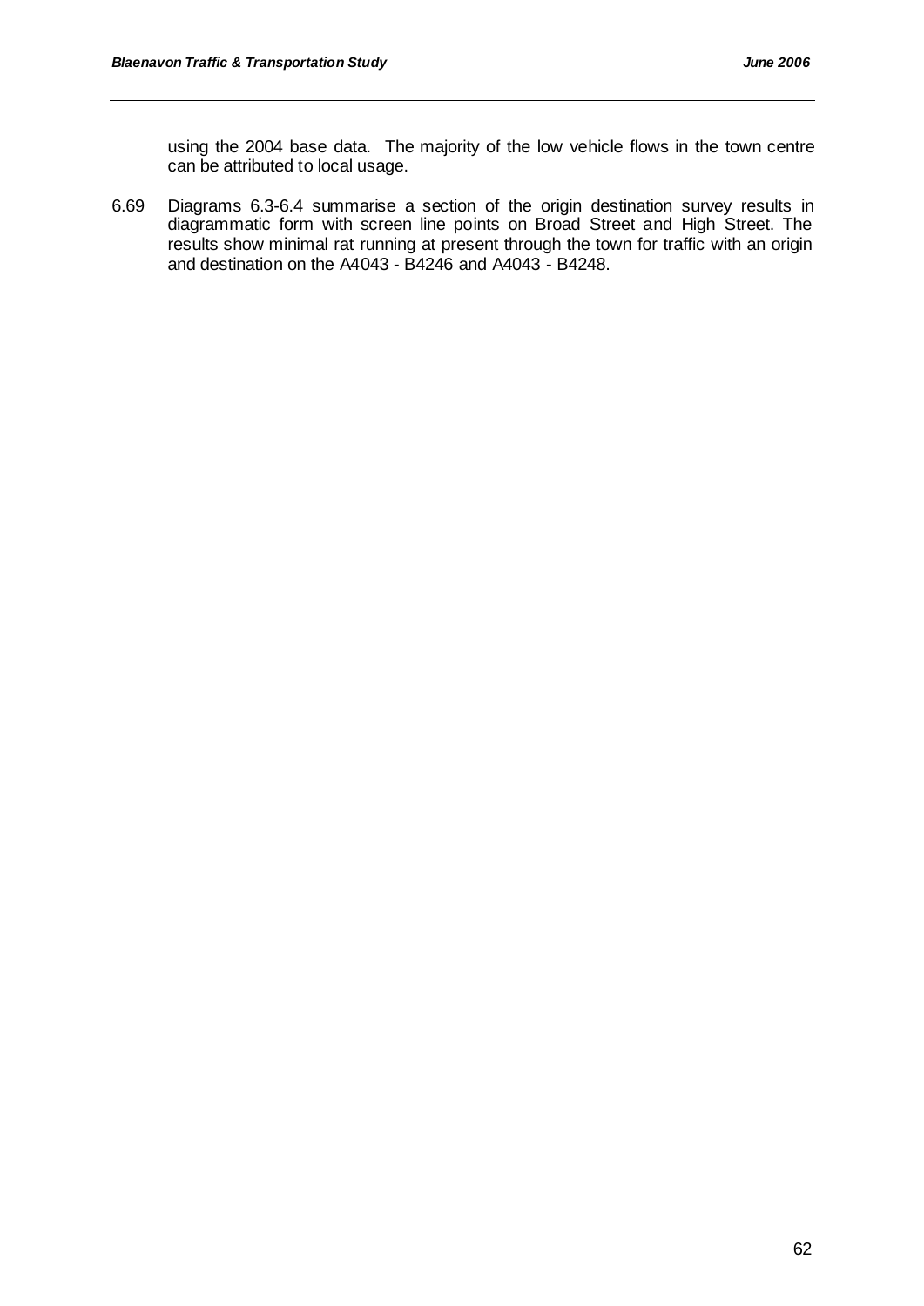using the 2004 base data. The majority of the low vehicle flows in the town centre can be attributed to local usage.

6.69 Diagrams 6.3-6.4 summarise a section of the origin destination survey results in diagrammatic form with screen line points on Broad Street and High Street. The results show minimal rat running at present through the town for traffic with an origin and destination on the A4043 - B4246 and A4043 - B4248.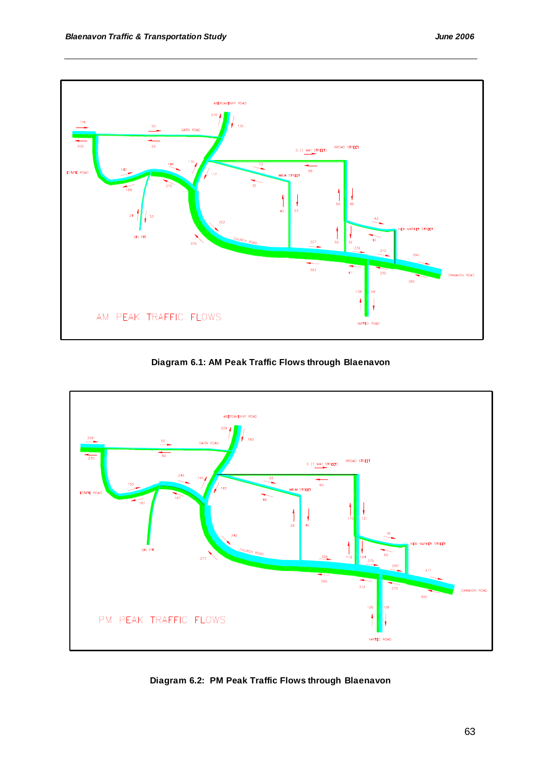Diagram 6.1: AM Peak Traffic Flows through Blaenavon

Diagram 6.2: PM Peak Traffic Flows through Blaenavon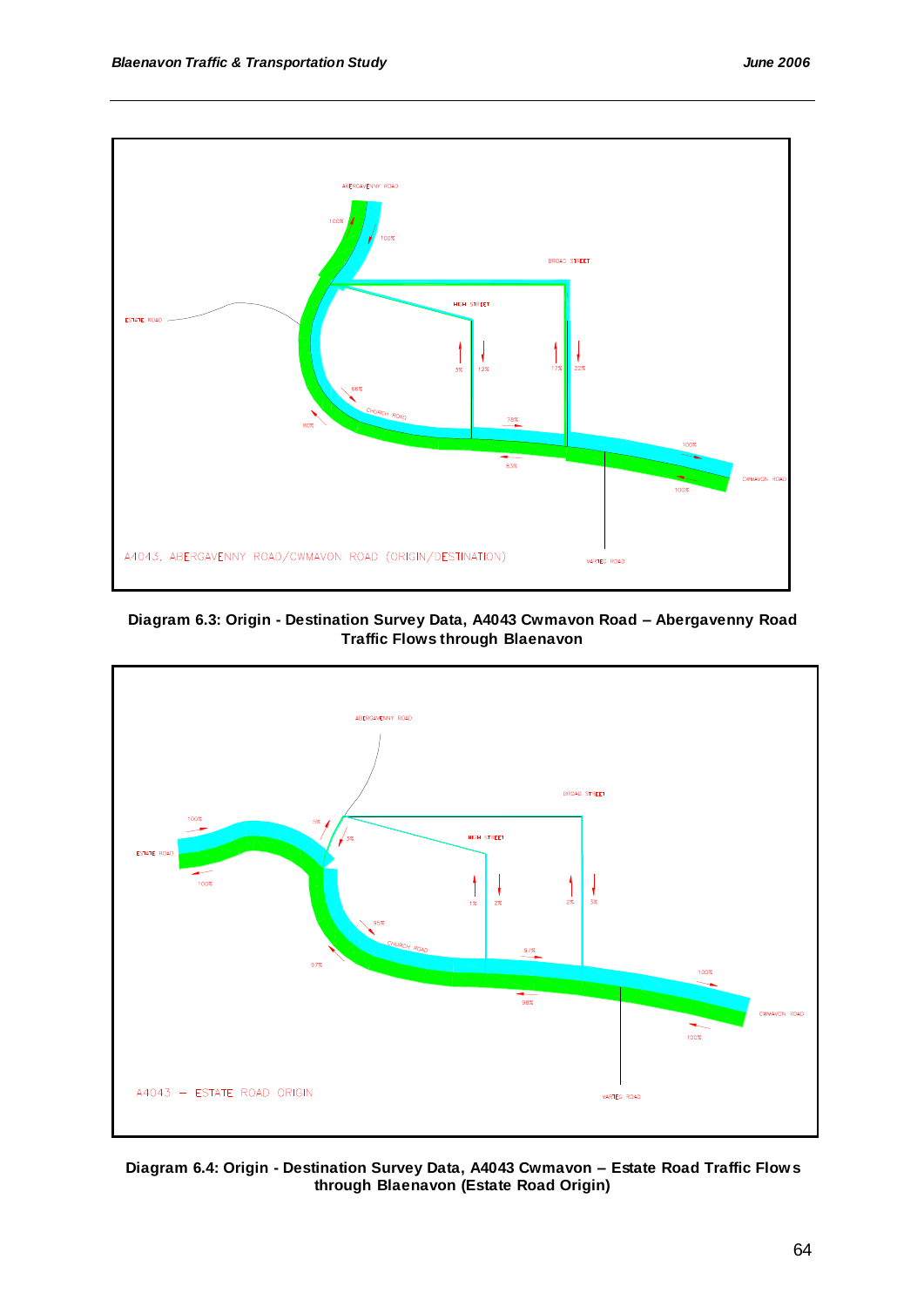ABERGAVENNY ROAD

100%

100%

BROAD STREET

HIGH STREET

ESTATE ROAD

3%

12%

17%

22%

66%

CHURCH ROAD

80%

78%

100%

83%

CWMAVON ROAD

100%

A4043, ABERGAVENNY ROAD/CWMAVON ROAD (ORIGIN/DESTINATION)

VARTEG ROAD

**Diagram 6.3: Origin - Destination Survey Data, A4043 Cwmavon Road – Abergavenny Road Traffic Flows through Blaenavon**

ABERGAVENNY ROAD

BROAD STREET

100%

ESTATE ROAD

5%

3%

HIGH STREET

100%

1%

2%

2%

3%

95%

CHURCH ROAD

97%

97%

100%

98%

CWMAVON ROAD

100%

A4043 – ESTATE ROAD ORIGIN

VARTEG ROAD

**Diagram 6.4: Origin - Destination Survey Data, A4043 Cwmavon – Estate Road Traffic Flows through Blaenavon (Estate Road Origin)**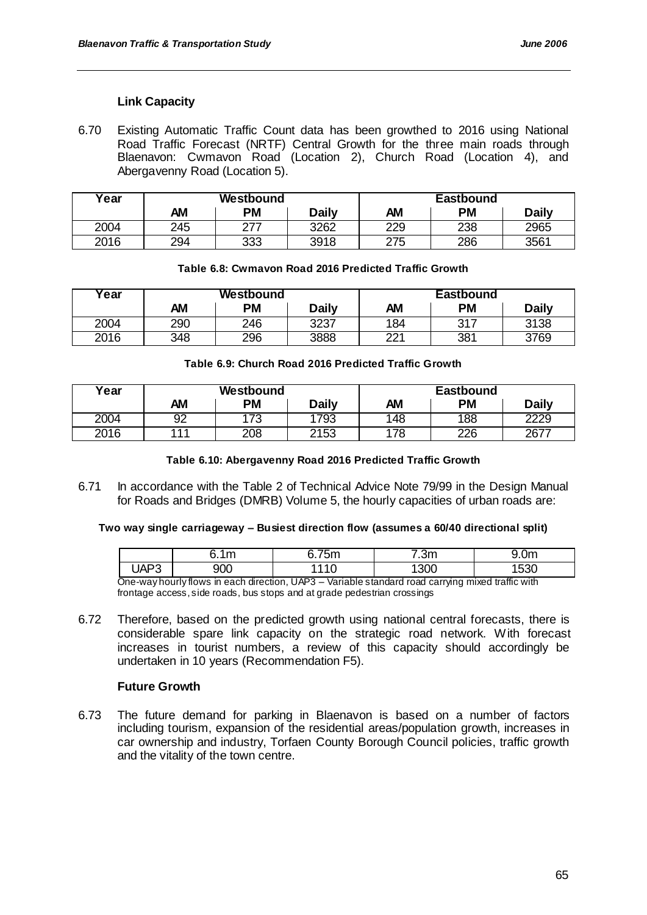### Link Capacity

6.70 Existing Automatic Traffic Count data has been growthed to 2016 using National Road Traffic Forecast (NRTF) Central Growth for the three main roads through Blaenavon: Cwmavon Road (Location 2), Church Road (Location 4), and Abergavenny Road (Location 5).

| Year | Westbound | | | Eastbound | | |
|---|---|---|---|---|---|---|
| | AM | PM | Daily | AM | PM | Daily |
| 2004 | 245 | 277 | 3262 | 229 | 238 | 2965 |
| 2016 | 294 | 333 | 3918 | 275 | 286 | 3561 |

**Table 6.8: Cwmavon Road 2016 Predicted Traffic Growth**

| Year | Westbound | | | Eastbound | | |
|---|---|---|---|---|---|---|
| | AM | PM | Daily | AM | PM | Daily |
| 2004 | 290 | 246 | 3237 | 184 | 317 | 3138 |
| 2016 | 348 | 296 | 3888 | 221 | 381 | 3769 |

**Table 6.9: Church Road 2016 Predicted Traffic Growth**

| Year | Westbound | | | Eastbound | | |
|---|---|---|---|---|---|---|
| | AM | PM | Daily | AM | PM | Daily |
| 2004 | 92 | 173 | 1793 | 148 | 188 | 2229 |
| 2016 | 111 | 208 | 2153 | 178 | 226 | 2677 |

**Table 6.10: Abergavenny Road 2016 Predicted Traffic Growth**

6.71 In accordance with the Table 2 of Technical Advice Note 79/99 in the Design Manual for Roads and Bridges (DMRB) Volume 5, the hourly capacities of urban roads are:

**Two way single carriageway – Busiest direction flow (assumes a 60/40 directional split)**

| | 6.1m | 6.75m | 7.3m | 9.0m |
|---|---|---|---|---|
| UAP3 | 900 | 1110 | 1300 | 1530 |

One-way hourly flows in each direction, UAP3 – Variable standard road carrying mixed traffic with frontage access, side roads, bus stops and at grade pedestrian crossings

6.72 Therefore, based on the predicted growth using national central forecasts, there is considerable spare link capacity on the strategic road network. With forecast increases in tourist numbers, a review of this capacity should accordingly be undertaken in 10 years (Recommendation F5).

### Future Growth

6.73 The future demand for parking in Blaenavon is based on a number of factors including tourism, expansion of the residential areas/population growth, increases in car ownership and industry, Torfaen County Borough Council policies, traffic growth and the vitality of the town centre.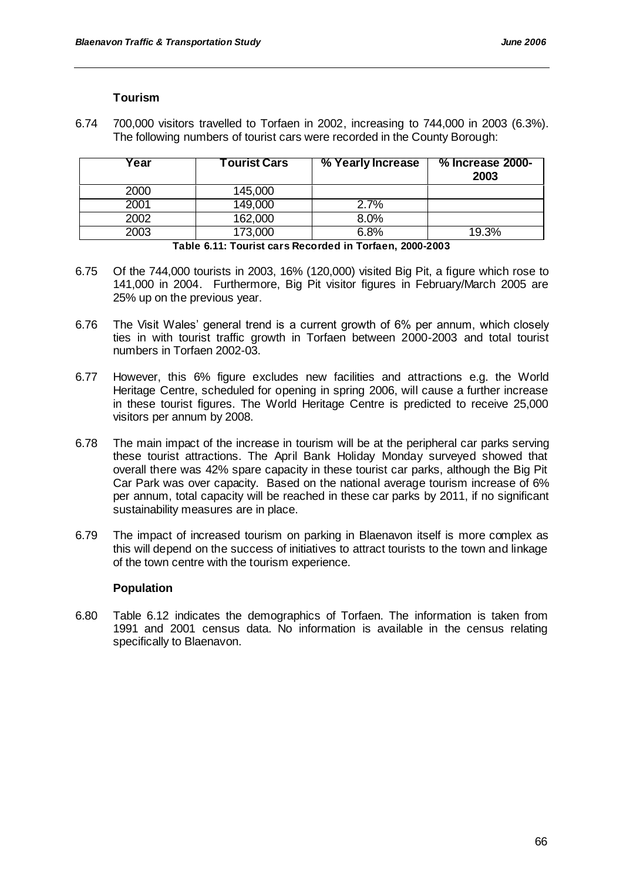### Tourism

6.74 700,000 visitors travelled to Torfaen in 2002, increasing to 744,000 in 2003 (6.3%). The following numbers of tourist cars were recorded in the County Borough:

| Year | Tourist Cars | % Yearly Increase | % Increase 2000-2003 |
|---|---|---|---|
| 2000 | 145,000 | | |
| 2001 | 149,000 | 2.7% | |
| 2002 | 162,000 | 8.0% | |
| 2003 | 173,000 | 6.8% | 19.3% |

**Table 6.11: Tourist cars Recorded in Torfaen, 2000-2003**

6.75 Of the 744,000 tourists in 2003, 16% (120,000) visited Big Pit, a figure which rose to 141,000 in 2004. Furthermore, Big Pit visitor figures in February/March 2005 are 25% up on the previous year.

6.76 The Visit Wales' general trend is a current growth of 6% per annum, which closely ties in with tourist traffic growth in Torfaen between 2000-2003 and total tourist numbers in Torfaen 2002-03.

6.77 However, this 6% figure excludes new facilities and attractions e.g. the World Heritage Centre, scheduled for opening in spring 2006, will cause a further increase in these tourist figures. The World Heritage Centre is predicted to receive 25,000 visitors per annum by 2008.

6.78 The main impact of the increase in tourism will be at the peripheral car parks serving these tourist attractions. The April Bank Holiday Monday surveyed showed that overall there was 42% spare capacity in these tourist car parks, although the Big Pit Car Park was over capacity. Based on the national average tourism increase of 6% per annum, total capacity will be reached in these car parks by 2011, if no significant sustainability measures are in place.

6.79 The impact of increased tourism on parking in Blaenavon itself is more complex as this will depend on the success of initiatives to attract tourists to the town and linkage of the town centre with the tourism experience.

### Population

6.80 Table 6.12 indicates the demographics of Torfaen. The information is taken from 1991 and 2001 census data. No information is available in the census relating specifically to Blaenavon.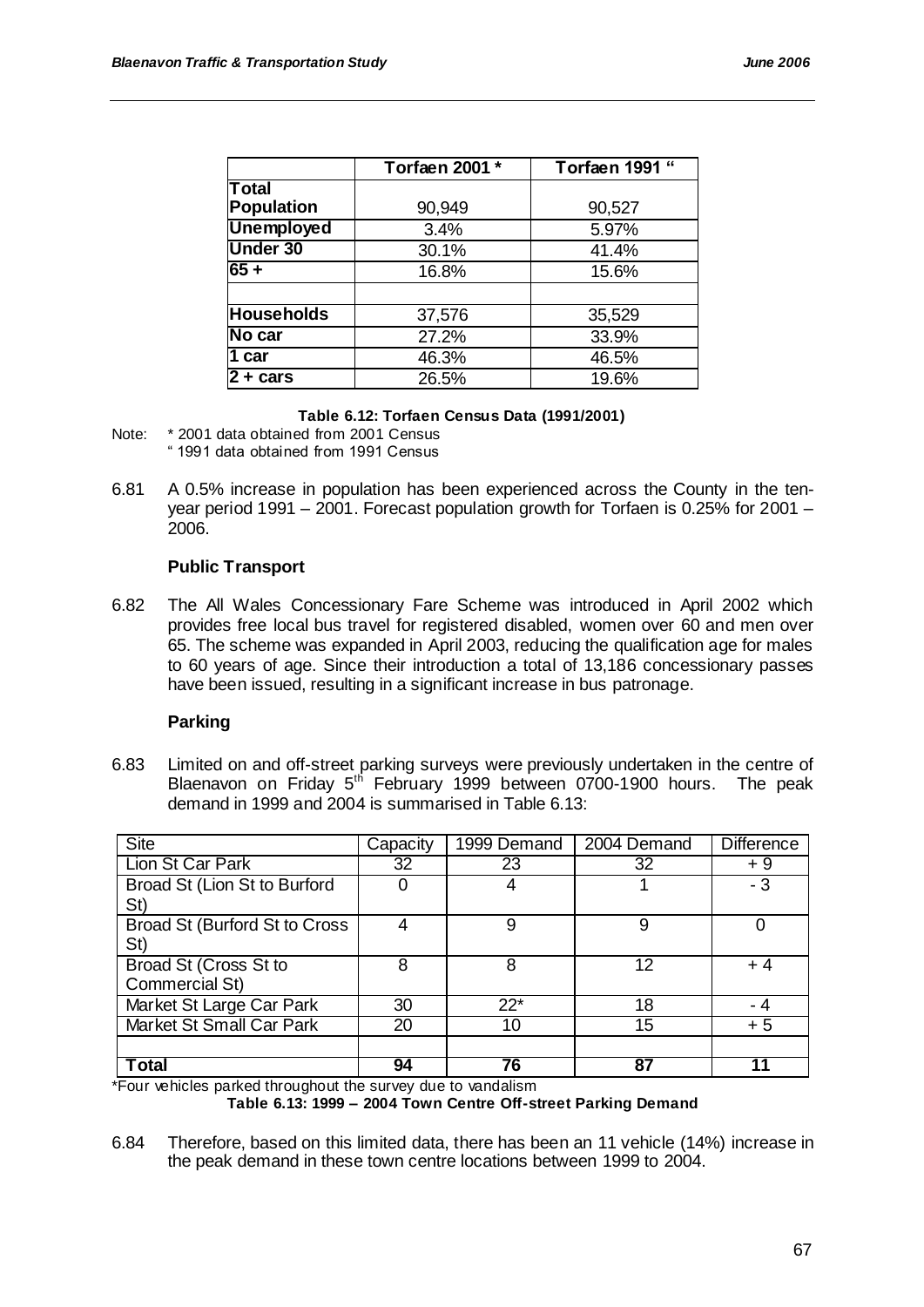| | Torfaen 2001 * | Torfaen 1991 " |
|---|---|---|
| **Total Population** | 90,949 | 90,527 |
| **Unemployed** | 3.4% | 5.97% |
| **Under 30** | 30.1% | 41.4% |
| **65 +** | 16.8% | 15.6% |
| | | |
| **Households** | 37,576 | 35,529 |
| **No car** | 27.2% | 33.9% |
| **1 car** | 46.3% | 46.5% |
| **2 + cars** | 26.5% | 19.6% |

**Table 6.12: Torfaen Census Data (1991/2001)**

Note: * 2001 data obtained from 2001 Census
" 1991 data obtained from 1991 Census

6.81 A 0.5% increase in population has been experienced across the County in the ten-year period 1991 – 2001. Forecast population growth for Torfaen is 0.25% for 2001 – 2006.

**Public Transport**

6.82 The All Wales Concessionary Fare Scheme was introduced in April 2002 which provides free local bus travel for registered disabled, women over 60 and men over 65. The scheme was expanded in April 2003, reducing the qualification age for males to 60 years of age. Since their introduction a total of 13,186 concessionary passes have been issued, resulting in a significant increase in bus patronage.

**Parking**

6.83 Limited on and off-street parking surveys were previously undertaken in the centre of Blaenavon on Friday 5th February 1999 between 0700-1900 hours. The peak demand in 1999 and 2004 is summarised in Table 6.13:

| Site | Capacity | 1999 Demand | 2004 Demand | Difference |
|---|---|---|---|---|
| Lion St Car Park | 32 | 23 | 32 | + 9 |
| Broad St (Lion St to Burford St) | 0 | 4 | 1 | - 3 |
| Broad St (Burford St to Cross St) | 4 | 9 | 9 | 0 |
| Broad St (Cross St to Commercial St) | 8 | 8 | 12 | + 4 |
| Market St Large Car Park | 30 | 22* | 18 | - 4 |
| Market St Small Car Park | 20 | 10 | 15 | + 5 |
| | | | | |
| **Total** | **94** | **76** | **87** | **11** |

*Four vehicles parked throughout the survey due to vandalism

**Table 6.13: 1999 – 2004 Town Centre Off-street Parking Demand**

6.84 Therefore, based on this limited data, there has been an 11 vehicle (14%) increase in the peak demand in these town centre locations between 1999 to 2004.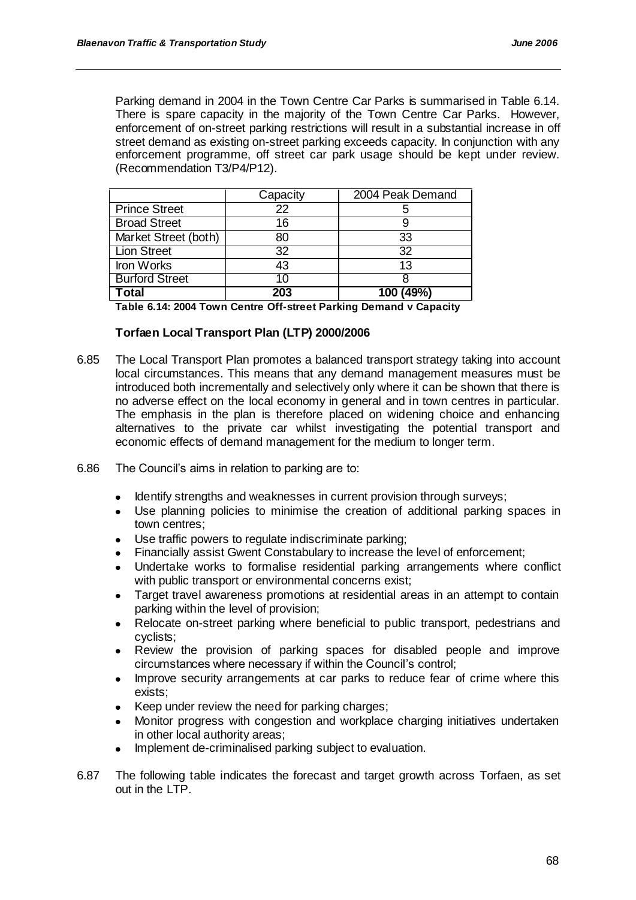Parking demand in 2004 in the Town Centre Car Parks is summarised in Table 6.14. There is spare capacity in the majority of the Town Centre Car Parks. However, enforcement of on-street parking restrictions will result in a substantial increase in off street demand as existing on-street parking exceeds capacity. In conjunction with any enforcement programme, off street car park usage should be kept under review. (Recommendation T3/P4/P12).

| | Capacity | 2004 Peak Demand |
|---|---|---|
| Prince Street | 22 | 5 |
| Broad Street | 16 | 9 |
| Market Street (both) | 80 | 33 |
| Lion Street | 32 | 32 |
| Iron Works | 43 | 13 |
| Burford Street | 10 | 8 |
| **Total** | **203** | **100 (49%)** |

**Table 6.14: 2004 Town Centre Off-street Parking Demand v Capacity**

### Torfaen Local Transport Plan (LTP) 2000/2006

6.85 The Local Transport Plan promotes a balanced transport strategy taking into account local circumstances. This means that any demand management measures must be introduced both incrementally and selectively only where it can be shown that there is no adverse effect on the local economy in general and in town centres in particular. The emphasis in the plan is therefore placed on widening choice and enhancing alternatives to the private car whilst investigating the potential transport and economic effects of demand management for the medium to longer term.

6.86 The Council's aims in relation to parking are to:

- Identify strengths and weaknesses in current provision through surveys;
- Use planning policies to minimise the creation of additional parking spaces in town centres;
- Use traffic powers to regulate indiscriminate parking;
- Financially assist Gwent Constabulary to increase the level of enforcement;
- Undertake works to formalise residential parking arrangements where conflict with public transport or environmental concerns exist;
- Target travel awareness promotions at residential areas in an attempt to contain parking within the level of provision;
- Relocate on-street parking where beneficial to public transport, pedestrians and cyclists;
- Review the provision of parking spaces for disabled people and improve circumstances where necessary if within the Council's control;
- Improve security arrangements at car parks to reduce fear of crime where this exists;
- Keep under review the need for parking charges;
- Monitor progress with congestion and workplace charging initiatives undertaken in other local authority areas;
- Implement de-criminalised parking subject to evaluation.

6.87 The following table indicates the forecast and target growth across Torfaen, as set out in the LTP.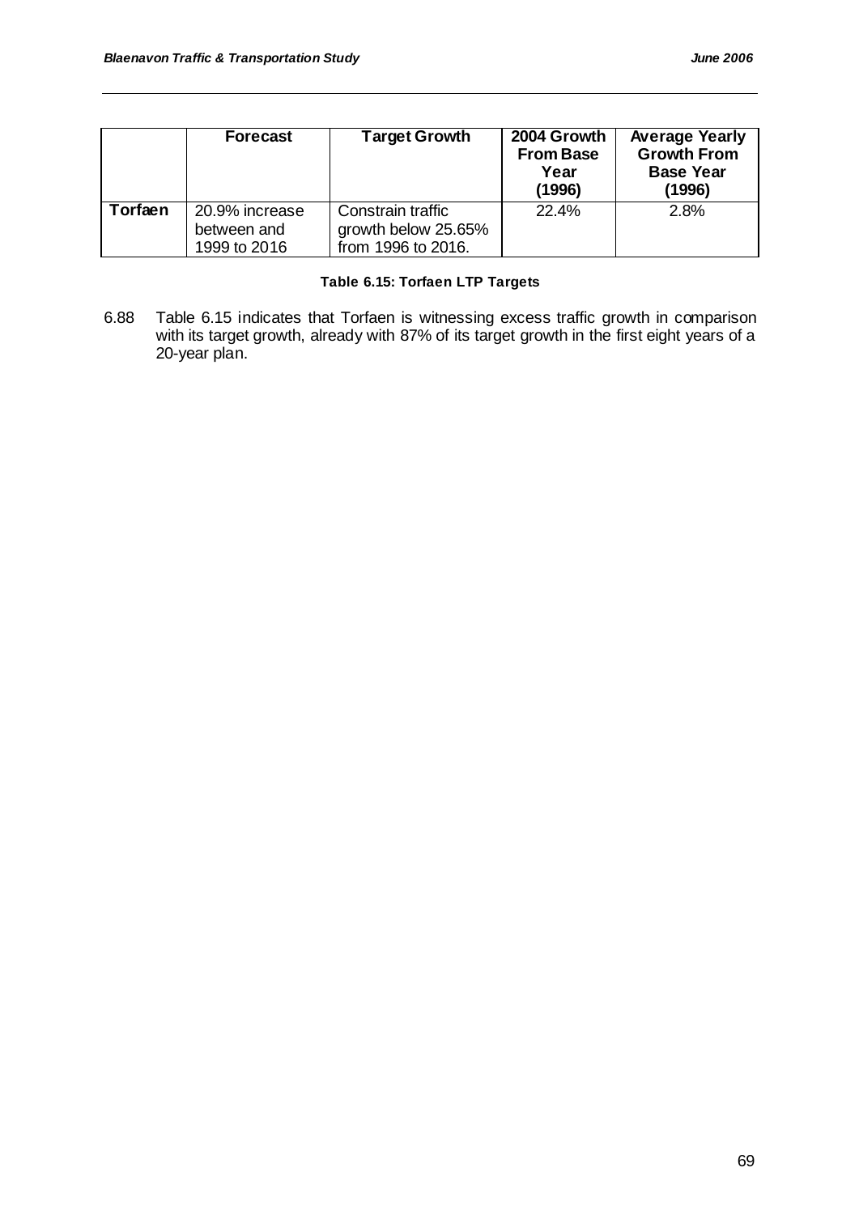| | Forecast | Target Growth | 2004 Growth From Base Year (1996) | Average Yearly Growth From Base Year (1996) |
|---|---|---|---|---|
| **Torfaen** | 20.9% increase between and 1999 to 2016 | Constrain traffic growth below 25.65% from 1996 to 2016. | 22.4% | 2.8% |

**Table 6.15: Torfaen LTP Targets**

6.88 Table 6.15 indicates that Torfaen is witnessing excess traffic growth in comparison with its target growth, already with 87% of its target growth in the first eight years of a 20-year plan.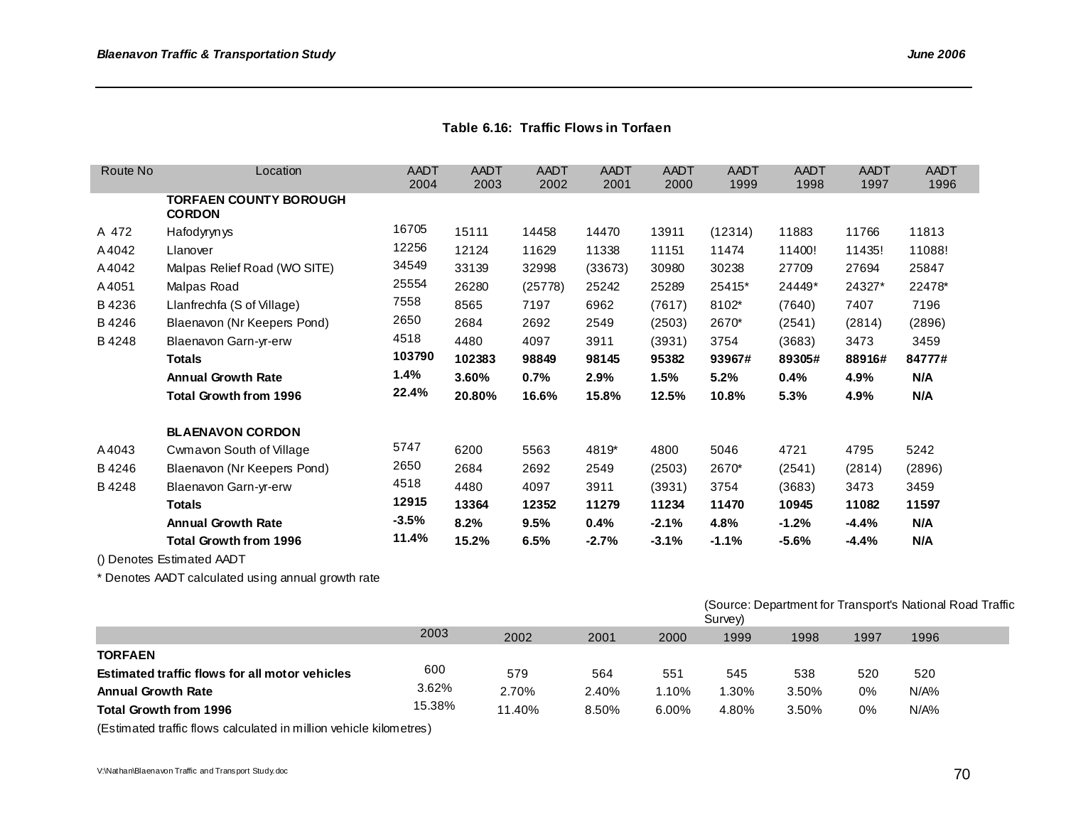**Table 6.16: Traffic Flows in Torfaen**

| Route No | Location | AADT 2004 | AADT 2003 | AADT 2002 | AADT 2001 | AADT 2000 | AADT 1999 | AADT 1998 | AADT 1997 | AADT 1996 |
|---|---|---|---|---|---|---|---|---|---|---|
| | **TORFAEN COUNTY BOROUGH CORDON** | | | | | | | | | |
| A 472 | Hafodyrynys | 16705 | 15111 | 14458 | 14470 | 13911 | (12314) | 11883 | 11766 | 11813 |
| A4042 | Llanover | 12256 | 12124 | 11629 | 11338 | 11151 | 11474 | 11400! | 11435! | 11088! |
| A4042 | Malpas Relief Road (WO SITE) | 34549 | 33139 | 32998 | (33673) | 30980 | 30238 | 27709 | 27694 | 25847 |
| A4051 | Malpas Road | 25554 | 26280 | (25778) | 25242 | 25289 | 25415* | 24449* | 24327* | 22478* |
| B 4236 | Llanfrechfa (S of Village) | 7558 | 8565 | 7197 | 6962 | (7617) | 8102* | (7640) | 7407 | 7196 |
| B 4246 | Blaenavon (Nr Keepers Pond) | 2650 | 2684 | 2692 | 2549 | (2503) | 2670* | (2541) | (2814) | (2896) |
| B 4248 | Blaenavon Garn-yr-erw | 4518 | 4480 | 4097 | 3911 | (3931) | 3754 | (3683) | 3473 | 3459 |
| | **Totals** | **103790** | **102383** | **98849** | **98145** | **95382** | **93967#** | **89305#** | **88916#** | **84777#** |
| | **Annual Growth Rate** | **1.4%** | **3.60%** | **0.7%** | **2.9%** | **1.5%** | **5.2%** | **0.4%** | **4.9%** | **N/A** |
| | **Total Growth from 1996** | **22.4%** | **20.80%** | **16.6%** | **15.8%** | **12.5%** | **10.8%** | **5.3%** | **4.9%** | **N/A** |
| | **BLAENAVON CORDON** | | | | | | | | | |
| A4043 | Cwmavon South of Village | 5747 | 6200 | 5563 | 4819* | 4800 | 5046 | 4721 | 4795 | 5242 |
| B 4246 | Blaenavon (Nr Keepers Pond) | 2650 | 2684 | 2692 | 2549 | (2503) | 2670* | (2541) | (2814) | (2896) |
| B 4248 | Blaenavon Garn-yr-erw | 4518 | 4480 | 4097 | 3911 | (3931) | 3754 | (3683) | 3473 | 3459 |
| | **Totals** | **12915** | **13364** | **12352** | **11279** | **11234** | **11470** | **10945** | **11082** | **11597** |
| | **Annual Growth Rate** | **-3.5%** | **8.2%** | **9.5%** | **0.4%** | **-2.1%** | **4.8%** | **-1.2%** | **-4.4%** | **N/A** |
| | **Total Growth from 1996** | **11.4%** | **15.2%** | **6.5%** | **-2.7%** | **-3.1%** | **-1.1%** | **-5.6%** | **-4.4%** | **N/A** |

() Denotes Estimated AADT

* Denotes AADT calculated using annual growth rate

(Source: Department for Transport's National Road Traffic Survey)

| | 2003 | 2002 | 2001 | 2000 | 1999 | 1998 | 1997 | 1996 |
|---|---|---|---|---|---|---|---|---|
| **TORFAEN** | | | | | | | | |
| **Estimated traffic flows for all motor vehicles** | 600 | 579 | 564 | 551 | 545 | 538 | 520 | 520 |
| **Annual Growth Rate** | 3.62% | 2.70% | 2.40% | 1.10% | 1.30% | 3.50% | 0% | N/A% |
| **Total Growth from 1996** | 15.38% | 11.40% | 8.50% | 6.00% | 4.80% | 3.50% | 0% | N/A% |

(Estimated traffic flows calculated in million vehicle kilometres)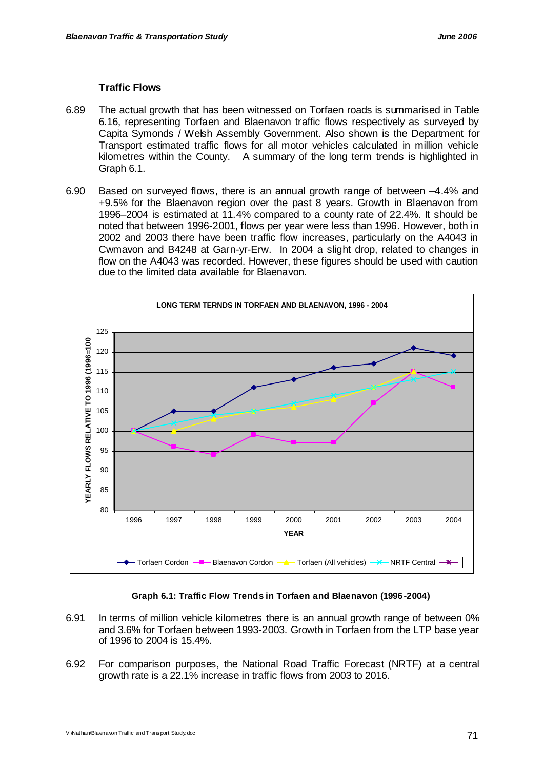### Traffic Flows

6.89 The actual growth that has been witnessed on Torfaen roads is summarised in Table 6.16, representing Torfaen and Blaenavon traffic flows respectively as surveyed by Capita Symonds / Welsh Assembly Government. Also shown is the Department for Transport estimated traffic flows for all motor vehicles calculated in million vehicle kilometres within the County. A summary of the long term trends is highlighted in Graph 6.1.

6.90 Based on surveyed flows, there is an annual growth range of between –4.4% and +9.5% for the Blaenavon region over the past 8 years. Growth in Blaenavon from 1996–2004 is estimated at 11.4% compared to a county rate of 22.4%. It should be noted that between 1996-2001, flows per year were less than 1996. However, both in 2002 and 2003 there have been traffic flow increases, particularly on the A4043 in Cwmavon and B4248 at Garn-yr-Erw. In 2004 a slight drop, related to changes in flow on the A4043 was recorded. However, these figures should be used with caution due to the limited data available for Blaenavon.

**Graph 6.1: Traffic Flow Trends in Torfaen and Blaenavon (1996-2004)**

6.91 In terms of million vehicle kilometres there is an annual growth range of between 0% and 3.6% for Torfaen between 1993-2003. Growth in Torfaen from the LTP base year of 1996 to 2004 is 15.4%.

6.92 For comparison purposes, the National Road Traffic Forecast (NRTF) at a central growth rate is a 22.1% increase in traffic flows from 2003 to 2016.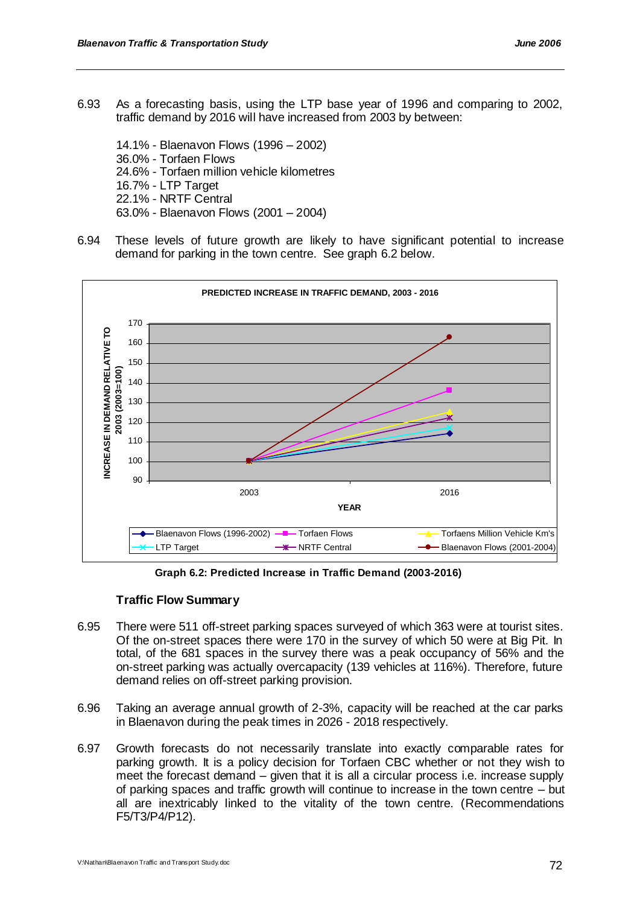6.93 As a forecasting basis, using the LTP base year of 1996 and comparing to 2002, traffic demand by 2016 will have increased from 2003 by between:

14.1% - Blaenavon Flows (1996 – 2002)
36.0% - Torfaen Flows
24.6% - Torfaen million vehicle kilometres
16.7% - LTP Target
22.1% - NRTF Central
63.0% - Blaenavon Flows (2001 – 2004)

6.94 These levels of future growth are likely to have significant potential to increase demand for parking in the town centre. See graph 6.2 below.

**Graph 6.2: Predicted Increase in Traffic Demand (2003-2016)**

### Traffic Flow Summary

6.95 There were 511 off-street parking spaces surveyed of which 363 were at tourist sites. Of the on-street spaces there were 170 in the survey of which 50 were at Big Pit. In total, of the 681 spaces in the survey there was a peak occupancy of 56% and the on-street parking was actually overcapacity (139 vehicles at 116%). Therefore, future demand relies on off-street parking provision.

6.96 Taking an average annual growth of 2-3%, capacity will be reached at the car parks in Blaenavon during the peak times in 2026 - 2018 respectively.

6.97 Growth forecasts do not necessarily translate into exactly comparable rates for parking growth. It is a policy decision for Torfaen CBC whether or not they wish to meet the forecast demand – given that it is all a circular process i.e. increase supply of parking spaces and traffic growth will continue to increase in the town centre – but all are inextricably linked to the vitality of the town centre. (Recommendations F5/T3/P4/P12).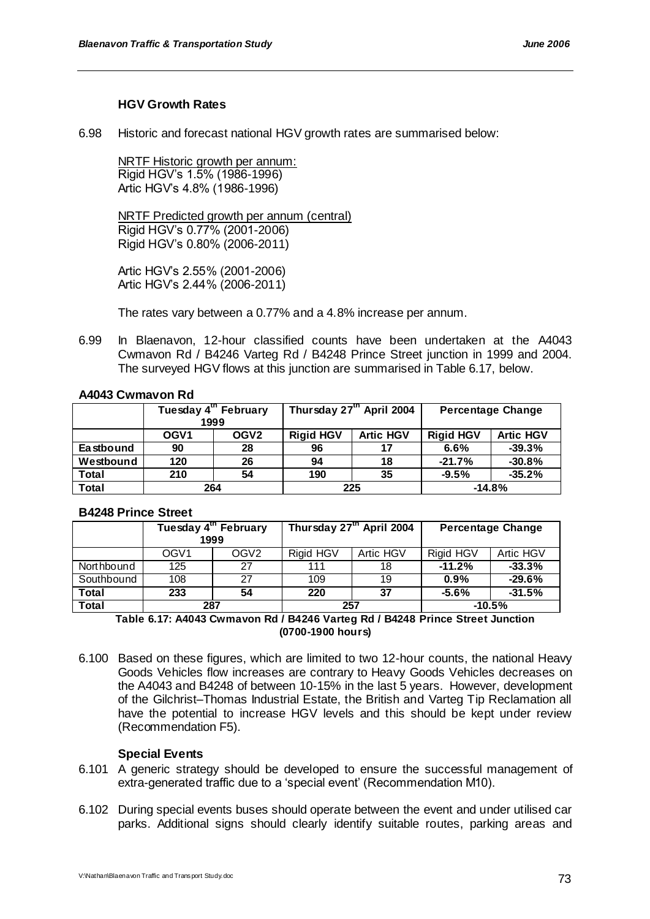### HGV Growth Rates

6.98 Historic and forecast national HGV growth rates are summarised below:

NRTF Historic growth per annum:
Rigid HGV's 1.5% (1986-1996)
Artic HGV's 4.8% (1986-1996)

NRTF Predicted growth per annum (central)
Rigid HGV's 0.77% (2001-2006)
Rigid HGV's 0.80% (2006-2011)

Artic HGV's 2.55% (2001-2006)
Artic HGV's 2.44% (2006-2011)

The rates vary between a 0.77% and a 4.8% increase per annum.

6.99 In Blaenavon, 12-hour classified counts have been undertaken at the A4043 Cwmavon Rd / B4246 Varteg Rd / B4248 Prince Street junction in 1999 and 2004. The surveyed HGV flows at this junction are summarised in Table 6.17, below.

**A4043 Cwmavon Rd**

| | Tuesday 4th February 1999 | | Thursday 27th April 2004 | | Percentage Change | |
|---|---|---|---|---|---|---|
| | **OGV1** | **OGV2** | **Rigid HGV** | **Artic HGV** | **Rigid HGV** | **Artic HGV** |
| **Eastbound** | **90** | **28** | **96** | **17** | **6.6%** | **-39.3%** |
| **Westbound** | **120** | **26** | **94** | **18** | **-21.7%** | **-30.8%** |
| **Total** | **210** | **54** | **190** | **35** | **-9.5%** | **-35.2%** |
| **Total** | **264** | | **225** | | **-14.8%** | |

**B4248 Prince Street**

| | Tuesday 4th February 1999 | | Thursday 27th April 2004 | | Percentage Change | |
|---|---|---|---|---|---|---|
| | OGV1 | OGV2 | Rigid HGV | Artic HGV | Rigid HGV | Artic HGV |
| Northbound | 125 | 27 | 111 | 18 | **-11.2%** | **-33.3%** |
| Southbound | 108 | 27 | 109 | 19 | **0.9%** | **-29.6%** |
| **Total** | **233** | **54** | **220** | **37** | **-5.6%** | **-31.5%** |
| **Total** | **287** | | **257** | | **-10.5%** | |

**Table 6.17: A4043 Cwmavon Rd / B4246 Varteg Rd / B4248 Prince Street Junction (0700-1900 hours)**

6.100 Based on these figures, which are limited to two 12-hour counts, the national Heavy Goods Vehicles flow increases are contrary to Heavy Goods Vehicles decreases on the A4043 and B4248 of between 10-15% in the last 5 years. However, development of the Gilchrist–Thomas Industrial Estate, the British and Varteg Tip Reclamation all have the potential to increase HGV levels and this should be kept under review (Recommendation F5).

### Special Events

6.101 A generic strategy should be developed to ensure the successful management of extra-generated traffic due to a 'special event' (Recommendation M10).

6.102 During special events buses should operate between the event and under utilised car parks. Additional signs should clearly identify suitable routes, parking areas and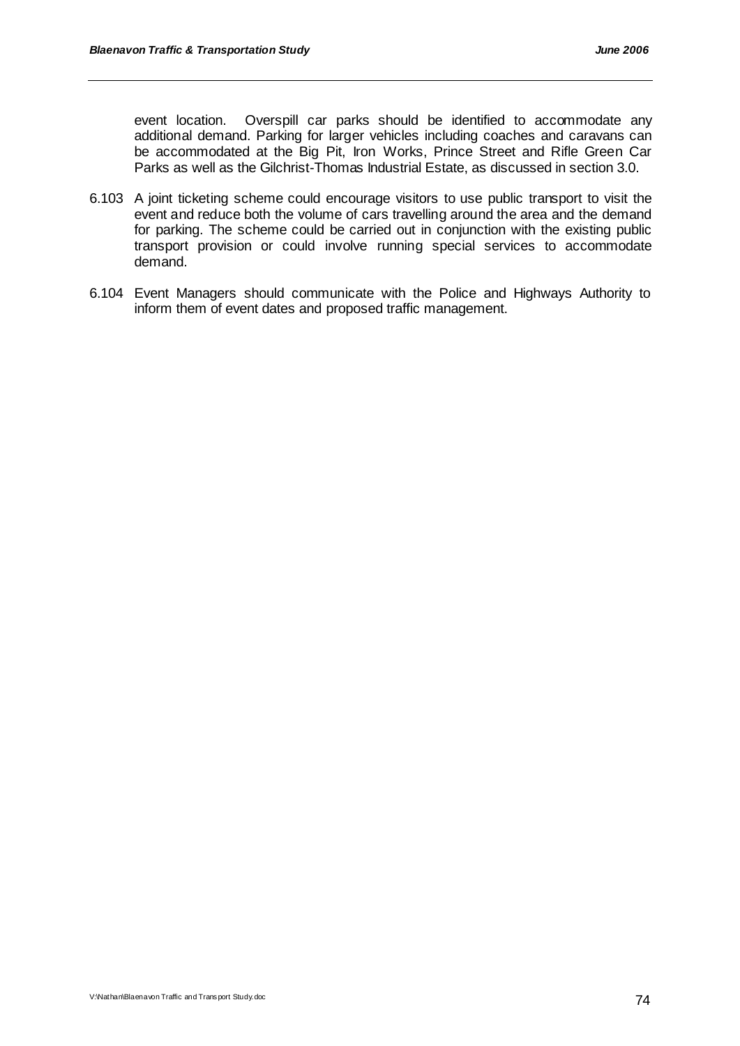event location. Overspill car parks should be identified to accommodate any additional demand. Parking for larger vehicles including coaches and caravans can be accommodated at the Big Pit, Iron Works, Prince Street and Rifle Green Car Parks as well as the Gilchrist-Thomas Industrial Estate, as discussed in section 3.0.

6.103 A joint ticketing scheme could encourage visitors to use public transport to visit the event and reduce both the volume of cars travelling around the area and the demand for parking. The scheme could be carried out in conjunction with the existing public transport provision or could involve running special services to accommodate demand.

6.104 Event Managers should communicate with the Police and Highways Authority to inform them of event dates and proposed traffic management.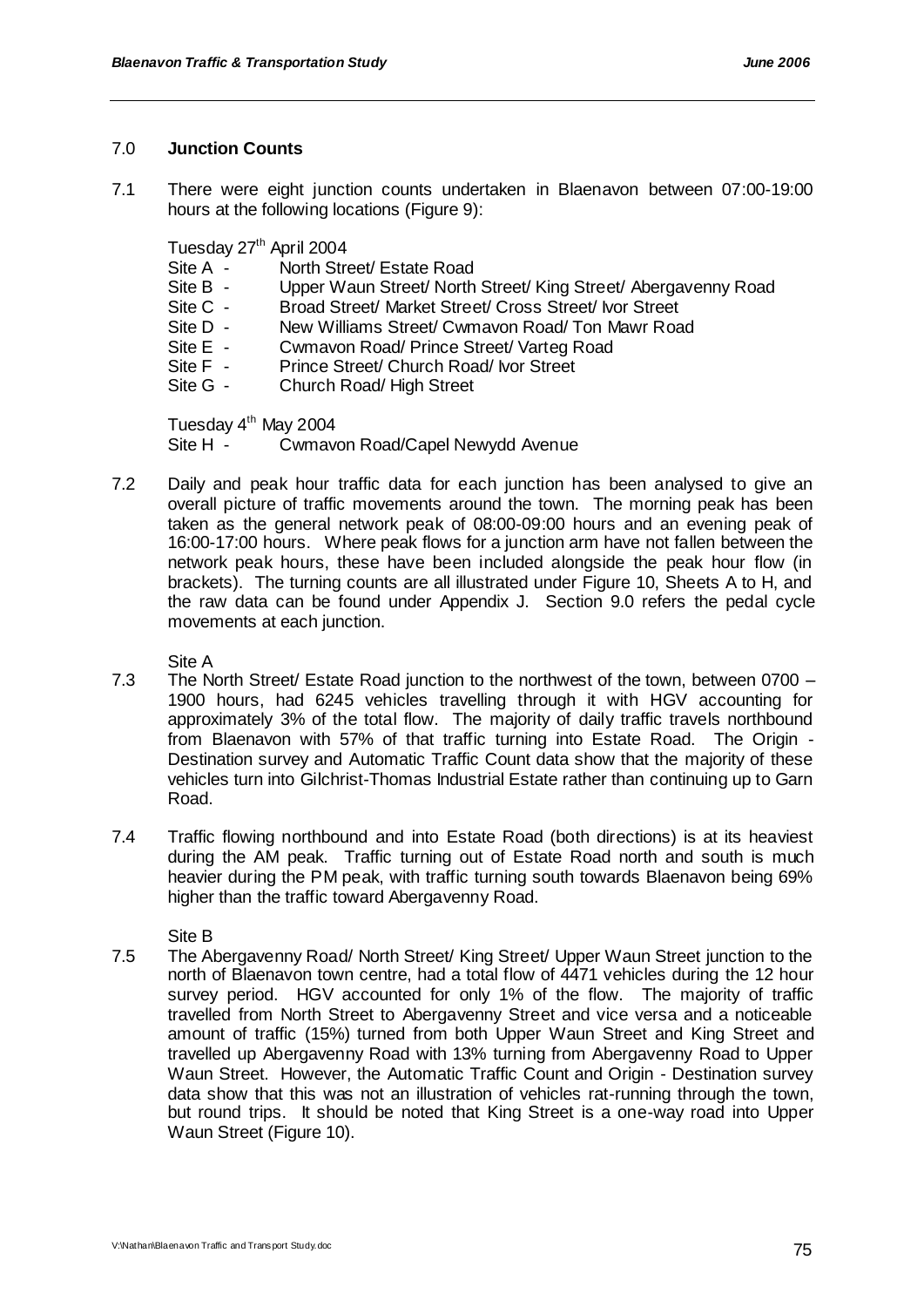## 7.0 **Junction Counts**

7.1 There were eight junction counts undertaken in Blaenavon between 07:00-19:00 hours at the following locations (Figure 9):

Tuesday 27th April 2004

- Site A - North Street/ Estate Road
- Site B - Upper Waun Street/ North Street/ King Street/ Abergavenny Road
- Site C - Broad Street/ Market Street/ Cross Street/ Ivor Street
- Site D - New Williams Street/ Cwmavon Road/ Ton Mawr Road
- Site E - Cwmavon Road/ Prince Street/ Varteg Road
- Site F - Prince Street/ Church Road/ Ivor Street
- Site G - Church Road/ High Street

Tuesday 4th May 2004

- Site H - Cwmavon Road/Capel Newydd Avenue

7.2 Daily and peak hour traffic data for each junction has been analysed to give an overall picture of traffic movements around the town. The morning peak has been taken as the general network peak of 08:00-09:00 hours and an evening peak of 16:00-17:00 hours. Where peak flows for a junction arm have not fallen between the network peak hours, these have been included alongside the peak hour flow (in brackets). The turning counts are all illustrated under Figure 10, Sheets A to H, and the raw data can be found under Appendix J. Section 9.0 refers the pedal cycle movements at each junction.

Site A

7.3 The North Street/ Estate Road junction to the northwest of the town, between 0700 – 1900 hours, had 6245 vehicles travelling through it with HGV accounting for approximately 3% of the total flow. The majority of daily traffic travels northbound from Blaenavon with 57% of that traffic turning into Estate Road. The Origin - Destination survey and Automatic Traffic Count data show that the majority of these vehicles turn into Gilchrist-Thomas Industrial Estate rather than continuing up to Garn Road.

7.4 Traffic flowing northbound and into Estate Road (both directions) is at its heaviest during the AM peak. Traffic turning out of Estate Road north and south is much heavier during the PM peak, with traffic turning south towards Blaenavon being 69% higher than the traffic toward Abergavenny Road.

Site B

7.5 The Abergavenny Road/ North Street/ King Street/ Upper Waun Street junction to the north of Blaenavon town centre, had a total flow of 4471 vehicles during the 12 hour survey period. HGV accounted for only 1% of the flow. The majority of traffic travelled from North Street to Abergavenny Street and vice versa and a noticeable amount of traffic (15%) turned from both Upper Waun Street and King Street and travelled up Abergavenny Road with 13% turning from Abergavenny Road to Upper Waun Street. However, the Automatic Traffic Count and Origin - Destination survey data show that this was not an illustration of vehicles rat-running through the town, but round trips. It should be noted that King Street is a one-way road into Upper Waun Street (Figure 10).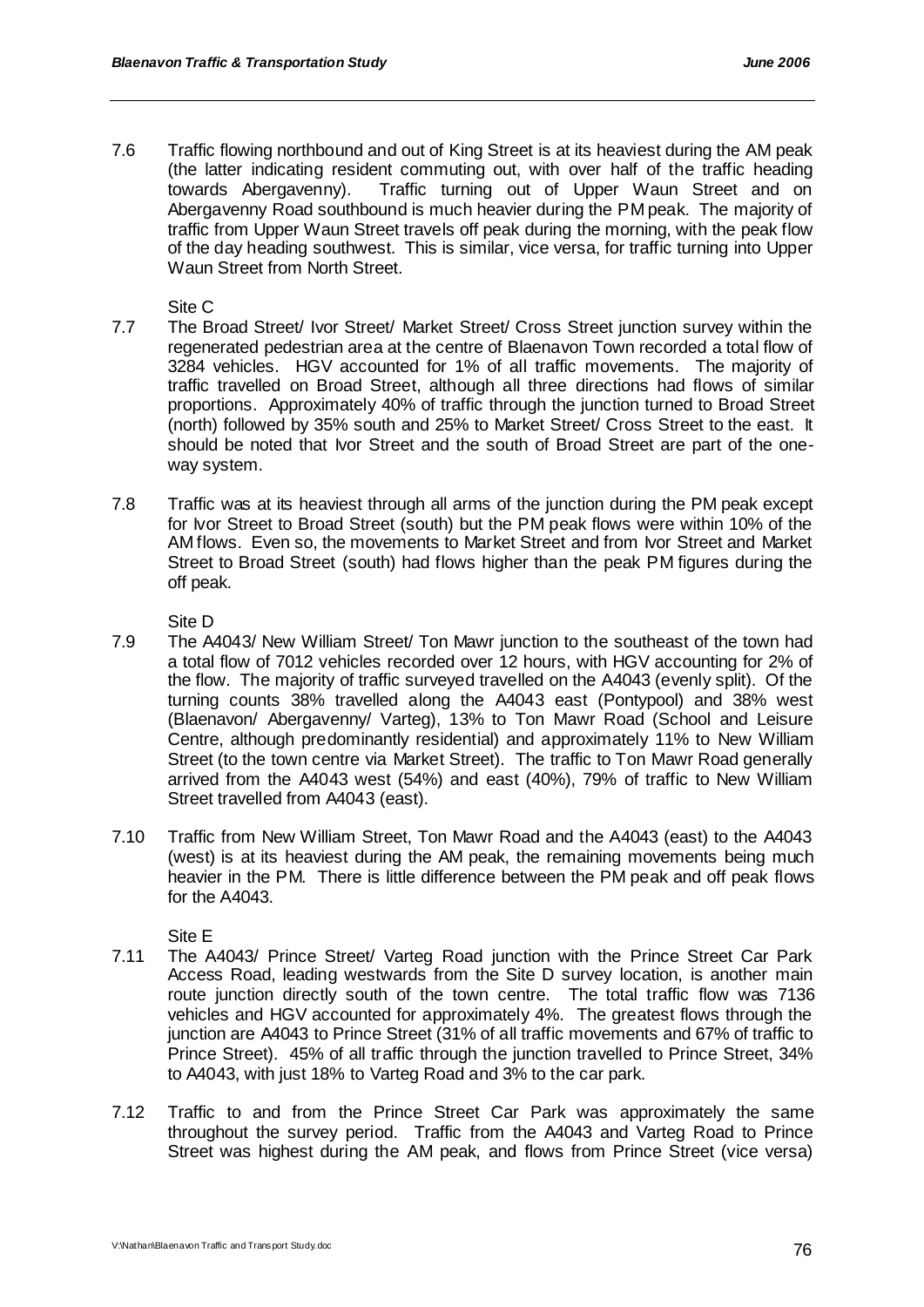7.6 Traffic flowing northbound and out of King Street is at its heaviest during the AM peak (the latter indicating resident commuting out, with over half of the traffic heading towards Abergavenny). Traffic turning out of Upper Waun Street and on Abergavenny Road southbound is much heavier during the PM peak. The majority of traffic from Upper Waun Street travels off peak during the morning, with the peak flow of the day heading southwest. This is similar, vice versa, for traffic turning into Upper Waun Street from North Street.

Site C

7.7 The Broad Street/ Ivor Street/ Market Street/ Cross Street junction survey within the regenerated pedestrian area at the centre of Blaenavon Town recorded a total flow of 3284 vehicles. HGV accounted for 1% of all traffic movements. The majority of traffic travelled on Broad Street, although all three directions had flows of similar proportions. Approximately 40% of traffic through the junction turned to Broad Street (north) followed by 35% south and 25% to Market Street/ Cross Street to the east. It should be noted that Ivor Street and the south of Broad Street are part of the one-way system.

7.8 Traffic was at its heaviest through all arms of the junction during the PM peak except for Ivor Street to Broad Street (south) but the PM peak flows were within 10% of the AM flows. Even so, the movements to Market Street and from Ivor Street and Market Street to Broad Street (south) had flows higher than the peak PM figures during the off peak.

Site D

7.9 The A4043/ New William Street/ Ton Mawr junction to the southeast of the town had a total flow of 7012 vehicles recorded over 12 hours, with HGV accounting for 2% of the flow. The majority of traffic surveyed travelled on the A4043 (evenly split). Of the turning counts 38% travelled along the A4043 east (Pontypool) and 38% west (Blaenavon/ Abergavenny/ Varteg), 13% to Ton Mawr Road (School and Leisure Centre, although predominantly residential) and approximately 11% to New William Street (to the town centre via Market Street). The traffic to Ton Mawr Road generally arrived from the A4043 west (54%) and east (40%), 79% of traffic to New William Street travelled from A4043 (east).

7.10 Traffic from New William Street, Ton Mawr Road and the A4043 (east) to the A4043 (west) is at its heaviest during the AM peak, the remaining movements being much heavier in the PM. There is little difference between the PM peak and off peak flows for the A4043.

Site E

7.11 The A4043/ Prince Street/ Varteg Road junction with the Prince Street Car Park Access Road, leading westwards from the Site D survey location, is another main route junction directly south of the town centre. The total traffic flow was 7136 vehicles and HGV accounted for approximately 4%. The greatest flows through the junction are A4043 to Prince Street (31% of all traffic movements and 67% of traffic to Prince Street). 45% of all traffic through the junction travelled to Prince Street, 34% to A4043, with just 18% to Varteg Road and 3% to the car park.

7.12 Traffic to and from the Prince Street Car Park was approximately the same throughout the survey period. Traffic from the A4043 and Varteg Road to Prince Street was highest during the AM peak, and flows from Prince Street (vice versa)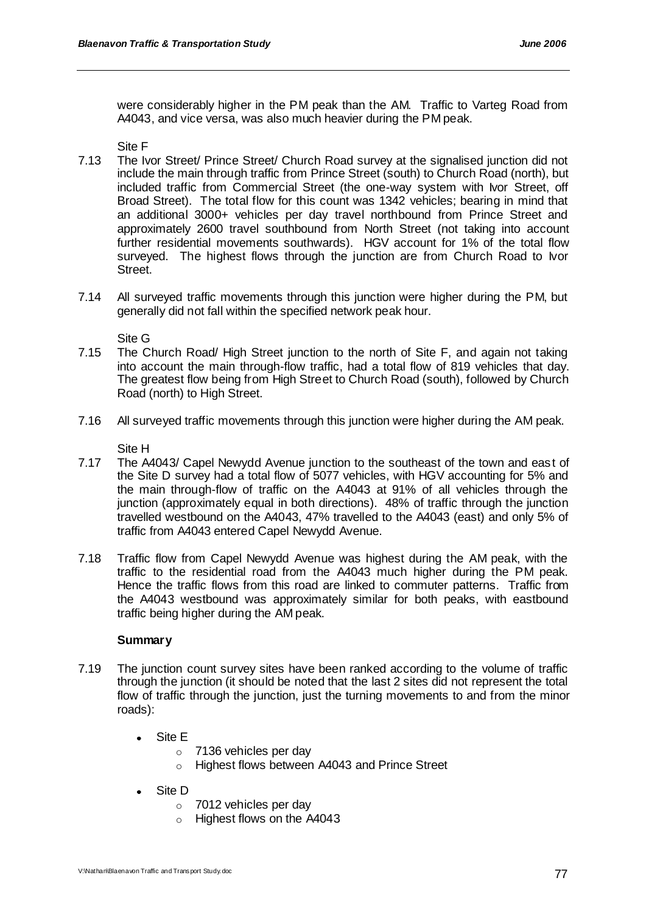were considerably higher in the PM peak than the AM. Traffic to Varteg Road from A4043, and vice versa, was also much heavier during the PM peak.

Site F

7.13 The Ivor Street/ Prince Street/ Church Road survey at the signalised junction did not include the main through traffic from Prince Street (south) to Church Road (north), but included traffic from Commercial Street (the one-way system with Ivor Street, off Broad Street). The total flow for this count was 1342 vehicles; bearing in mind that an additional 3000+ vehicles per day travel northbound from Prince Street and approximately 2600 travel southbound from North Street (not taking into account further residential movements southwards). HGV account for 1% of the total flow surveyed. The highest flows through the junction are from Church Road to Ivor Street.

7.14 All surveyed traffic movements through this junction were higher during the PM, but generally did not fall within the specified network peak hour.

Site G

7.15 The Church Road/ High Street junction to the north of Site F, and again not taking into account the main through-flow traffic, had a total flow of 819 vehicles that day. The greatest flow being from High Street to Church Road (south), followed by Church Road (north) to High Street.

7.16 All surveyed traffic movements through this junction were higher during the AM peak.

Site H

7.17 The A4043/ Capel Newydd Avenue junction to the southeast of the town and east of the Site D survey had a total flow of 5077 vehicles, with HGV accounting for 5% and the main through-flow of traffic on the A4043 at 91% of all vehicles through the junction (approximately equal in both directions). 48% of traffic through the junction travelled westbound on the A4043, 47% travelled to the A4043 (east) and only 5% of traffic from A4043 entered Capel Newydd Avenue.

7.18 Traffic flow from Capel Newydd Avenue was highest during the AM peak, with the traffic to the residential road from the A4043 much higher during the PM peak. Hence the traffic flows from this road are linked to commuter patterns. Traffic from the A4043 westbound was approximately similar for both peaks, with eastbound traffic being higher during the AM peak.

**Summary**

7.19 The junction count survey sites have been ranked according to the volume of traffic through the junction (it should be noted that the last 2 sites did not represent the total flow of traffic through the junction, just the turning movements to and from the minor roads):

- Site E
  - 7136 vehicles per day
  - Highest flows between A4043 and Prince Street
- Site D
  - 7012 vehicles per day
  - Highest flows on the A4043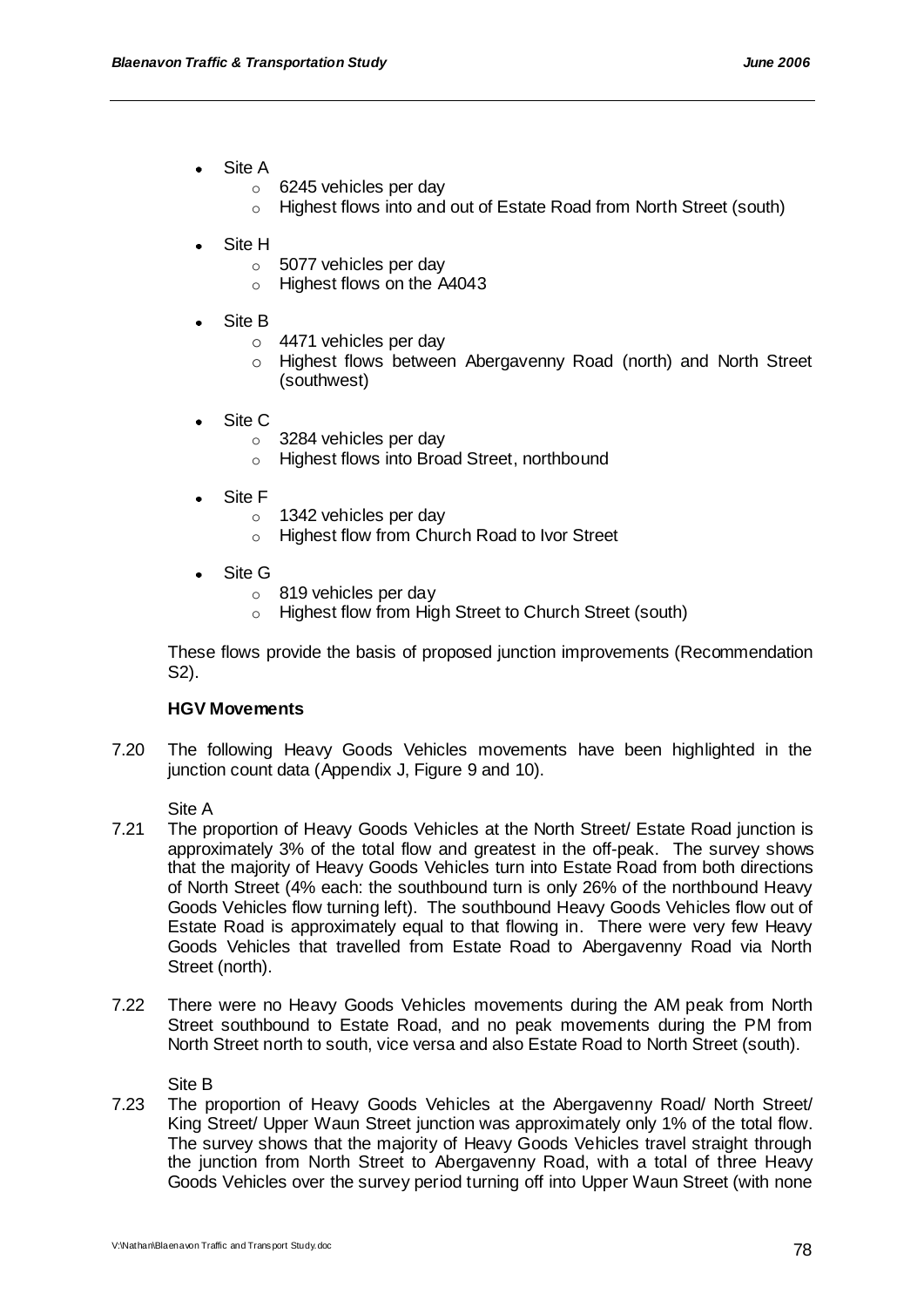- Site A
  - 6245 vehicles per day
  - Highest flows into and out of Estate Road from North Street (south)
- Site H
  - 5077 vehicles per day
  - Highest flows on the A4043
- Site B
  - 4471 vehicles per day
  - Highest flows between Abergavenny Road (north) and North Street (southwest)
- Site C
  - 3284 vehicles per day
  - Highest flows into Broad Street, northbound
- Site F
  - 1342 vehicles per day
  - Highest flow from Church Road to Ivor Street
- Site G
  - 819 vehicles per day
  - Highest flow from High Street to Church Street (south)

These flows provide the basis of proposed junction improvements (Recommendation S2).

**HGV Movements**

7.20 The following Heavy Goods Vehicles movements have been highlighted in the junction count data (Appendix J, Figure 9 and 10).

Site A

7.21 The proportion of Heavy Goods Vehicles at the North Street/ Estate Road junction is approximately 3% of the total flow and greatest in the off-peak. The survey shows that the majority of Heavy Goods Vehicles turn into Estate Road from both directions of North Street (4% each: the southbound turn is only 26% of the northbound Heavy Goods Vehicles flow turning left). The southbound Heavy Goods Vehicles flow out of Estate Road is approximately equal to that flowing in. There were very few Heavy Goods Vehicles that travelled from Estate Road to Abergavenny Road via North Street (north).

7.22 There were no Heavy Goods Vehicles movements during the AM peak from North Street southbound to Estate Road, and no peak movements during the PM from North Street north to south, vice versa and also Estate Road to North Street (south).

Site B

7.23 The proportion of Heavy Goods Vehicles at the Abergavenny Road/ North Street/ King Street/ Upper Waun Street junction was approximately only 1% of the total flow. The survey shows that the majority of Heavy Goods Vehicles travel straight through the junction from North Street to Abergavenny Road, with a total of three Heavy Goods Vehicles over the survey period turning off into Upper Waun Street (with none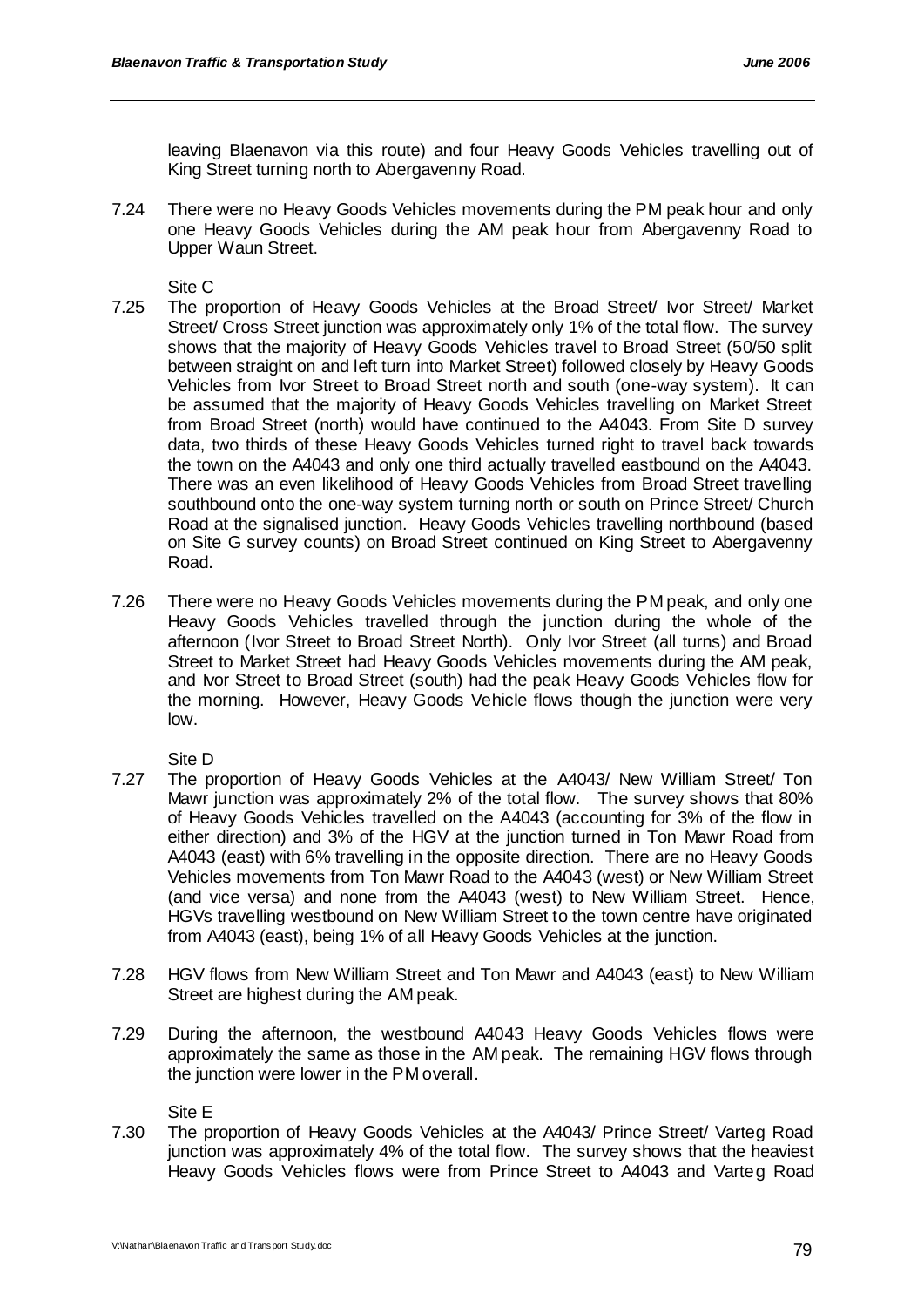leaving Blaenavon via this route) and four Heavy Goods Vehicles travelling out of King Street turning north to Abergavenny Road.

7.24 There were no Heavy Goods Vehicles movements during the PM peak hour and only one Heavy Goods Vehicles during the AM peak hour from Abergavenny Road to Upper Waun Street.

Site C

7.25 The proportion of Heavy Goods Vehicles at the Broad Street/ Ivor Street/ Market Street/ Cross Street junction was approximately only 1% of the total flow. The survey shows that the majority of Heavy Goods Vehicles travel to Broad Street (50/50 split between straight on and left turn into Market Street) followed closely by Heavy Goods Vehicles from Ivor Street to Broad Street north and south (one-way system). It can be assumed that the majority of Heavy Goods Vehicles travelling on Market Street from Broad Street (north) would have continued to the A4043. From Site D survey data, two thirds of these Heavy Goods Vehicles turned right to travel back towards the town on the A4043 and only one third actually travelled eastbound on the A4043. There was an even likelihood of Heavy Goods Vehicles from Broad Street travelling southbound onto the one-way system turning north or south on Prince Street/ Church Road at the signalised junction. Heavy Goods Vehicles travelling northbound (based on Site G survey counts) on Broad Street continued on King Street to Abergavenny Road.

7.26 There were no Heavy Goods Vehicles movements during the PM peak, and only one Heavy Goods Vehicles travelled through the junction during the whole of the afternoon (Ivor Street to Broad Street North). Only Ivor Street (all turns) and Broad Street to Market Street had Heavy Goods Vehicles movements during the AM peak, and Ivor Street to Broad Street (south) had the peak Heavy Goods Vehicles flow for the morning. However, Heavy Goods Vehicle flows though the junction were very low.

Site D

7.27 The proportion of Heavy Goods Vehicles at the A4043/ New William Street/ Ton Mawr junction was approximately 2% of the total flow. The survey shows that 80% of Heavy Goods Vehicles travelled on the A4043 (accounting for 3% of the flow in either direction) and 3% of the HGV at the junction turned in Ton Mawr Road from A4043 (east) with 6% travelling in the opposite direction. There are no Heavy Goods Vehicles movements from Ton Mawr Road to the A4043 (west) or New William Street (and vice versa) and none from the A4043 (west) to New William Street. Hence, HGVs travelling westbound on New William Street to the town centre have originated from A4043 (east), being 1% of all Heavy Goods Vehicles at the junction.

7.28 HGV flows from New William Street and Ton Mawr and A4043 (east) to New William Street are highest during the AM peak.

7.29 During the afternoon, the westbound A4043 Heavy Goods Vehicles flows were approximately the same as those in the AM peak. The remaining HGV flows through the junction were lower in the PM overall.

Site E

7.30 The proportion of Heavy Goods Vehicles at the A4043/ Prince Street/ Varteg Road junction was approximately 4% of the total flow. The survey shows that the heaviest Heavy Goods Vehicles flows were from Prince Street to A4043 and Varteg Road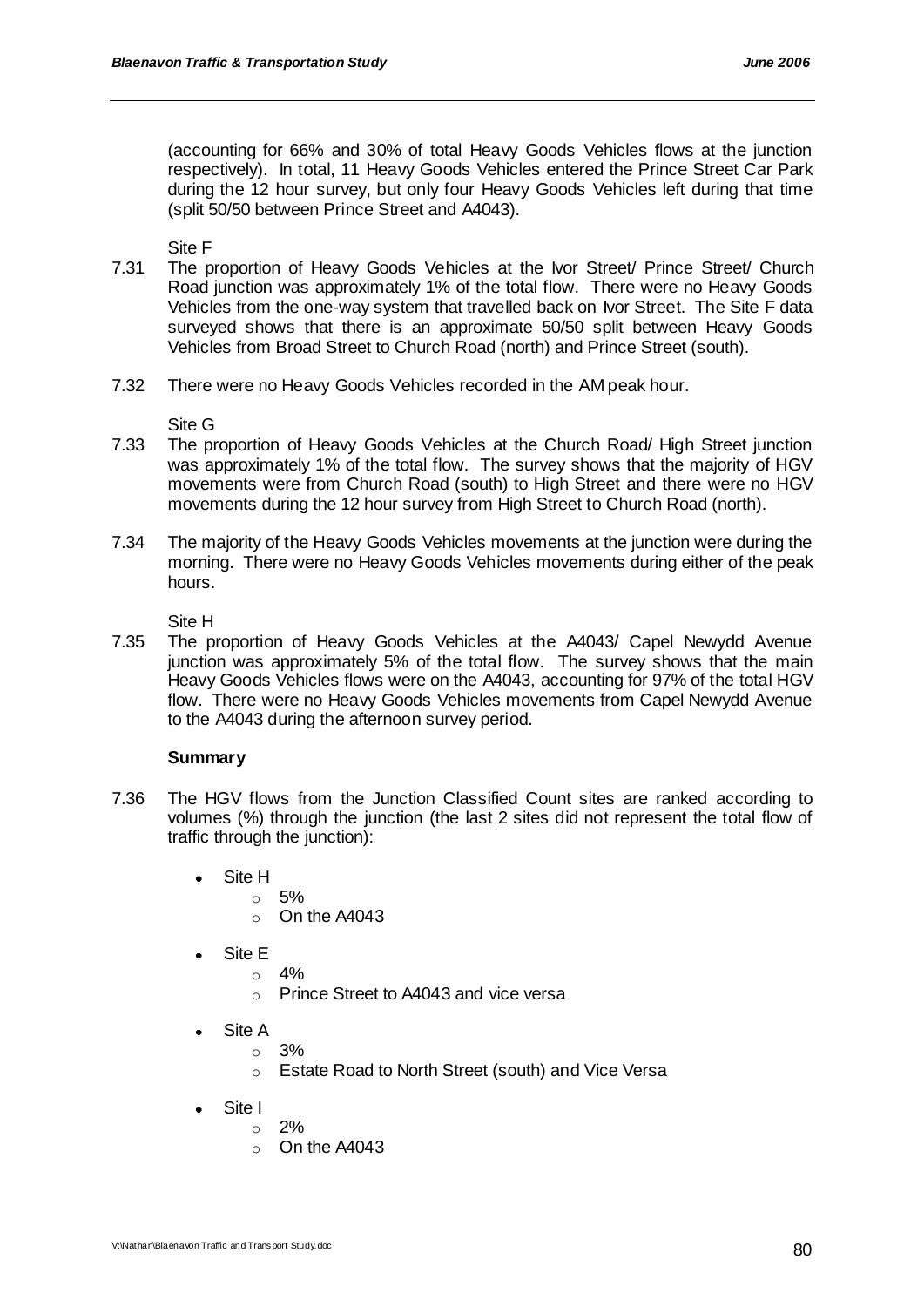(accounting for 66% and 30% of total Heavy Goods Vehicles flows at the junction respectively). In total, 11 Heavy Goods Vehicles entered the Prince Street Car Park during the 12 hour survey, but only four Heavy Goods Vehicles left during that time (split 50/50 between Prince Street and A4043).

Site F

7.31 The proportion of Heavy Goods Vehicles at the Ivor Street/ Prince Street/ Church Road junction was approximately 1% of the total flow. There were no Heavy Goods Vehicles from the one-way system that travelled back on Ivor Street. The Site F data surveyed shows that there is an approximate 50/50 split between Heavy Goods Vehicles from Broad Street to Church Road (north) and Prince Street (south).

7.32 There were no Heavy Goods Vehicles recorded in the AM peak hour.

Site G

7.33 The proportion of Heavy Goods Vehicles at the Church Road/ High Street junction was approximately 1% of the total flow. The survey shows that the majority of HGV movements were from Church Road (south) to High Street and there were no HGV movements during the 12 hour survey from High Street to Church Road (north).

7.34 The majority of the Heavy Goods Vehicles movements at the junction were during the morning. There were no Heavy Goods Vehicles movements during either of the peak hours.

Site H

7.35 The proportion of Heavy Goods Vehicles at the A4043/ Capel Newydd Avenue junction was approximately 5% of the total flow. The survey shows that the main Heavy Goods Vehicles flows were on the A4043, accounting for 97% of the total HGV flow. There were no Heavy Goods Vehicles movements from Capel Newydd Avenue to the A4043 during the afternoon survey period.

**Summary**

7.36 The HGV flows from the Junction Classified Count sites are ranked according to volumes (%) through the junction (the last 2 sites did not represent the total flow of traffic through the junction):

- Site H
  - 5%
  - On the A4043
- Site E
  - 4%
  - Prince Street to A4043 and vice versa
- Site A
  - 3%
  - Estate Road to North Street (south) and Vice Versa
- Site I
  - 2%
  - On the A4043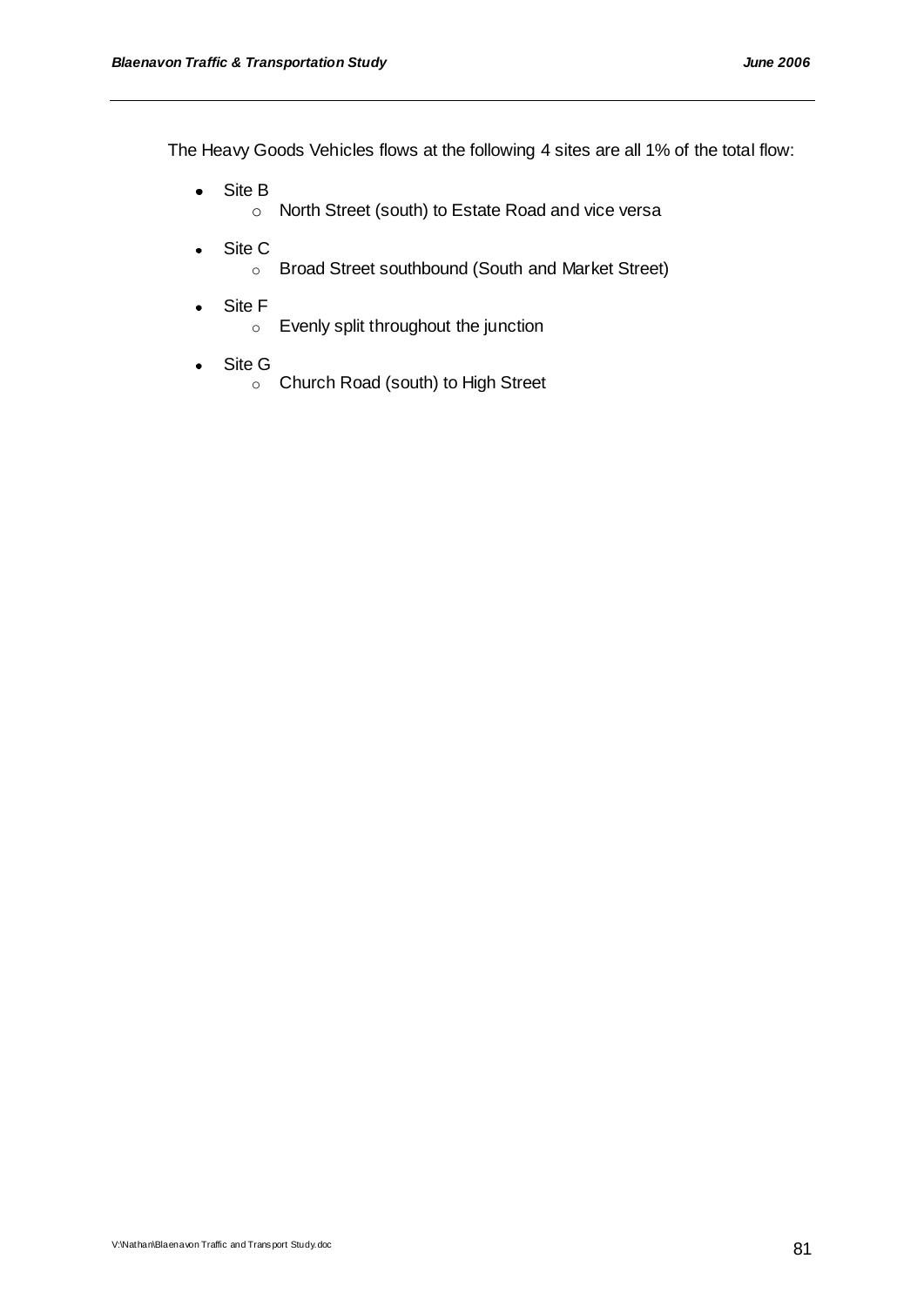The Heavy Goods Vehicles flows at the following 4 sites are all 1% of the total flow:

- Site B
  - North Street (south) to Estate Road and vice versa
- Site C
  - Broad Street southbound (South and Market Street)
- Site F
  - Evenly split throughout the junction
- Site G
  - Church Road (south) to High Street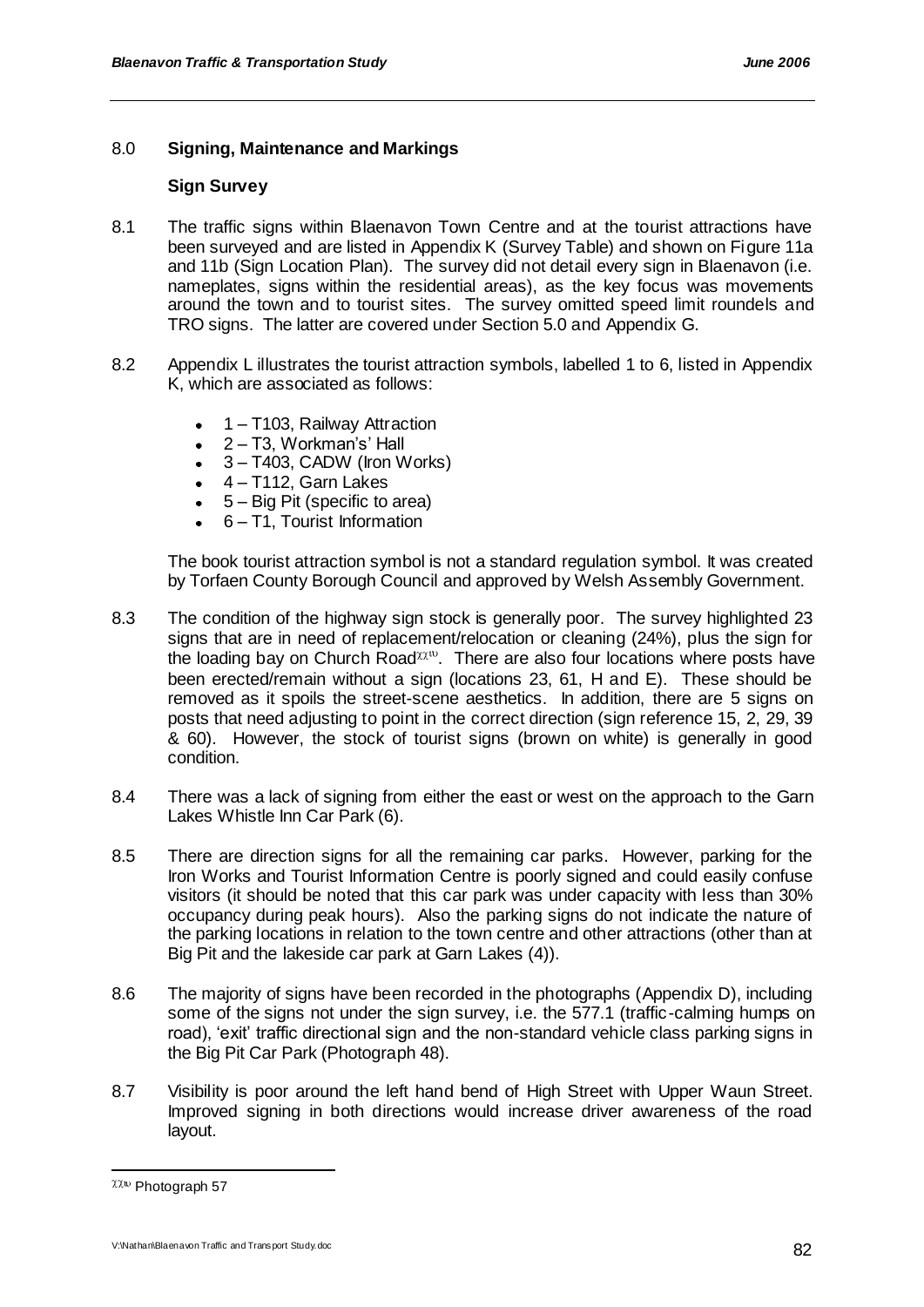## 8.0 **Signing, Maintenance and Markings**

### **Sign Survey**

8.1 The traffic signs within Blaenavon Town Centre and at the tourist attractions have been surveyed and are listed in Appendix K (Survey Table) and shown on Figure 11a and 11b (Sign Location Plan). The survey did not detail every sign in Blaenavon (i.e. nameplates, signs within the residential areas), as the key focus was movements around the town and to tourist sites. The survey omitted speed limit roundels and TRO signs. The latter are covered under Section 5.0 and Appendix G.

8.2 Appendix L illustrates the tourist attraction symbols, labelled 1 to 6, listed in Appendix K, which are associated as follows:

- 1 – T103, Railway Attraction
- 2 – T3, Workman's' Hall
- 3 – T403, CADW (Iron Works)
- 4 – T112, Garn Lakes
- 5 – Big Pit (specific to area)
- 6 – T1, Tourist Information

The book tourist attraction symbol is not a standard regulation symbol. It was created by Torfaen County Borough Council and approved by Welsh Assembly Government.

8.3 The condition of the highway sign stock is generally poor. The survey highlighted 23 signs that are in need of replacement/relocation or cleaning (24%), plus the sign for the loading bay on Church Road[xxiv]. There are also four locations where posts have been erected/remain without a sign (locations 23, 61, H and E). These should be removed as it spoils the street-scene aesthetics. In addition, there are 5 signs on posts that need adjusting to point in the correct direction (sign reference 15, 2, 29, 39 & 60). However, the stock of tourist signs (brown on white) is generally in good condition.

8.4 There was a lack of signing from either the east or west on the approach to the Garn Lakes Whistle Inn Car Park (6).

8.5 There are direction signs for all the remaining car parks. However, parking for the Iron Works and Tourist Information Centre is poorly signed and could easily confuse visitors (it should be noted that this car park was under capacity with less than 30% occupancy during peak hours). Also the parking signs do not indicate the nature of the parking locations in relation to the town centre and other attractions (other than at Big Pit and the lakeside car park at Garn Lakes (4)).

8.6 The majority of signs have been recorded in the photographs (Appendix D), including some of the signs not under the sign survey, i.e. the 577.1 (traffic-calming humps on road), 'exit' traffic directional sign and the non-standard vehicle class parking signs in the Big Pit Car Park (Photograph 48).

8.7 Visibility is poor around the left hand bend of High Street with Upper Waun Street. Improved signing in both directions would increase driver awareness of the road layout.

---

[xxiv] Photograph 57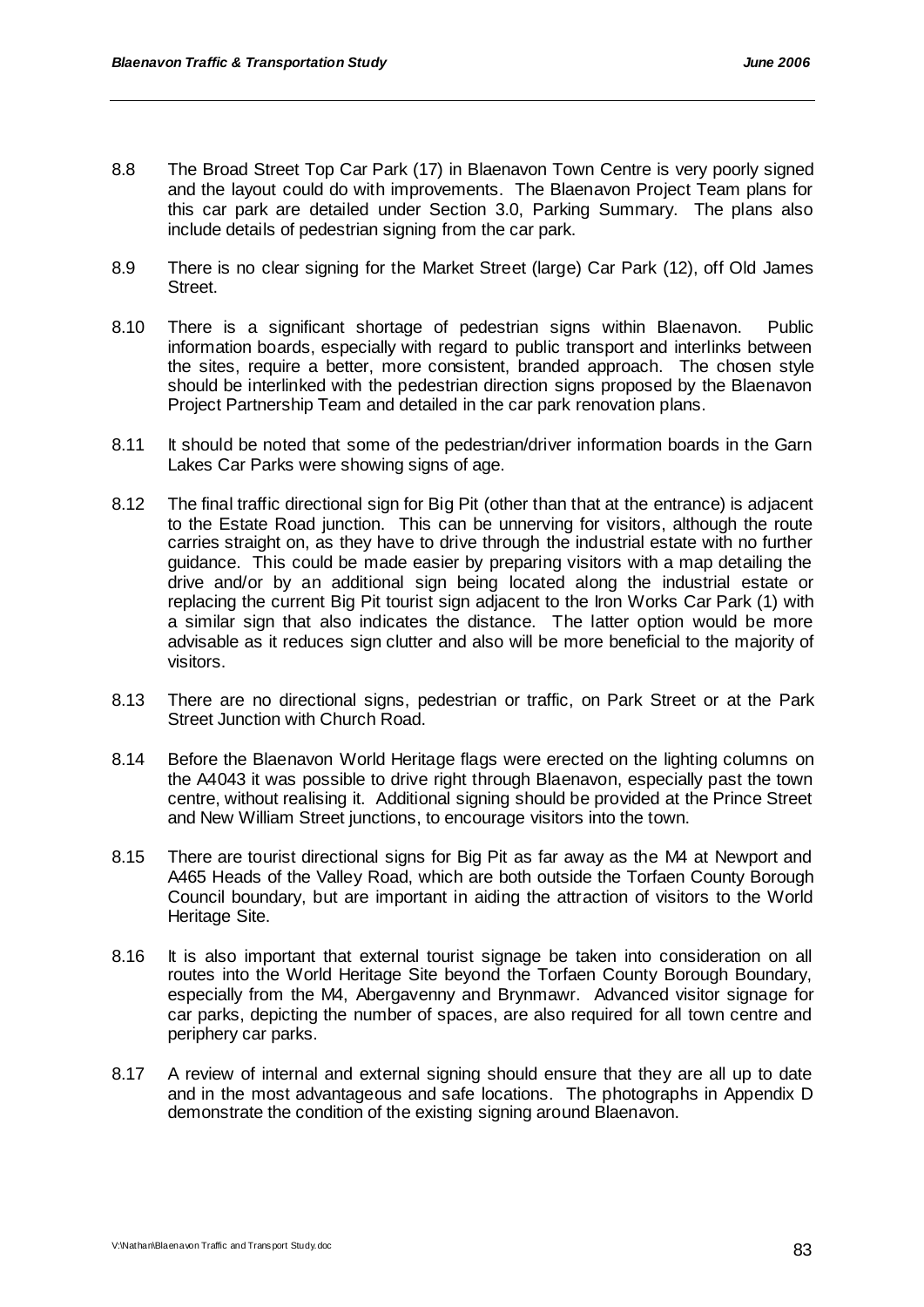8.8 The Broad Street Top Car Park (17) in Blaenavon Town Centre is very poorly signed and the layout could do with improvements. The Blaenavon Project Team plans for this car park are detailed under Section 3.0, Parking Summary. The plans also include details of pedestrian signing from the car park.

8.9 There is no clear signing for the Market Street (large) Car Park (12), off Old James Street.

8.10 There is a significant shortage of pedestrian signs within Blaenavon. Public information boards, especially with regard to public transport and interlinks between the sites, require a better, more consistent, branded approach. The chosen style should be interlinked with the pedestrian direction signs proposed by the Blaenavon Project Partnership Team and detailed in the car park renovation plans.

8.11 It should be noted that some of the pedestrian/driver information boards in the Garn Lakes Car Parks were showing signs of age.

8.12 The final traffic directional sign for Big Pit (other than that at the entrance) is adjacent to the Estate Road junction. This can be unnerving for visitors, although the route carries straight on, as they have to drive through the industrial estate with no further guidance. This could be made easier by preparing visitors with a map detailing the drive and/or by an additional sign being located along the industrial estate or replacing the current Big Pit tourist sign adjacent to the Iron Works Car Park (1) with a similar sign that also indicates the distance. The latter option would be more advisable as it reduces sign clutter and also will be more beneficial to the majority of visitors.

8.13 There are no directional signs, pedestrian or traffic, on Park Street or at the Park Street Junction with Church Road.

8.14 Before the Blaenavon World Heritage flags were erected on the lighting columns on the A4043 it was possible to drive right through Blaenavon, especially past the town centre, without realising it. Additional signing should be provided at the Prince Street and New William Street junctions, to encourage visitors into the town.

8.15 There are tourist directional signs for Big Pit as far away as the M4 at Newport and A465 Heads of the Valley Road, which are both outside the Torfaen County Borough Council boundary, but are important in aiding the attraction of visitors to the World Heritage Site.

8.16 It is also important that external tourist signage be taken into consideration on all routes into the World Heritage Site beyond the Torfaen County Borough Boundary, especially from the M4, Abergavenny and Brynmawr. Advanced visitor signage for car parks, depicting the number of spaces, are also required for all town centre and periphery car parks.

8.17 A review of internal and external signing should ensure that they are all up to date and in the most advantageous and safe locations. The photographs in Appendix D demonstrate the condition of the existing signing around Blaenavon.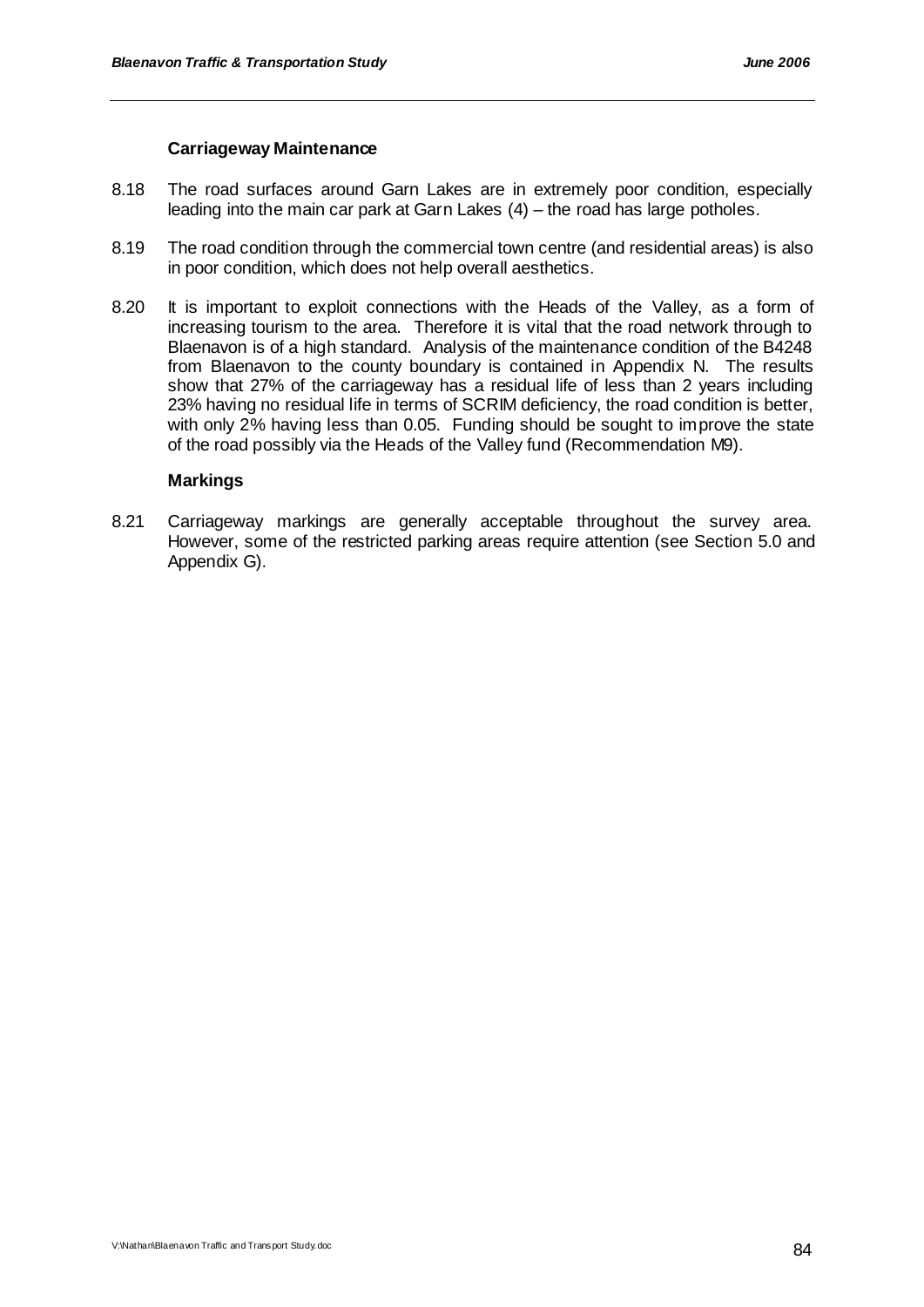### Carriageway Maintenance

8.18 The road surfaces around Garn Lakes are in extremely poor condition, especially leading into the main car park at Garn Lakes (4) – the road has large potholes.

8.19 The road condition through the commercial town centre (and residential areas) is also in poor condition, which does not help overall aesthetics.

8.20 It is important to exploit connections with the Heads of the Valley, as a form of increasing tourism to the area. Therefore it is vital that the road network through to Blaenavon is of a high standard. Analysis of the maintenance condition of the B4248 from Blaenavon to the county boundary is contained in Appendix N. The results show that 27% of the carriageway has a residual life of less than 2 years including 23% having no residual life in terms of SCRIM deficiency, the road condition is better, with only 2% having less than 0.05. Funding should be sought to improve the state of the road possibly via the Heads of the Valley fund (Recommendation M9).

### Markings

8.21 Carriageway markings are generally acceptable throughout the survey area. However, some of the restricted parking areas require attention (see Section 5.0 and Appendix G).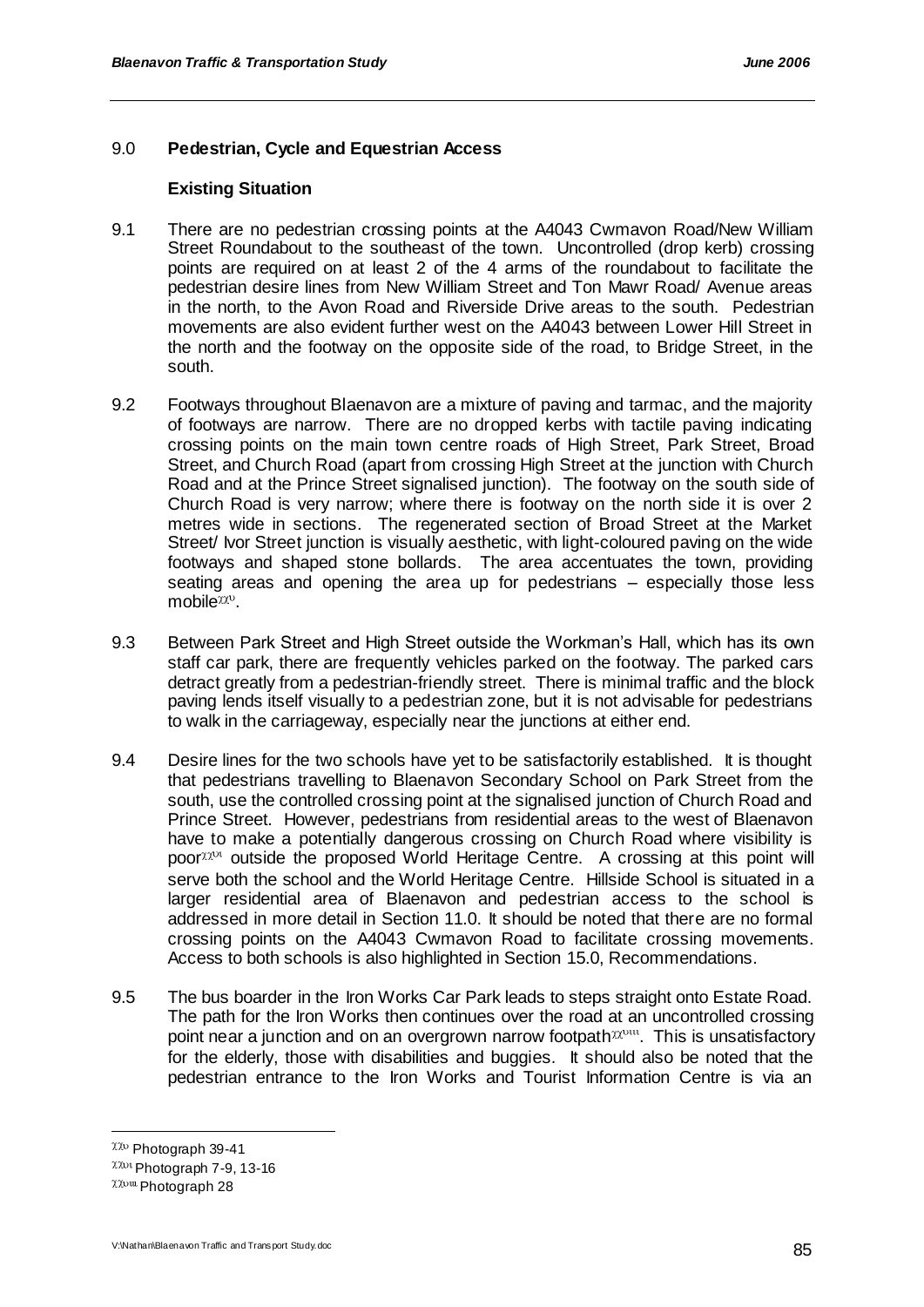## 9.0 **Pedestrian, Cycle and Equestrian Access**

### **Existing Situation**

9.1 There are no pedestrian crossing points at the A4043 Cwmavon Road/New William Street Roundabout to the southeast of the town. Uncontrolled (drop kerb) crossing points are required on at least 2 of the 4 arms of the roundabout to facilitate the pedestrian desire lines from New William Street and Ton Mawr Road/ Avenue areas in the north, to the Avon Road and Riverside Drive areas to the south. Pedestrian movements are also evident further west on the A4043 between Lower Hill Street in the north and the footway on the opposite side of the road, to Bridge Street, in the south.

9.2 Footways throughout Blaenavon are a mixture of paving and tarmac, and the majority of footways are narrow. There are no dropped kerbs with tactile paving indicating crossing points on the main town centre roads of High Street, Park Street, Broad Street, and Church Road (apart from crossing High Street at the junction with Church Road and at the Prince Street signalised junction). The footway on the south side of Church Road is very narrow; where there is footway on the north side it is over 2 metres wide in sections. The regenerated section of Broad Street at the Market Street/ Ivor Street junction is visually aesthetic, with light-coloured paving on the wide footways and shaped stone bollards. The area accentuates the town, providing seating areas and opening the area up for pedestrians – especially those less mobile[xxv].

9.3 Between Park Street and High Street outside the Workman's Hall, which has its own staff car park, there are frequently vehicles parked on the footway. The parked cars detract greatly from a pedestrian-friendly street. There is minimal traffic and the block paving lends itself visually to a pedestrian zone, but it is not advisable for pedestrians to walk in the carriageway, especially near the junctions at either end.

9.4 Desire lines for the two schools have yet to be satisfactorily established. It is thought that pedestrians travelling to Blaenavon Secondary School on Park Street from the south, use the controlled crossing point at the signalised junction of Church Road and Prince Street. However, pedestrians from residential areas to the west of Blaenavon have to make a potentially dangerous crossing on Church Road where visibility is poor[xxvi] outside the proposed World Heritage Centre. A crossing at this point will serve both the school and the World Heritage Centre. Hillside School is situated in a larger residential area of Blaenavon and pedestrian access to the school is addressed in more detail in Section 11.0. It should be noted that there are no formal crossing points on the A4043 Cwmavon Road to facilitate crossing movements. Access to both schools is also highlighted in Section 15.0, Recommendations.

9.5 The bus boarder in the Iron Works Car Park leads to steps straight onto Estate Road. The path for the Iron Works then continues over the road at an uncontrolled crossing point near a junction and on an overgrown narrow footpath[xxviii]. This is unsatisfactory for the elderly, those with disabilities and buggies. It should also be noted that the pedestrian entrance to the Iron Works and Tourist Information Centre is via an

---

[xxv] Photograph 39-41

[xxvi] Photograph 7-9, 13-16

[xxviii] Photograph 28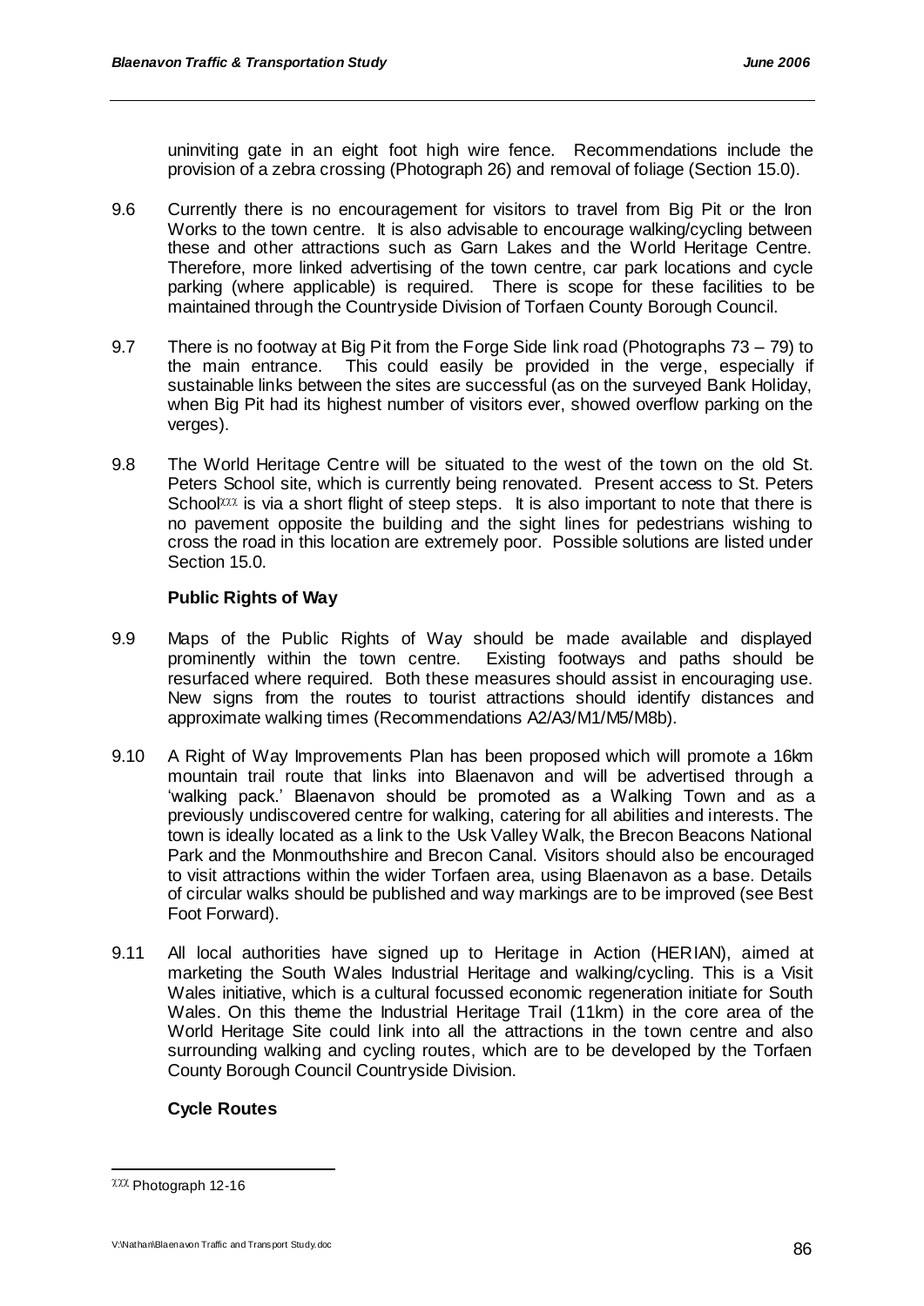uninviting gate in an eight foot high wire fence. Recommendations include the provision of a zebra crossing (Photograph 26) and removal of foliage (Section 15.0).

9.6 Currently there is no encouragement for visitors to travel from Big Pit or the Iron Works to the town centre. It is also advisable to encourage walking/cycling between these and other attractions such as Garn Lakes and the World Heritage Centre. Therefore, more linked advertising of the town centre, car park locations and cycle parking (where applicable) is required. There is scope for these facilities to be maintained through the Countryside Division of Torfaen County Borough Council.

9.7 There is no footway at Big Pit from the Forge Side link road (Photographs 73 – 79) to the main entrance. This could easily be provided in the verge, especially if sustainable links between the sites are successful (as on the surveyed Bank Holiday, when Big Pit had its highest number of visitors ever, showed overflow parking on the verges).

9.8 The World Heritage Centre will be situated to the west of the town on the old St. Peters School site, which is currently being renovated. Present access to St. Peters School[xxx] is via a short flight of steep steps. It is also important to note that there is no pavement opposite the building and the sight lines for pedestrians wishing to cross the road in this location are extremely poor. Possible solutions are listed under Section 15.0.

**Public Rights of Way**

9.9 Maps of the Public Rights of Way should be made available and displayed prominently within the town centre. Existing footways and paths should be resurfaced where required. Both these measures should assist in encouraging use. New signs from the routes to tourist attractions should identify distances and approximate walking times (Recommendations A2/A3/M1/M5/M8b).

9.10 A Right of Way Improvements Plan has been proposed which will promote a 16km mountain trail route that links into Blaenavon and will be advertised through a 'walking pack.' Blaenavon should be promoted as a Walking Town and as a previously undiscovered centre for walking, catering for all abilities and interests. The town is ideally located as a link to the Usk Valley Walk, the Brecon Beacons National Park and the Monmouthshire and Brecon Canal. Visitors should also be encouraged to visit attractions within the wider Torfaen area, using Blaenavon as a base. Details of circular walks should be published and way markings are to be improved (see Best Foot Forward).

9.11 All local authorities have signed up to Heritage in Action (HERIAN), aimed at marketing the South Wales Industrial Heritage and walking/cycling. This is a Visit Wales initiative, which is a cultural focussed economic regeneration initiate for South Wales. On this theme the Industrial Heritage Trail (11km) in the core area of the World Heritage Site could link into all the attractions in the town centre and also surrounding walking and cycling routes, which are to be developed by the Torfaen County Borough Council Countryside Division.

**Cycle Routes**

---

[xxx] Photograph 12-16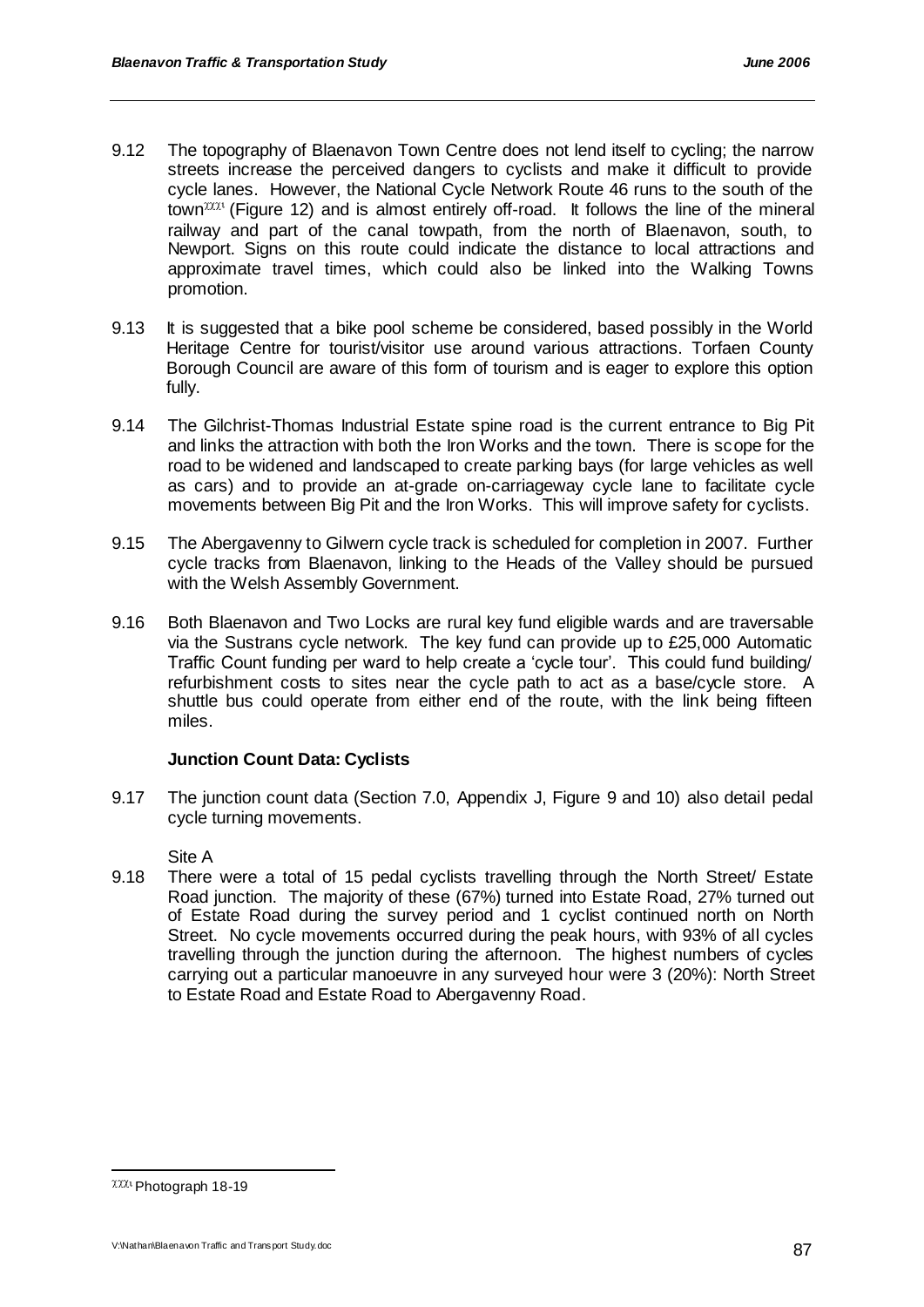9.12 The topography of Blaenavon Town Centre does not lend itself to cycling; the narrow streets increase the perceived dangers to cyclists and make it difficult to provide cycle lanes. However, the National Cycle Network Route 46 runs to the south of the town[xxxi] (Figure 12) and is almost entirely off-road. It follows the line of the mineral railway and part of the canal towpath, from the north of Blaenavon, south, to Newport. Signs on this route could indicate the distance to local attractions and approximate travel times, which could also be linked into the Walking Towns promotion.

9.13 It is suggested that a bike pool scheme be considered, based possibly in the World Heritage Centre for tourist/visitor use around various attractions. Torfaen County Borough Council are aware of this form of tourism and is eager to explore this option fully.

9.14 The Gilchrist-Thomas Industrial Estate spine road is the current entrance to Big Pit and links the attraction with both the Iron Works and the town. There is scope for the road to be widened and landscaped to create parking bays (for large vehicles as well as cars) and to provide an at-grade on-carriageway cycle lane to facilitate cycle movements between Big Pit and the Iron Works. This will improve safety for cyclists.

9.15 The Abergavenny to Gilwern cycle track is scheduled for completion in 2007. Further cycle tracks from Blaenavon, linking to the Heads of the Valley should be pursued with the Welsh Assembly Government.

9.16 Both Blaenavon and Two Locks are rural key fund eligible wards and are traversable via the Sustrans cycle network. The key fund can provide up to £25,000 Automatic Traffic Count funding per ward to help create a 'cycle tour'. This could fund building/ refurbishment costs to sites near the cycle path to act as a base/cycle store. A shuttle bus could operate from either end of the route, with the link being fifteen miles.

**Junction Count Data: Cyclists**

9.17 The junction count data (Section 7.0, Appendix J, Figure 9 and 10) also detail pedal cycle turning movements.

Site A

9.18 There were a total of 15 pedal cyclists travelling through the North Street/ Estate Road junction. The majority of these (67%) turned into Estate Road, 27% turned out of Estate Road during the survey period and 1 cyclist continued north on North Street. No cycle movements occurred during the peak hours, with 93% of all cycles travelling through the junction during the afternoon. The highest numbers of cycles carrying out a particular manoeuvre in any surveyed hour were 3 (20%): North Street to Estate Road and Estate Road to Abergavenny Road.

---

[xxxi] Photograph 18-19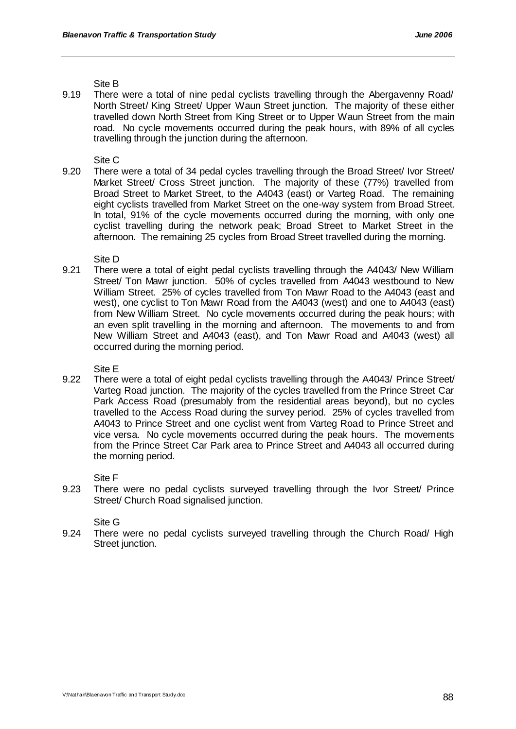Site B

9.19 There were a total of nine pedal cyclists travelling through the Abergavenny Road/ North Street/ King Street/ Upper Waun Street junction. The majority of these either travelled down North Street from King Street or to Upper Waun Street from the main road. No cycle movements occurred during the peak hours, with 89% of all cycles travelling through the junction during the afternoon.

Site C

9.20 There were a total of 34 pedal cycles travelling through the Broad Street/ Ivor Street/ Market Street/ Cross Street junction. The majority of these (77%) travelled from Broad Street to Market Street, to the A4043 (east) or Varteg Road. The remaining eight cyclists travelled from Market Street on the one-way system from Broad Street. In total, 91% of the cycle movements occurred during the morning, with only one cyclist travelling during the network peak; Broad Street to Market Street in the afternoon. The remaining 25 cycles from Broad Street travelled during the morning.

Site D

9.21 There were a total of eight pedal cyclists travelling through the A4043/ New William Street/ Ton Mawr junction. 50% of cycles travelled from A4043 westbound to New William Street. 25% of cycles travelled from Ton Mawr Road to the A4043 (east and west), one cyclist to Ton Mawr Road from the A4043 (west) and one to A4043 (east) from New William Street. No cycle movements occurred during the peak hours; with an even split travelling in the morning and afternoon. The movements to and from New William Street and A4043 (east), and Ton Mawr Road and A4043 (west) all occurred during the morning period.

Site E

9.22 There were a total of eight pedal cyclists travelling through the A4043/ Prince Street/ Varteg Road junction. The majority of the cycles travelled from the Prince Street Car Park Access Road (presumably from the residential areas beyond), but no cycles travelled to the Access Road during the survey period. 25% of cycles travelled from A4043 to Prince Street and one cyclist went from Varteg Road to Prince Street and vice versa. No cycle movements occurred during the peak hours. The movements from the Prince Street Car Park area to Prince Street and A4043 all occurred during the morning period.

Site F

9.23 There were no pedal cyclists surveyed travelling through the Ivor Street/ Prince Street/ Church Road signalised junction.

Site G

9.24 There were no pedal cyclists surveyed travelling through the Church Road/ High Street junction.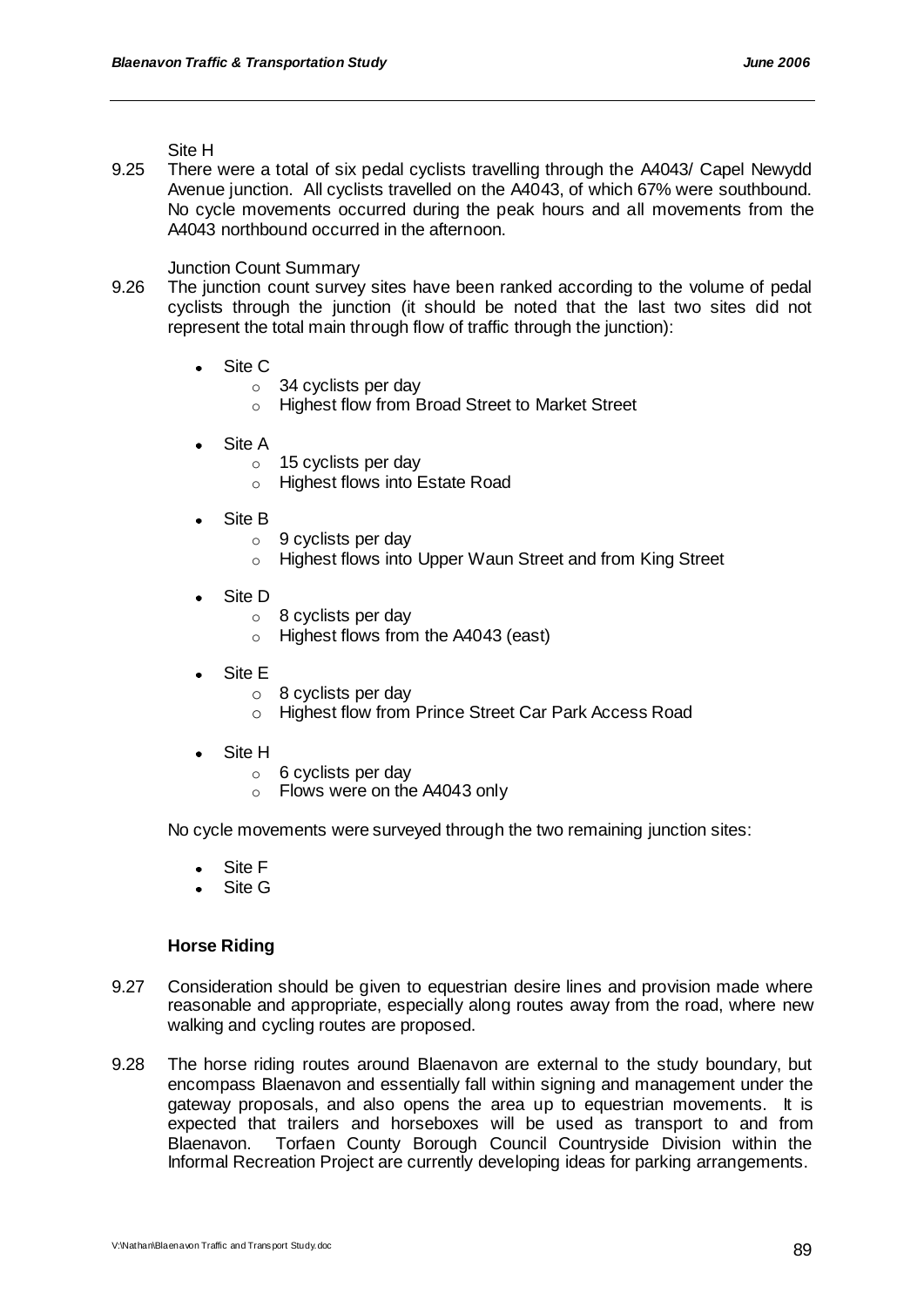Site H

9.25 There were a total of six pedal cyclists travelling through the A4043/ Capel Newydd Avenue junction. All cyclists travelled on the A4043, of which 67% were southbound. No cycle movements occurred during the peak hours and all movements from the A4043 northbound occurred in the afternoon.

Junction Count Summary

9.26 The junction count survey sites have been ranked according to the volume of pedal cyclists through the junction (it should be noted that the last two sites did not represent the total main through flow of traffic through the junction):

- Site C
  - 34 cyclists per day
  - Highest flow from Broad Street to Market Street
- Site A
  - 15 cyclists per day
  - Highest flows into Estate Road
- Site B
  - 9 cyclists per day
  - Highest flows into Upper Waun Street and from King Street
- Site D
  - 8 cyclists per day
  - Highest flows from the A4043 (east)
- Site E
  - 8 cyclists per day
  - Highest flow from Prince Street Car Park Access Road
- Site H
  - 6 cyclists per day
  - Flows were on the A4043 only

No cycle movements were surveyed through the two remaining junction sites:

- Site F
- Site G

### Horse Riding

9.27 Consideration should be given to equestrian desire lines and provision made where reasonable and appropriate, especially along routes away from the road, where new walking and cycling routes are proposed.

9.28 The horse riding routes around Blaenavon are external to the study boundary, but encompass Blaenavon and essentially fall within signing and management under the gateway proposals, and also opens the area up to equestrian movements. It is expected that trailers and horseboxes will be used as transport to and from Blaenavon. Torfaen County Borough Council Countryside Division within the Informal Recreation Project are currently developing ideas for parking arrangements.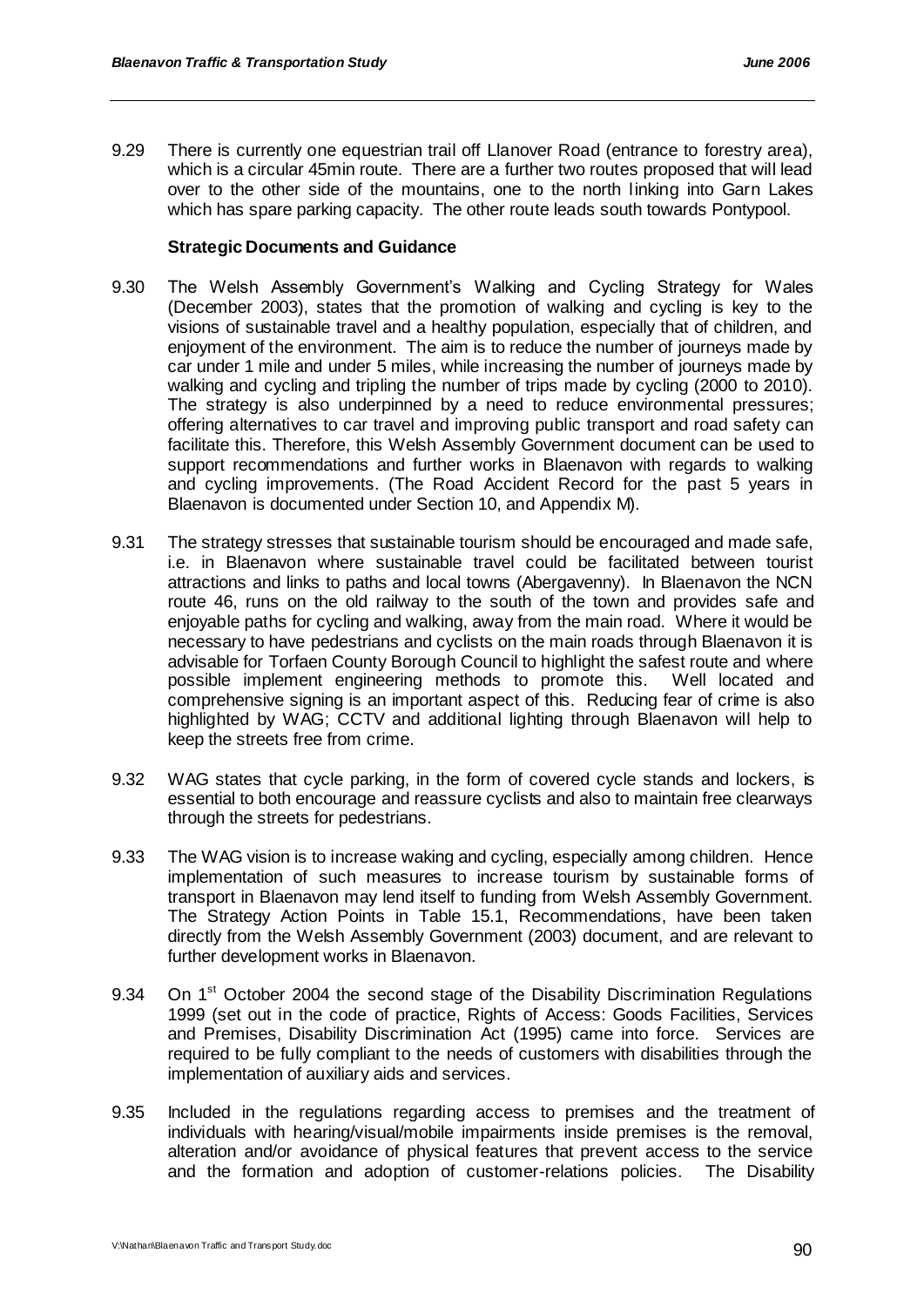9.29 There is currently one equestrian trail off Llanover Road (entrance to forestry area), which is a circular 45min route. There are a further two routes proposed that will lead over to the other side of the mountains, one to the north linking into Garn Lakes which has spare parking capacity. The other route leads south towards Pontypool.

**Strategic Documents and Guidance**

9.30 The Welsh Assembly Government's Walking and Cycling Strategy for Wales (December 2003), states that the promotion of walking and cycling is key to the visions of sustainable travel and a healthy population, especially that of children, and enjoyment of the environment. The aim is to reduce the number of journeys made by car under 1 mile and under 5 miles, while increasing the number of journeys made by walking and cycling and tripling the number of trips made by cycling (2000 to 2010). The strategy is also underpinned by a need to reduce environmental pressures; offering alternatives to car travel and improving public transport and road safety can facilitate this. Therefore, this Welsh Assembly Government document can be used to support recommendations and further works in Blaenavon with regards to walking and cycling improvements. (The Road Accident Record for the past 5 years in Blaenavon is documented under Section 10, and Appendix M).

9.31 The strategy stresses that sustainable tourism should be encouraged and made safe, i.e. in Blaenavon where sustainable travel could be facilitated between tourist attractions and links to paths and local towns (Abergavenny). In Blaenavon the NCN route 46, runs on the old railway to the south of the town and provides safe and enjoyable paths for cycling and walking, away from the main road. Where it would be necessary to have pedestrians and cyclists on the main roads through Blaenavon it is advisable for Torfaen County Borough Council to highlight the safest route and where possible implement engineering methods to promote this. Well located and comprehensive signing is an important aspect of this. Reducing fear of crime is also highlighted by WAG; CCTV and additional lighting through Blaenavon will help to keep the streets free from crime.

9.32 WAG states that cycle parking, in the form of covered cycle stands and lockers, is essential to both encourage and reassure cyclists and also to maintain free clearways through the streets for pedestrians.

9.33 The WAG vision is to increase waking and cycling, especially among children. Hence implementation of such measures to increase tourism by sustainable forms of transport in Blaenavon may lend itself to funding from Welsh Assembly Government. The Strategy Action Points in Table 15.1, Recommendations, have been taken directly from the Welsh Assembly Government (2003) document, and are relevant to further development works in Blaenavon.

9.34 On 1st October 2004 the second stage of the Disability Discrimination Regulations 1999 (set out in the code of practice, Rights of Access: Goods Facilities, Services and Premises, Disability Discrimination Act (1995) came into force. Services are required to be fully compliant to the needs of customers with disabilities through the implementation of auxiliary aids and services.

9.35 Included in the regulations regarding access to premises and the treatment of individuals with hearing/visual/mobile impairments inside premises is the removal, alteration and/or avoidance of physical features that prevent access to the service and the formation and adoption of customer-relations policies. The Disability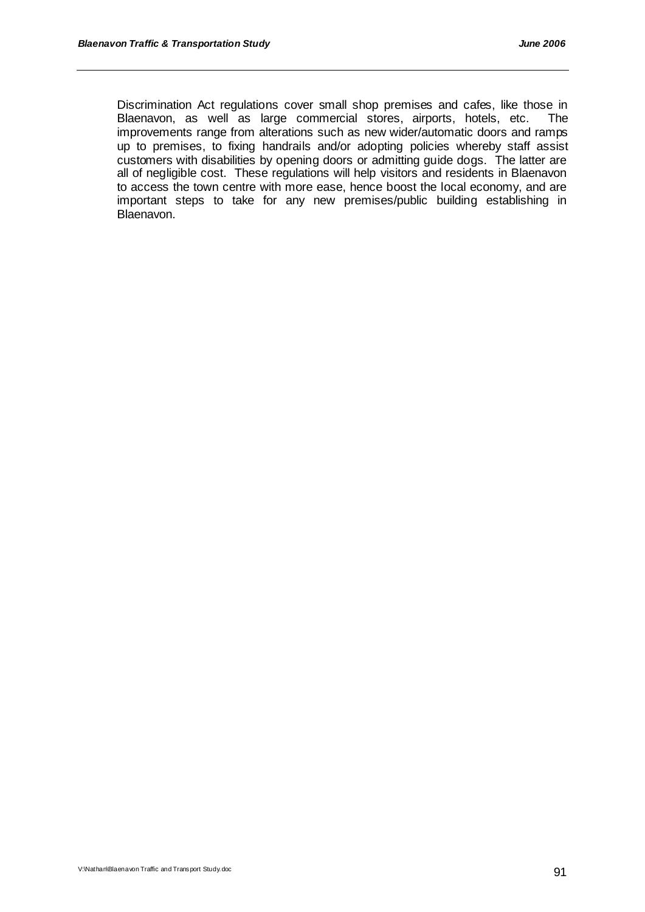Discrimination Act regulations cover small shop premises and cafes, like those in Blaenavon, as well as large commercial stores, airports, hotels, etc. The improvements range from alterations such as new wider/automatic doors and ramps up to premises, to fixing handrails and/or adopting policies whereby staff assist customers with disabilities by opening doors or admitting guide dogs. The latter are all of negligible cost. These regulations will help visitors and residents in Blaenavon to access the town centre with more ease, hence boost the local economy, and are important steps to take for any new premises/public building establishing in Blaenavon.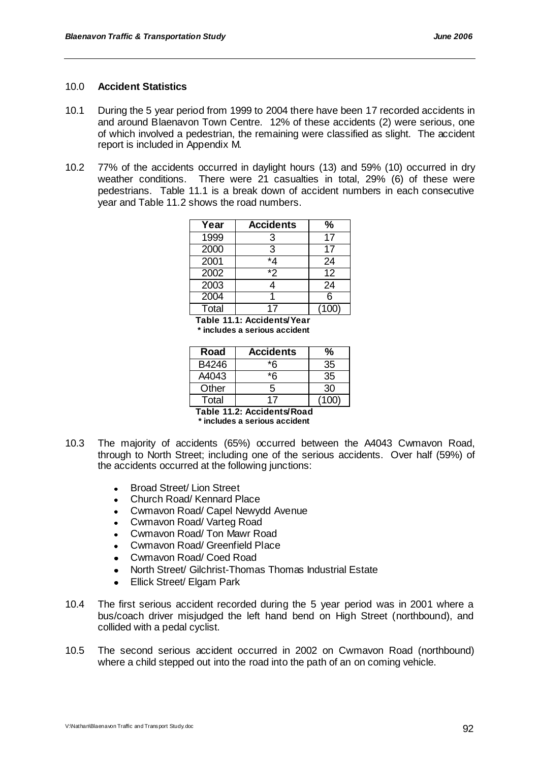## 10.0 **Accident Statistics**

10.1 During the 5 year period from 1999 to 2004 there have been 17 recorded accidents in and around Blaenavon Town Centre. 12% of these accidents (2) were serious, one of which involved a pedestrian, the remaining were classified as slight. The accident report is included in Appendix M.

10.2 77% of the accidents occurred in daylight hours (13) and 59% (10) occurred in dry weather conditions. There were 21 casualties in total, 29% (6) of these were pedestrians. Table 11.1 is a break down of accident numbers in each consecutive year and Table 11.2 shows the road numbers.

| Year | Accidents | % |
|---|---|---|
| 1999 | 3 | 17 |
| 2000 | 3 | 17 |
| 2001 | *4 | 24 |
| 2002 | *2 | 12 |
| 2003 | 4 | 24 |
| 2004 | 1 | 6 |
| Total | 17 | (100) |

**Table 11.1: Accidents/Year**
**\* includes a serious accident**

| Road | Accidents | % |
|---|---|---|
| B4246 | *6 | 35 |
| A4043 | *6 | 35 |
| Other | 5 | 30 |
| Total | 17 | (100) |

**Table 11.2: Accidents/Road**
**\* includes a serious accident**

10.3 The majority of accidents (65%) occurred between the A4043 Cwmavon Road, through to North Street; including one of the serious accidents. Over half (59%) of the accidents occurred at the following junctions:

- Broad Street/ Lion Street
- Church Road/ Kennard Place
- Cwmavon Road/ Capel Newydd Avenue
- Cwmavon Road/ Varteg Road
- Cwmavon Road/ Ton Mawr Road
- Cwmavon Road/ Greenfield Place
- Cwmavon Road/ Coed Road
- North Street/ Gilchrist-Thomas Thomas Industrial Estate
- Ellick Street/ Elgam Park

10.4 The first serious accident recorded during the 5 year period was in 2001 where a bus/coach driver misjudged the left hand bend on High Street (northbound), and collided with a pedal cyclist.

10.5 The second serious accident occurred in 2002 on Cwmavon Road (northbound) where a child stepped out into the road into the path of an on coming vehicle.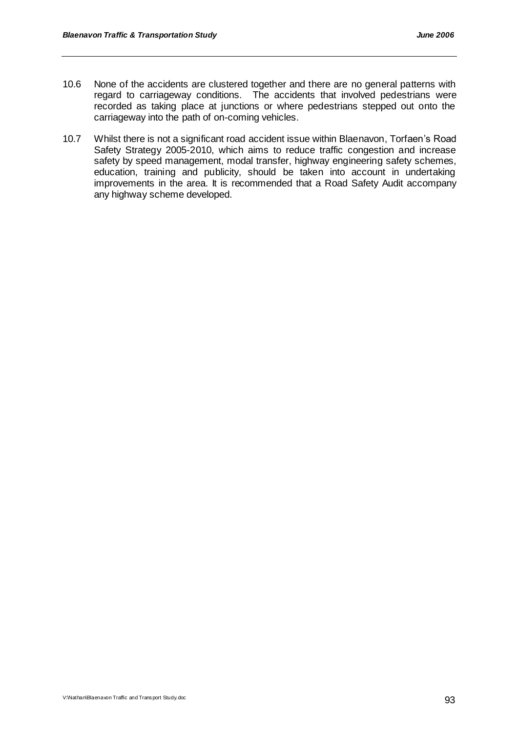10.6 None of the accidents are clustered together and there are no general patterns with regard to carriageway conditions. The accidents that involved pedestrians were recorded as taking place at junctions or where pedestrians stepped out onto the carriageway into the path of on-coming vehicles.

10.7 Whilst there is not a significant road accident issue within Blaenavon, Torfaen's Road Safety Strategy 2005-2010, which aims to reduce traffic congestion and increase safety by speed management, modal transfer, highway engineering safety schemes, education, training and publicity, should be taken into account in undertaking improvements in the area. It is recommended that a Road Safety Audit accompany any highway scheme developed.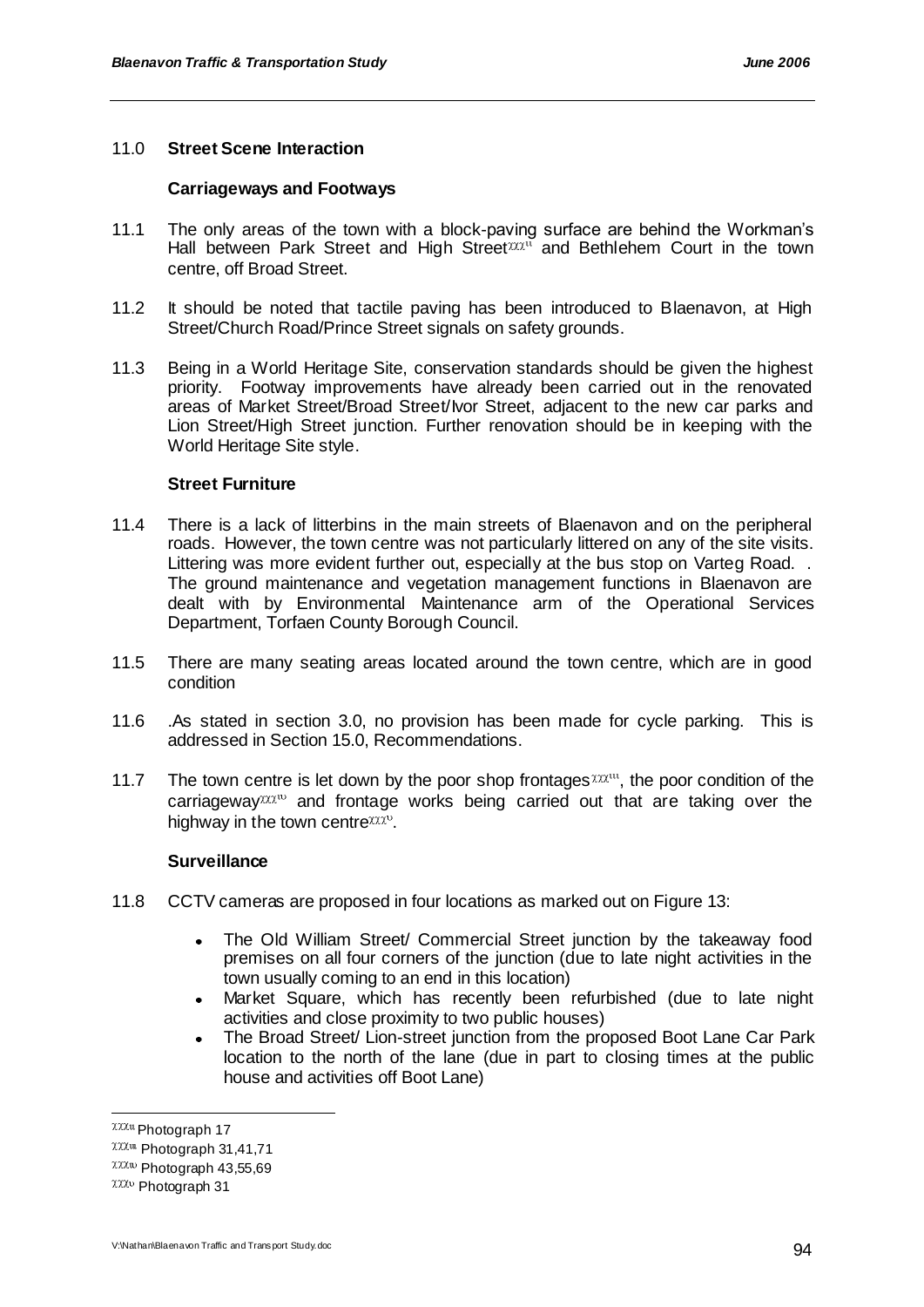## 11.0 Street Scene Interaction

### Carriageways and Footways

11.1 The only areas of the town with a block-paving surface are behind the Workman's Hall between Park Street and High Street[xxxii] and Bethlehem Court in the town centre, off Broad Street.

11.2 It should be noted that tactile paving has been introduced to Blaenavon, at High Street/Church Road/Prince Street signals on safety grounds.

11.3 Being in a World Heritage Site, conservation standards should be given the highest priority. Footway improvements have already been carried out in the renovated areas of Market Street/Broad Street/Ivor Street, adjacent to the new car parks and Lion Street/High Street junction. Further renovation should be in keeping with the World Heritage Site style.

### Street Furniture

11.4 There is a lack of litterbins in the main streets of Blaenavon and on the peripheral roads. However, the town centre was not particularly littered on any of the site visits. Littering was more evident further out, especially at the bus stop on Varteg Road. . The ground maintenance and vegetation management functions in Blaenavon are dealt with by Environmental Maintenance arm of the Operational Services Department, Torfaen County Borough Council.

11.5 There are many seating areas located around the town centre, which are in good condition

11.6 .As stated in section 3.0, no provision has been made for cycle parking. This is addressed in Section 15.0, Recommendations.

11.7 The town centre is let down by the poor shop frontages[xxxiii], the poor condition of the carriageway[xxxiv] and frontage works being carried out that are taking over the highway in the town centre[xxxv].

### Surveillance

11.8 CCTV cameras are proposed in four locations as marked out on Figure 13:

- The Old William Street/ Commercial Street junction by the takeaway food premises on all four corners of the junction (due to late night activities in the town usually coming to an end in this location)
- Market Square, which has recently been refurbished (due to late night activities and close proximity to two public houses)
- The Broad Street/ Lion-street junction from the proposed Boot Lane Car Park location to the north of the lane (due in part to closing times at the public house and activities off Boot Lane)

---

[xxxii] Photograph 17

[xxxiii] Photograph 31,41,71

[xxxiv] Photograph 43,55,69

[xxxv] Photograph 31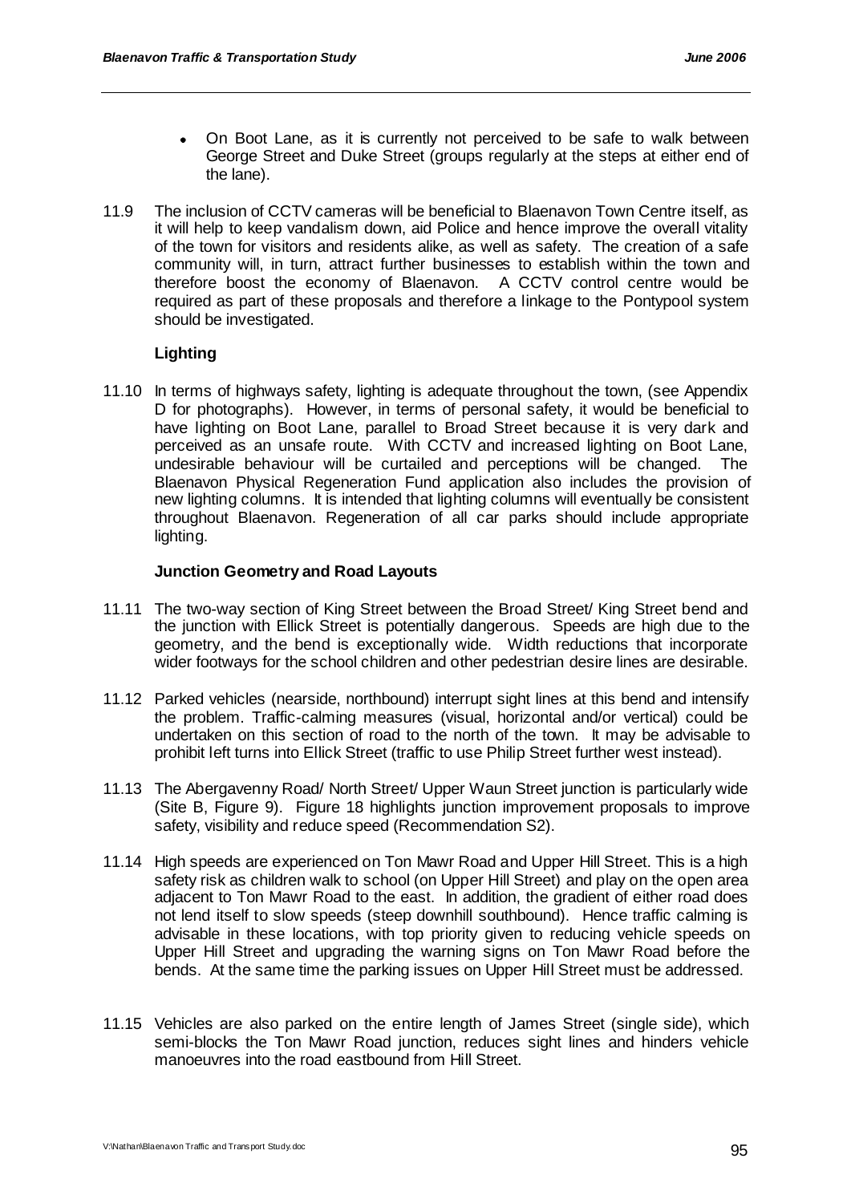- On Boot Lane, as it is currently not perceived to be safe to walk between George Street and Duke Street (groups regularly at the steps at either end of the lane).

11.9 The inclusion of CCTV cameras will be beneficial to Blaenavon Town Centre itself, as it will help to keep vandalism down, aid Police and hence improve the overall vitality of the town for visitors and residents alike, as well as safety. The creation of a safe community will, in turn, attract further businesses to establish within the town and therefore boost the economy of Blaenavon. A CCTV control centre would be required as part of these proposals and therefore a linkage to the Pontypool system should be investigated.

**Lighting**

11.10 In terms of highways safety, lighting is adequate throughout the town, (see Appendix D for photographs). However, in terms of personal safety, it would be beneficial to have lighting on Boot Lane, parallel to Broad Street because it is very dark and perceived as an unsafe route. With CCTV and increased lighting on Boot Lane, undesirable behaviour will be curtailed and perceptions will be changed. The Blaenavon Physical Regeneration Fund application also includes the provision of new lighting columns. It is intended that lighting columns will eventually be consistent throughout Blaenavon. Regeneration of all car parks should include appropriate lighting.

**Junction Geometry and Road Layouts**

11.11 The two-way section of King Street between the Broad Street/ King Street bend and the junction with Ellick Street is potentially dangerous. Speeds are high due to the geometry, and the bend is exceptionally wide. Width reductions that incorporate wider footways for the school children and other pedestrian desire lines are desirable.

11.12 Parked vehicles (nearside, northbound) interrupt sight lines at this bend and intensify the problem. Traffic-calming measures (visual, horizontal and/or vertical) could be undertaken on this section of road to the north of the town. It may be advisable to prohibit left turns into Ellick Street (traffic to use Philip Street further west instead).

11.13 The Abergavenny Road/ North Street/ Upper Waun Street junction is particularly wide (Site B, Figure 9). Figure 18 highlights junction improvement proposals to improve safety, visibility and reduce speed (Recommendation S2).

11.14 High speeds are experienced on Ton Mawr Road and Upper Hill Street. This is a high safety risk as children walk to school (on Upper Hill Street) and play on the open area adjacent to Ton Mawr Road to the east. In addition, the gradient of either road does not lend itself to slow speeds (steep downhill southbound). Hence traffic calming is advisable in these locations, with top priority given to reducing vehicle speeds on Upper Hill Street and upgrading the warning signs on Ton Mawr Road before the bends. At the same time the parking issues on Upper Hill Street must be addressed.

11.15 Vehicles are also parked on the entire length of James Street (single side), which semi-blocks the Ton Mawr Road junction, reduces sight lines and hinders vehicle manoeuvres into the road eastbound from Hill Street.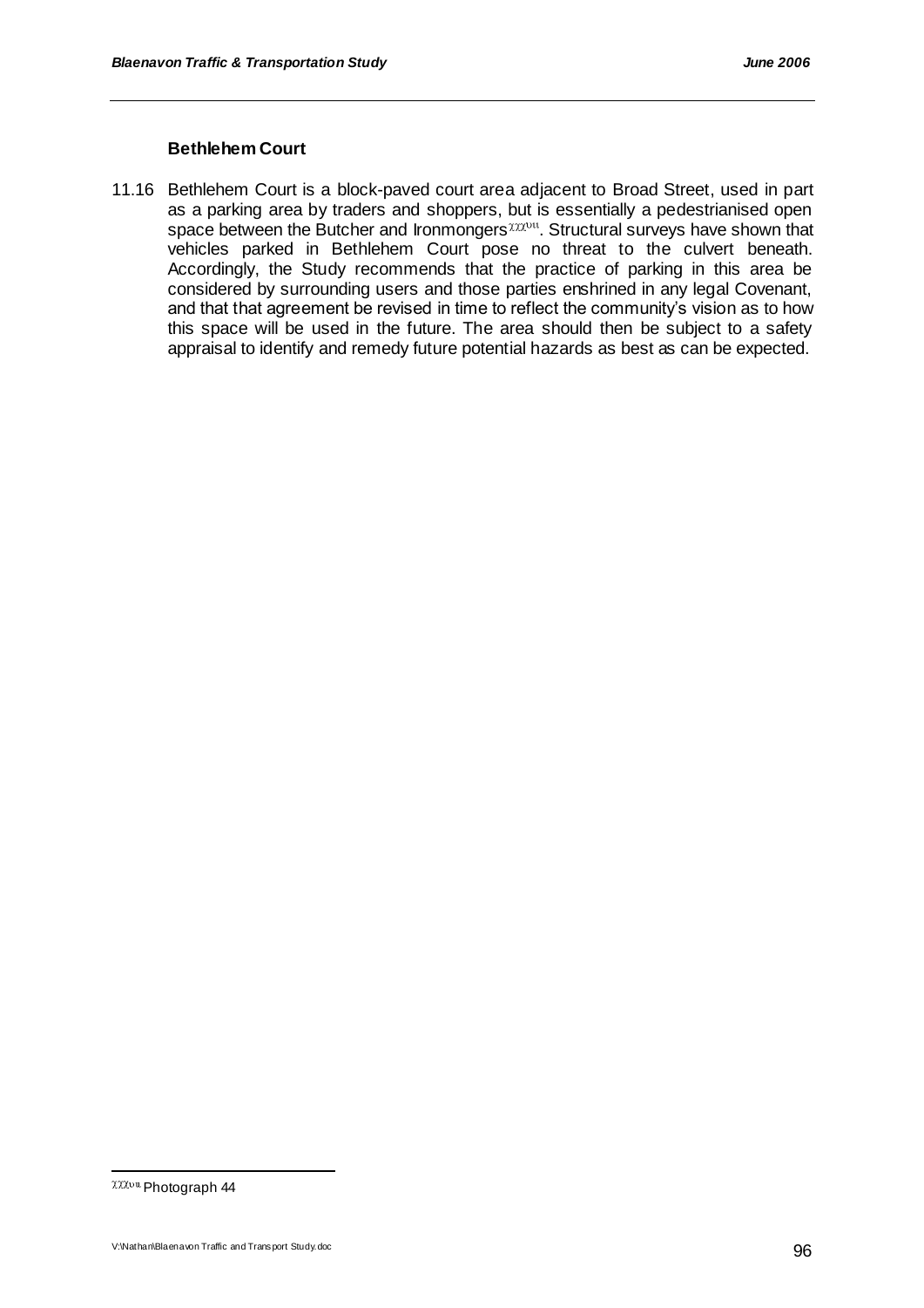### Bethlehem Court

11.16 Bethlehem Court is a block-paved court area adjacent to Broad Street, used in part as a parking area by traders and shoppers, but is essentially a pedestrianised open space between the Butcher and Ironmongers[xxxviii]. Structural surveys have shown that vehicles parked in Bethlehem Court pose no threat to the culvert beneath. Accordingly, the Study recommends that the practice of parking in this area be considered by surrounding users and those parties enshrined in any legal Covenant, and that that agreement be revised in time to reflect the community's vision as to how this space will be used in the future. The area should then be subject to a safety appraisal to identify and remedy future potential hazards as best as can be expected.

---

[xxxviii] Photograph 44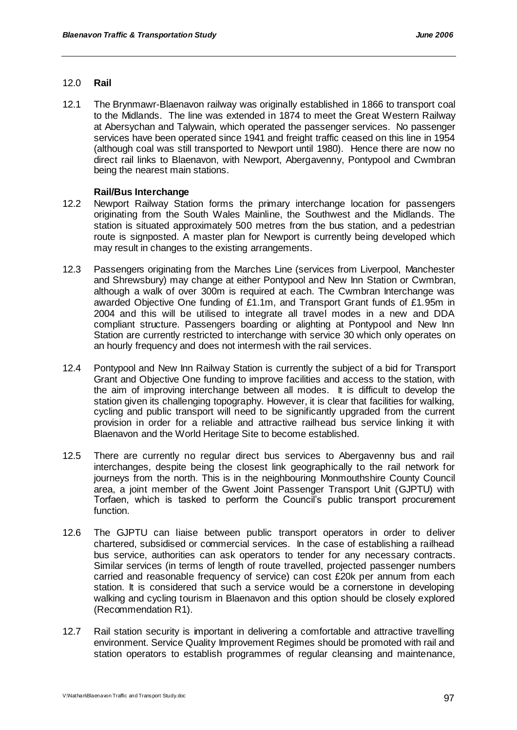## 12.0 Rail

12.1 The Brynmawr-Blaenavon railway was originally established in 1866 to transport coal to the Midlands. The line was extended in 1874 to meet the Great Western Railway at Abersychan and Talywain, which operated the passenger services. No passenger services have been operated since 1941 and freight traffic ceased on this line in 1954 (although coal was still transported to Newport until 1980). Hence there are now no direct rail links to Blaenavon, with Newport, Abergavenny, Pontypool and Cwmbran being the nearest main stations.

### Rail/Bus Interchange

12.2 Newport Railway Station forms the primary interchange location for passengers originating from the South Wales Mainline, the Southwest and the Midlands. The station is situated approximately 500 metres from the bus station, and a pedestrian route is signposted. A master plan for Newport is currently being developed which may result in changes to the existing arrangements.

12.3 Passengers originating from the Marches Line (services from Liverpool, Manchester and Shrewsbury) may change at either Pontypool and New Inn Station or Cwmbran, although a walk of over 300m is required at each. The Cwmbran Interchange was awarded Objective One funding of £1.1m, and Transport Grant funds of £1.95m in 2004 and this will be utilised to integrate all travel modes in a new and DDA compliant structure. Passengers boarding or alighting at Pontypool and New Inn Station are currently restricted to interchange with service 30 which only operates on an hourly frequency and does not intermesh with the rail services.

12.4 Pontypool and New Inn Railway Station is currently the subject of a bid for Transport Grant and Objective One funding to improve facilities and access to the station, with the aim of improving interchange between all modes. It is difficult to develop the station given its challenging topography. However, it is clear that facilities for walking, cycling and public transport will need to be significantly upgraded from the current provision in order for a reliable and attractive railhead bus service linking it with Blaenavon and the World Heritage Site to become established.

12.5 There are currently no regular direct bus services to Abergavenny bus and rail interchanges, despite being the closest link geographically to the rail network for journeys from the north. This is in the neighbouring Monmouthshire County Council area, a joint member of the Gwent Joint Passenger Transport Unit (GJPTU) with Torfaen, which is tasked to perform the Council's public transport procurement function.

12.6 The GJPTU can liaise between public transport operators in order to deliver chartered, subsidised or commercial services. In the case of establishing a railhead bus service, authorities can ask operators to tender for any necessary contracts. Similar services (in terms of length of route travelled, projected passenger numbers carried and reasonable frequency of service) can cost £20k per annum from each station. It is considered that such a service would be a cornerstone in developing walking and cycling tourism in Blaenavon and this option should be closely explored (Recommendation R1).

12.7 Rail station security is important in delivering a comfortable and attractive travelling environment. Service Quality Improvement Regimes should be promoted with rail and station operators to establish programmes of regular cleansing and maintenance,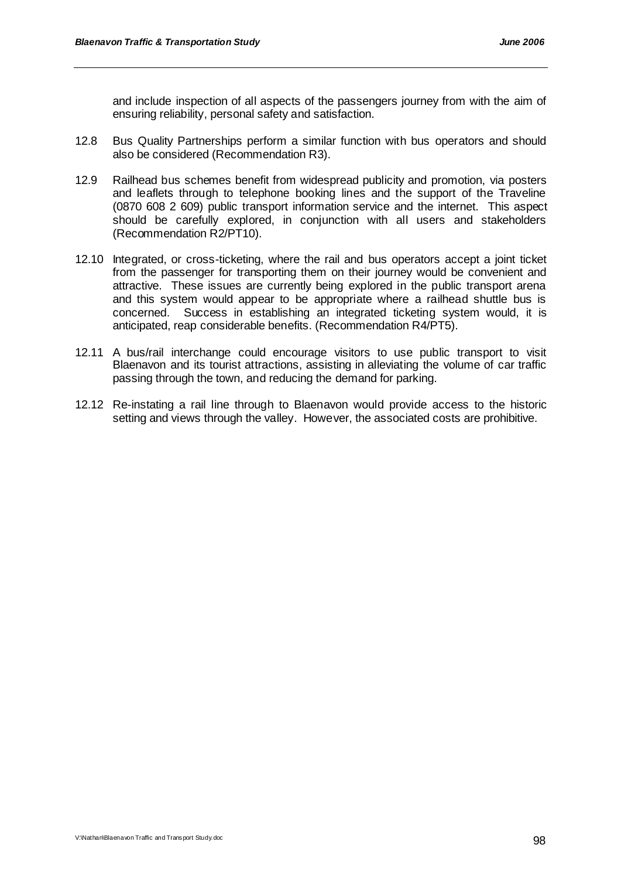and include inspection of all aspects of the passengers journey from with the aim of ensuring reliability, personal safety and satisfaction.

12.8 Bus Quality Partnerships perform a similar function with bus operators and should also be considered (Recommendation R3).

12.9 Railhead bus schemes benefit from widespread publicity and promotion, via posters and leaflets through to telephone booking lines and the support of the Traveline (0870 608 2 609) public transport information service and the internet. This aspect should be carefully explored, in conjunction with all users and stakeholders (Recommendation R2/PT10).

12.10 Integrated, or cross-ticketing, where the rail and bus operators accept a joint ticket from the passenger for transporting them on their journey would be convenient and attractive. These issues are currently being explored in the public transport arena and this system would appear to be appropriate where a railhead shuttle bus is concerned. Success in establishing an integrated ticketing system would, it is anticipated, reap considerable benefits. (Recommendation R4/PT5).

12.11 A bus/rail interchange could encourage visitors to use public transport to visit Blaenavon and its tourist attractions, assisting in alleviating the volume of car traffic passing through the town, and reducing the demand for parking.

12.12 Re-instating a rail line through to Blaenavon would provide access to the historic setting and views through the valley. However, the associated costs are prohibitive.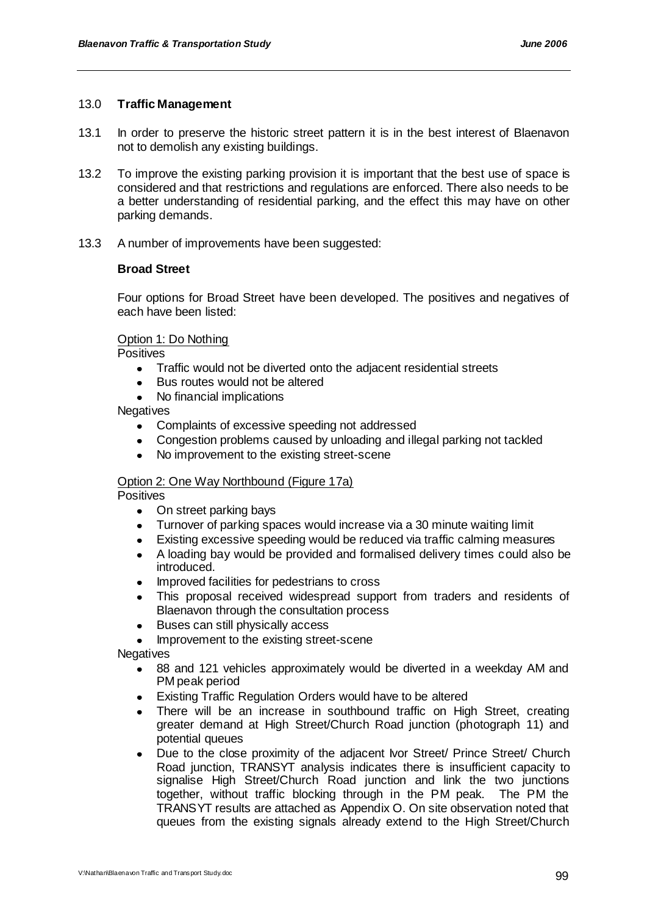## 13.0 **Traffic Management**

13.1 In order to preserve the historic street pattern it is in the best interest of Blaenavon not to demolish any existing buildings.

13.2 To improve the existing parking provision it is important that the best use of space is considered and that restrictions and regulations are enforced. There also needs to be a better understanding of residential parking, and the effect this may have on other parking demands.

13.3 A number of improvements have been suggested:

**Broad Street**

Four options for Broad Street have been developed. The positives and negatives of each have been listed:

Option 1: Do Nothing

Positives

- Traffic would not be diverted onto the adjacent residential streets
- Bus routes would not be altered
- No financial implications

Negatives

- Complaints of excessive speeding not addressed
- Congestion problems caused by unloading and illegal parking not tackled
- No improvement to the existing street-scene

Option 2: One Way Northbound (Figure 17a)

Positives

- On street parking bays
- Turnover of parking spaces would increase via a 30 minute waiting limit
- Existing excessive speeding would be reduced via traffic calming measures
- A loading bay would be provided and formalised delivery times could also be introduced.
- Improved facilities for pedestrians to cross
- This proposal received widespread support from traders and residents of Blaenavon through the consultation process
- Buses can still physically access
- Improvement to the existing street-scene

Negatives

- 88 and 121 vehicles approximately would be diverted in a weekday AM and PM peak period
- Existing Traffic Regulation Orders would have to be altered
- There will be an increase in southbound traffic on High Street, creating greater demand at High Street/Church Road junction (photograph 11) and potential queues
- Due to the close proximity of the adjacent Ivor Street/ Prince Street/ Church Road junction, TRANSYT analysis indicates there is insufficient capacity to signalise High Street/Church Road junction and link the two junctions together, without traffic blocking through in the PM peak. The PM the TRANSYT results are attached as Appendix O. On site observation noted that queues from the existing signals already extend to the High Street/Church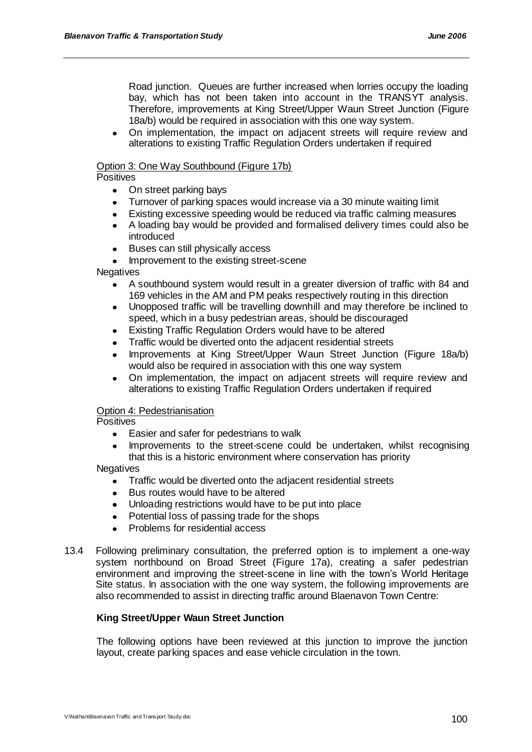Road junction. Queues are further increased when lorries occupy the loading bay, which has not been taken into account in the TRANSYT analysis. Therefore, improvements at King Street/Upper Waun Street Junction (Figure 18a/b) would be required in association with this one way system.

- On implementation, the impact on adjacent streets will require review and alterations to existing Traffic Regulation Orders undertaken if required

Option 3: One Way Southbound (Figure 17b)

Positives

- On street parking bays
- Turnover of parking spaces would increase via a 30 minute waiting limit
- Existing excessive speeding would be reduced via traffic calming measures
- A loading bay would be provided and formalised delivery times could also be introduced
- Buses can still physically access
- Improvement to the existing street-scene

Negatives

- A southbound system would result in a greater diversion of traffic with 84 and 169 vehicles in the AM and PM peaks respectively routing in this direction
- Unopposed traffic will be travelling downhill and may therefore be inclined to speed, which in a busy pedestrian areas, should be discouraged
- Existing Traffic Regulation Orders would have to be altered
- Traffic would be diverted onto the adjacent residential streets
- Improvements at King Street/Upper Waun Street Junction (Figure 18a/b) would also be required in association with this one way system
- On implementation, the impact on adjacent streets will require review and alterations to existing Traffic Regulation Orders undertaken if required

Option 4: Pedestrianisation

Positives

- Easier and safer for pedestrians to walk
- Improvements to the street-scene could be undertaken, whilst recognising that this is a historic environment where conservation has priority

Negatives

- Traffic would be diverted onto the adjacent residential streets
- Bus routes would have to be altered
- Unloading restrictions would have to be put into place
- Potential loss of passing trade for the shops
- Problems for residential access

13.4 Following preliminary consultation, the preferred option is to implement a one-way system northbound on Broad Street (Figure 17a), creating a safer pedestrian environment and improving the street-scene in line with the town's World Heritage Site status. In association with the one way system, the following improvements are also recommended to assist in directing traffic around Blaenavon Town Centre:

**King Street/Upper Waun Street Junction**

The following options have been reviewed at this junction to improve the junction layout, create parking spaces and ease vehicle circulation in the town.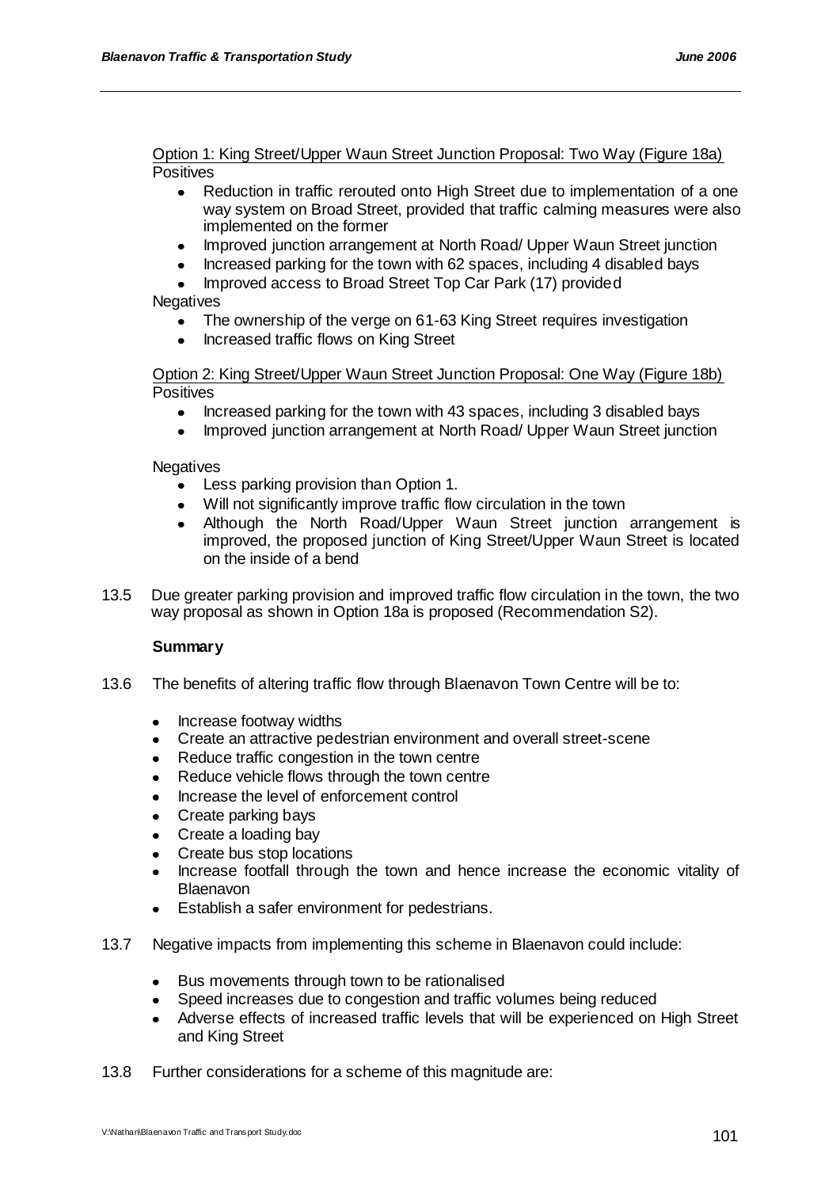Option 1: King Street/Upper Waun Street Junction Proposal: Two Way (Figure 18a)

Positives

- Reduction in traffic rerouted onto High Street due to implementation of a one way system on Broad Street, provided that traffic calming measures were also implemented on the former
- Improved junction arrangement at North Road/ Upper Waun Street junction
- Increased parking for the town with 62 spaces, including 4 disabled bays
- Improved access to Broad Street Top Car Park (17) provided

Negatives

- The ownership of the verge on 61-63 King Street requires investigation
- Increased traffic flows on King Street

Option 2: King Street/Upper Waun Street Junction Proposal: One Way (Figure 18b)

Positives

- Increased parking for the town with 43 spaces, including 3 disabled bays
- Improved junction arrangement at North Road/ Upper Waun Street junction

Negatives

- Less parking provision than Option 1.
- Will not significantly improve traffic flow circulation in the town
- Although the North Road/Upper Waun Street junction arrangement is improved, the proposed junction of King Street/Upper Waun Street is located on the inside of a bend

13.5 Due greater parking provision and improved traffic flow circulation in the town, the two way proposal as shown in Option 18a is proposed (Recommendation S2).

**Summary**

13.6 The benefits of altering traffic flow through Blaenavon Town Centre will be to:

- Increase footway widths
- Create an attractive pedestrian environment and overall street-scene
- Reduce traffic congestion in the town centre
- Reduce vehicle flows through the town centre
- Increase the level of enforcement control
- Create parking bays
- Create a loading bay
- Create bus stop locations
- Increase footfall through the town and hence increase the economic vitality of Blaenavon
- Establish a safer environment for pedestrians.

13.7 Negative impacts from implementing this scheme in Blaenavon could include:

- Bus movements through town to be rationalised
- Speed increases due to congestion and traffic volumes being reduced
- Adverse effects of increased traffic levels that will be experienced on High Street and King Street

13.8 Further considerations for a scheme of this magnitude are: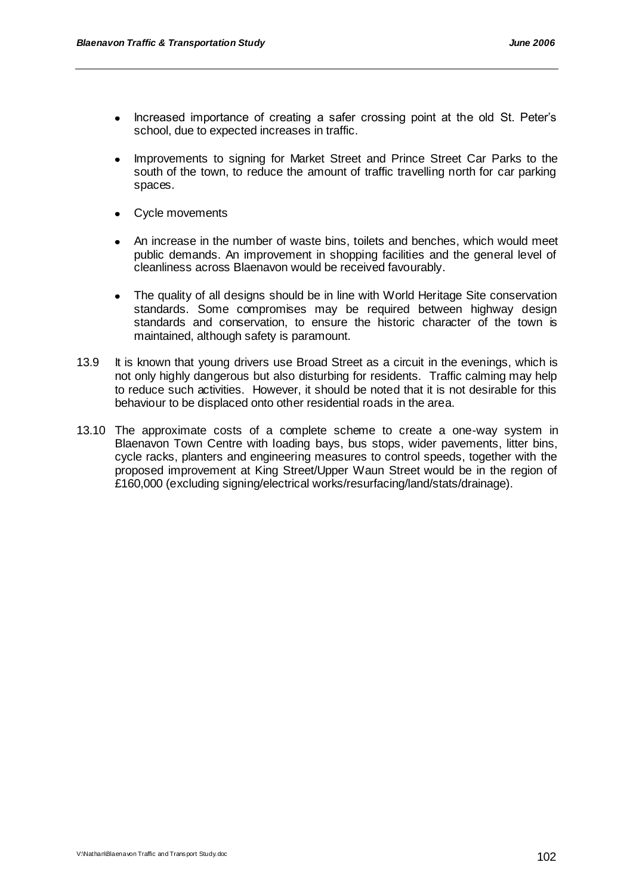- Increased importance of creating a safer crossing point at the old St. Peter's school, due to expected increases in traffic.

- Improvements to signing for Market Street and Prince Street Car Parks to the south of the town, to reduce the amount of traffic travelling north for car parking spaces.

- Cycle movements

- An increase in the number of waste bins, toilets and benches, which would meet public demands. An improvement in shopping facilities and the general level of cleanliness across Blaenavon would be received favourably.

- The quality of all designs should be in line with World Heritage Site conservation standards. Some compromises may be required between highway design standards and conservation, to ensure the historic character of the town is maintained, although safety is paramount.

13.9 It is known that young drivers use Broad Street as a circuit in the evenings, which is not only highly dangerous but also disturbing for residents. Traffic calming may help to reduce such activities. However, it should be noted that it is not desirable for this behaviour to be displaced onto other residential roads in the area.

13.10 The approximate costs of a complete scheme to create a one-way system in Blaenavon Town Centre with loading bays, bus stops, wider pavements, litter bins, cycle racks, planters and engineering measures to control speeds, together with the proposed improvement at King Street/Upper Waun Street would be in the region of £160,000 (excluding signing/electrical works/resurfacing/land/stats/drainage).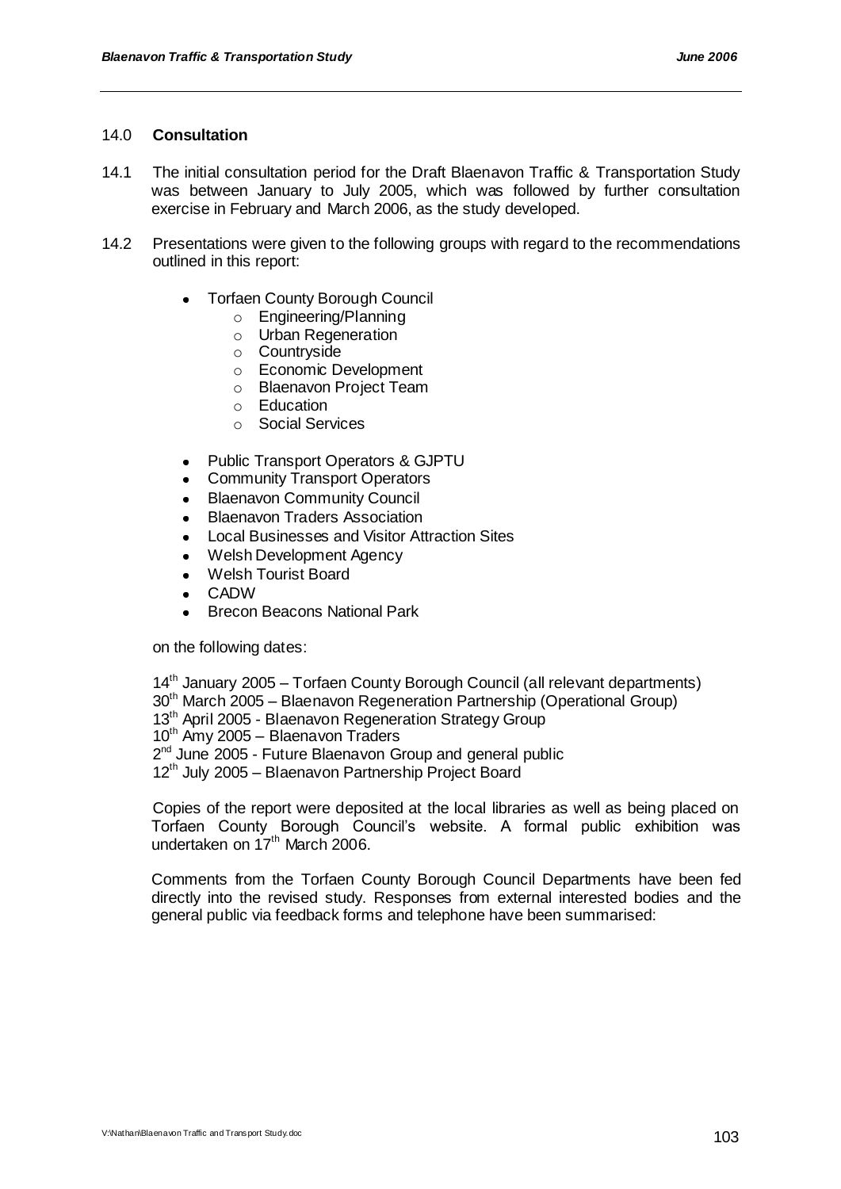## 14.0 **Consultation**

14.1 The initial consultation period for the Draft Blaenavon Traffic & Transportation Study was between January to July 2005, which was followed by further consultation exercise in February and March 2006, as the study developed.

14.2 Presentations were given to the following groups with regard to the recommendations outlined in this report:

- Torfaen County Borough Council
  - Engineering/Planning
  - Urban Regeneration
  - Countryside
  - Economic Development
  - Blaenavon Project Team
  - Education
  - Social Services

- Public Transport Operators & GJPTU
- Community Transport Operators
- Blaenavon Community Council
- Blaenavon Traders Association
- Local Businesses and Visitor Attraction Sites
- Welsh Development Agency
- Welsh Tourist Board
- CADW
- Brecon Beacons National Park

on the following dates:

14th January 2005 – Torfaen County Borough Council (all relevant departments)
30th March 2005 – Blaenavon Regeneration Partnership (Operational Group)
13th April 2005 - Blaenavon Regeneration Strategy Group
10th Amy 2005 – Blaenavon Traders
2nd June 2005 - Future Blaenavon Group and general public
12th July 2005 – Blaenavon Partnership Project Board

Copies of the report were deposited at the local libraries as well as being placed on Torfaen County Borough Council's website. A formal public exhibition was undertaken on 17th March 2006.

Comments from the Torfaen County Borough Council Departments have been fed directly into the revised study. Responses from external interested bodies and the general public via feedback forms and telephone have been summarised: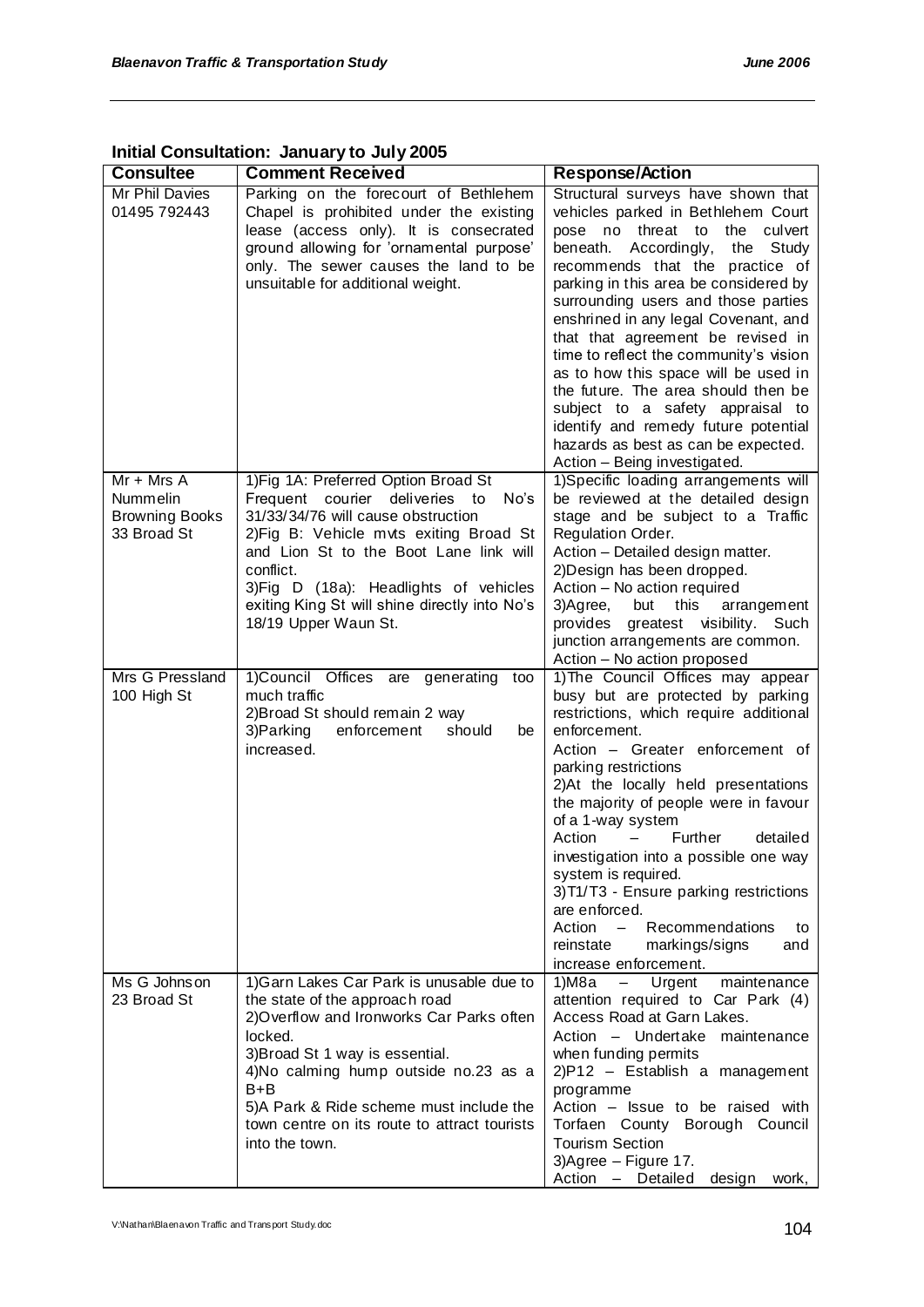**Initial Consultation: January to July 2005**

| Consultee | Comment Received | Response/Action |
|---|---|---|
| Mr Phil Davies 01495 792443 | Parking on the forecourt of Bethlehem Chapel is prohibited under the existing lease (access only). It is consecrated ground allowing for 'ornamental purpose' only. The sewer causes the land to be unsuitable for additional weight. | Structural surveys have shown that vehicles parked in Bethlehem Court pose no threat to the culvert beneath. Accordingly, the Study recommends that the practice of parking in this area be considered by surrounding users and those parties enshrined in any legal Covenant, and that that agreement be revised in time to reflect the community's vision as to how this space will be used in the future. The area should then be subject to a safety appraisal to identify and remedy future potential hazards as best as can be expected.<br>Action – Being investigated. |
| Mr + Mrs A Nummelin Browning Books 33 Broad St | 1)Fig 1A: Preferred Option Broad St Frequent courier deliveries to No's 31/33/34/76 will cause obstruction<br>2)Fig B: Vehicle mvts exiting Broad St and Lion St to the Boot Lane link will conflict.<br>3)Fig D (18a): Headlights of vehicles exiting King St will shine directly into No's 18/19 Upper Waun St. | 1)Specific loading arrangements will be reviewed at the detailed design stage and be subject to a Traffic Regulation Order.<br>Action – Detailed design matter.<br>2)Design has been dropped.<br>Action – No action required<br>3)Agree, but this arrangement provides greatest visibility. Such junction arrangements are common.<br>Action – No action proposed |
| Mrs G Pressland 100 High St | 1)Council Offices are generating too much traffic<br>2)Broad St should remain 2 way<br>3)Parking enforcement should be increased. | 1)The Council Offices may appear busy but are protected by parking restrictions, which require additional enforcement.<br>Action – Greater enforcement of parking restrictions<br>2)At the locally held presentations the majority of people were in favour of a 1-way system<br>Action – Further detailed investigation into a possible one way system is required.<br>3)T1/T3 - Ensure parking restrictions are enforced.<br>Action – Recommendations to reinstate markings/signs and increase enforcement. |
| Ms G Johnson 23 Broad St | 1)Garn Lakes Car Park is unusable due to the state of the approach road<br>2)Overflow and Ironworks Car Parks often locked.<br>3)Broad St 1 way is essential.<br>4)No calming hump outside no.23 as a B+B<br>5)A Park & Ride scheme must include the town centre on its route to attract tourists into the town. | 1)M8a – Urgent maintenance attention required to Car Park (4) Access Road at Garn Lakes.<br>Action – Undertake maintenance when funding permits<br>2)P12 – Establish a management programme<br>Action – Issue to be raised with Torfaen County Borough Council Tourism Section<br>3)Agree – Figure 17.<br>Action – Detailed design work, |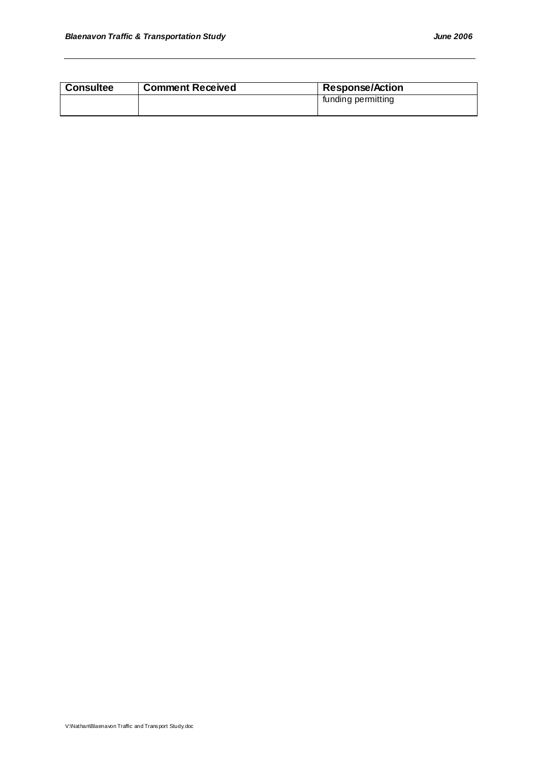| Consultee | Comment Received | Response/Action |
| --- | --- | --- |
| | | funding permitting |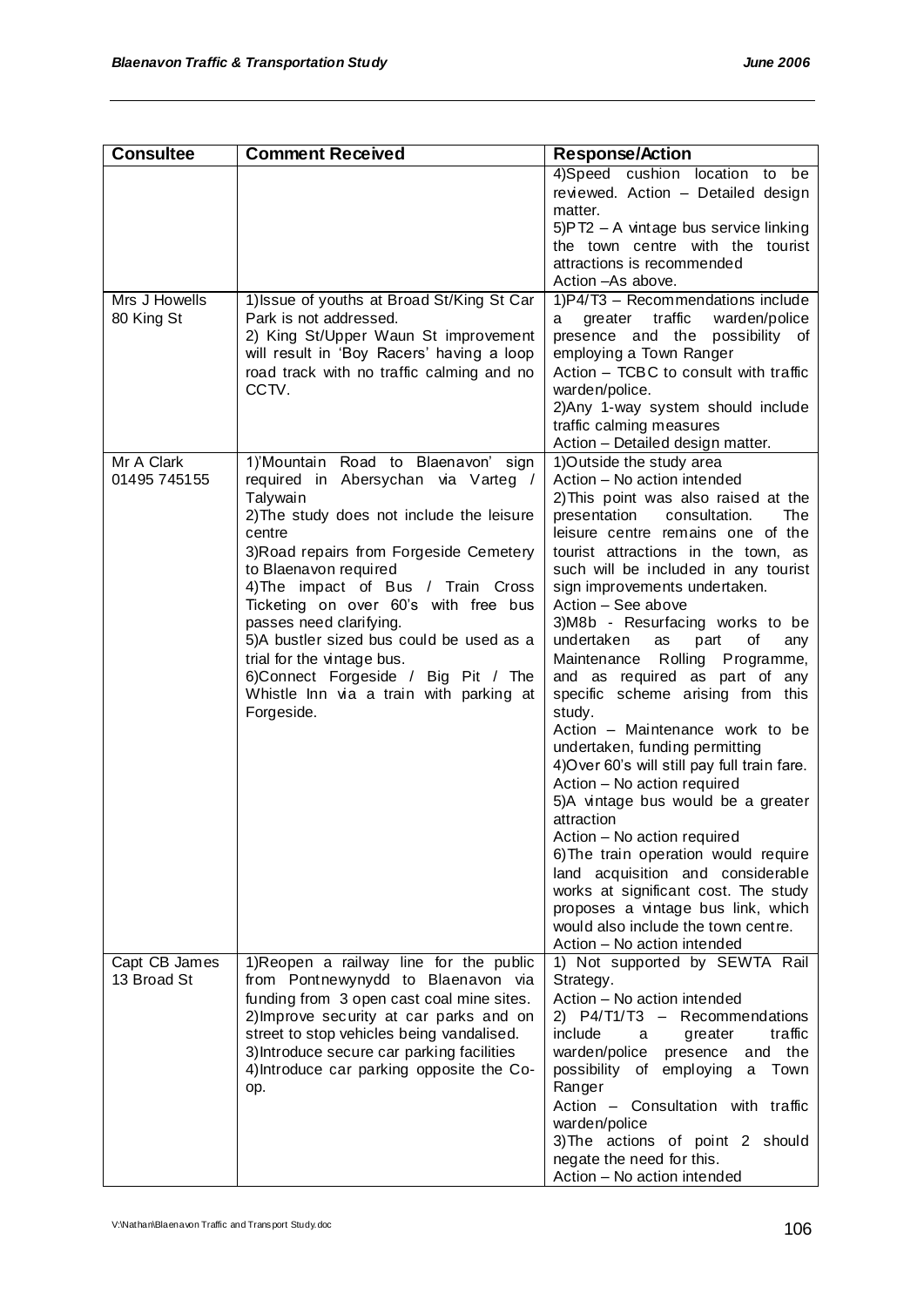| Consultee | Comment Received | Response/Action |
|---|---|---|
| | | 4)Speed cushion location to be reviewed. Action – Detailed design matter.<br>5)PT2 – A vintage bus service linking the town centre with the tourist attractions is recommended<br>Action –As above. |
| Mrs J Howells<br>80 King St | 1)Issue of youths at Broad St/King St Car Park is not addressed.<br>2) King St/Upper Waun St improvement will result in 'Boy Racers' having a loop road track with no traffic calming and no CCTV. | 1)P4/T3 – Recommendations include a greater traffic warden/police presence and the possibility of employing a Town Ranger<br>Action – TCBC to consult with traffic warden/police.<br>2)Any 1-way system should include traffic calming measures<br>Action – Detailed design matter. |
| Mr A Clark<br>01495 745155 | 1)'Mountain Road to Blaenavon' sign required in Abersychan via Varteg / Talywain<br>2)The study does not include the leisure centre<br>3)Road repairs from Forgeside Cemetery to Blaenavon required<br>4)The impact of Bus / Train Cross Ticketing on over 60's with free bus passes need clarifying.<br>5)A bustler sized bus could be used as a trial for the vintage bus.<br>6)Connect Forgeside / Big Pit / The Whistle Inn via a train with parking at Forgeside. | 1)Outside the study area<br>Action – No action intended<br>2)This point was also raised at the presentation consultation. The leisure centre remains one of the tourist attractions in the town, as such will be included in any tourist sign improvements undertaken.<br>Action – See above<br>3)M8b - Resurfacing works to be undertaken as part of any Maintenance Rolling Programme, and as required as part of any specific scheme arising from this study.<br>Action – Maintenance work to be undertaken, funding permitting<br>4)Over 60's will still pay full train fare.<br>Action – No action required<br>5)A vintage bus would be a greater attraction<br>Action – No action required<br>6)The train operation would require land acquisition and considerable works at significant cost. The study proposes a vintage bus link, which would also include the town centre.<br>Action – No action intended |
| Capt CB James<br>13 Broad St | 1)Reopen a railway line for the public from Pontnewynydd to Blaenavon via funding from 3 open cast coal mine sites.<br>2)Improve security at car parks and on street to stop vehicles being vandalised.<br>3)Introduce secure car parking facilities<br>4)Introduce car parking opposite the Co-op. | 1) Not supported by SEWTA Rail Strategy.<br>Action – No action intended<br>2) P4/T1/T3 – Recommendations include a greater traffic warden/police presence and the possibility of employing a Town Ranger<br>Action – Consultation with traffic warden/police<br>3)The actions of point 2 should negate the need for this.<br>Action – No action intended |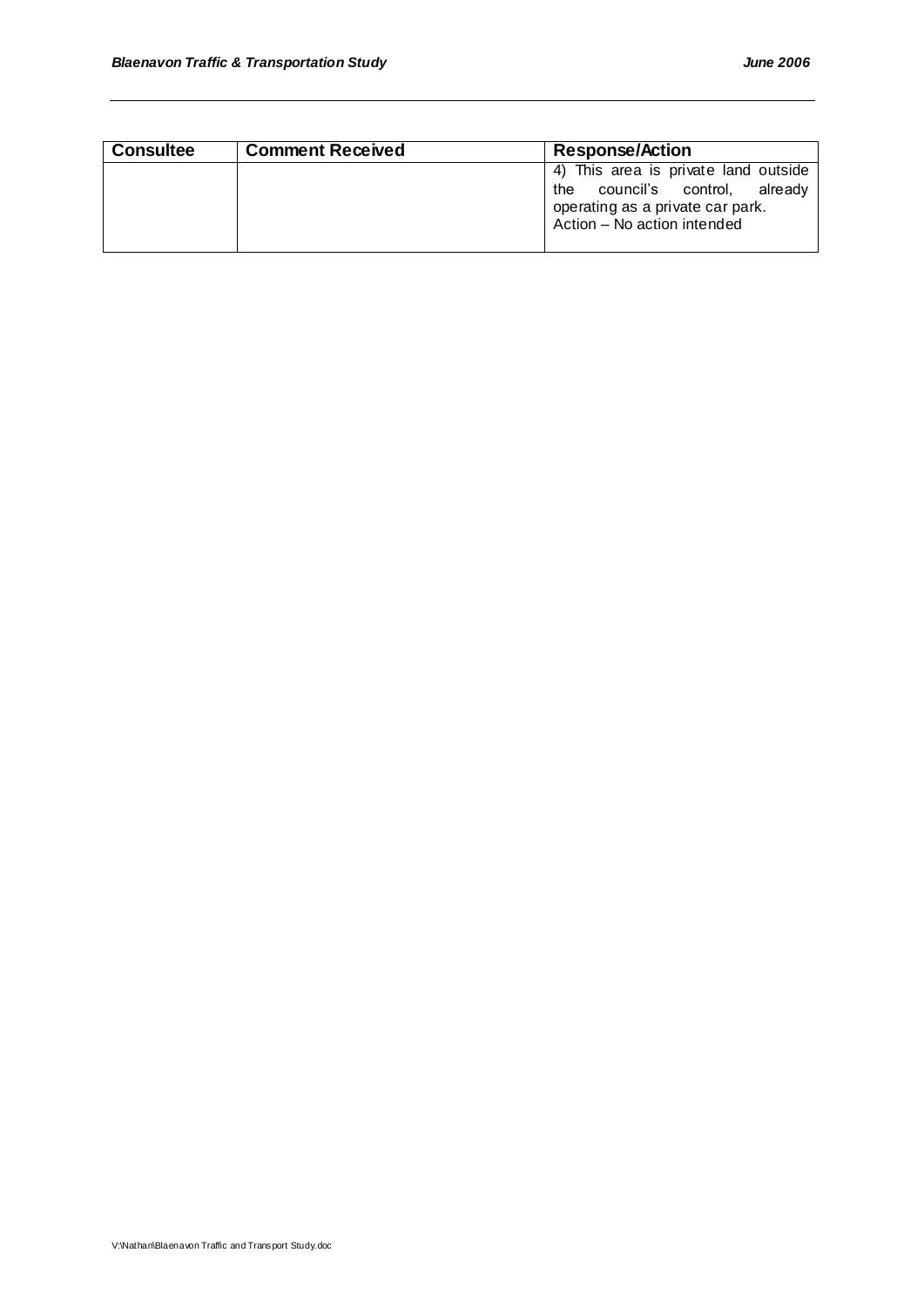| Consultee | Comment Received | Response/Action |
| --- | --- | --- |
| | | 4) This area is private land outside the council's control, already operating as a private car park.<br>Action – No action intended |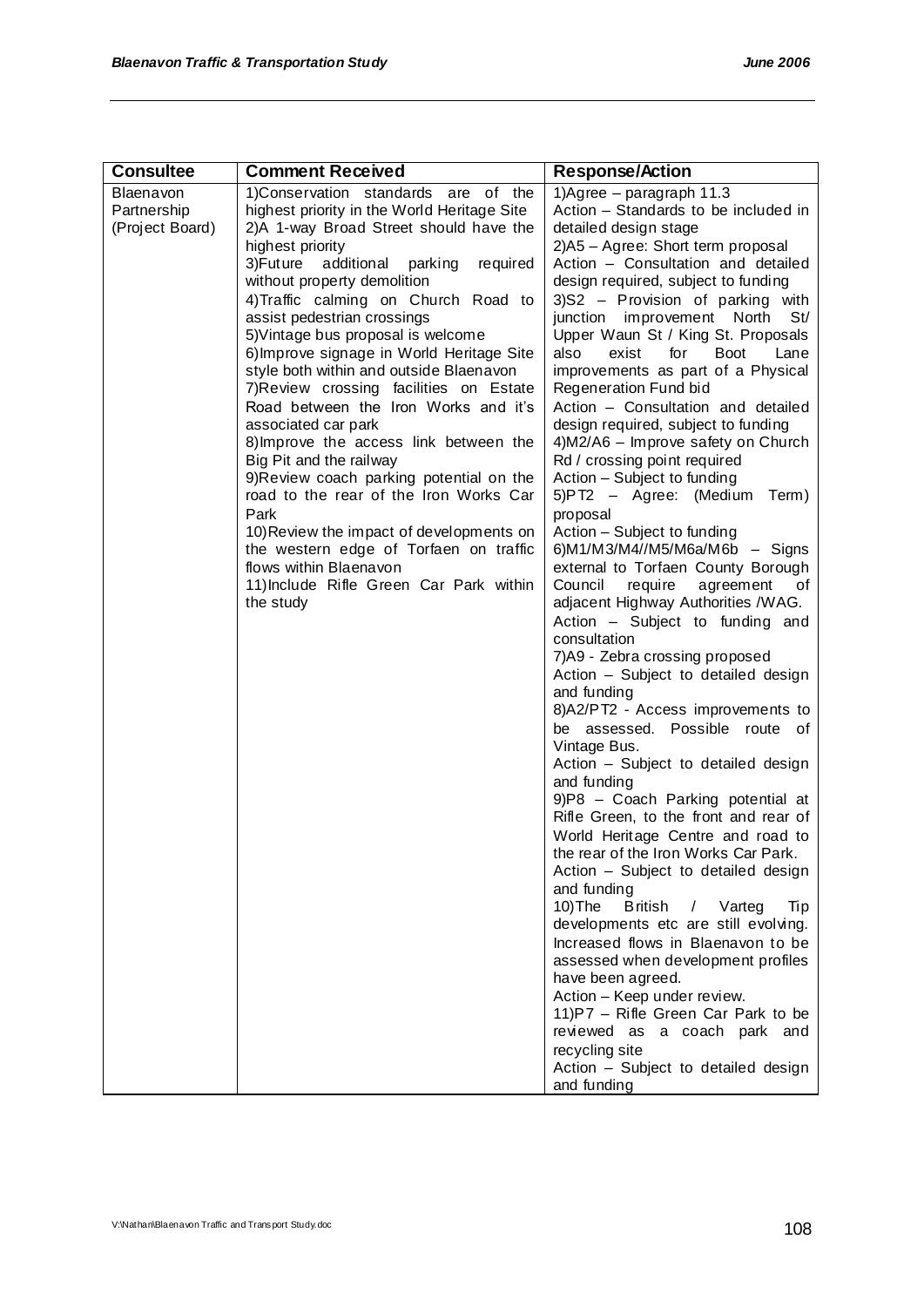| Consultee | Comment Received | Response/Action |
|---|---|---|
| Blaenavon Partnership (Project Board) | 1)Conservation standards are of the highest priority in the World Heritage Site<br>2)A 1-way Broad Street should have the highest priority<br>3)Future additional parking required without property demolition<br>4)Traffic calming on Church Road to assist pedestrian crossings<br>5)Vintage bus proposal is welcome<br>6)Improve signage in World Heritage Site style both within and outside Blaenavon<br>7)Review crossing facilities on Estate Road between the Iron Works and it's associated car park<br>8)Improve the access link between the Big Pit and the railway<br>9)Review coach parking potential on the road to the rear of the Iron Works Car Park<br>10)Review the impact of developments on the western edge of Torfaen on traffic flows within Blaenavon<br>11)Include Rifle Green Car Park within the study | 1)Agree – paragraph 11.3<br>Action – Standards to be included in detailed design stage<br>2)A5 – Agree: Short term proposal<br>Action – Consultation and detailed design required, subject to funding<br>3)S2 – Provision of parking with junction improvement North St/ Upper Waun St / King St. Proposals also exist for Boot Lane improvements as part of a Physical Regeneration Fund bid<br>Action – Consultation and detailed design required, subject to funding<br>4)M2/A6 – Improve safety on Church Rd / crossing point required<br>Action – Subject to funding<br>5)PT2 – Agree: (Medium Term) proposal<br>Action – Subject to funding<br>6)M1/M3/M4//M5/M6a/M6b – Signs external to Torfaen County Borough Council require agreement of adjacent Highway Authorities /WAG.<br>Action – Subject to funding and consultation<br>7)A9 - Zebra crossing proposed<br>Action – Subject to detailed design and funding<br>8)A2/PT2 - Access improvements to be assessed. Possible route of Vintage Bus.<br>Action – Subject to detailed design and funding<br>9)P8 – Coach Parking potential at Rifle Green, to the front and rear of World Heritage Centre and road to the rear of the Iron Works Car Park.<br>Action – Subject to detailed design and funding<br>10)The British / Varteg Tip developments etc are still evolving. Increased flows in Blaenavon to be assessed when development profiles have been agreed.<br>Action – Keep under review.<br>11)P7 – Rifle Green Car Park to be reviewed as a coach park and recycling site<br>Action – Subject to detailed design and funding |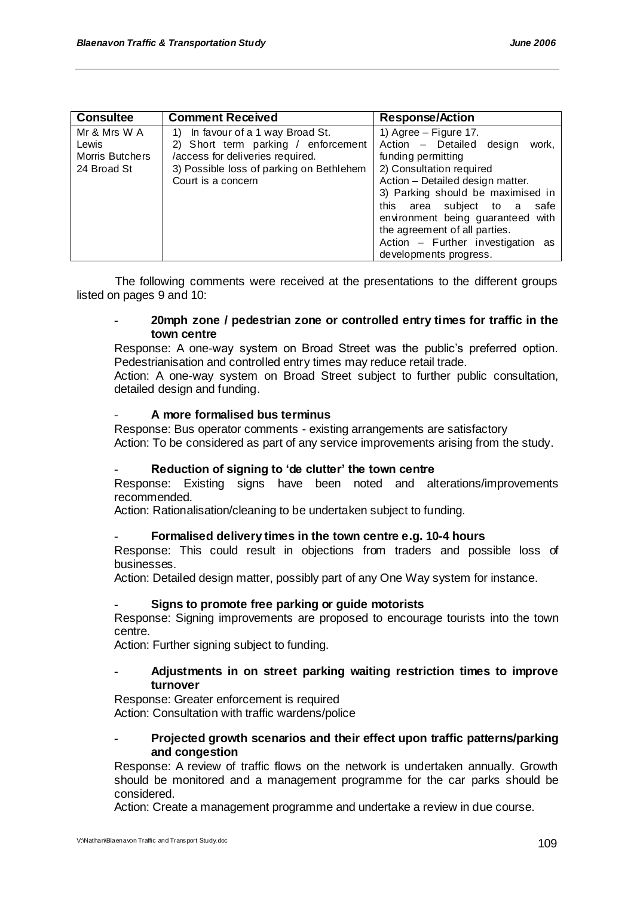| Consultee | Comment Received | Response/Action |
| --- | --- | --- |
| Mr & Mrs W A Lewis<br>Morris Butchers<br>24 Broad St | 1) In favour of a 1 way Broad St.<br>2) Short term parking / enforcement /access for deliveries required.<br>3) Possible loss of parking on Bethlehem Court is a concern | 1) Agree – Figure 17.<br>Action – Detailed design work, funding permitting<br>2) Consultation required<br>Action – Detailed design matter.<br>3) Parking should be maximised in this area subject to a safe environment being guaranteed with the agreement of all parties.<br>Action – Further investigation as developments progress. |

The following comments were received at the presentations to the different groups listed on pages 9 and 10:

- **20mph zone / pedestrian zone or controlled entry times for traffic in the town centre**

Response: A one-way system on Broad Street was the public's preferred option. Pedestrianisation and controlled entry times may reduce retail trade.
Action: A one-way system on Broad Street subject to further public consultation, detailed design and funding.

- **A more formalised bus terminus**

Response: Bus operator comments - existing arrangements are satisfactory
Action: To be considered as part of any service improvements arising from the study.

- **Reduction of signing to 'de clutter' the town centre**

Response: Existing signs have been noted and alterations/improvements recommended.
Action: Rationalisation/cleaning to be undertaken subject to funding.

- **Formalised delivery times in the town centre e.g. 10-4 hours**

Response: This could result in objections from traders and possible loss of businesses.
Action: Detailed design matter, possibly part of any One Way system for instance.

- **Signs to promote free parking or guide motorists**

Response: Signing improvements are proposed to encourage tourists into the town centre.
Action: Further signing subject to funding.

- **Adjustments in on street parking waiting restriction times to improve turnover**

Response: Greater enforcement is required
Action: Consultation with traffic wardens/police

- **Projected growth scenarios and their effect upon traffic patterns/parking and congestion**

Response: A review of traffic flows on the network is undertaken annually. Growth should be monitored and a management programme for the car parks should be considered.
Action: Create a management programme and undertake a review in due course.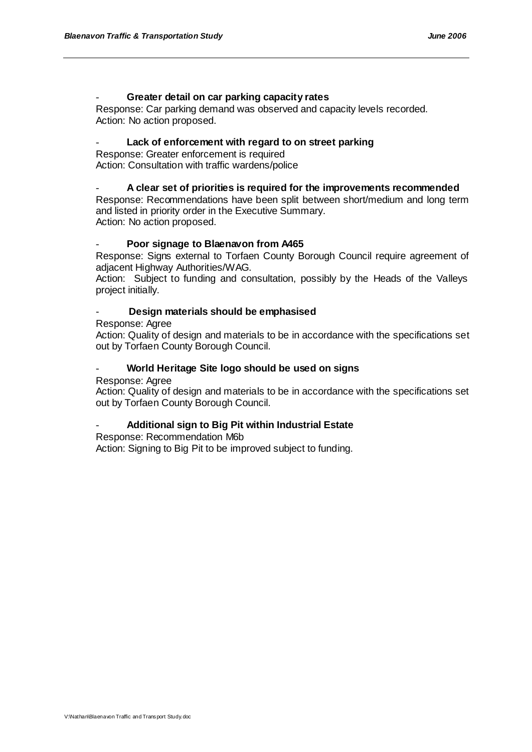- **Greater detail on car parking capacity rates**

Response: Car parking demand was observed and capacity levels recorded.
Action: No action proposed.

- **Lack of enforcement with regard to on street parking**

Response: Greater enforcement is required
Action: Consultation with traffic wardens/police

- **A clear set of priorities is required for the improvements recommended**

Response: Recommendations have been split between short/medium and long term and listed in priority order in the Executive Summary.
Action: No action proposed.

- **Poor signage to Blaenavon from A465**

Response: Signs external to Torfaen County Borough Council require agreement of adjacent Highway Authorities/WAG.
Action: Subject to funding and consultation, possibly by the Heads of the Valleys project initially.

- **Design materials should be emphasised**

Response: Agree
Action: Quality of design and materials to be in accordance with the specifications set out by Torfaen County Borough Council.

- **World Heritage Site logo should be used on signs**

Response: Agree
Action: Quality of design and materials to be in accordance with the specifications set out by Torfaen County Borough Council.

- **Additional sign to Big Pit within Industrial Estate**

Response: Recommendation M6b
Action: Signing to Big Pit to be improved subject to funding.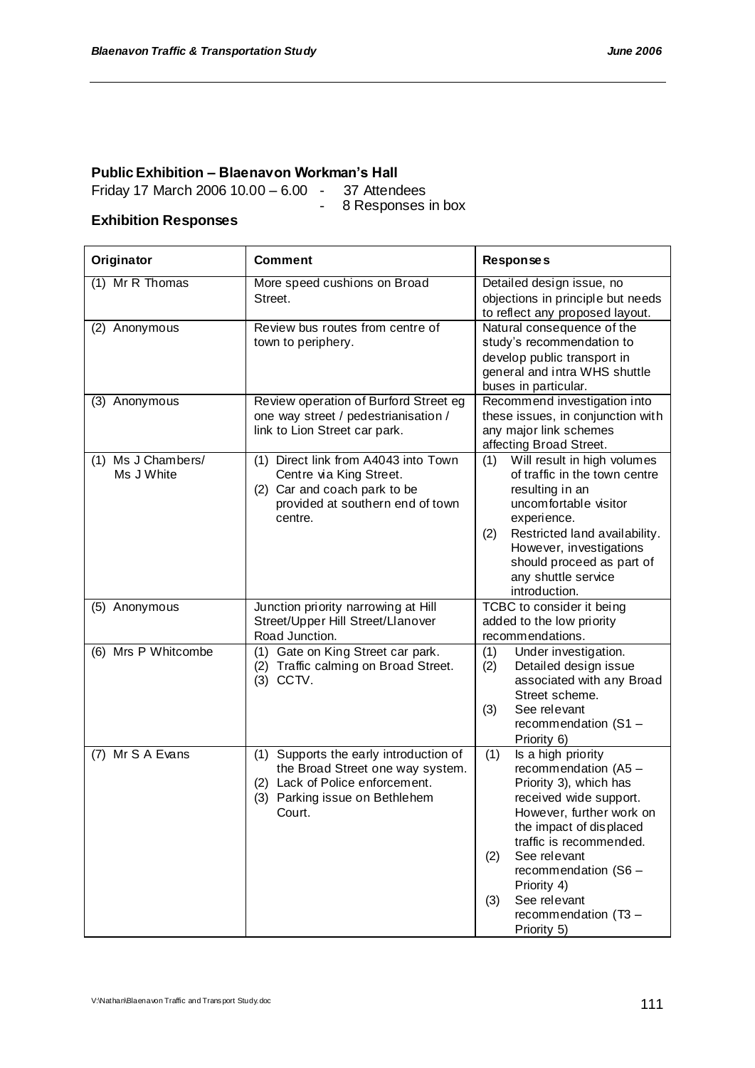## Public Exhibition – Blaenavon Workman's Hall

Friday 17 March 2006 10.00 – 6.00 - 37 Attendees
- 8 Responses in box

### Exhibition Responses

| Originator | Comment | Responses |
|---|---|---|
| (1) Mr R Thomas | More speed cushions on Broad Street. | Detailed design issue, no objections in principle but needs to reflect any proposed layout. |
| (2) Anonymous | Review bus routes from centre of town to periphery. | Natural consequence of the study's recommendation to develop public transport in general and intra WHS shuttle buses in particular. |
| (3) Anonymous | Review operation of Burford Street eg one way street / pedestrianisation / link to Lion Street car park. | Recommend investigation into these issues, in conjunction with any major link schemes affecting Broad Street. |
| (1) Ms J Chambers/ Ms J White | (1) Direct link from A4043 into Town Centre via King Street. (2) Car and coach park to be provided at southern end of town centre. | (1) Will result in high volumes of traffic in the town centre resulting in an uncomfortable visitor experience. (2) Restricted land availability. However, investigations should proceed as part of any shuttle service introduction. |
| (5) Anonymous | Junction priority narrowing at Hill Street/Upper Hill Street/Llanover Road Junction. | TCBC to consider it being added to the low priority recommendations. |
| (6) Mrs P Whitcombe | (1) Gate on King Street car park. (2) Traffic calming on Broad Street. (3) CCTV. | (1) Under investigation. (2) Detailed design issue associated with any Broad Street scheme. (3) See relevant recommendation (S1 – Priority 6) |
| (7) Mr S A Evans | (1) Supports the early introduction of the Broad Street one way system. (2) Lack of Police enforcement. (3) Parking issue on Bethlehem Court. | (1) Is a high priority recommendation (A5 – Priority 3), which has received wide support. However, further work on the impact of displaced traffic is recommended. (2) See relevant recommendation (S6 – Priority 4) (3) See relevant recommendation (T3 – Priority 5) |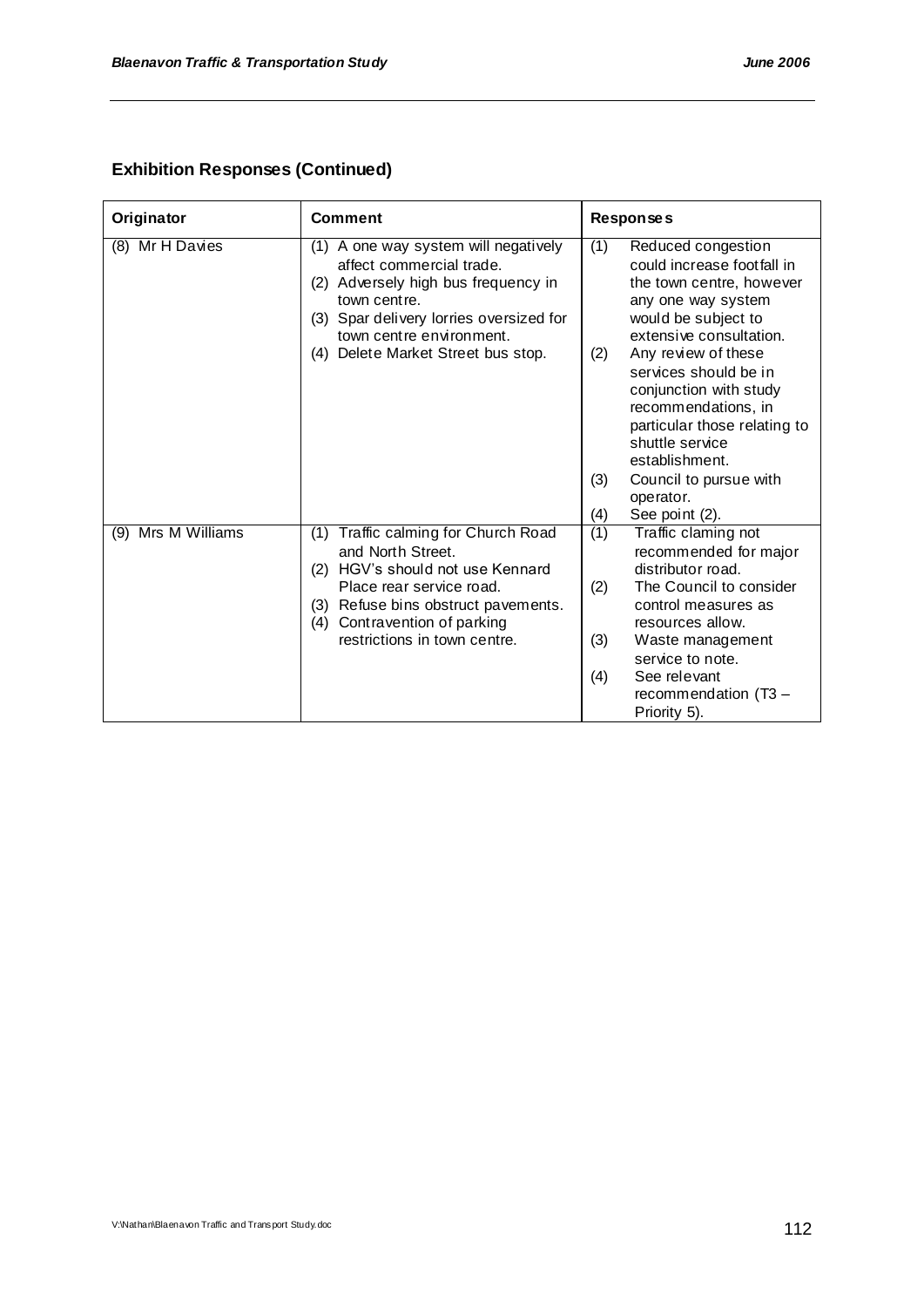## Exhibition Responses (Continued)

| Originator | Comment | Responses |
|---|---|---|
| (8) Mr H Davies | (1) A one way system will negatively affect commercial trade.<br>(2) Adversely high bus frequency in town centre.<br>(3) Spar delivery lorries oversized for town centre environment.<br>(4) Delete Market Street bus stop. | (1) Reduced congestion could increase footfall in the town centre, however any one way system would be subject to extensive consultation.<br>(2) Any review of these services should be in conjunction with study recommendations, in particular those relating to shuttle service establishment.<br>(3) Council to pursue with operator.<br>(4) See point (2). |
| (9) Mrs M Williams | (1) Traffic calming for Church Road and North Street.<br>(2) HGV's should not use Kennard Place rear service road.<br>(3) Refuse bins obstruct pavements.<br>(4) Contravention of parking restrictions in town centre. | (1) Traffic claming not recommended for major distributor road.<br>(2) The Council to consider control measures as resources allow.<br>(3) Waste management service to note.<br>(4) See relevant recommendation (T3 – Priority 5). |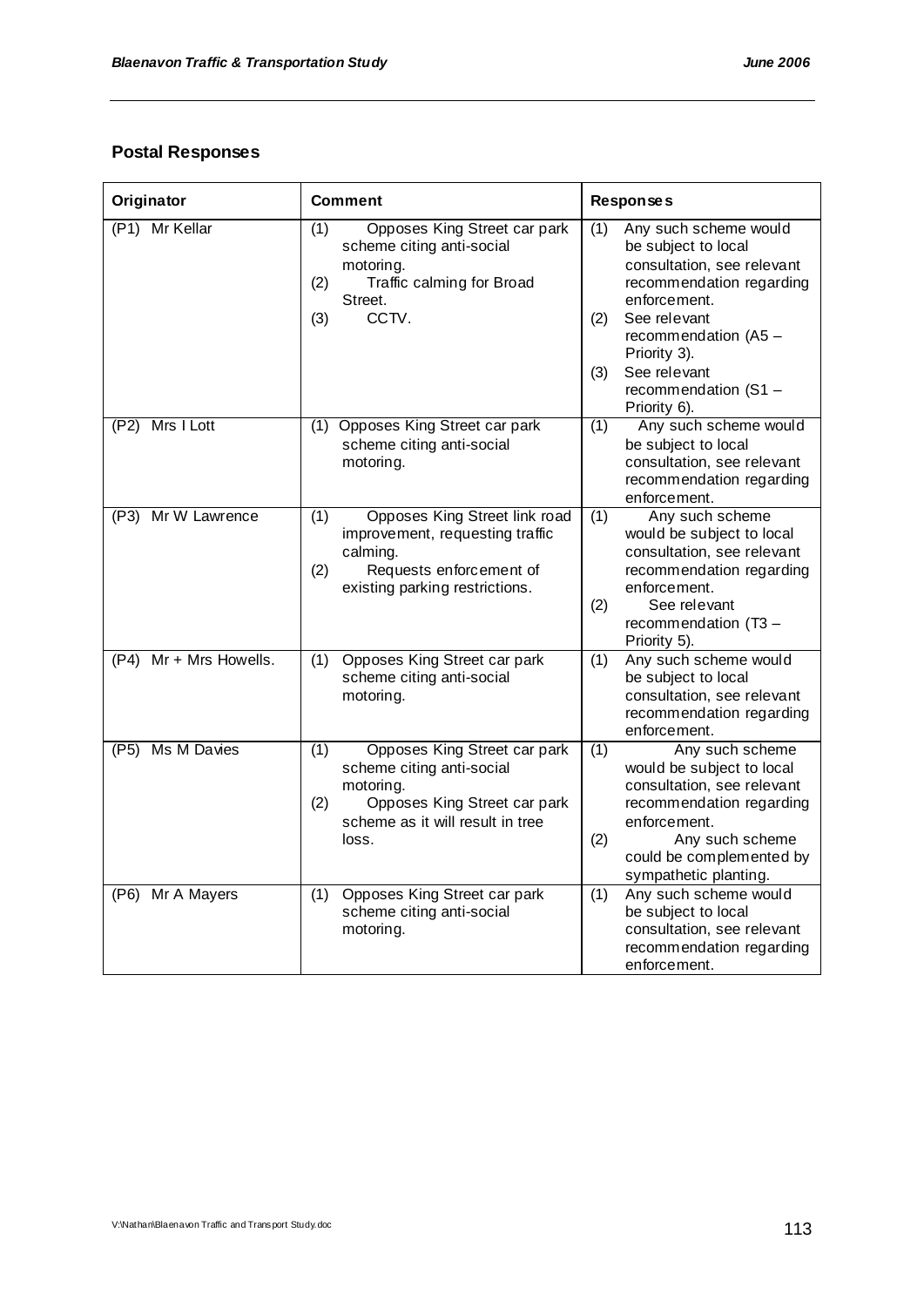## Postal Responses

| Originator | Comment | Responses |
|---|---|---|
| (P1) Mr Kellar | (1) Opposes King Street car park scheme citing anti-social motoring.<br>(2) Traffic calming for Broad Street.<br>(3) CCTV. | (1) Any such scheme would be subject to local consultation, see relevant recommendation regarding enforcement.<br>(2) See relevant recommendation (A5 – Priority 3).<br>(3) See relevant recommendation (S1 – Priority 6). |
| (P2) Mrs I Lott | (1) Opposes King Street car park scheme citing anti-social motoring. | (1) Any such scheme would be subject to local consultation, see relevant recommendation regarding enforcement. |
| (P3) Mr W Lawrence | (1) Opposes King Street link road improvement, requesting traffic calming.<br>(2) Requests enforcement of existing parking restrictions. | (1) Any such scheme would be subject to local consultation, see relevant recommendation regarding enforcement.<br>(2) See relevant recommendation (T3 – Priority 5). |
| (P4) Mr + Mrs Howells. | (1) Opposes King Street car park scheme citing anti-social motoring. | (1) Any such scheme would be subject to local consultation, see relevant recommendation regarding enforcement. |
| (P5) Ms M Davies | (1) Opposes King Street car park scheme citing anti-social motoring.<br>(2) Opposes King Street car park scheme as it will result in tree loss. | (1) Any such scheme would be subject to local consultation, see relevant recommendation regarding enforcement.<br>(2) Any such scheme could be complemented by sympathetic planting. |
| (P6) Mr A Mayers | (1) Opposes King Street car park scheme citing anti-social motoring. | (1) Any such scheme would be subject to local consultation, see relevant recommendation regarding enforcement. |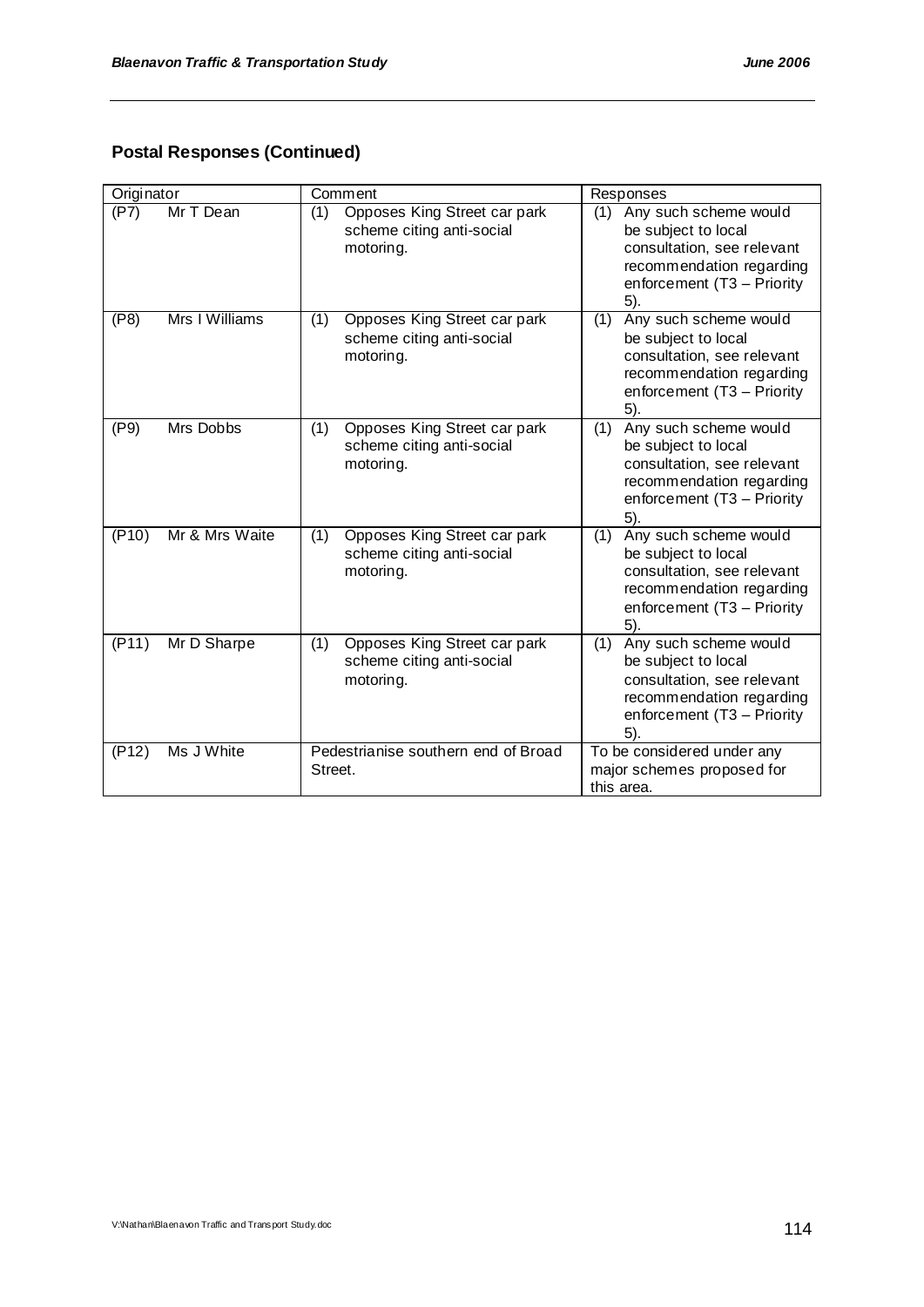**Postal Responses (Continued)**

| Originator | Comment | Responses |
|---|---|---|
| (P7) Mr T Dean | (1) Opposes King Street car park scheme citing anti-social motoring. | (1) Any such scheme would be subject to local consultation, see relevant recommendation regarding enforcement (T3 – Priority 5). |
| (P8) Mrs I Williams | (1) Opposes King Street car park scheme citing anti-social motoring. | (1) Any such scheme would be subject to local consultation, see relevant recommendation regarding enforcement (T3 – Priority 5). |
| (P9) Mrs Dobbs | (1) Opposes King Street car park scheme citing anti-social motoring. | (1) Any such scheme would be subject to local consultation, see relevant recommendation regarding enforcement (T3 – Priority 5). |
| (P10) Mr & Mrs Waite | (1) Opposes King Street car park scheme citing anti-social motoring. | (1) Any such scheme would be subject to local consultation, see relevant recommendation regarding enforcement (T3 – Priority 5). |
| (P11) Mr D Sharpe | (1) Opposes King Street car park scheme citing anti-social motoring. | (1) Any such scheme would be subject to local consultation, see relevant recommendation regarding enforcement (T3 – Priority 5). |
| (P12) Ms J White | Pedestrianise southern end of Broad Street. | To be considered under any major schemes proposed for this area. |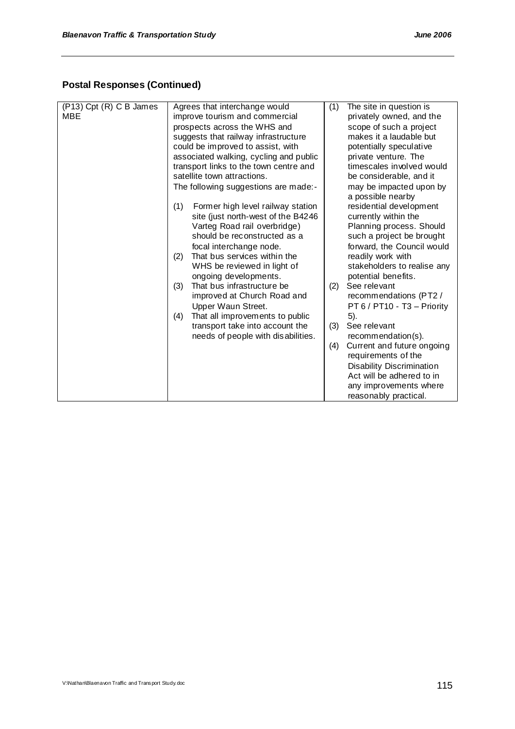## Postal Responses (Continued)

| | | |
|---|---|---|
| (P13) Cpt (R) C B James MBE | Agrees that interchange would improve tourism and commercial prospects across the WHS and suggests that railway infrastructure could be improved to assist, with associated walking, cycling and public transport links to the town centre and satellite town attractions.<br>The following suggestions are made:-<br>(1) Former high level railway station site (just north-west of the B4246 Varteg Road rail overbridge) should be reconstructed as a focal interchange node.<br>(2) That bus services within the WHS be reviewed in light of ongoing developments.<br>(3) That bus infrastructure be improved at Church Road and Upper Waun Street.<br>(4) That all improvements to public transport take into account the needs of people with disabilities. | (1) The site in question is privately owned, and the scope of such a project makes it a laudable but potentially speculative private venture. The timescales involved would be considerable, and it may be impacted upon by a possible nearby residential development currently within the Planning process. Should such a project be brought forward, the Council would readily work with stakeholders to realise any potential benefits.<br>(2) See relevant recommendations (PT2 / PT 6 / PT10 - T3 – Priority 5).<br>(3) See relevant recommendation(s).<br>(4) Current and future ongoing requirements of the Disability Discrimination Act will be adhered to in any improvements where reasonably practical. |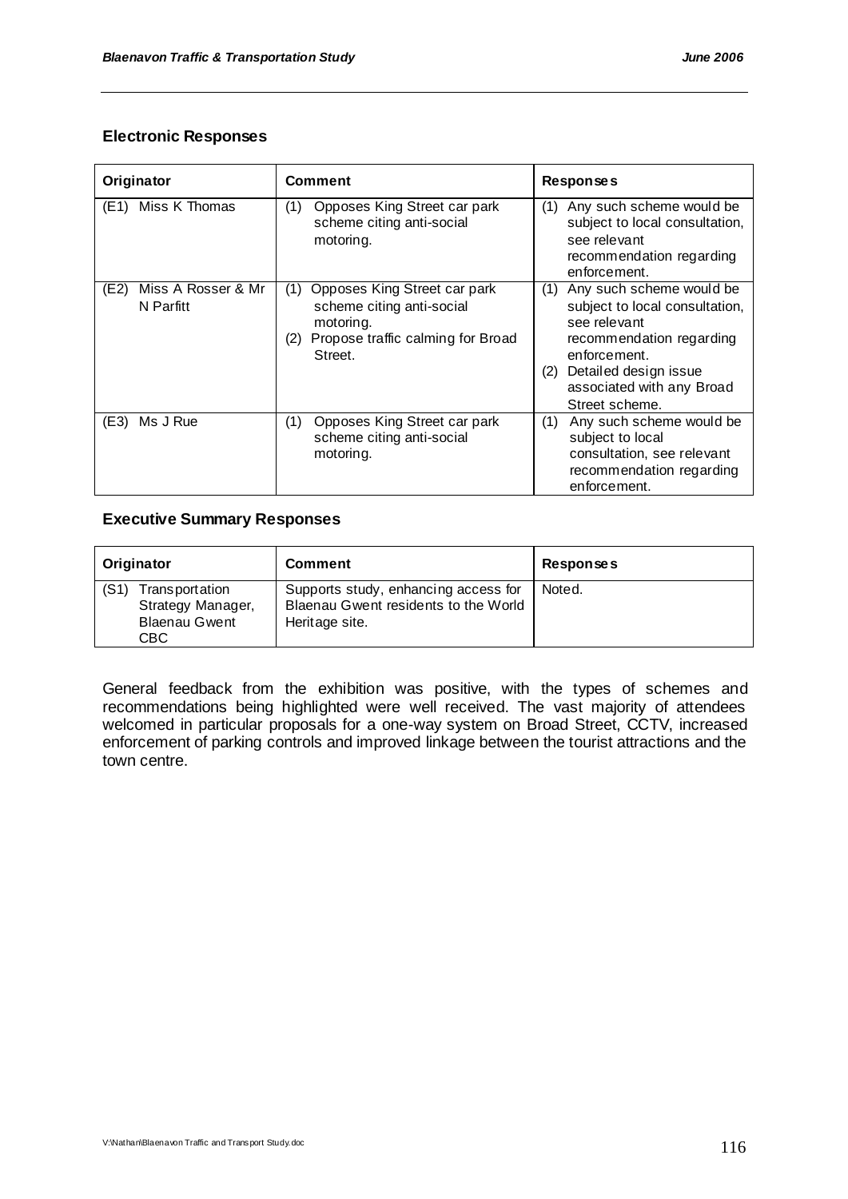### Electronic Responses

| Originator | Comment | Responses |
| --- | --- | --- |
| (E1) Miss K Thomas | (1) Opposes King Street car park scheme citing anti-social motoring. | (1) Any such scheme would be subject to local consultation, see relevant recommendation regarding enforcement. |
| (E2) Miss A Rosser & Mr N Parfitt | (1) Opposes King Street car park scheme citing anti-social motoring.<br>(2) Propose traffic calming for Broad Street. | (1) Any such scheme would be subject to local consultation, see relevant recommendation regarding enforcement.<br>(2) Detailed design issue associated with any Broad Street scheme. |
| (E3) Ms J Rue | (1) Opposes King Street car park scheme citing anti-social motoring. | (1) Any such scheme would be subject to local consultation, see relevant recommendation regarding enforcement. |

### Executive Summary Responses

| Originator | Comment | Responses |
| --- | --- | --- |
| (S1) Transportation Strategy Manager, Blaenau Gwent CBC | Supports study, enhancing access for Blaenau Gwent residents to the World Heritage site. | Noted. |

General feedback from the exhibition was positive, with the types of schemes and recommendations being highlighted were well received. The vast majority of attendees welcomed in particular proposals for a one-way system on Broad Street, CCTV, increased enforcement of parking controls and improved linkage between the tourist attractions and the town centre.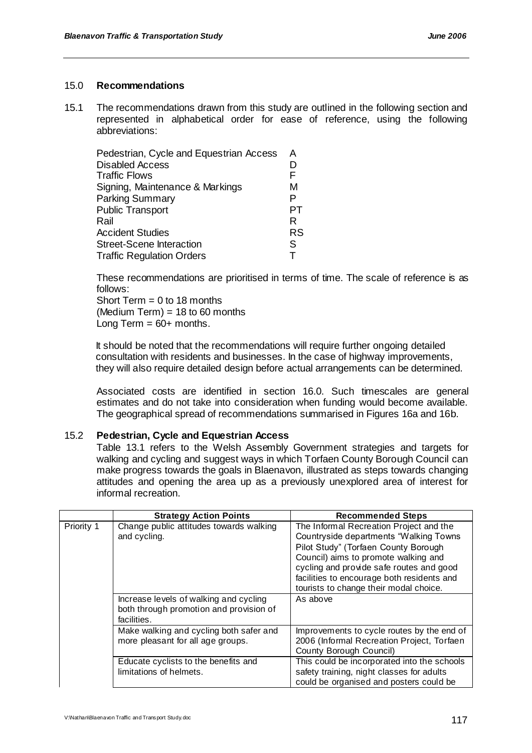## 15.0 Recommendations

15.1 The recommendations drawn from this study are outlined in the following section and represented in alphabetical order for ease of reference, using the following abbreviations:

| | |
|---|---|
| Pedestrian, Cycle and Equestrian Access | A |
| Disabled Access | D |
| Traffic Flows | F |
| Signing, Maintenance & Markings | M |
| Parking Summary | P |
| Public Transport | PT |
| Rail | R |
| Accident Studies | RS |
| Street-Scene Interaction | S |
| Traffic Regulation Orders | T |

These recommendations are prioritised in terms of time. The scale of reference is as follows:
Short Term = 0 to 18 months
(Medium Term) = 18 to 60 months
Long Term = 60+ months.

It should be noted that the recommendations will require further ongoing detailed consultation with residents and businesses. In the case of highway improvements, they will also require detailed design before actual arrangements can be determined.

Associated costs are identified in section 16.0. Such timescales are general estimates and do not take into consideration when funding would become available. The geographical spread of recommendations summarised in Figures 16a and 16b.

### 15.2 Pedestrian, Cycle and Equestrian Access

Table 13.1 refers to the Welsh Assembly Government strategies and targets for walking and cycling and suggest ways in which Torfaen County Borough Council can make progress towards the goals in Blaenavon, illustrated as steps towards changing attitudes and opening the area up as a previously unexplored area of interest for informal recreation.

| | Strategy Action Points | Recommended Steps |
|---|---|---|
| Priority 1 | Change public attitudes towards walking and cycling. | The Informal Recreation Project and the Countryside departments "Walking Towns Pilot Study" (Torfaen County Borough Council) aims to promote walking and cycling and provide safe routes and good facilities to encourage both residents and tourists to change their modal choice. |
| | Increase levels of walking and cycling both through promotion and provision of facilities. | As above |
| | Make walking and cycling both safer and more pleasant for all age groups. | Improvements to cycle routes by the end of 2006 (Informal Recreation Project, Torfaen County Borough Council) |
| | Educate cyclists to the benefits and limitations of helmets. | This could be incorporated into the schools safety training, night classes for adults could be organised and posters could be |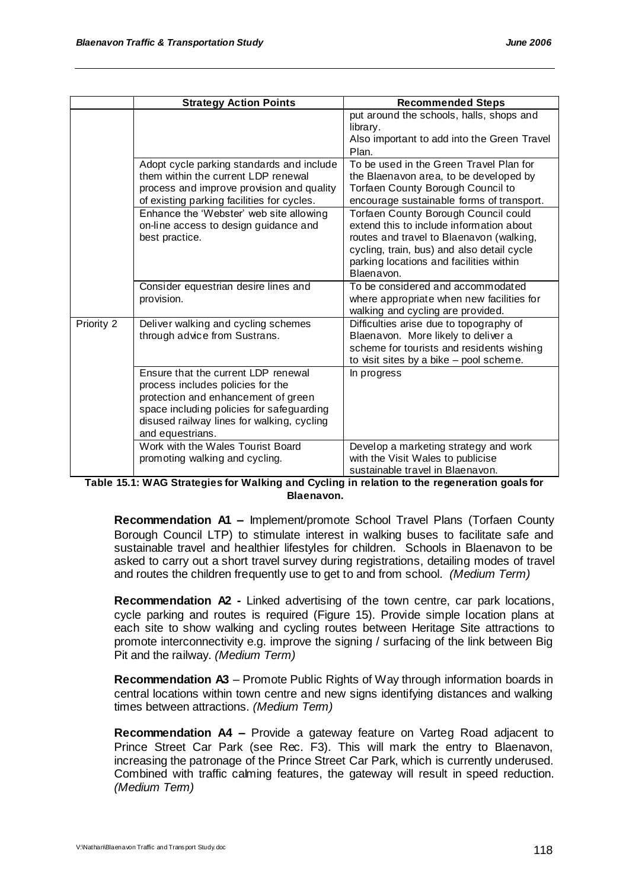| | Strategy Action Points | Recommended Steps |
|---|---|---|
| | | put around the schools, halls, shops and library. Also important to add into the Green Travel Plan. |
| | Adopt cycle parking standards and include them within the current LDP renewal process and improve provision and quality of existing parking facilities for cycles. | To be used in the Green Travel Plan for the Blaenavon area, to be developed by Torfaen County Borough Council to encourage sustainable forms of transport. |
| | Enhance the 'Webster' web site allowing on-line access to design guidance and best practice. | Torfaen County Borough Council could extend this to include information about routes and travel to Blaenavon (walking, cycling, train, bus) and also detail cycle parking locations and facilities within Blaenavon. |
| | Consider equestrian desire lines and provision. | To be considered and accommodated where appropriate when new facilities for walking and cycling are provided. |
| Priority 2 | Deliver walking and cycling schemes through advice from Sustrans. | Difficulties arise due to topography of Blaenavon. More likely to deliver a scheme for tourists and residents wishing to visit sites by a bike – pool scheme. |
| | Ensure that the current LDP renewal process includes policies for the protection and enhancement of green space including policies for safeguarding disused railway lines for walking, cycling and equestrians. | In progress |
| | Work with the Wales Tourist Board promoting walking and cycling. | Develop a marketing strategy and work with the Visit Wales to publicise sustainable travel in Blaenavon. |

**Table 15.1: WAG Strategies for Walking and Cycling in relation to the regeneration goals for Blaenavon.**

**Recommendation A1 –** Implement/promote School Travel Plans (Torfaen County Borough Council LTP) to stimulate interest in walking buses to facilitate safe and sustainable travel and healthier lifestyles for children. Schools in Blaenavon to be asked to carry out a short travel survey during registrations, detailing modes of travel and routes the children frequently use to get to and from school. *(Medium Term)*

**Recommendation A2 -** Linked advertising of the town centre, car park locations, cycle parking and routes is required (Figure 15). Provide simple location plans at each site to show walking and cycling routes between Heritage Site attractions to promote interconnectivity e.g. improve the signing / surfacing of the link between Big Pit and the railway. *(Medium Term)*

**Recommendation A3** – Promote Public Rights of Way through information boards in central locations within town centre and new signs identifying distances and walking times between attractions. *(Medium Term)*

**Recommendation A4 –** Provide a gateway feature on Varteg Road adjacent to Prince Street Car Park (see Rec. F3). This will mark the entry to Blaenavon, increasing the patronage of the Prince Street Car Park, which is currently underused. Combined with traffic calming features, the gateway will result in speed reduction. *(Medium Term)*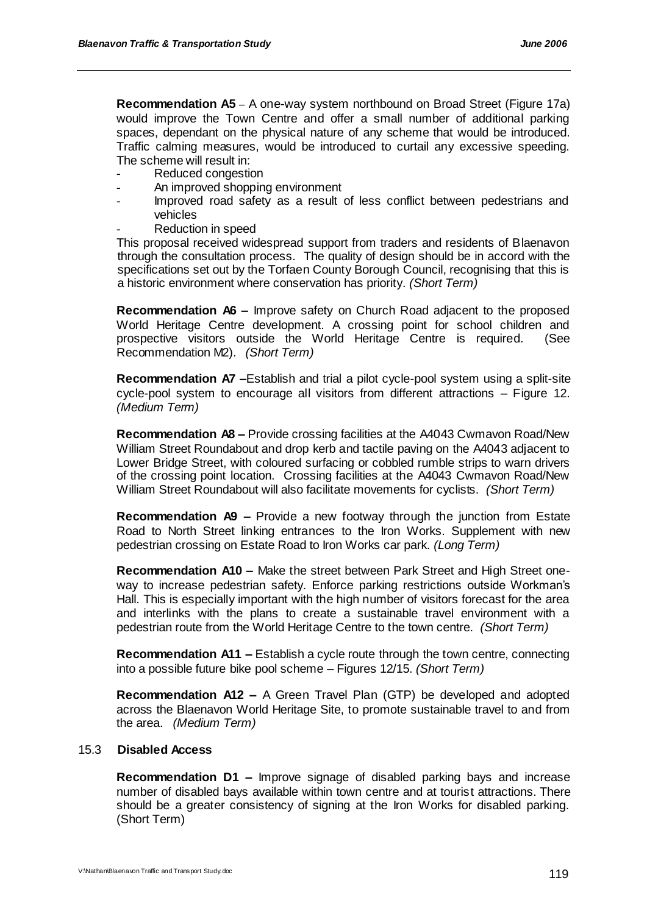**Recommendation A5** – A one-way system northbound on Broad Street (Figure 17a) would improve the Town Centre and offer a small number of additional parking spaces, dependant on the physical nature of any scheme that would be introduced. Traffic calming measures, would be introduced to curtail any excessive speeding. The scheme will result in:

- Reduced congestion
- An improved shopping environment
- Improved road safety as a result of less conflict between pedestrians and vehicles
- Reduction in speed

This proposal received widespread support from traders and residents of Blaenavon through the consultation process. The quality of design should be in accord with the specifications set out by the Torfaen County Borough Council, recognising that this is a historic environment where conservation has priority. *(Short Term)*

**Recommendation A6 –** Improve safety on Church Road adjacent to the proposed World Heritage Centre development. A crossing point for school children and prospective visitors outside the World Heritage Centre is required. (See Recommendation M2). *(Short Term)*

**Recommendation A7 –**Establish and trial a pilot cycle-pool system using a split-site cycle-pool system to encourage all visitors from different attractions – Figure 12. *(Medium Term)*

**Recommendation A8 –** Provide crossing facilities at the A4043 Cwmavon Road/New William Street Roundabout and drop kerb and tactile paving on the A4043 adjacent to Lower Bridge Street, with coloured surfacing or cobbled rumble strips to warn drivers of the crossing point location. Crossing facilities at the A4043 Cwmavon Road/New William Street Roundabout will also facilitate movements for cyclists. *(Short Term)*

**Recommendation A9 –** Provide a new footway through the junction from Estate Road to North Street linking entrances to the Iron Works. Supplement with new pedestrian crossing on Estate Road to Iron Works car park. *(Long Term)*

**Recommendation A10 –** Make the street between Park Street and High Street one-way to increase pedestrian safety. Enforce parking restrictions outside Workman's Hall. This is especially important with the high number of visitors forecast for the area and interlinks with the plans to create a sustainable travel environment with a pedestrian route from the World Heritage Centre to the town centre. *(Short Term)*

**Recommendation A11 –** Establish a cycle route through the town centre, connecting into a possible future bike pool scheme – Figures 12/15. *(Short Term)*

**Recommendation A12 –** A Green Travel Plan (GTP) be developed and adopted across the Blaenavon World Heritage Site, to promote sustainable travel to and from the area. *(Medium Term)*

## 15.3 Disabled Access

**Recommendation D1 –** Improve signage of disabled parking bays and increase number of disabled bays available within town centre and at tourist attractions. There should be a greater consistency of signing at the Iron Works for disabled parking. (Short Term)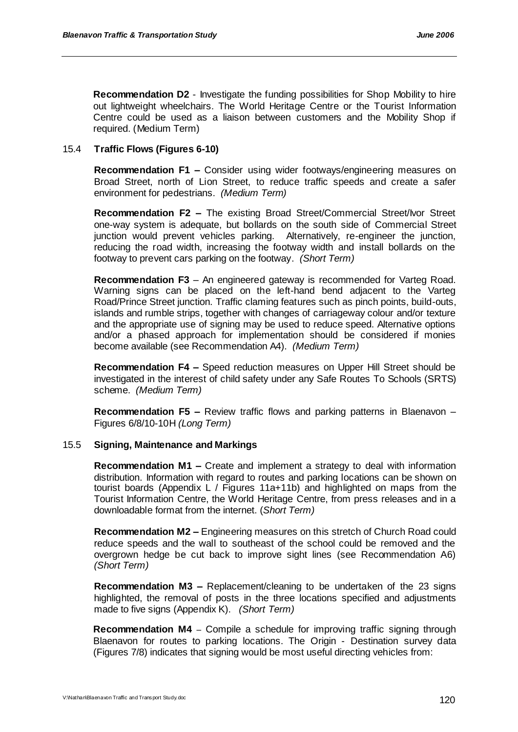**Recommendation D2** - Investigate the funding possibilities for Shop Mobility to hire out lightweight wheelchairs. The World Heritage Centre or the Tourist Information Centre could be used as a liaison between customers and the Mobility Shop if required. (Medium Term)

## 15.4 Traffic Flows (Figures 6-10)

**Recommendation F1 –** Consider using wider footways/engineering measures on Broad Street, north of Lion Street, to reduce traffic speeds and create a safer environment for pedestrians. *(Medium Term)*

**Recommendation F2 –** The existing Broad Street/Commercial Street/Ivor Street one-way system is adequate, but bollards on the south side of Commercial Street junction would prevent vehicles parking. Alternatively, re-engineer the junction, reducing the road width, increasing the footway width and install bollards on the footway to prevent cars parking on the footway. *(Short Term)*

**Recommendation F3** – An engineered gateway is recommended for Varteg Road. Warning signs can be placed on the left-hand bend adjacent to the Varteg Road/Prince Street junction. Traffic claming features such as pinch points, build-outs, islands and rumble strips, together with changes of carriageway colour and/or texture and the appropriate use of signing may be used to reduce speed. Alternative options and/or a phased approach for implementation should be considered if monies become available (see Recommendation A4). *(Medium Term)*

**Recommendation F4 –** Speed reduction measures on Upper Hill Street should be investigated in the interest of child safety under any Safe Routes To Schools (SRTS) scheme. *(Medium Term)*

**Recommendation F5 –** Review traffic flows and parking patterns in Blaenavon – Figures 6/8/10-10H *(Long Term)*

## 15.5 Signing, Maintenance and Markings

**Recommendation M1 –** Create and implement a strategy to deal with information distribution. Information with regard to routes and parking locations can be shown on tourist boards (Appendix L / Figures 11a+11b) and highlighted on maps from the Tourist Information Centre, the World Heritage Centre, from press releases and in a downloadable format from the internet. (*Short Term)*

**Recommendation M2 –** Engineering measures on this stretch of Church Road could reduce speeds and the wall to southeast of the school could be removed and the overgrown hedge be cut back to improve sight lines (see Recommendation A6) *(Short Term)*

**Recommendation M3 –** Replacement/cleaning to be undertaken of the 23 signs highlighted, the removal of posts in the three locations specified and adjustments made to five signs (Appendix K). *(Short Term)*

**Recommendation M4** – Compile a schedule for improving traffic signing through Blaenavon for routes to parking locations. The Origin - Destination survey data (Figures 7/8) indicates that signing would be most useful directing vehicles from: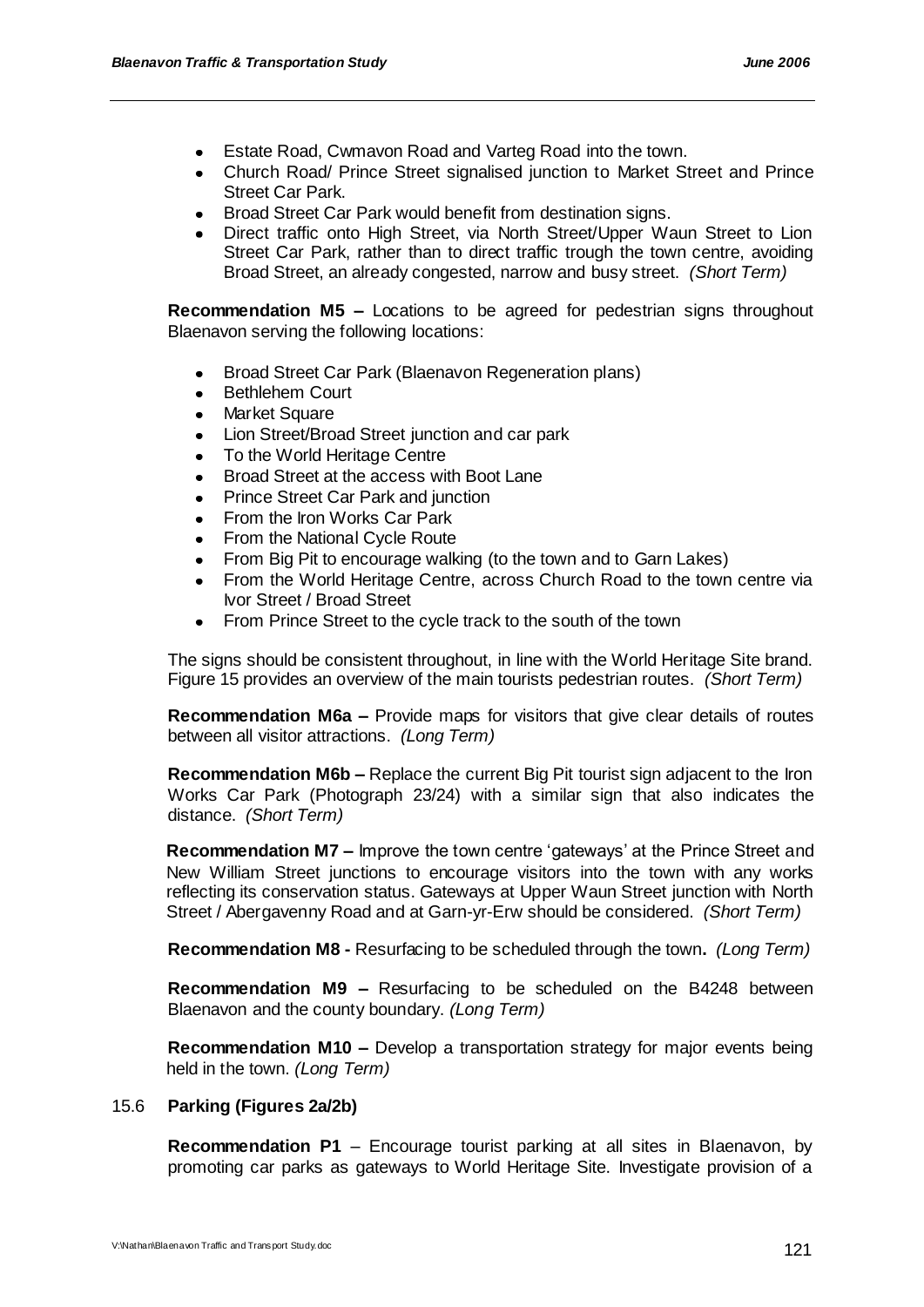- Estate Road, Cwmavon Road and Varteg Road into the town.
- Church Road/ Prince Street signalised junction to Market Street and Prince Street Car Park.
- Broad Street Car Park would benefit from destination signs.
- Direct traffic onto High Street, via North Street/Upper Waun Street to Lion Street Car Park, rather than to direct traffic trough the town centre, avoiding Broad Street, an already congested, narrow and busy street. *(Short Term)*

**Recommendation M5 –** Locations to be agreed for pedestrian signs throughout Blaenavon serving the following locations:

- Broad Street Car Park (Blaenavon Regeneration plans)
- Bethlehem Court
- Market Square
- Lion Street/Broad Street junction and car park
- To the World Heritage Centre
- Broad Street at the access with Boot Lane
- Prince Street Car Park and junction
- From the Iron Works Car Park
- From the National Cycle Route
- From Big Pit to encourage walking (to the town and to Garn Lakes)
- From the World Heritage Centre, across Church Road to the town centre via Ivor Street / Broad Street
- From Prince Street to the cycle track to the south of the town

The signs should be consistent throughout, in line with the World Heritage Site brand. Figure 15 provides an overview of the main tourists pedestrian routes. *(Short Term)*

**Recommendation M6a –** Provide maps for visitors that give clear details of routes between all visitor attractions. *(Long Term)*

**Recommendation M6b –** Replace the current Big Pit tourist sign adjacent to the Iron Works Car Park (Photograph 23/24) with a similar sign that also indicates the distance. *(Short Term)*

**Recommendation M7 –** Improve the town centre 'gateways' at the Prince Street and New William Street junctions to encourage visitors into the town with any works reflecting its conservation status. Gateways at Upper Waun Street junction with North Street / Abergavenny Road and at Garn-yr-Erw should be considered. *(Short Term)*

**Recommendation M8 -** Resurfacing to be scheduled through the town**.** *(Long Term)*

**Recommendation M9 –** Resurfacing to be scheduled on the B4248 between Blaenavon and the county boundary. *(Long Term)*

**Recommendation M10 –** Develop a transportation strategy for major events being held in the town. *(Long Term)*

### 15.6 Parking (Figures 2a/2b)

**Recommendation P1** – Encourage tourist parking at all sites in Blaenavon, by promoting car parks as gateways to World Heritage Site. Investigate provision of a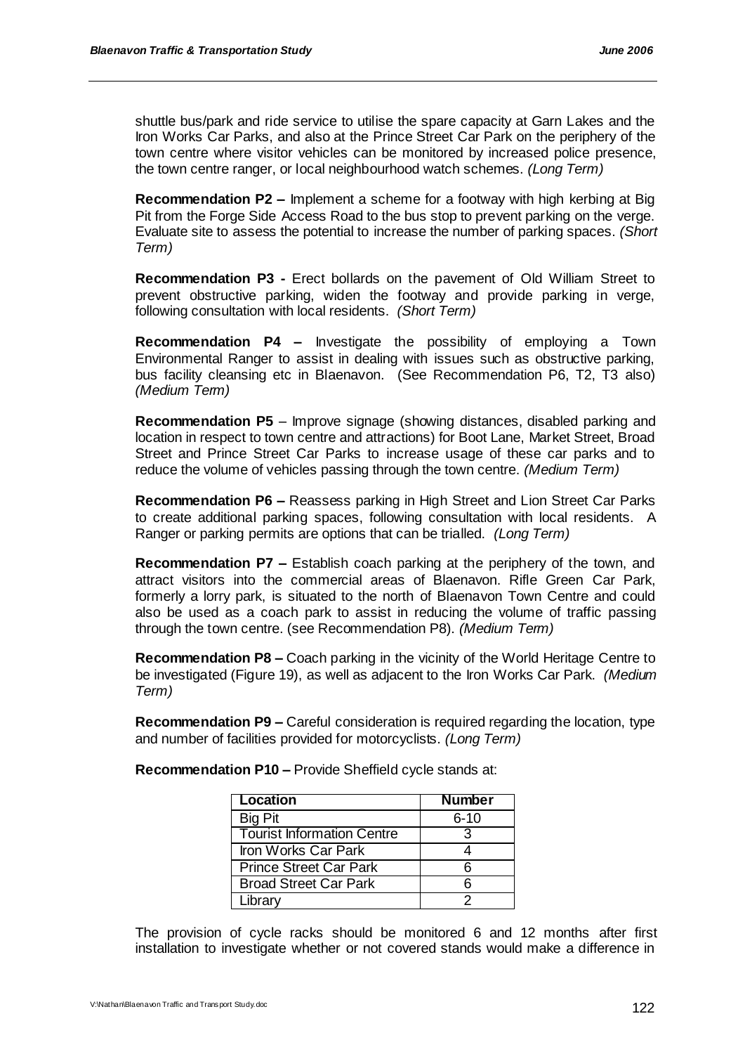shuttle bus/park and ride service to utilise the spare capacity at Garn Lakes and the Iron Works Car Parks, and also at the Prince Street Car Park on the periphery of the town centre where visitor vehicles can be monitored by increased police presence, the town centre ranger, or local neighbourhood watch schemes. *(Long Term)*

**Recommendation P2 –** Implement a scheme for a footway with high kerbing at Big Pit from the Forge Side Access Road to the bus stop to prevent parking on the verge. Evaluate site to assess the potential to increase the number of parking spaces. *(Short Term)*

**Recommendation P3 -** Erect bollards on the pavement of Old William Street to prevent obstructive parking, widen the footway and provide parking in verge, following consultation with local residents. *(Short Term)*

**Recommendation P4 –** Investigate the possibility of employing a Town Environmental Ranger to assist in dealing with issues such as obstructive parking, bus facility cleansing etc in Blaenavon. (See Recommendation P6, T2, T3 also) *(Medium Term)*

**Recommendation P5** – Improve signage (showing distances, disabled parking and location in respect to town centre and attractions) for Boot Lane, Market Street, Broad Street and Prince Street Car Parks to increase usage of these car parks and to reduce the volume of vehicles passing through the town centre. *(Medium Term)*

**Recommendation P6 –** Reassess parking in High Street and Lion Street Car Parks to create additional parking spaces, following consultation with local residents. A Ranger or parking permits are options that can be trialled. *(Long Term)*

**Recommendation P7 –** Establish coach parking at the periphery of the town, and attract visitors into the commercial areas of Blaenavon. Rifle Green Car Park, formerly a lorry park, is situated to the north of Blaenavon Town Centre and could also be used as a coach park to assist in reducing the volume of traffic passing through the town centre. (see Recommendation P8). *(Medium Term)*

**Recommendation P8 –** Coach parking in the vicinity of the World Heritage Centre to be investigated (Figure 19), as well as adjacent to the Iron Works Car Park. *(Medium Term)*

**Recommendation P9 –** Careful consideration is required regarding the location, type and number of facilities provided for motorcyclists. *(Long Term)*

**Recommendation P10 –** Provide Sheffield cycle stands at:

| Location | Number |
|---|---|
| Big Pit | 6-10 |
| Tourist Information Centre | 3 |
| Iron Works Car Park | 4 |
| Prince Street Car Park | 6 |
| Broad Street Car Park | 6 |
| Library | 2 |

The provision of cycle racks should be monitored 6 and 12 months after first installation to investigate whether or not covered stands would make a difference in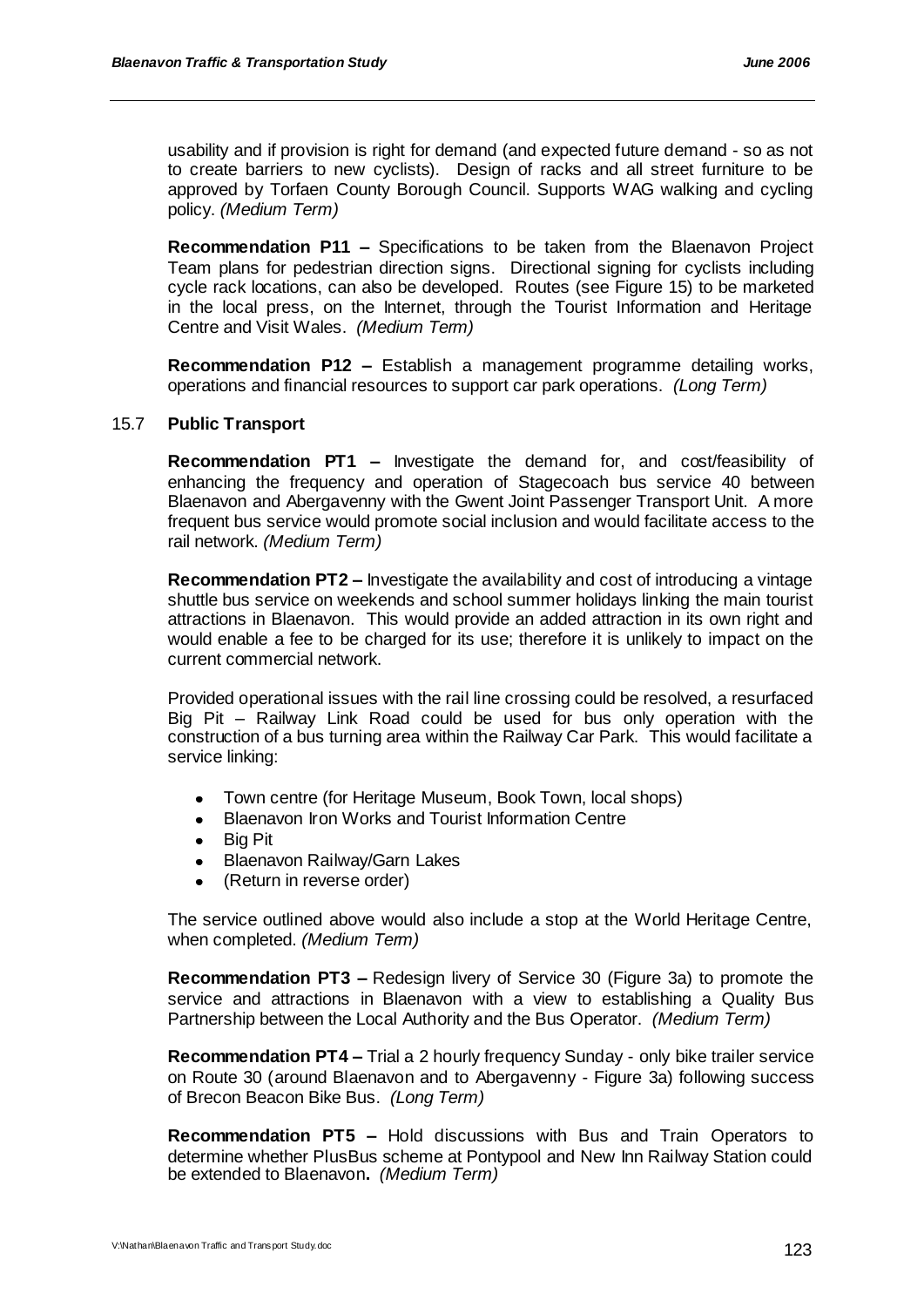usability and if provision is right for demand (and expected future demand - so as not to create barriers to new cyclists). Design of racks and all street furniture to be approved by Torfaen County Borough Council. Supports WAG walking and cycling policy. *(Medium Term)*

**Recommendation P11 –** Specifications to be taken from the Blaenavon Project Team plans for pedestrian direction signs. Directional signing for cyclists including cycle rack locations, can also be developed. Routes (see Figure 15) to be marketed in the local press, on the Internet, through the Tourist Information and Heritage Centre and Visit Wales. *(Medium Term)*

**Recommendation P12 –** Establish a management programme detailing works, operations and financial resources to support car park operations. *(Long Term)*

### 15.7 Public Transport

**Recommendation PT1 –** Investigate the demand for, and cost/feasibility of enhancing the frequency and operation of Stagecoach bus service 40 between Blaenavon and Abergavenny with the Gwent Joint Passenger Transport Unit. A more frequent bus service would promote social inclusion and would facilitate access to the rail network. *(Medium Term)*

**Recommendation PT2 –** Investigate the availability and cost of introducing a vintage shuttle bus service on weekends and school summer holidays linking the main tourist attractions in Blaenavon. This would provide an added attraction in its own right and would enable a fee to be charged for its use; therefore it is unlikely to impact on the current commercial network.

Provided operational issues with the rail line crossing could be resolved, a resurfaced Big Pit – Railway Link Road could be used for bus only operation with the construction of a bus turning area within the Railway Car Park. This would facilitate a service linking:

- Town centre (for Heritage Museum, Book Town, local shops)
- Blaenavon Iron Works and Tourist Information Centre
- Big Pit
- Blaenavon Railway/Garn Lakes
- (Return in reverse order)

The service outlined above would also include a stop at the World Heritage Centre, when completed. *(Medium Term)*

**Recommendation PT3 –** Redesign livery of Service 30 (Figure 3a) to promote the service and attractions in Blaenavon with a view to establishing a Quality Bus Partnership between the Local Authority and the Bus Operator. *(Medium Term)*

**Recommendation PT4 –** Trial a 2 hourly frequency Sunday - only bike trailer service on Route 30 (around Blaenavon and to Abergavenny - Figure 3a) following success of Brecon Beacon Bike Bus. *(Long Term)*

**Recommendation PT5 –** Hold discussions with Bus and Train Operators to determine whether PlusBus scheme at Pontypool and New Inn Railway Station could be extended to Blaenavon**.** *(Medium Term)*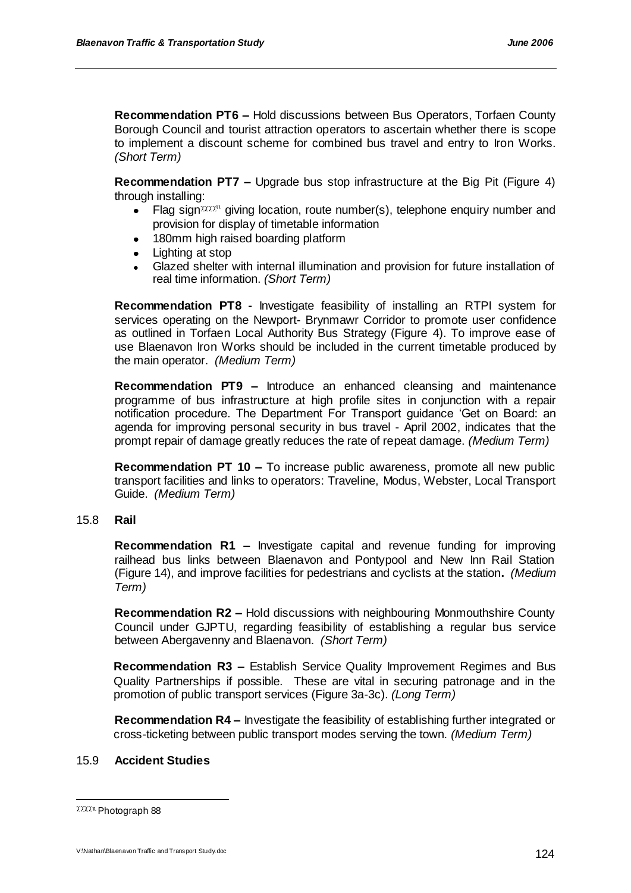**Recommendation PT6 –** Hold discussions between Bus Operators, Torfaen County Borough Council and tourist attraction operators to ascertain whether there is scope to implement a discount scheme for combined bus travel and entry to Iron Works. *(Short Term)*

**Recommendation PT7 –** Upgrade bus stop infrastructure at the Big Pit (Figure 4) through installing:

- Flag sign[xxxxii] giving location, route number(s), telephone enquiry number and provision for display of timetable information
- 180mm high raised boarding platform
- Lighting at stop
- Glazed shelter with internal illumination and provision for future installation of real time information. *(Short Term)*

**Recommendation PT8 -** Investigate feasibility of installing an RTPI system for services operating on the Newport- Brynmawr Corridor to promote user confidence as outlined in Torfaen Local Authority Bus Strategy (Figure 4). To improve ease of use Blaenavon Iron Works should be included in the current timetable produced by the main operator. *(Medium Term)*

**Recommendation PT9 –** Introduce an enhanced cleansing and maintenance programme of bus infrastructure at high profile sites in conjunction with a repair notification procedure. The Department For Transport guidance 'Get on Board: an agenda for improving personal security in bus travel - April 2002, indicates that the prompt repair of damage greatly reduces the rate of repeat damage. *(Medium Term)*

**Recommendation PT 10 –** To increase public awareness, promote all new public transport facilities and links to operators: Traveline, Modus, Webster, Local Transport Guide. *(Medium Term)*

## 15.8 Rail

**Recommendation R1 –** Investigate capital and revenue funding for improving railhead bus links between Blaenavon and Pontypool and New Inn Rail Station (Figure 14), and improve facilities for pedestrians and cyclists at the station**.** *(Medium Term)*

**Recommendation R2 –** Hold discussions with neighbouring Monmouthshire County Council under GJPTU, regarding feasibility of establishing a regular bus service between Abergavenny and Blaenavon. *(Short Term)*

**Recommendation R3 –** Establish Service Quality Improvement Regimes and Bus Quality Partnerships if possible. These are vital in securing patronage and in the promotion of public transport services (Figure 3a-3c). *(Long Term)*

**Recommendation R4 –** Investigate the feasibility of establishing further integrated or cross-ticketing between public transport modes serving the town. *(Medium Term)*

## 15.9 Accident Studies

---

[xxxxii] Photograph 88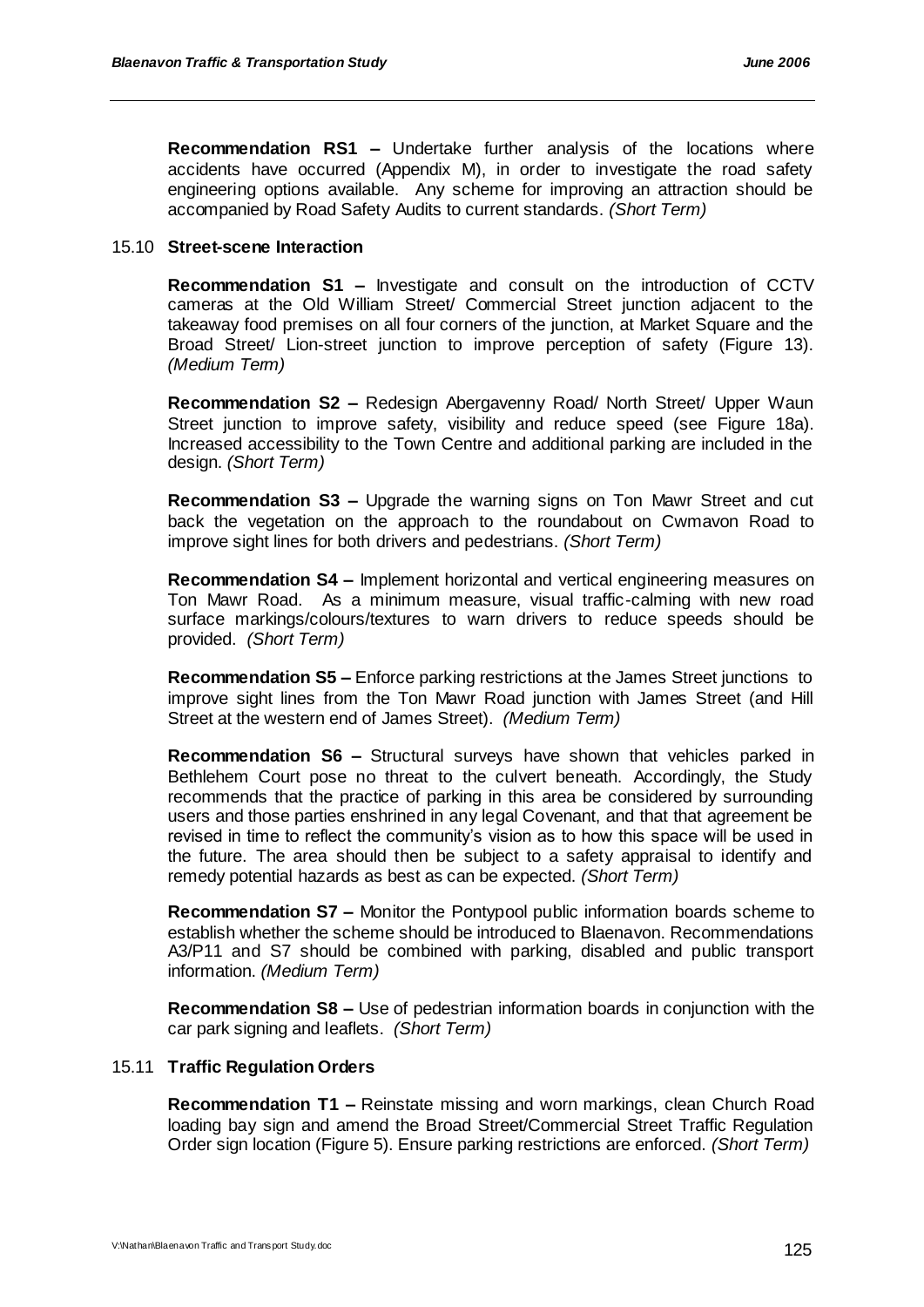**Recommendation RS1 –** Undertake further analysis of the locations where accidents have occurred (Appendix M), in order to investigate the road safety engineering options available. Any scheme for improving an attraction should be accompanied by Road Safety Audits to current standards. *(Short Term)*

### 15.10 Street-scene Interaction

**Recommendation S1 –** Investigate and consult on the introduction of CCTV cameras at the Old William Street/ Commercial Street junction adjacent to the takeaway food premises on all four corners of the junction, at Market Square and the Broad Street/ Lion-street junction to improve perception of safety (Figure 13). *(Medium Term)*

**Recommendation S2 –** Redesign Abergavenny Road/ North Street/ Upper Waun Street junction to improve safety, visibility and reduce speed (see Figure 18a). Increased accessibility to the Town Centre and additional parking are included in the design. *(Short Term)*

**Recommendation S3 –** Upgrade the warning signs on Ton Mawr Street and cut back the vegetation on the approach to the roundabout on Cwmavon Road to improve sight lines for both drivers and pedestrians. *(Short Term)*

**Recommendation S4 –** Implement horizontal and vertical engineering measures on Ton Mawr Road. As a minimum measure, visual traffic-calming with new road surface markings/colours/textures to warn drivers to reduce speeds should be provided. *(Short Term)*

**Recommendation S5 –** Enforce parking restrictions at the James Street junctions to improve sight lines from the Ton Mawr Road junction with James Street (and Hill Street at the western end of James Street). *(Medium Term)*

**Recommendation S6 –** Structural surveys have shown that vehicles parked in Bethlehem Court pose no threat to the culvert beneath. Accordingly, the Study recommends that the practice of parking in this area be considered by surrounding users and those parties enshrined in any legal Covenant, and that that agreement be revised in time to reflect the community's vision as to how this space will be used in the future. The area should then be subject to a safety appraisal to identify and remedy potential hazards as best as can be expected. *(Short Term)*

**Recommendation S7 –** Monitor the Pontypool public information boards scheme to establish whether the scheme should be introduced to Blaenavon. Recommendations A3/P11 and S7 should be combined with parking, disabled and public transport information. *(Medium Term)*

**Recommendation S8 –** Use of pedestrian information boards in conjunction with the car park signing and leaflets. *(Short Term)*

### 15.11 Traffic Regulation Orders

**Recommendation T1 –** Reinstate missing and worn markings, clean Church Road loading bay sign and amend the Broad Street/Commercial Street Traffic Regulation Order sign location (Figure 5). Ensure parking restrictions are enforced. *(Short Term)*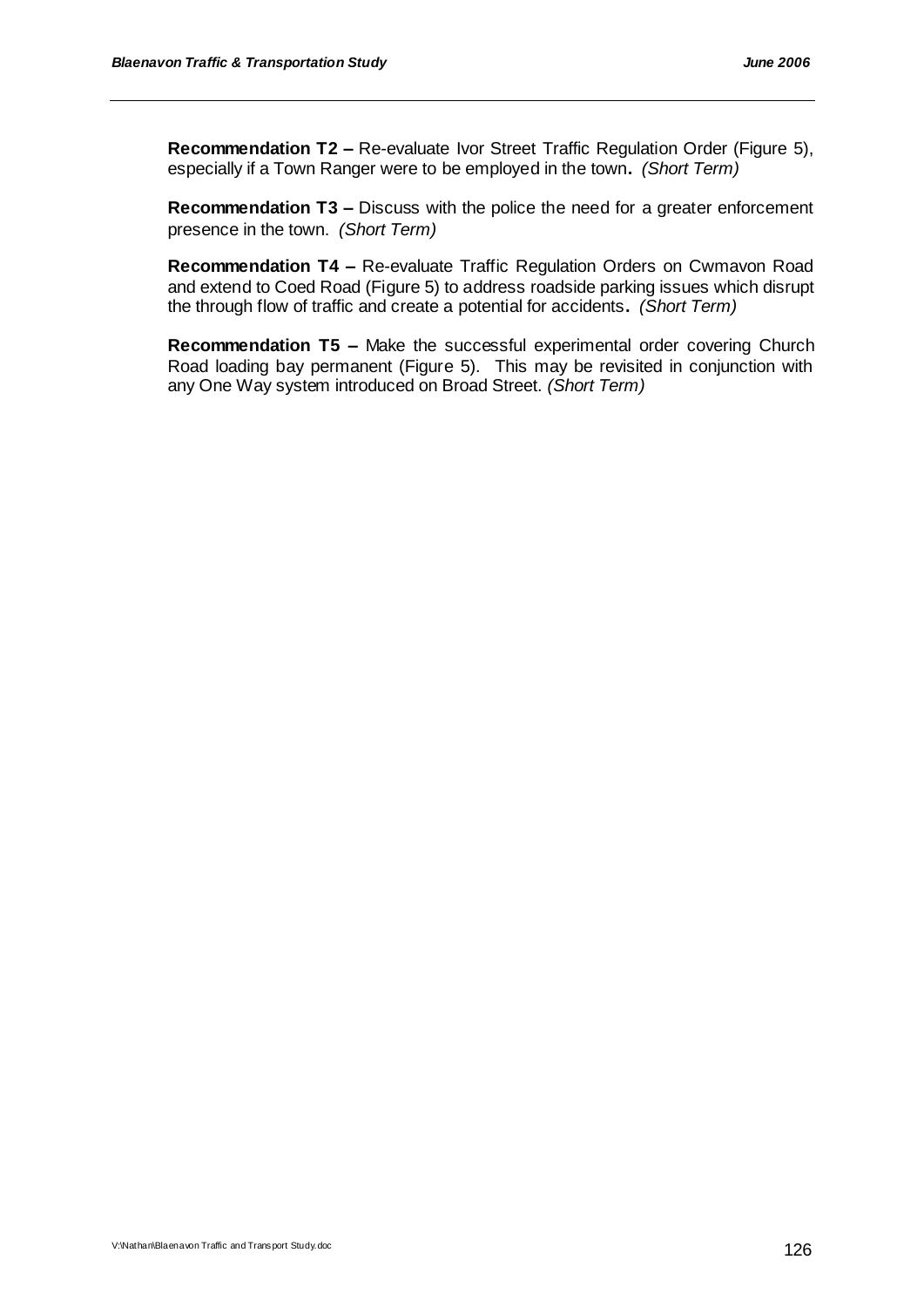**Recommendation T2 –** Re-evaluate Ivor Street Traffic Regulation Order (Figure 5), especially if a Town Ranger were to be employed in the town**.** *(Short Term)*

**Recommendation T3 –** Discuss with the police the need for a greater enforcement presence in the town. *(Short Term)*

**Recommendation T4 –** Re-evaluate Traffic Regulation Orders on Cwmavon Road and extend to Coed Road (Figure 5) to address roadside parking issues which disrupt the through flow of traffic and create a potential for accidents**.** *(Short Term)*

**Recommendation T5 –** Make the successful experimental order covering Church Road loading bay permanent (Figure 5). This may be revisited in conjunction with any One Way system introduced on Broad Street. *(Short Term)*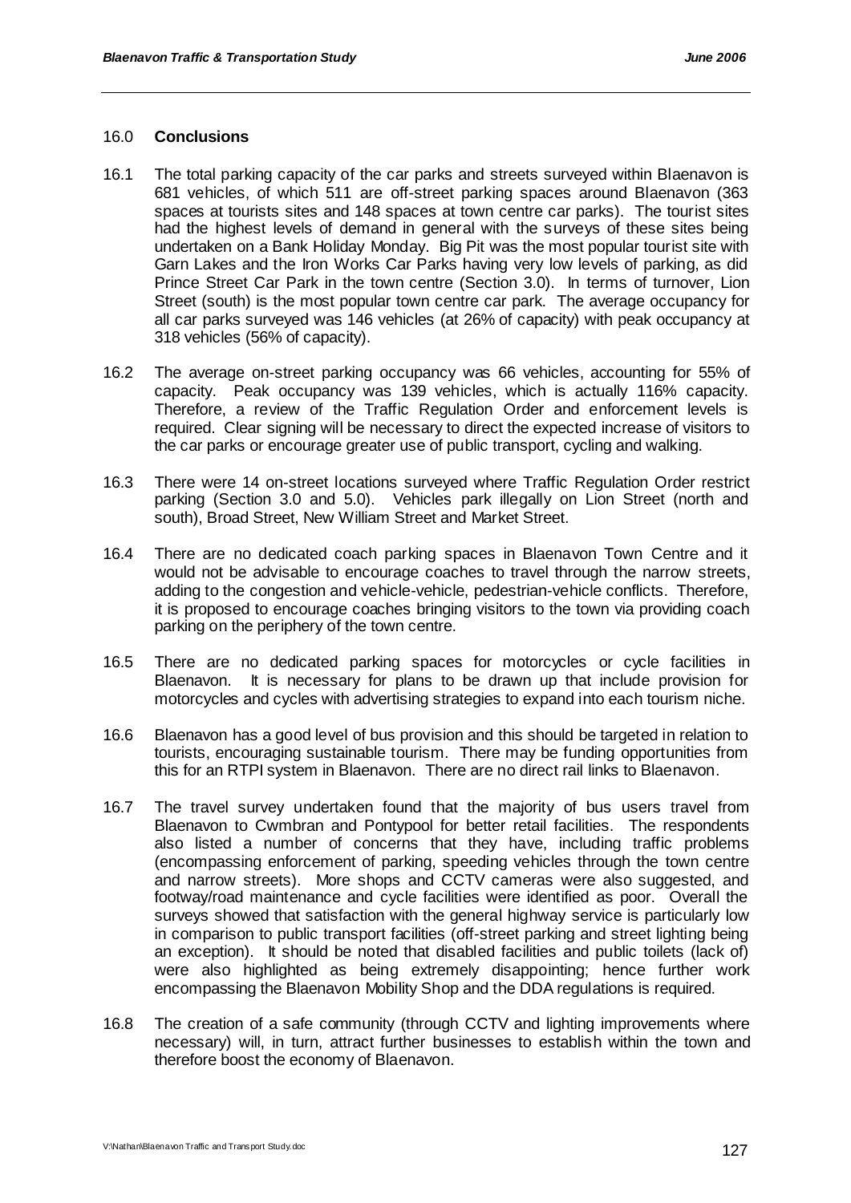## 16.0 Conclusions

16.1 The total parking capacity of the car parks and streets surveyed within Blaenavon is 681 vehicles, of which 511 are off-street parking spaces around Blaenavon (363 spaces at tourists sites and 148 spaces at town centre car parks). The tourist sites had the highest levels of demand in general with the surveys of these sites being undertaken on a Bank Holiday Monday. Big Pit was the most popular tourist site with Garn Lakes and the Iron Works Car Parks having very low levels of parking, as did Prince Street Car Park in the town centre (Section 3.0). In terms of turnover, Lion Street (south) is the most popular town centre car park. The average occupancy for all car parks surveyed was 146 vehicles (at 26% of capacity) with peak occupancy at 318 vehicles (56% of capacity).

16.2 The average on-street parking occupancy was 66 vehicles, accounting for 55% of capacity. Peak occupancy was 139 vehicles, which is actually 116% capacity. Therefore, a review of the Traffic Regulation Order and enforcement levels is required. Clear signing will be necessary to direct the expected increase of visitors to the car parks or encourage greater use of public transport, cycling and walking.

16.3 There were 14 on-street locations surveyed where Traffic Regulation Order restrict parking (Section 3.0 and 5.0). Vehicles park illegally on Lion Street (north and south), Broad Street, New William Street and Market Street.

16.4 There are no dedicated coach parking spaces in Blaenavon Town Centre and it would not be advisable to encourage coaches to travel through the narrow streets, adding to the congestion and vehicle-vehicle, pedestrian-vehicle conflicts. Therefore, it is proposed to encourage coaches bringing visitors to the town via providing coach parking on the periphery of the town centre.

16.5 There are no dedicated parking spaces for motorcycles or cycle facilities in Blaenavon. It is necessary for plans to be drawn up that include provision for motorcycles and cycles with advertising strategies to expand into each tourism niche.

16.6 Blaenavon has a good level of bus provision and this should be targeted in relation to tourists, encouraging sustainable tourism. There may be funding opportunities from this for an RTPI system in Blaenavon. There are no direct rail links to Blaenavon.

16.7 The travel survey undertaken found that the majority of bus users travel from Blaenavon to Cwmbran and Pontypool for better retail facilities. The respondents also listed a number of concerns that they have, including traffic problems (encompassing enforcement of parking, speeding vehicles through the town centre and narrow streets). More shops and CCTV cameras were also suggested, and footway/road maintenance and cycle facilities were identified as poor. Overall the surveys showed that satisfaction with the general highway service is particularly low in comparison to public transport facilities (off-street parking and street lighting being an exception). It should be noted that disabled facilities and public toilets (lack of) were also highlighted as being extremely disappointing; hence further work encompassing the Blaenavon Mobility Shop and the DDA regulations is required.

16.8 The creation of a safe community (through CCTV and lighting improvements where necessary) will, in turn, attract further businesses to establish within the town and therefore boost the economy of Blaenavon.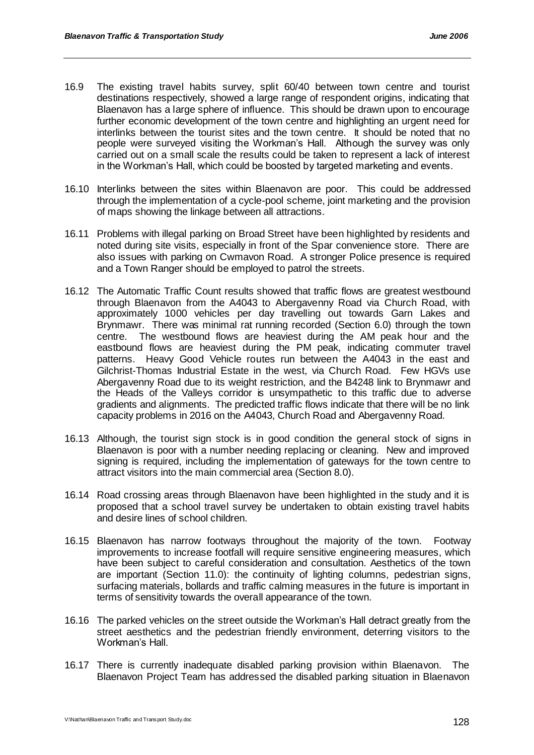16.9 The existing travel habits survey, split 60/40 between town centre and tourist destinations respectively, showed a large range of respondent origins, indicating that Blaenavon has a large sphere of influence. This should be drawn upon to encourage further economic development of the town centre and highlighting an urgent need for interlinks between the tourist sites and the town centre. It should be noted that no people were surveyed visiting the Workman's Hall. Although the survey was only carried out on a small scale the results could be taken to represent a lack of interest in the Workman's Hall, which could be boosted by targeted marketing and events.

16.10 Interlinks between the sites within Blaenavon are poor. This could be addressed through the implementation of a cycle-pool scheme, joint marketing and the provision of maps showing the linkage between all attractions.

16.11 Problems with illegal parking on Broad Street have been highlighted by residents and noted during site visits, especially in front of the Spar convenience store. There are also issues with parking on Cwmavon Road. A stronger Police presence is required and a Town Ranger should be employed to patrol the streets.

16.12 The Automatic Traffic Count results showed that traffic flows are greatest westbound through Blaenavon from the A4043 to Abergavenny Road via Church Road, with approximately 1000 vehicles per day travelling out towards Garn Lakes and Brynmawr. There was minimal rat running recorded (Section 6.0) through the town centre. The westbound flows are heaviest during the AM peak hour and the eastbound flows are heaviest during the PM peak, indicating commuter travel patterns. Heavy Good Vehicle routes run between the A4043 in the east and Gilchrist-Thomas Industrial Estate in the west, via Church Road. Few HGVs use Abergavenny Road due to its weight restriction, and the B4248 link to Brynmawr and the Heads of the Valleys corridor is unsympathetic to this traffic due to adverse gradients and alignments. The predicted traffic flows indicate that there will be no link capacity problems in 2016 on the A4043, Church Road and Abergavenny Road.

16.13 Although, the tourist sign stock is in good condition the general stock of signs in Blaenavon is poor with a number needing replacing or cleaning. New and improved signing is required, including the implementation of gateways for the town centre to attract visitors into the main commercial area (Section 8.0).

16.14 Road crossing areas through Blaenavon have been highlighted in the study and it is proposed that a school travel survey be undertaken to obtain existing travel habits and desire lines of school children.

16.15 Blaenavon has narrow footways throughout the majority of the town. Footway improvements to increase footfall will require sensitive engineering measures, which have been subject to careful consideration and consultation. Aesthetics of the town are important (Section 11.0): the continuity of lighting columns, pedestrian signs, surfacing materials, bollards and traffic calming measures in the future is important in terms of sensitivity towards the overall appearance of the town.

16.16 The parked vehicles on the street outside the Workman's Hall detract greatly from the street aesthetics and the pedestrian friendly environment, deterring visitors to the Workman's Hall.

16.17 There is currently inadequate disabled parking provision within Blaenavon. The Blaenavon Project Team has addressed the disabled parking situation in Blaenavon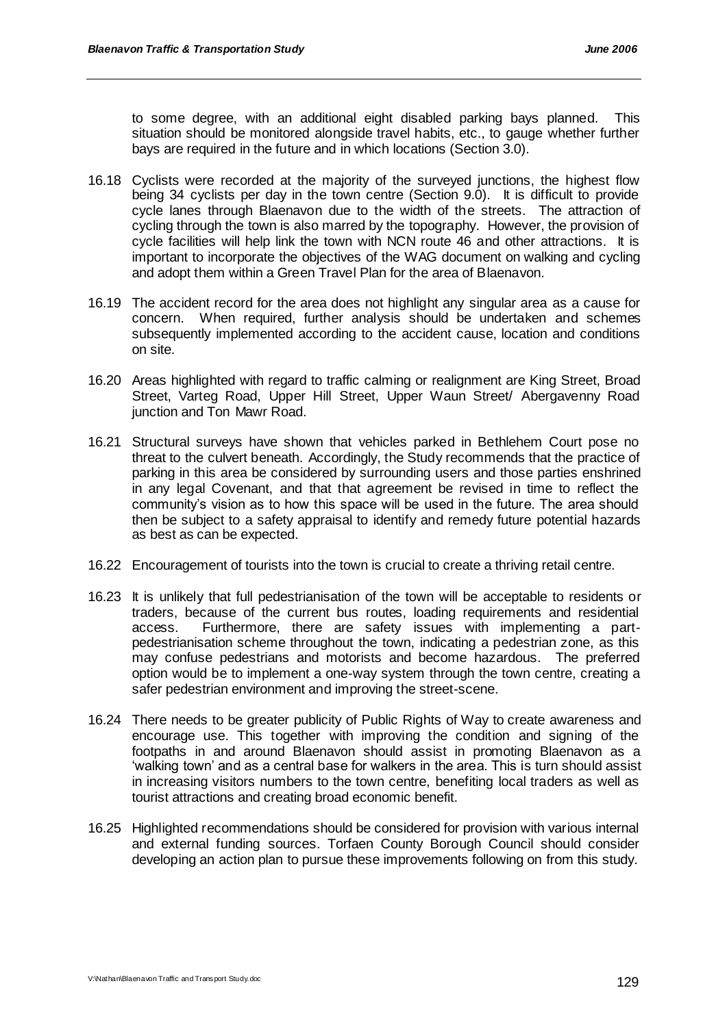to some degree, with an additional eight disabled parking bays planned. This situation should be monitored alongside travel habits, etc., to gauge whether further bays are required in the future and in which locations (Section 3.0).

16.18 Cyclists were recorded at the majority of the surveyed junctions, the highest flow being 34 cyclists per day in the town centre (Section 9.0). It is difficult to provide cycle lanes through Blaenavon due to the width of the streets. The attraction of cycling through the town is also marred by the topography. However, the provision of cycle facilities will help link the town with NCN route 46 and other attractions. It is important to incorporate the objectives of the WAG document on walking and cycling and adopt them within a Green Travel Plan for the area of Blaenavon.

16.19 The accident record for the area does not highlight any singular area as a cause for concern. When required, further analysis should be undertaken and schemes subsequently implemented according to the accident cause, location and conditions on site.

16.20 Areas highlighted with regard to traffic calming or realignment are King Street, Broad Street, Varteg Road, Upper Hill Street, Upper Waun Street/ Abergavenny Road junction and Ton Mawr Road.

16.21 Structural surveys have shown that vehicles parked in Bethlehem Court pose no threat to the culvert beneath. Accordingly, the Study recommends that the practice of parking in this area be considered by surrounding users and those parties enshrined in any legal Covenant, and that that agreement be revised in time to reflect the community's vision as to how this space will be used in the future. The area should then be subject to a safety appraisal to identify and remedy future potential hazards as best as can be expected.

16.22 Encouragement of tourists into the town is crucial to create a thriving retail centre.

16.23 It is unlikely that full pedestrianisation of the town will be acceptable to residents or traders, because of the current bus routes, loading requirements and residential access. Furthermore, there are safety issues with implementing a part-pedestrianisation scheme throughout the town, indicating a pedestrian zone, as this may confuse pedestrians and motorists and become hazardous. The preferred option would be to implement a one-way system through the town centre, creating a safer pedestrian environment and improving the street-scene.

16.24 There needs to be greater publicity of Public Rights of Way to create awareness and encourage use. This together with improving the condition and signing of the footpaths in and around Blaenavon should assist in promoting Blaenavon as a 'walking town' and as a central base for walkers in the area. This is turn should assist in increasing visitors numbers to the town centre, benefiting local traders as well as tourist attractions and creating broad economic benefit.

16.25 Highlighted recommendations should be considered for provision with various internal and external funding sources. Torfaen County Borough Council should consider developing an action plan to pursue these improvements following on from this study.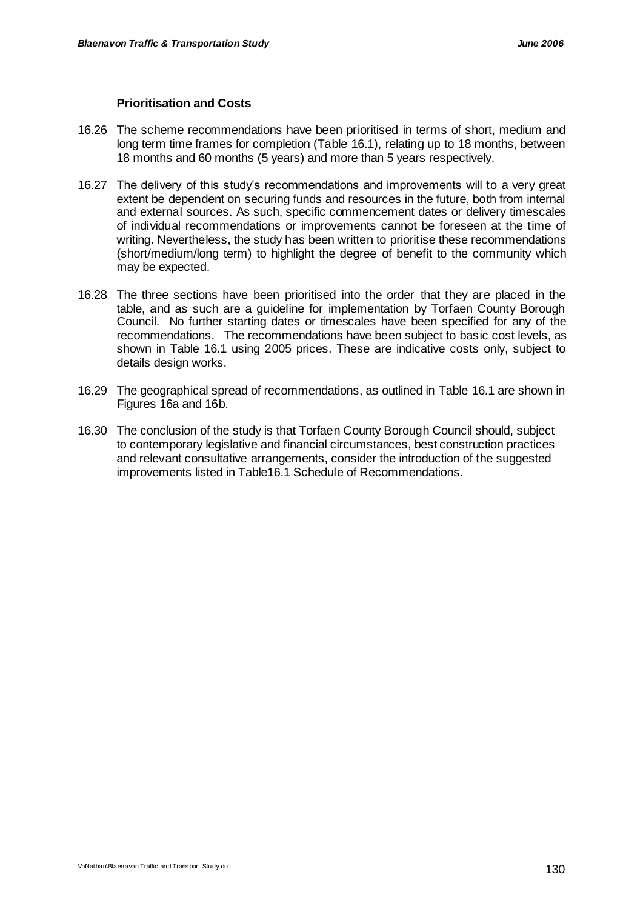### Prioritisation and Costs

16.26 The scheme recommendations have been prioritised in terms of short, medium and long term time frames for completion (Table 16.1), relating up to 18 months, between 18 months and 60 months (5 years) and more than 5 years respectively.

16.27 The delivery of this study's recommendations and improvements will to a very great extent be dependent on securing funds and resources in the future, both from internal and external sources. As such, specific commencement dates or delivery timescales of individual recommendations or improvements cannot be foreseen at the time of writing. Nevertheless, the study has been written to prioritise these recommendations (short/medium/long term) to highlight the degree of benefit to the community which may be expected.

16.28 The three sections have been prioritised into the order that they are placed in the table, and as such are a guideline for implementation by Torfaen County Borough Council. No further starting dates or timescales have been specified for any of the recommendations. The recommendations have been subject to basic cost levels, as shown in Table 16.1 using 2005 prices. These are indicative costs only, subject to details design works.

16.29 The geographical spread of recommendations, as outlined in Table 16.1 are shown in Figures 16a and 16b.

16.30 The conclusion of the study is that Torfaen County Borough Council should, subject to contemporary legislative and financial circumstances, best construction practices and relevant consultative arrangements, consider the introduction of the suggested improvements listed in Table16.1 Schedule of Recommendations.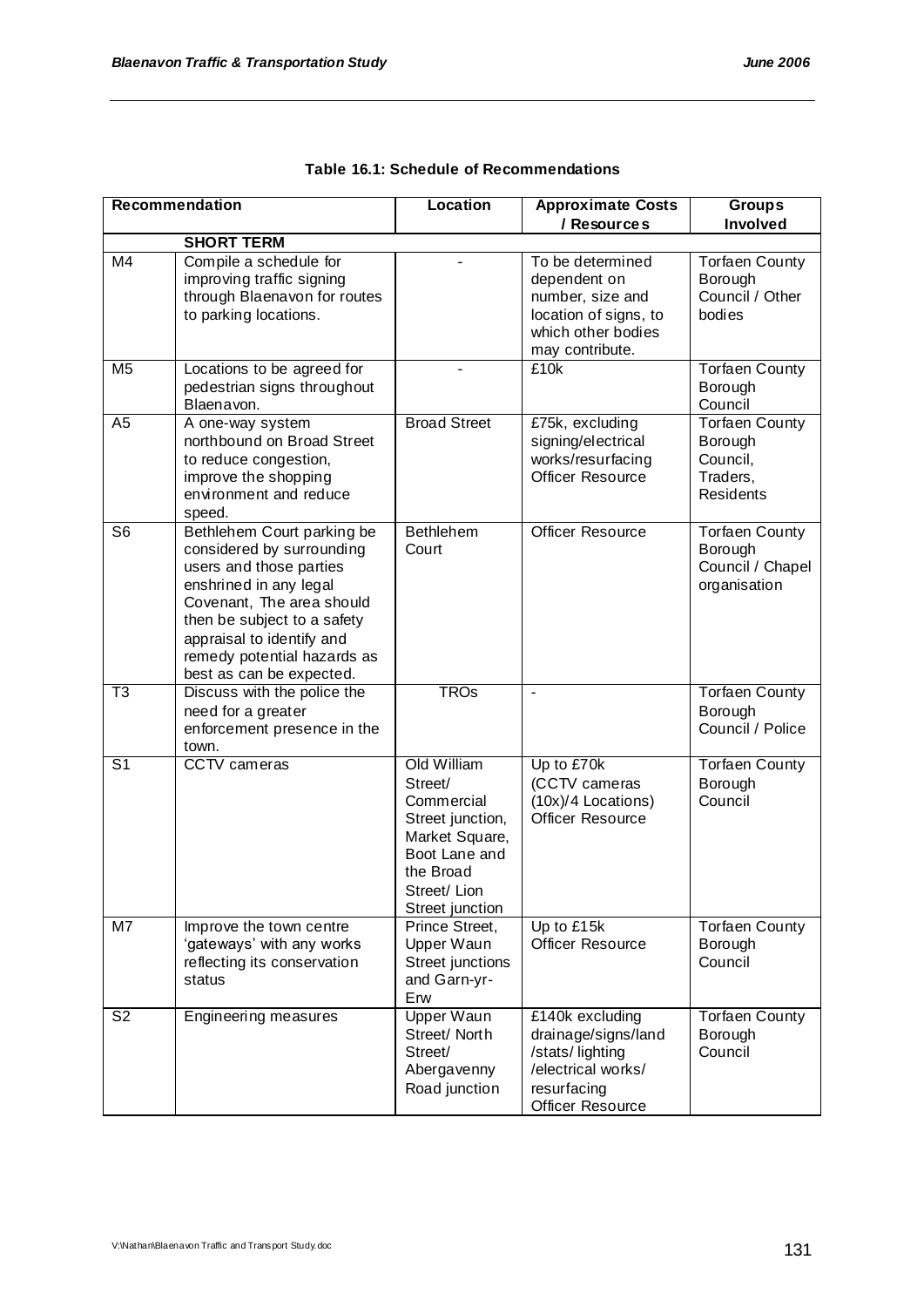**Table 16.1: Schedule of Recommendations**

| Recommendation | | Location | Approximate Costs / Resources | Groups Involved |
|---|---|---|---|---|
| | **SHORT TERM** | | | |
| M4 | Compile a schedule for improving traffic signing through Blaenavon for routes to parking locations. | - | To be determined dependent on number, size and location of signs, to which other bodies may contribute. | Torfaen County Borough Council / Other bodies |
| M5 | Locations to be agreed for pedestrian signs throughout Blaenavon. | - | £10k | Torfaen County Borough Council |
| A5 | A one-way system northbound on Broad Street to reduce congestion, improve the shopping environment and reduce speed. | Broad Street | £75k, excluding signing/electrical works/resurfacing Officer Resource | Torfaen County Borough Council, Traders, Residents |
| S6 | Bethlehem Court parking be considered by surrounding users and those parties enshrined in any legal Covenant, The area should then be subject to a safety appraisal to identify and remedy potential hazards as best as can be expected. | Bethlehem Court | Officer Resource | Torfaen County Borough Council / Chapel organisation |
| T3 | Discuss with the police the need for a greater enforcement presence in the town. | TROs | - | Torfaen County Borough Council / Police |
| S1 | CCTV cameras | Old William Street/ Commercial Street junction, Market Square, Boot Lane and the Broad Street/ Lion Street junction | Up to £70k (CCTV cameras (10x)/4 Locations) Officer Resource | Torfaen County Borough Council |
| M7 | Improve the town centre 'gateways' with any works reflecting its conservation status | Prince Street, Upper Waun Street junctions and Garn-yr-Erw | Up to £15k Officer Resource | Torfaen County Borough Council |
| S2 | Engineering measures | Upper Waun Street/ North Street/ Abergavenny Road junction | £140k excluding drainage/signs/land /stats/ lighting /electrical works/ resurfacing Officer Resource | Torfaen County Borough Council |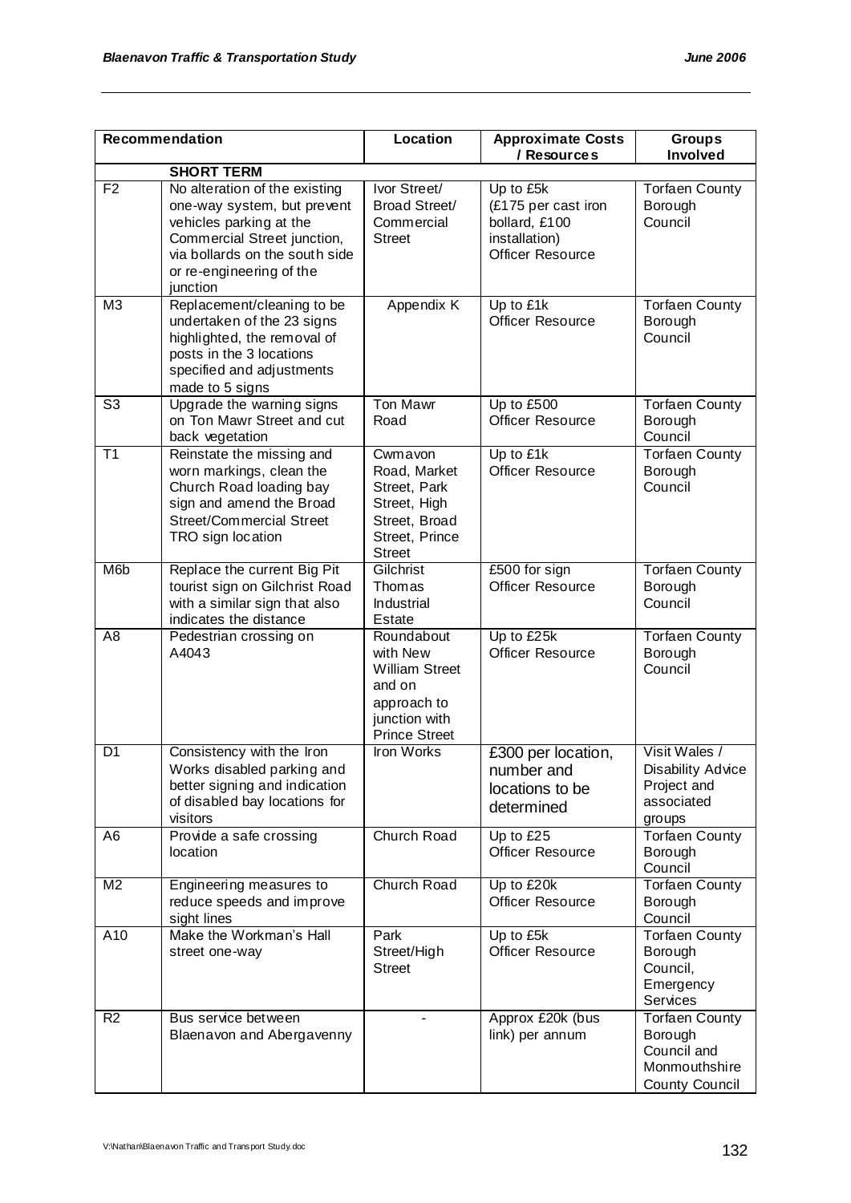| Recommendation | | Location | Approximate Costs / Resources | Groups Involved |
|---|---|---|---|---|
| | **SHORT TERM** | | | |
| F2 | No alteration of the existing one-way system, but prevent vehicles parking at the Commercial Street junction, via bollards on the south side or re-engineering of the junction | Ivor Street/ Broad Street/ Commercial Street | Up to £5k (£175 per cast iron bollard, £100 installation) Officer Resource | Torfaen County Borough Council |
| M3 | Replacement/cleaning to be undertaken of the 23 signs highlighted, the removal of posts in the 3 locations specified and adjustments made to 5 signs | Appendix K | Up to £1k Officer Resource | Torfaen County Borough Council |
| S3 | Upgrade the warning signs on Ton Mawr Street and cut back vegetation | Ton Mawr Road | Up to £500 Officer Resource | Torfaen County Borough Council |
| T1 | Reinstate the missing and worn markings, clean the Church Road loading bay sign and amend the Broad Street/Commercial Street TRO sign location | Cwmavon Road, Market Street, Park Street, High Street, Broad Street, Prince Street | Up to £1k Officer Resource | Torfaen County Borough Council |
| M6b | Replace the current Big Pit tourist sign on Gilchrist Road with a similar sign that also indicates the distance | Gilchrist Thomas Industrial Estate | £500 for sign Officer Resource | Torfaen County Borough Council |
| A8 | Pedestrian crossing on A4043 | Roundabout with New William Street and on approach to junction with Prince Street | Up to £25k Officer Resource | Torfaen County Borough Council |
| D1 | Consistency with the Iron Works disabled parking and better signing and indication of disabled bay locations for visitors | Iron Works | £300 per location, number and locations to be determined | Visit Wales / Disability Advice Project and associated groups |
| A6 | Provide a safe crossing location | Church Road | Up to £25 Officer Resource | Torfaen County Borough Council |
| M2 | Engineering measures to reduce speeds and improve sight lines | Church Road | Up to £20k Officer Resource | Torfaen County Borough Council |
| A10 | Make the Workman's Hall street one-way | Park Street/High Street | Up to £5k Officer Resource | Torfaen County Borough Council, Emergency Services |
| R2 | Bus service between Blaenavon and Abergavenny | - | Approx £20k (bus link) per annum | Torfaen County Borough Council and Monmouthshire County Council |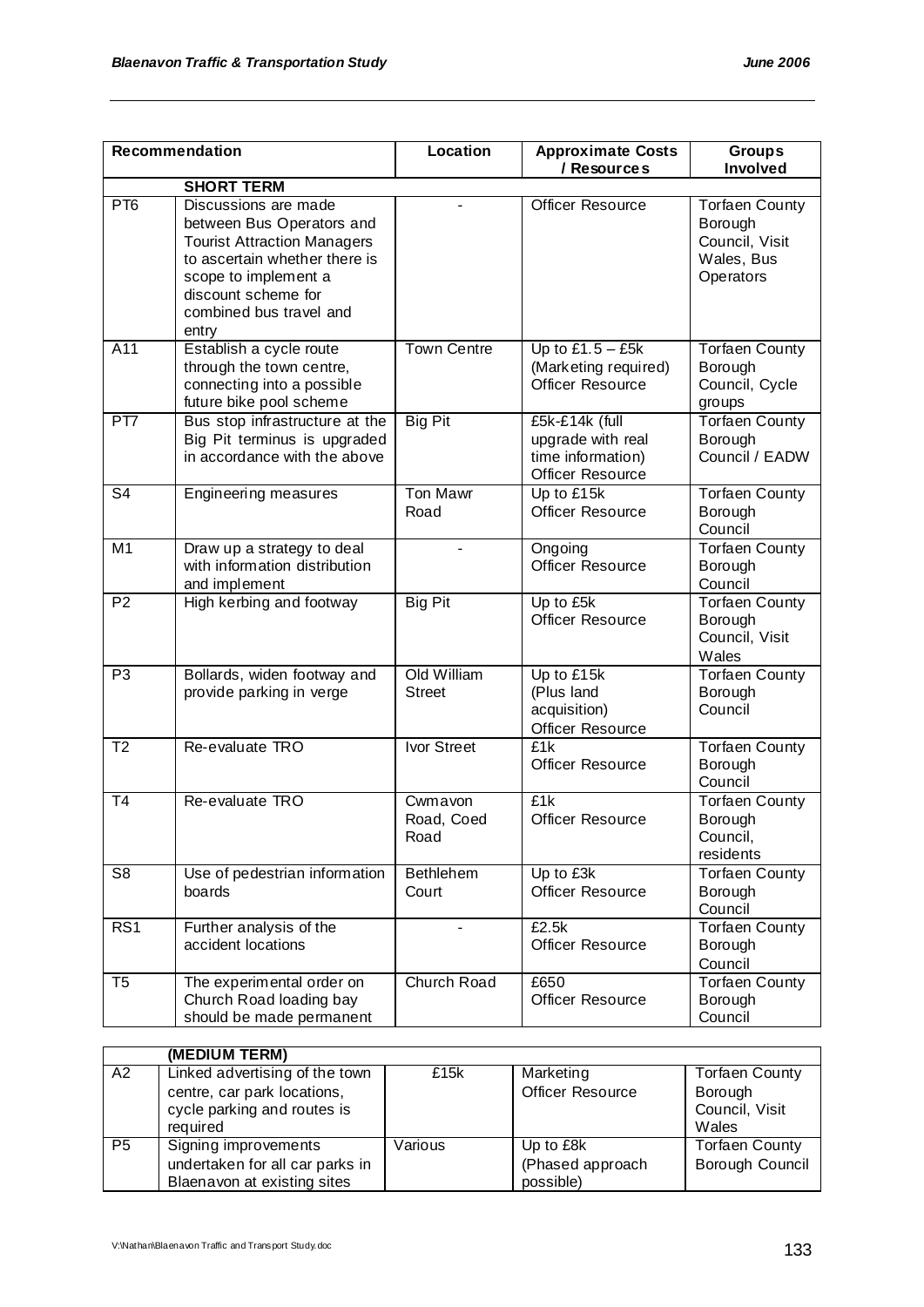| Recommendation | | Location | Approximate Costs / Resources | Groups Involved |
|---|---|---|---|---|
| | **SHORT TERM** | | | |
| PT6 | Discussions are made between Bus Operators and Tourist Attraction Managers to ascertain whether there is scope to implement a discount scheme for combined bus travel and entry | - | Officer Resource | Torfaen County Borough Council, Visit Wales, Bus Operators |
| A11 | Establish a cycle route through the town centre, connecting into a possible future bike pool scheme | Town Centre | Up to £1.5 – £5k (Marketing required) Officer Resource | Torfaen County Borough Council, Cycle groups |
| PT7 | Bus stop infrastructure at the Big Pit terminus is upgraded in accordance with the above | Big Pit | £5k-£14k (full upgrade with real time information) Officer Resource | Torfaen County Borough Council / EADW |
| S4 | Engineering measures | Ton Mawr Road | Up to £15k Officer Resource | Torfaen County Borough Council |
| M1 | Draw up a strategy to deal with information distribution and implement | - | Ongoing Officer Resource | Torfaen County Borough Council |
| P2 | High kerbing and footway | Big Pit | Up to £5k Officer Resource | Torfaen County Borough Council, Visit Wales |
| P3 | Bollards, widen footway and provide parking in verge | Old William Street | Up to £15k (Plus land acquisition) Officer Resource | Torfaen County Borough Council |
| T2 | Re-evaluate TRO | Ivor Street | £1k Officer Resource | Torfaen County Borough Council |
| T4 | Re-evaluate TRO | Cwmavon Road, Coed Road | £1k Officer Resource | Torfaen County Borough Council, residents |
| S8 | Use of pedestrian information boards | Bethlehem Court | Up to £3k Officer Resource | Torfaen County Borough Council |
| RS1 | Further analysis of the accident locations | - | £2.5k Officer Resource | Torfaen County Borough Council |
| T5 | The experimental order on Church Road loading bay should be made permanent | Church Road | £650 Officer Resource | Torfaen County Borough Council |

| | (MEDIUM TERM) | | | |
|---|---|---|---|---|
| A2 | Linked advertising of the town centre, car park locations, cycle parking and routes is required | £15k | Marketing Officer Resource | Torfaen County Borough Council, Visit Wales |
| P5 | Signing improvements undertaken for all car parks in Blaenavon at existing sites | Various | Up to £8k (Phased approach possible) | Torfaen County Borough Council |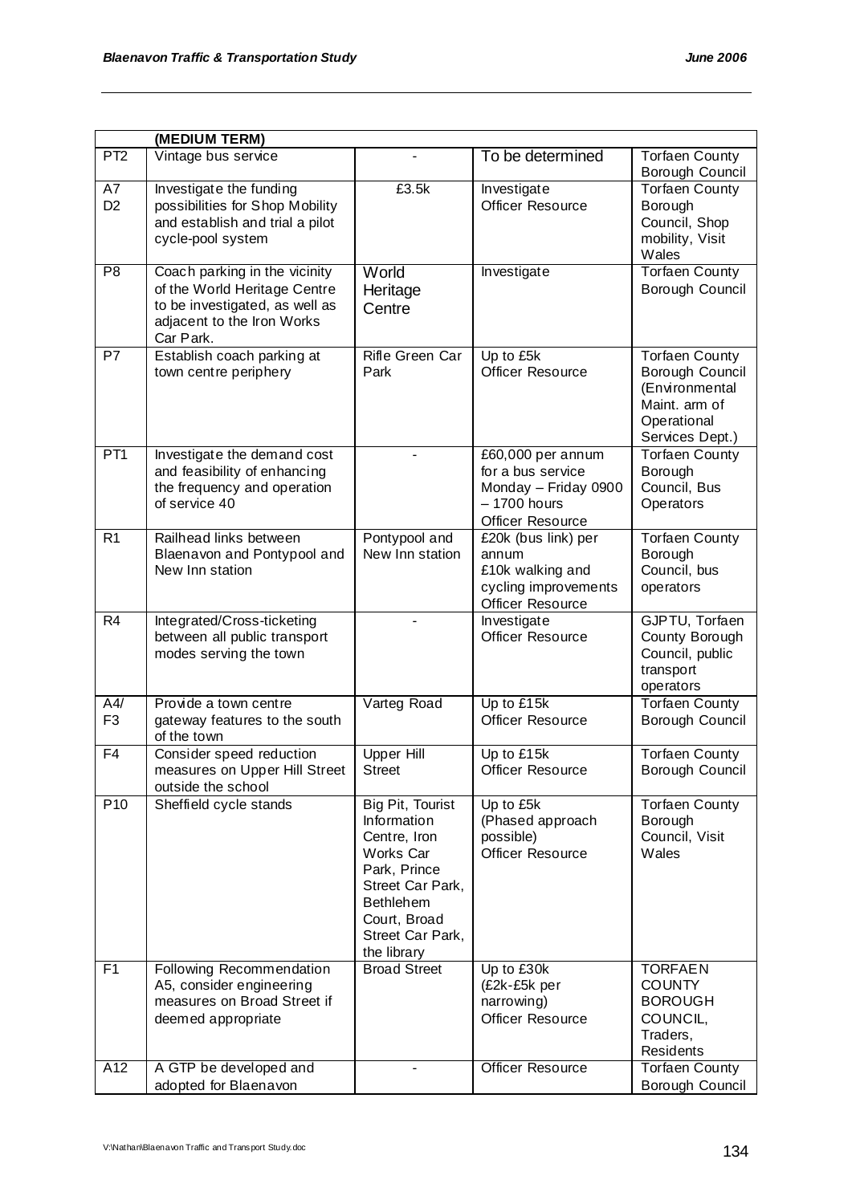| | (MEDIUM TERM) | | | |
|---|---|---|---|---|
| PT2 | Vintage bus service | - | To be determined | Torfaen County Borough Council |
| A7 D2 | Investigate the funding possibilities for Shop Mobility and establish and trial a pilot cycle-pool system | £3.5k | Investigate Officer Resource | Torfaen County Borough Council, Shop mobility, Visit Wales |
| P8 | Coach parking in the vicinity of the World Heritage Centre to be investigated, as well as adjacent to the Iron Works Car Park. | World Heritage Centre | Investigate | Torfaen County Borough Council |
| P7 | Establish coach parking at town centre periphery | Rifle Green Car Park | Up to £5k Officer Resource | Torfaen County Borough Council (Environmental Maint. arm of Operational Services Dept.) |
| PT1 | Investigate the demand cost and feasibility of enhancing the frequency and operation of service 40 | - | £60,000 per annum for a bus service Monday – Friday 0900 – 1700 hours Officer Resource | Torfaen County Borough Council, Bus Operators |
| R1 | Railhead links between Blaenavon and Pontypool and New Inn station | Pontypool and New Inn station | £20k (bus link) per annum £10k walking and cycling improvements Officer Resource | Torfaen County Borough Council, bus operators |
| R4 | Integrated/Cross-ticketing between all public transport modes serving the town | - | Investigate Officer Resource | GJPTU, Torfaen County Borough Council, public transport operators |
| A4/ F3 | Provide a town centre gateway features to the south of the town | Varteg Road | Up to £15k Officer Resource | Torfaen County Borough Council |
| F4 | Consider speed reduction measures on Upper Hill Street outside the school | Upper Hill Street | Up to £15k Officer Resource | Torfaen County Borough Council |
| P10 | Sheffield cycle stands | Big Pit, Tourist Information Centre, Iron Works Car Park, Prince Street Car Park, Bethlehem Court, Broad Street Car Park, the library | Up to £5k (Phased approach possible) Officer Resource | Torfaen County Borough Council, Visit Wales |
| F1 | Following Recommendation A5, consider engineering measures on Broad Street if deemed appropriate | Broad Street | Up to £30k (£2k-£5k per narrowing) Officer Resource | TORFAEN COUNTY BOROUGH COUNCIL, Traders, Residents |
| A12 | A GTP be developed and adopted for Blaenavon | - | Officer Resource | Torfaen County Borough Council |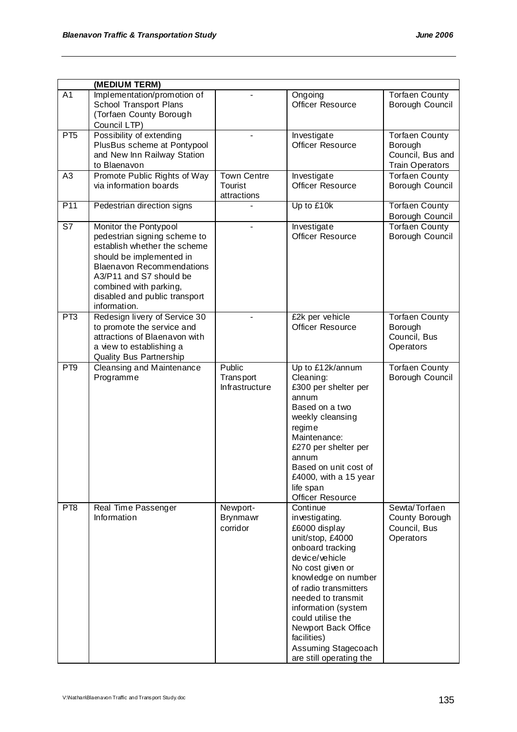| | (MEDIUM TERM) | | | |
|---|---|---|---|---|
| A1 | Implementation/promotion of School Transport Plans (Torfaen County Borough Council LTP) | - | Ongoing Officer Resource | Torfaen County Borough Council |
| PT5 | Possibility of extending PlusBus scheme at Pontypool and New Inn Railway Station to Blaenavon | - | Investigate Officer Resource | Torfaen County Borough Council, Bus and Train Operators |
| A3 | Promote Public Rights of Way via information boards | Town Centre Tourist attractions | Investigate Officer Resource | Torfaen County Borough Council |
| P11 | Pedestrian direction signs | - | Up to £10k | Torfaen County Borough Council |
| S7 | Monitor the Pontypool pedestrian signing scheme to establish whether the scheme should be implemented in Blaenavon Recommendations A3/P11 and S7 should be combined with parking, disabled and public transport information. | - | Investigate Officer Resource | Torfaen County Borough Council |
| PT3 | Redesign livery of Service 30 to promote the service and attractions of Blaenavon with a view to establishing a Quality Bus Partnership | - | £2k per vehicle Officer Resource | Torfaen County Borough Council, Bus Operators |
| PT9 | Cleansing and Maintenance Programme | Public Transport Infrastructure | Up to £12k/annum Cleaning: £300 per shelter per annum Based on a two weekly cleansing regime Maintenance: £270 per shelter per annum Based on unit cost of £4000, with a 15 year life span Officer Resource | Torfaen County Borough Council |
| PT8 | Real Time Passenger Information | Newport-Brynmawr corridor | Continue investigating. £6000 display unit/stop, £4000 onboard tracking device/vehicle No cost given or knowledge on number of radio transmitters needed to transmit information (system could utilise the Newport Back Office facilities) Assuming Stagecoach are still operating the | Sewta/Torfaen County Borough Council, Bus Operators |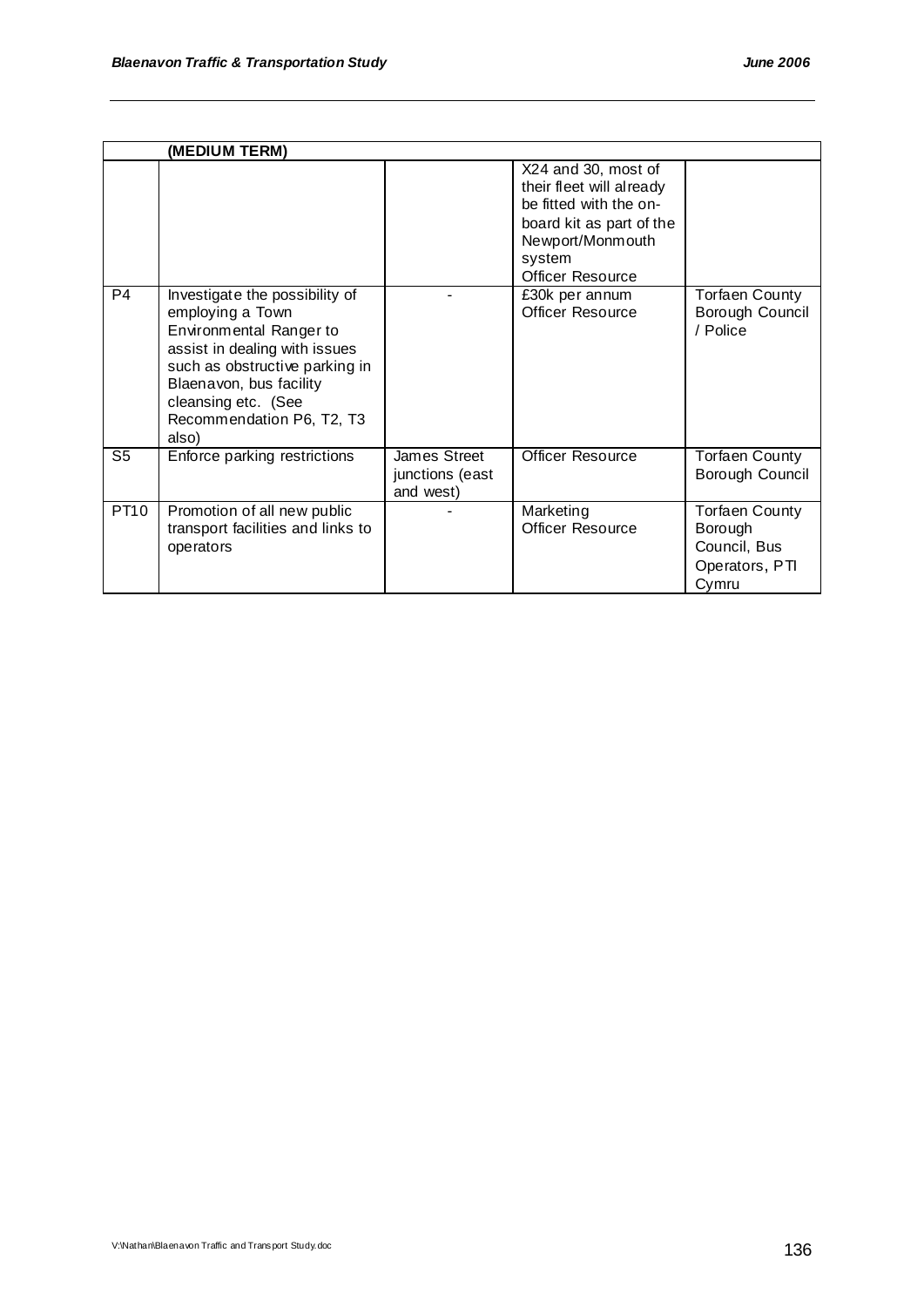| | (MEDIUM TERM) | | | |
|---|---|---|---|---|
| | | | X24 and 30, most of their fleet will already be fitted with the on-board kit as part of the Newport/Monmouth system Officer Resource | |
| P4 | Investigate the possibility of employing a Town Environmental Ranger to assist in dealing with issues such as obstructive parking in Blaenavon, bus facility cleansing etc. (See Recommendation P6, T2, T3 also) | - | £30k per annum Officer Resource | Torfaen County Borough Council / Police |
| S5 | Enforce parking restrictions | James Street junctions (east and west) | Officer Resource | Torfaen County Borough Council |
| PT10 | Promotion of all new public transport facilities and links to operators | - | Marketing Officer Resource | Torfaen County Borough Council, Bus Operators, PTI Cymru |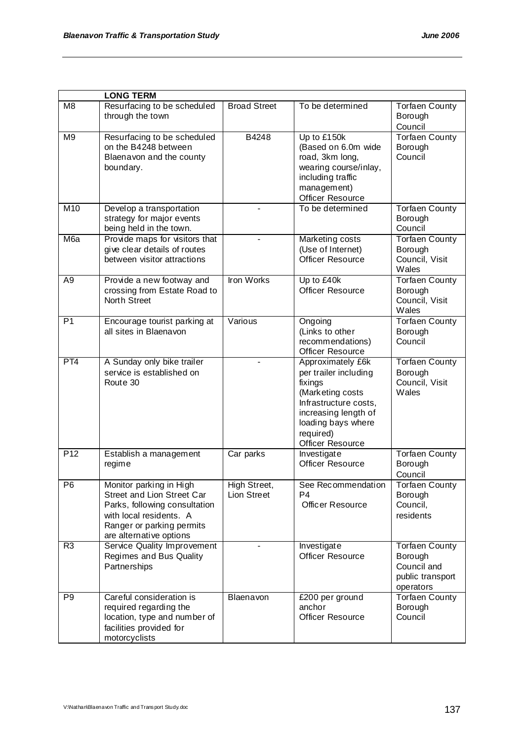| | LONG TERM | | | |
|---|---|---|---|---|
| M8 | Resurfacing to be scheduled through the town | Broad Street | To be determined | Torfaen County Borough Council |
| M9 | Resurfacing to be scheduled on the B4248 between Blaenavon and the county boundary. | B4248 | Up to £150k (Based on 6.0m wide road, 3km long, wearing course/inlay, including traffic management) Officer Resource | Torfaen County Borough Council |
| M10 | Develop a transportation strategy for major events being held in the town. | - | To be determined | Torfaen County Borough Council |
| M6a | Provide maps for visitors that give clear details of routes between visitor attractions | - | Marketing costs (Use of Internet) Officer Resource | Torfaen County Borough Council, Visit Wales |
| A9 | Provide a new footway and crossing from Estate Road to North Street | Iron Works | Up to £40k Officer Resource | Torfaen County Borough Council, Visit Wales |
| P1 | Encourage tourist parking at all sites in Blaenavon | Various | Ongoing (Links to other recommendations) Officer Resource | Torfaen County Borough Council |
| PT4 | A Sunday only bike trailer service is established on Route 30 | - | Approximately £6k per trailer including fixings (Marketing costs Infrastructure costs, increasing length of loading bays where required) Officer Resource | Torfaen County Borough Council, Visit Wales |
| P12 | Establish a management regime | Car parks | Investigate Officer Resource | Torfaen County Borough Council |
| P6 | Monitor parking in High Street and Lion Street Car Parks, following consultation with local residents. A Ranger or parking permits are alternative options | High Street, Lion Street | See Recommendation P4 Officer Resource | Torfaen County Borough Council, residents |
| R3 | Service Quality Improvement Regimes and Bus Quality Partnerships | - | Investigate Officer Resource | Torfaen County Borough Council and public transport operators |
| P9 | Careful consideration is required regarding the location, type and number of facilities provided for motorcyclists | Blaenavon | £200 per ground anchor Officer Resource | Torfaen County Borough Council |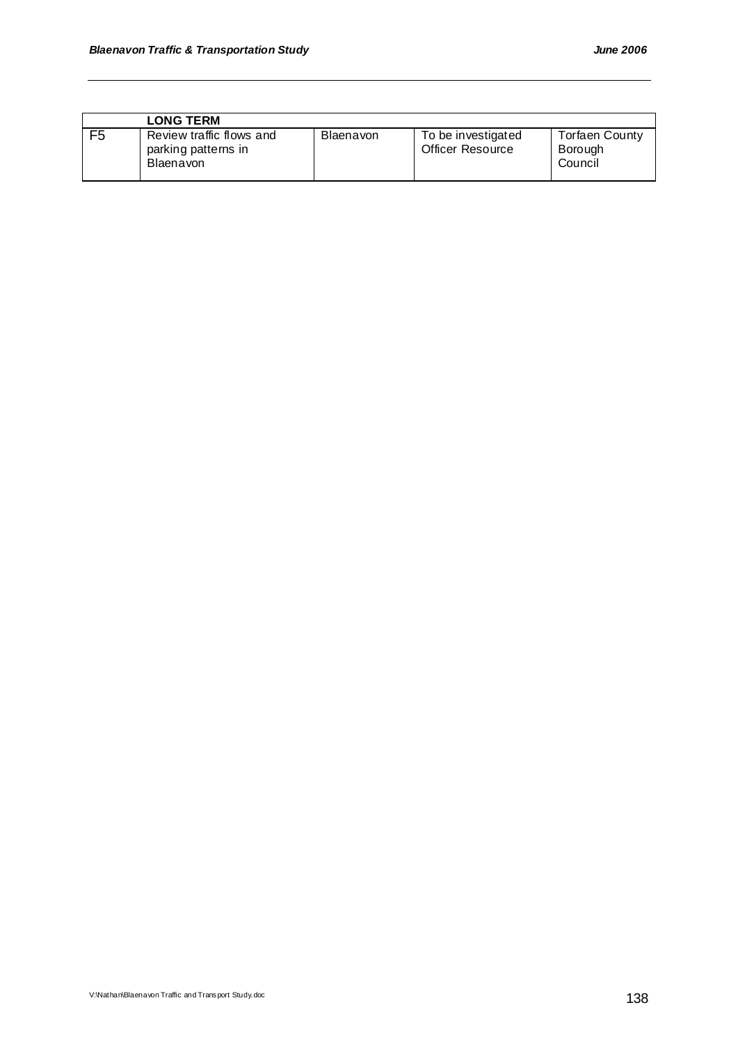| | | | | |
|---|---|---|---|---|
| | **LONG TERM** | | | |
| F5 | Review traffic flows and parking patterns in Blaenavon | Blaenavon | To be investigated Officer Resource | Torfaen County Borough Council |